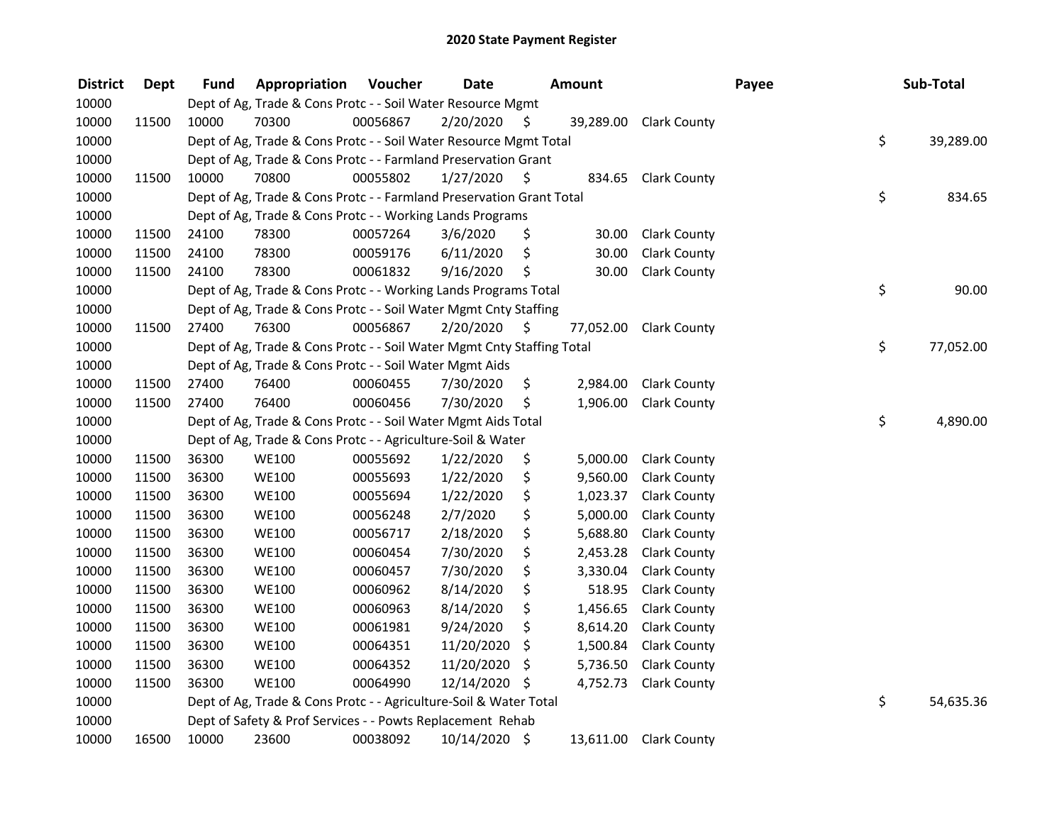# 2020 State Payment Register

| District | Dept | Fund | Appropriation | Voucher | Date | Amount | Payee | Sub-Total |
|---|---|---|---|---|---|---|---|---|
| 10000 | | Dept of Ag, Trade & Cons Protc - - Soil Water Resource Mgmt | | | | | | |
| 10000 | 11500 | 10000 | 70300 | 00056867 | 2/20/2020 | $ 39,289.00 | Clark County | |
| 10000 | | Dept of Ag, Trade & Cons Protc - - Soil Water Resource Mgmt Total | | | | | | $ 39,289.00 |
| 10000 | | Dept of Ag, Trade & Cons Protc - - Farmland Preservation Grant | | | | | | |
| 10000 | 11500 | 10000 | 70800 | 00055802 | 1/27/2020 | $ 834.65 | Clark County | |
| 10000 | | Dept of Ag, Trade & Cons Protc - - Farmland Preservation Grant Total | | | | | | $ 834.65 |
| 10000 | | Dept of Ag, Trade & Cons Protc - - Working Lands Programs | | | | | | |
| 10000 | 11500 | 24100 | 78300 | 00057264 | 3/6/2020 | $ 30.00 | Clark County | |
| 10000 | 11500 | 24100 | 78300 | 00059176 | 6/11/2020 | $ 30.00 | Clark County | |
| 10000 | 11500 | 24100 | 78300 | 00061832 | 9/16/2020 | $ 30.00 | Clark County | |
| 10000 | | Dept of Ag, Trade & Cons Protc - - Working Lands Programs Total | | | | | | $ 90.00 |
| 10000 | | Dept of Ag, Trade & Cons Protc - - Soil Water Mgmt Cnty Staffing | | | | | | |
| 10000 | 11500 | 27400 | 76300 | 00056867 | 2/20/2020 | $ 77,052.00 | Clark County | |
| 10000 | | Dept of Ag, Trade & Cons Protc - - Soil Water Mgmt Cnty Staffing Total | | | | | | $ 77,052.00 |
| 10000 | | Dept of Ag, Trade & Cons Protc - - Soil Water Mgmt Aids | | | | | | |
| 10000 | 11500 | 27400 | 76400 | 00060455 | 7/30/2020 | $ 2,984.00 | Clark County | |
| 10000 | 11500 | 27400 | 76400 | 00060456 | 7/30/2020 | $ 1,906.00 | Clark County | |
| 10000 | | Dept of Ag, Trade & Cons Protc - - Soil Water Mgmt Aids Total | | | | | | $ 4,890.00 |
| 10000 | | Dept of Ag, Trade & Cons Protc - - Agriculture-Soil & Water | | | | | | |
| 10000 | 11500 | 36300 | WE100 | 00055692 | 1/22/2020 | $ 5,000.00 | Clark County | |
| 10000 | 11500 | 36300 | WE100 | 00055693 | 1/22/2020 | $ 9,560.00 | Clark County | |
| 10000 | 11500 | 36300 | WE100 | 00055694 | 1/22/2020 | $ 1,023.37 | Clark County | |
| 10000 | 11500 | 36300 | WE100 | 00056248 | 2/7/2020 | $ 5,000.00 | Clark County | |
| 10000 | 11500 | 36300 | WE100 | 00056717 | 2/18/2020 | $ 5,688.80 | Clark County | |
| 10000 | 11500 | 36300 | WE100 | 00060454 | 7/30/2020 | $ 2,453.28 | Clark County | |
| 10000 | 11500 | 36300 | WE100 | 00060457 | 7/30/2020 | $ 3,330.04 | Clark County | |
| 10000 | 11500 | 36300 | WE100 | 00060962 | 8/14/2020 | $ 518.95 | Clark County | |
| 10000 | 11500 | 36300 | WE100 | 00060963 | 8/14/2020 | $ 1,456.65 | Clark County | |
| 10000 | 11500 | 36300 | WE100 | 00061981 | 9/24/2020 | $ 8,614.20 | Clark County | |
| 10000 | 11500 | 36300 | WE100 | 00064351 | 11/20/2020 | $ 1,500.84 | Clark County | |
| 10000 | 11500 | 36300 | WE100 | 00064352 | 11/20/2020 | $ 5,736.50 | Clark County | |
| 10000 | 11500 | 36300 | WE100 | 00064990 | 12/14/2020 | $ 4,752.73 | Clark County | |
| 10000 | | Dept of Ag, Trade & Cons Protc - - Agriculture-Soil & Water Total | | | | | | $ 54,635.36 |
| 10000 | | Dept of Safety & Prof Services - - Powts Replacement Rehab | | | | | | |
| 10000 | 16500 | 10000 | 23600 | 00038092 | 10/14/2020 | $ 13,611.00 | Clark County | |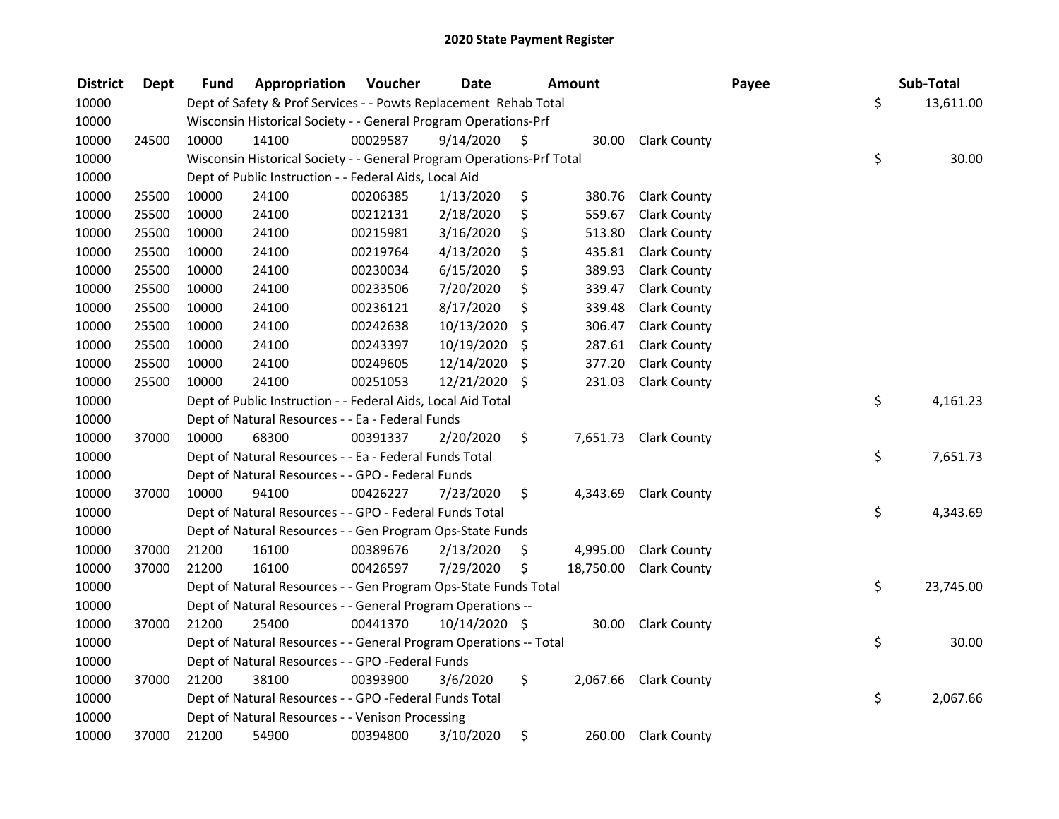# 2020 State Payment Register

| District | Dept | Fund | Appropriation | Voucher | Date | Amount | Payee | Sub-Total |
|---|---|---|---|---|---|---|---|---|
| 10000 | | Dept of Safety & Prof Services - - Powts Replacement Rehab Total | | | | | | $ 13,611.00 |
| 10000 | | Wisconsin Historical Society - - General Program Operations-Prf | | | | | | |
| 10000 | 24500 | 10000 | 14100 | 00029587 | 9/14/2020 | $ 30.00 | Clark County | |
| 10000 | | Wisconsin Historical Society - - General Program Operations-Prf Total | | | | | | $ 30.00 |
| 10000 | | Dept of Public Instruction - - Federal Aids, Local Aid | | | | | | |
| 10000 | 25500 | 10000 | 24100 | 00206385 | 1/13/2020 | $ 380.76 | Clark County | |
| 10000 | 25500 | 10000 | 24100 | 00212131 | 2/18/2020 | $ 559.67 | Clark County | |
| 10000 | 25500 | 10000 | 24100 | 00215981 | 3/16/2020 | $ 513.80 | Clark County | |
| 10000 | 25500 | 10000 | 24100 | 00219764 | 4/13/2020 | $ 435.81 | Clark County | |
| 10000 | 25500 | 10000 | 24100 | 00230034 | 6/15/2020 | $ 389.93 | Clark County | |
| 10000 | 25500 | 10000 | 24100 | 00233506 | 7/20/2020 | $ 339.47 | Clark County | |
| 10000 | 25500 | 10000 | 24100 | 00236121 | 8/17/2020 | $ 339.48 | Clark County | |
| 10000 | 25500 | 10000 | 24100 | 00242638 | 10/13/2020 | $ 306.47 | Clark County | |
| 10000 | 25500 | 10000 | 24100 | 00243397 | 10/19/2020 | $ 287.61 | Clark County | |
| 10000 | 25500 | 10000 | 24100 | 00249605 | 12/14/2020 | $ 377.20 | Clark County | |
| 10000 | 25500 | 10000 | 24100 | 00251053 | 12/21/2020 | $ 231.03 | Clark County | |
| 10000 | | Dept of Public Instruction - - Federal Aids, Local Aid Total | | | | | | $ 4,161.23 |
| 10000 | | Dept of Natural Resources - - Ea - Federal Funds | | | | | | |
| 10000 | 37000 | 10000 | 68300 | 00391337 | 2/20/2020 | $ 7,651.73 | Clark County | |
| 10000 | | Dept of Natural Resources - - Ea - Federal Funds Total | | | | | | $ 7,651.73 |
| 10000 | | Dept of Natural Resources - - GPO - Federal Funds | | | | | | |
| 10000 | 37000 | 10000 | 94100 | 00426227 | 7/23/2020 | $ 4,343.69 | Clark County | |
| 10000 | | Dept of Natural Resources - - GPO - Federal Funds Total | | | | | | $ 4,343.69 |
| 10000 | | Dept of Natural Resources - - Gen Program Ops-State Funds | | | | | | |
| 10000 | 37000 | 21200 | 16100 | 00389676 | 2/13/2020 | $ 4,995.00 | Clark County | |
| 10000 | 37000 | 21200 | 16100 | 00426597 | 7/29/2020 | $ 18,750.00 | Clark County | |
| 10000 | | Dept of Natural Resources - - Gen Program Ops-State Funds Total | | | | | | $ 23,745.00 |
| 10000 | | Dept of Natural Resources - - General Program Operations -- | | | | | | |
| 10000 | 37000 | 21200 | 25400 | 00441370 | 10/14/2020 | $ 30.00 | Clark County | |
| 10000 | | Dept of Natural Resources - - General Program Operations -- Total | | | | | | $ 30.00 |
| 10000 | | Dept of Natural Resources - - GPO -Federal Funds | | | | | | |
| 10000 | 37000 | 21200 | 38100 | 00393900 | 3/6/2020 | $ 2,067.66 | Clark County | |
| 10000 | | Dept of Natural Resources - - GPO -Federal Funds Total | | | | | | $ 2,067.66 |
| 10000 | | Dept of Natural Resources - - Venison Processing | | | | | | |
| 10000 | 37000 | 21200 | 54900 | 00394800 | 3/10/2020 | $ 260.00 | Clark County | |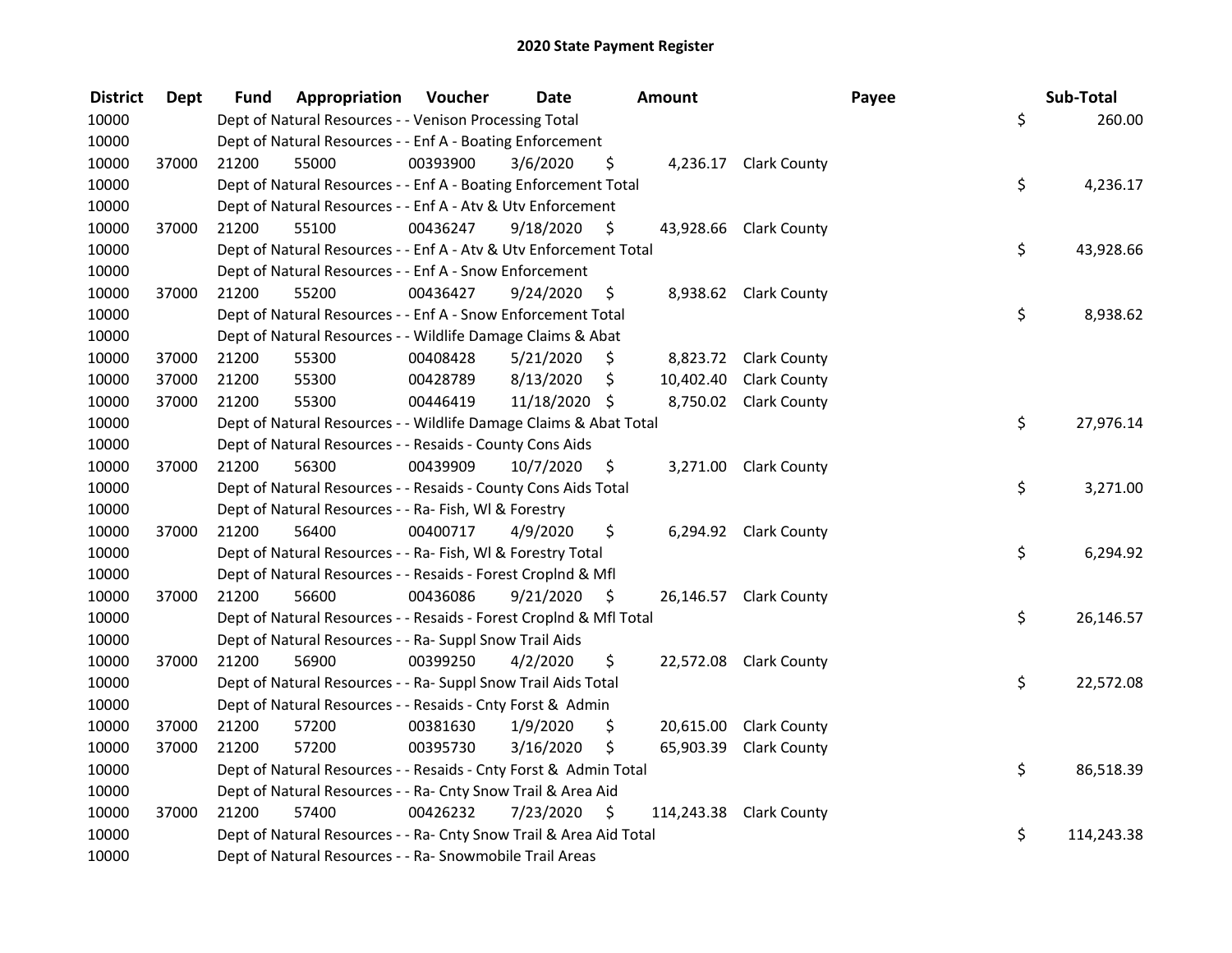# 2020 State Payment Register

| District | Dept | Fund | Appropriation | Voucher | Date | Amount | Payee | Sub-Total |
|---|---|---|---|---|---|---|---|---|
| 10000 | | Dept of Natural Resources - - Venison Processing Total | | | | | | $ 260.00 |
| 10000 | | Dept of Natural Resources - - Enf A - Boating Enforcement | | | | | | |
| 10000 | 37000 | 21200 | 55000 | 00393900 | 3/6/2020 | $ 4,236.17 | Clark County | |
| 10000 | | Dept of Natural Resources - - Enf A - Boating Enforcement Total | | | | | | $ 4,236.17 |
| 10000 | | Dept of Natural Resources - - Enf A - Atv & Utv Enforcement | | | | | | |
| 10000 | 37000 | 21200 | 55100 | 00436247 | 9/18/2020 | $ 43,928.66 | Clark County | |
| 10000 | | Dept of Natural Resources - - Enf A - Atv & Utv Enforcement Total | | | | | | $ 43,928.66 |
| 10000 | | Dept of Natural Resources - - Enf A - Snow Enforcement | | | | | | |
| 10000 | 37000 | 21200 | 55200 | 00436427 | 9/24/2020 | $ 8,938.62 | Clark County | |
| 10000 | | Dept of Natural Resources - - Enf A - Snow Enforcement Total | | | | | | $ 8,938.62 |
| 10000 | | Dept of Natural Resources - - Wildlife Damage Claims & Abat | | | | | | |
| 10000 | 37000 | 21200 | 55300 | 00408428 | 5/21/2020 | $ 8,823.72 | Clark County | |
| 10000 | 37000 | 21200 | 55300 | 00428789 | 8/13/2020 | $ 10,402.40 | Clark County | |
| 10000 | 37000 | 21200 | 55300 | 00446419 | 11/18/2020 | $ 8,750.02 | Clark County | |
| 10000 | | Dept of Natural Resources - - Wildlife Damage Claims & Abat Total | | | | | | $ 27,976.14 |
| 10000 | | Dept of Natural Resources - - Resaids - County Cons Aids | | | | | | |
| 10000 | 37000 | 21200 | 56300 | 00439909 | 10/7/2020 | $ 3,271.00 | Clark County | |
| 10000 | | Dept of Natural Resources - - Resaids - County Cons Aids Total | | | | | | $ 3,271.00 |
| 10000 | | Dept of Natural Resources - - Ra- Fish, Wl & Forestry | | | | | | |
| 10000 | 37000 | 21200 | 56400 | 00400717 | 4/9/2020 | $ 6,294.92 | Clark County | |
| 10000 | | Dept of Natural Resources - - Ra- Fish, Wl & Forestry Total | | | | | | $ 6,294.92 |
| 10000 | | Dept of Natural Resources - - Resaids - Forest Cropland & Mfl | | | | | | |
| 10000 | 37000 | 21200 | 56600 | 00436086 | 9/21/2020 | $ 26,146.57 | Clark County | |
| 10000 | | Dept of Natural Resources - - Resaids - Forest Cropland & Mfl Total | | | | | | $ 26,146.57 |
| 10000 | | Dept of Natural Resources - - Ra- Suppl Snow Trail Aids | | | | | | |
| 10000 | 37000 | 21200 | 56900 | 00399250 | 4/2/2020 | $ 22,572.08 | Clark County | |
| 10000 | | Dept of Natural Resources - - Ra- Suppl Snow Trail Aids Total | | | | | | $ 22,572.08 |
| 10000 | | Dept of Natural Resources - - Resaids - Cnty Forst & Admin | | | | | | |
| 10000 | 37000 | 21200 | 57200 | 00381630 | 1/9/2020 | $ 20,615.00 | Clark County | |
| 10000 | 37000 | 21200 | 57200 | 00395730 | 3/16/2020 | $ 65,903.39 | Clark County | |
| 10000 | | Dept of Natural Resources - - Resaids - Cnty Forst & Admin Total | | | | | | $ 86,518.39 |
| 10000 | | Dept of Natural Resources - - Ra- Cnty Snow Trail & Area Aid | | | | | | |
| 10000 | 37000 | 21200 | 57400 | 00426232 | 7/23/2020 | $ 114,243.38 | Clark County | |
| 10000 | | Dept of Natural Resources - - Ra- Cnty Snow Trail & Area Aid Total | | | | | | $ 114,243.38 |
| 10000 | | Dept of Natural Resources - - Ra- Snowmobile Trail Areas | | | | | | |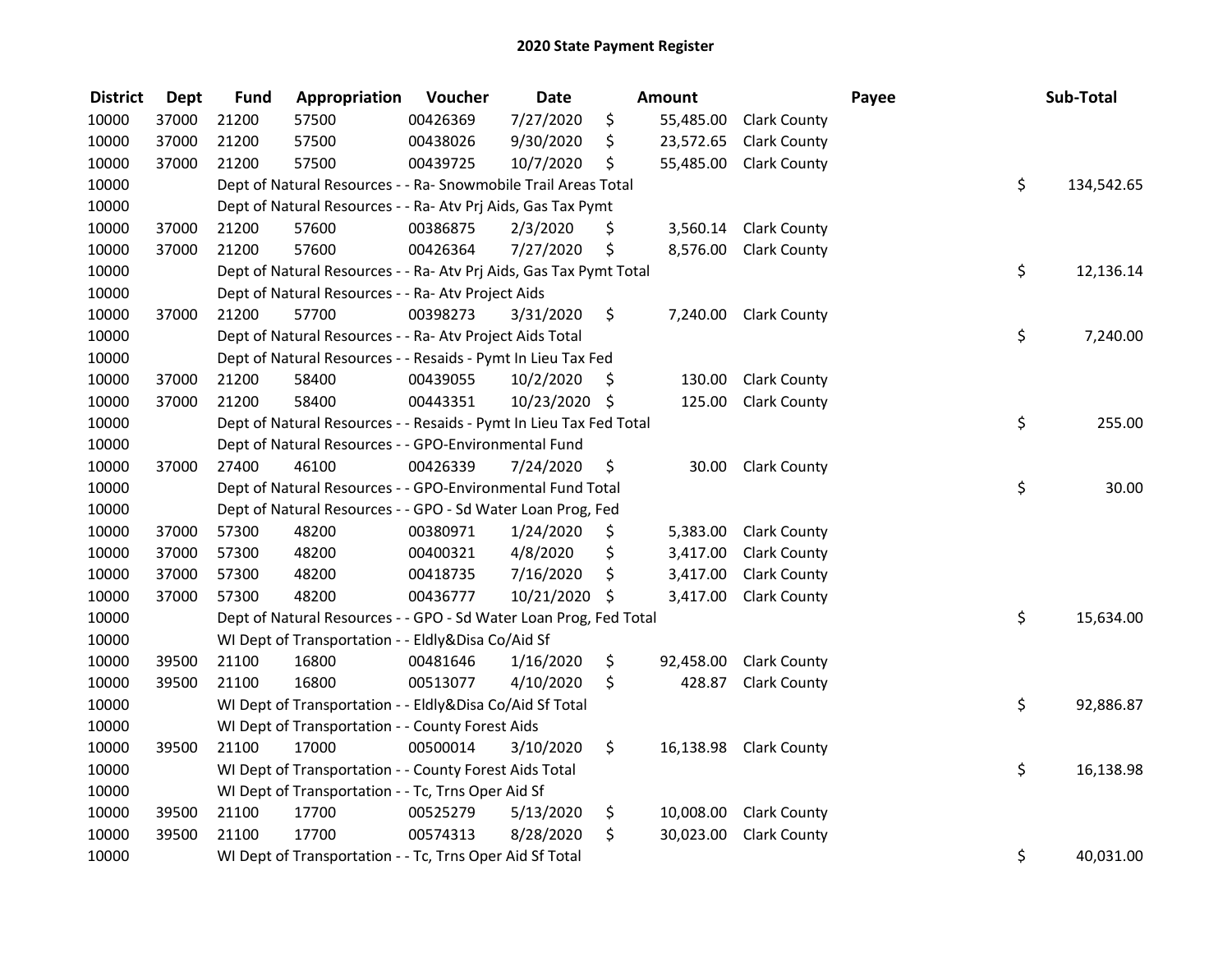# 2020 State Payment Register

| District | Dept | Fund | Appropriation | Voucher | Date | Amount | Payee | Sub-Total |
|---|---|---|---|---|---|---|---|---|
| 10000 | 37000 | 21200 | 57500 | 00426369 | 7/27/2020 | $ 55,485.00 | Clark County | |
| 10000 | 37000 | 21200 | 57500 | 00438026 | 9/30/2020 | $ 23,572.65 | Clark County | |
| 10000 | 37000 | 21200 | 57500 | 00439725 | 10/7/2020 | $ 55,485.00 | Clark County | |
| 10000 | | Dept of Natural Resources - - Ra- Snowmobile Trail Areas Total | | | | | | $ 134,542.65 |
| 10000 | | Dept of Natural Resources - - Ra- Atv Prj Aids, Gas Tax Pymt | | | | | | |
| 10000 | 37000 | 21200 | 57600 | 00386875 | 2/3/2020 | $ 3,560.14 | Clark County | |
| 10000 | 37000 | 21200 | 57600 | 00426364 | 7/27/2020 | $ 8,576.00 | Clark County | |
| 10000 | | Dept of Natural Resources - - Ra- Atv Prj Aids, Gas Tax Pymt Total | | | | | | $ 12,136.14 |
| 10000 | | Dept of Natural Resources - - Ra- Atv Project Aids | | | | | | |
| 10000 | 37000 | 21200 | 57700 | 00398273 | 3/31/2020 | $ 7,240.00 | Clark County | |
| 10000 | | Dept of Natural Resources - - Ra- Atv Project Aids Total | | | | | | $ 7,240.00 |
| 10000 | | Dept of Natural Resources - - Resaids - Pymt In Lieu Tax Fed | | | | | | |
| 10000 | 37000 | 21200 | 58400 | 00439055 | 10/2/2020 | $ 130.00 | Clark County | |
| 10000 | 37000 | 21200 | 58400 | 00443351 | 10/23/2020 | $ 125.00 | Clark County | |
| 10000 | | Dept of Natural Resources - - Resaids - Pymt In Lieu Tax Fed Total | | | | | | $ 255.00 |
| 10000 | | Dept of Natural Resources - - GPO-Environmental Fund | | | | | | |
| 10000 | 37000 | 27400 | 46100 | 00426339 | 7/24/2020 | $ 30.00 | Clark County | |
| 10000 | | Dept of Natural Resources - - GPO-Environmental Fund Total | | | | | | $ 30.00 |
| 10000 | | Dept of Natural Resources - - GPO - Sd Water Loan Prog, Fed | | | | | | |
| 10000 | 37000 | 57300 | 48200 | 00380971 | 1/24/2020 | $ 5,383.00 | Clark County | |
| 10000 | 37000 | 57300 | 48200 | 00400321 | 4/8/2020 | $ 3,417.00 | Clark County | |
| 10000 | 37000 | 57300 | 48200 | 00418735 | 7/16/2020 | $ 3,417.00 | Clark County | |
| 10000 | 37000 | 57300 | 48200 | 00436777 | 10/21/2020 | $ 3,417.00 | Clark County | |
| 10000 | | Dept of Natural Resources - - GPO - Sd Water Loan Prog, Fed Total | | | | | | $ 15,634.00 |
| 10000 | | WI Dept of Transportation - - Eldly&Disa Co/Aid Sf | | | | | | |
| 10000 | 39500 | 21100 | 16800 | 00481646 | 1/16/2020 | $ 92,458.00 | Clark County | |
| 10000 | 39500 | 21100 | 16800 | 00513077 | 4/10/2020 | $ 428.87 | Clark County | |
| 10000 | | WI Dept of Transportation - - Eldly&Disa Co/Aid Sf Total | | | | | | $ 92,886.87 |
| 10000 | | WI Dept of Transportation - - County Forest Aids | | | | | | |
| 10000 | 39500 | 21100 | 17000 | 00500014 | 3/10/2020 | $ 16,138.98 | Clark County | |
| 10000 | | WI Dept of Transportation - - County Forest Aids Total | | | | | | $ 16,138.98 |
| 10000 | | WI Dept of Transportation - - Tc, Trns Oper Aid Sf | | | | | | |
| 10000 | 39500 | 21100 | 17700 | 00525279 | 5/13/2020 | $ 10,008.00 | Clark County | |
| 10000 | 39500 | 21100 | 17700 | 00574313 | 8/28/2020 | $ 30,023.00 | Clark County | |
| 10000 | | WI Dept of Transportation - - Tc, Trns Oper Aid Sf Total | | | | | | $ 40,031.00 |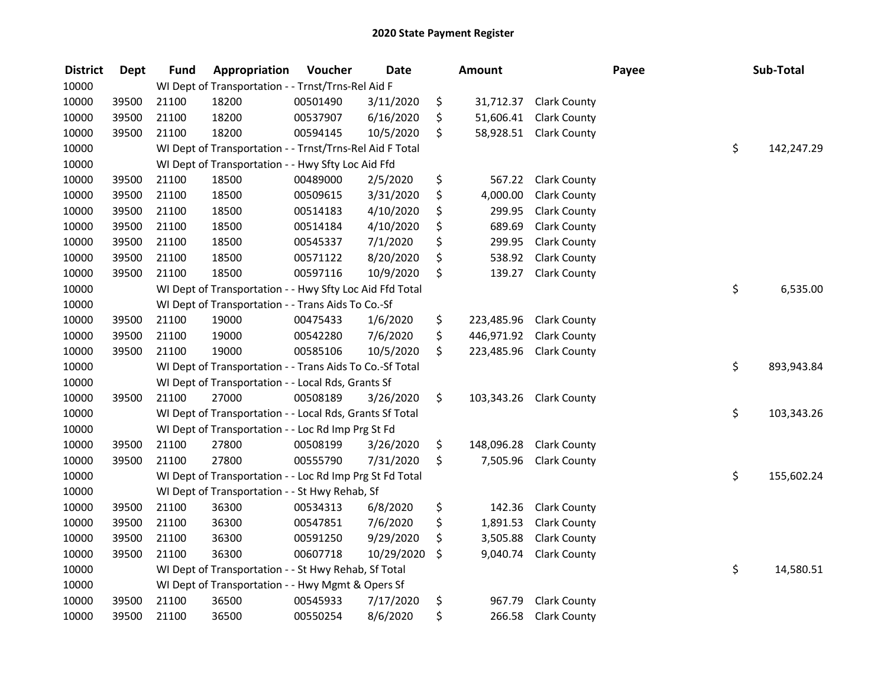# 2020 State Payment Register

| District | Dept | Fund | Appropriation | Voucher | Date | Amount | Payee | Sub-Total |
|---|---|---|---|---|---|---|---|---|
| 10000 | | WI Dept of Transportation - - Trnst/Trns-Rel Aid F | | | | | | |
| 10000 | 39500 | 21100 | 18200 | 00501490 | 3/11/2020 | $ 31,712.37 | Clark County | |
| 10000 | 39500 | 21100 | 18200 | 00537907 | 6/16/2020 | $ 51,606.41 | Clark County | |
| 10000 | 39500 | 21100 | 18200 | 00594145 | 10/5/2020 | $ 58,928.51 | Clark County | |
| 10000 | | WI Dept of Transportation - - Trnst/Trns-Rel Aid F Total | | | | | | $ 142,247.29 |
| 10000 | | WI Dept of Transportation - - Hwy Sfty Loc Aid Ffd | | | | | | |
| 10000 | 39500 | 21100 | 18500 | 00489000 | 2/5/2020 | $ 567.22 | Clark County | |
| 10000 | 39500 | 21100 | 18500 | 00509615 | 3/31/2020 | $ 4,000.00 | Clark County | |
| 10000 | 39500 | 21100 | 18500 | 00514183 | 4/10/2020 | $ 299.95 | Clark County | |
| 10000 | 39500 | 21100 | 18500 | 00514184 | 4/10/2020 | $ 689.69 | Clark County | |
| 10000 | 39500 | 21100 | 18500 | 00545337 | 7/1/2020 | $ 299.95 | Clark County | |
| 10000 | 39500 | 21100 | 18500 | 00571122 | 8/20/2020 | $ 538.92 | Clark County | |
| 10000 | 39500 | 21100 | 18500 | 00597116 | 10/9/2020 | $ 139.27 | Clark County | |
| 10000 | | WI Dept of Transportation - - Hwy Sfty Loc Aid Ffd Total | | | | | | $ 6,535.00 |
| 10000 | | WI Dept of Transportation - - Trans Aids To Co.-Sf | | | | | | |
| 10000 | 39500 | 21100 | 19000 | 00475433 | 1/6/2020 | $ 223,485.96 | Clark County | |
| 10000 | 39500 | 21100 | 19000 | 00542280 | 7/6/2020 | $ 446,971.92 | Clark County | |
| 10000 | 39500 | 21100 | 19000 | 00585106 | 10/5/2020 | $ 223,485.96 | Clark County | |
| 10000 | | WI Dept of Transportation - - Trans Aids To Co.-Sf Total | | | | | | $ 893,943.84 |
| 10000 | | WI Dept of Transportation - - Local Rds, Grants Sf | | | | | | |
| 10000 | 39500 | 21100 | 27000 | 00508189 | 3/26/2020 | $ 103,343.26 | Clark County | |
| 10000 | | WI Dept of Transportation - - Local Rds, Grants Sf Total | | | | | | $ 103,343.26 |
| 10000 | | WI Dept of Transportation - - Loc Rd Imp Prg St Fd | | | | | | |
| 10000 | 39500 | 21100 | 27800 | 00508199 | 3/26/2020 | $ 148,096.28 | Clark County | |
| 10000 | 39500 | 21100 | 27800 | 00555790 | 7/31/2020 | $ 7,505.96 | Clark County | |
| 10000 | | WI Dept of Transportation - - Loc Rd Imp Prg St Fd Total | | | | | | $ 155,602.24 |
| 10000 | | WI Dept of Transportation - - St Hwy Rehab, Sf | | | | | | |
| 10000 | 39500 | 21100 | 36300 | 00534313 | 6/8/2020 | $ 142.36 | Clark County | |
| 10000 | 39500 | 21100 | 36300 | 00547851 | 7/6/2020 | $ 1,891.53 | Clark County | |
| 10000 | 39500 | 21100 | 36300 | 00591250 | 9/29/2020 | $ 3,505.88 | Clark County | |
| 10000 | 39500 | 21100 | 36300 | 00607718 | 10/29/2020 | $ 9,040.74 | Clark County | |
| 10000 | | WI Dept of Transportation - - St Hwy Rehab, Sf Total | | | | | | $ 14,580.51 |
| 10000 | | WI Dept of Transportation - - Hwy Mgmt & Opers Sf | | | | | | |
| 10000 | 39500 | 21100 | 36500 | 00545933 | 7/17/2020 | $ 967.79 | Clark County | |
| 10000 | 39500 | 21100 | 36500 | 00550254 | 8/6/2020 | $ 266.58 | Clark County | |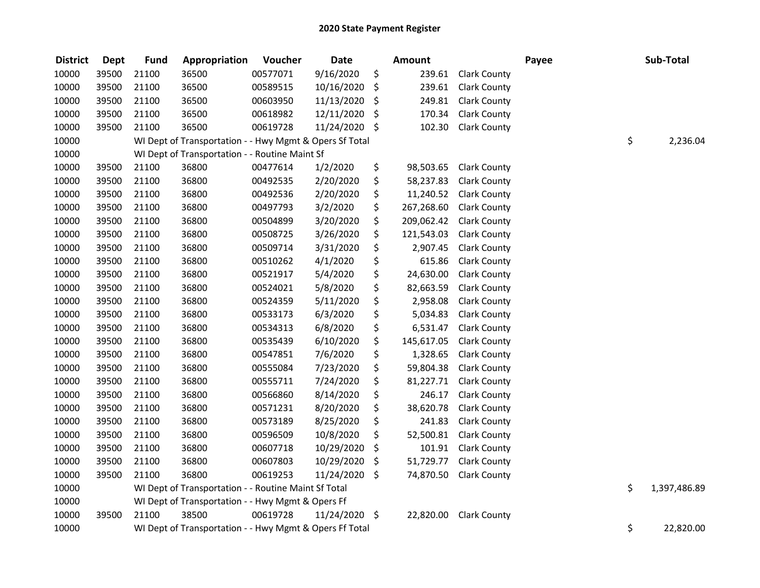# 2020 State Payment Register

| District | Dept | Fund | Appropriation | Voucher | Date | | Amount | | Payee | | Sub-Total |
|---|---|---|---|---|---|---|---|---|---|---|---|
| 10000 | 39500 | 21100 | 36500 | 00577071 | 9/16/2020 | $ | 239.61 | Clark County | | | |
| 10000 | 39500 | 21100 | 36500 | 00589515 | 10/16/2020 | $ | 239.61 | Clark County | | | |
| 10000 | 39500 | 21100 | 36500 | 00603950 | 11/13/2020 | $ | 249.81 | Clark County | | | |
| 10000 | 39500 | 21100 | 36500 | 00618982 | 12/11/2020 | $ | 170.34 | Clark County | | | |
| 10000 | 39500 | 21100 | 36500 | 00619728 | 11/24/2020 | $ | 102.30 | Clark County | | | |
| 10000 | | WI Dept of Transportation - - Hwy Mgmt & Opers Sf Total | | | | | | | | $ | 2,236.04 |
| 10000 | | WI Dept of Transportation - - Routine Maint Sf | | | | | | | | | |
| 10000 | 39500 | 21100 | 36800 | 00477614 | 1/2/2020 | $ | 98,503.65 | Clark County | | | |
| 10000 | 39500 | 21100 | 36800 | 00492535 | 2/20/2020 | $ | 58,237.83 | Clark County | | | |
| 10000 | 39500 | 21100 | 36800 | 00492536 | 2/20/2020 | $ | 11,240.52 | Clark County | | | |
| 10000 | 39500 | 21100 | 36800 | 00497793 | 3/2/2020 | $ | 267,268.60 | Clark County | | | |
| 10000 | 39500 | 21100 | 36800 | 00504899 | 3/20/2020 | $ | 209,062.42 | Clark County | | | |
| 10000 | 39500 | 21100 | 36800 | 00508725 | 3/26/2020 | $ | 121,543.03 | Clark County | | | |
| 10000 | 39500 | 21100 | 36800 | 00509714 | 3/31/2020 | $ | 2,907.45 | Clark County | | | |
| 10000 | 39500 | 21100 | 36800 | 00510262 | 4/1/2020 | $ | 615.86 | Clark County | | | |
| 10000 | 39500 | 21100 | 36800 | 00521917 | 5/4/2020 | $ | 24,630.00 | Clark County | | | |
| 10000 | 39500 | 21100 | 36800 | 00524021 | 5/8/2020 | $ | 82,663.59 | Clark County | | | |
| 10000 | 39500 | 21100 | 36800 | 00524359 | 5/11/2020 | $ | 2,958.08 | Clark County | | | |
| 10000 | 39500 | 21100 | 36800 | 00533173 | 6/3/2020 | $ | 5,034.83 | Clark County | | | |
| 10000 | 39500 | 21100 | 36800 | 00534313 | 6/8/2020 | $ | 6,531.47 | Clark County | | | |
| 10000 | 39500 | 21100 | 36800 | 00535439 | 6/10/2020 | $ | 145,617.05 | Clark County | | | |
| 10000 | 39500 | 21100 | 36800 | 00547851 | 7/6/2020 | $ | 1,328.65 | Clark County | | | |
| 10000 | 39500 | 21100 | 36800 | 00555084 | 7/23/2020 | $ | 59,804.38 | Clark County | | | |
| 10000 | 39500 | 21100 | 36800 | 00555711 | 7/24/2020 | $ | 81,227.71 | Clark County | | | |
| 10000 | 39500 | 21100 | 36800 | 00566860 | 8/14/2020 | $ | 246.17 | Clark County | | | |
| 10000 | 39500 | 21100 | 36800 | 00571231 | 8/20/2020 | $ | 38,620.78 | Clark County | | | |
| 10000 | 39500 | 21100 | 36800 | 00573189 | 8/25/2020 | $ | 241.83 | Clark County | | | |
| 10000 | 39500 | 21100 | 36800 | 00596509 | 10/8/2020 | $ | 52,500.81 | Clark County | | | |
| 10000 | 39500 | 21100 | 36800 | 00607718 | 10/29/2020 | $ | 101.91 | Clark County | | | |
| 10000 | 39500 | 21100 | 36800 | 00607803 | 10/29/2020 | $ | 51,729.77 | Clark County | | | |
| 10000 | 39500 | 21100 | 36800 | 00619253 | 11/24/2020 | $ | 74,870.50 | Clark County | | | |
| 10000 | | WI Dept of Transportation - - Routine Maint Sf Total | | | | | | | | $ | 1,397,486.89 |
| 10000 | | WI Dept of Transportation - - Hwy Mgmt & Opers Ff | | | | | | | | | |
| 10000 | 39500 | 21100 | 38500 | 00619728 | 11/24/2020 | $ | 22,820.00 | Clark County | | | |
| 10000 | | WI Dept of Transportation - - Hwy Mgmt & Opers Ff Total | | | | | | | | $ | 22,820.00 |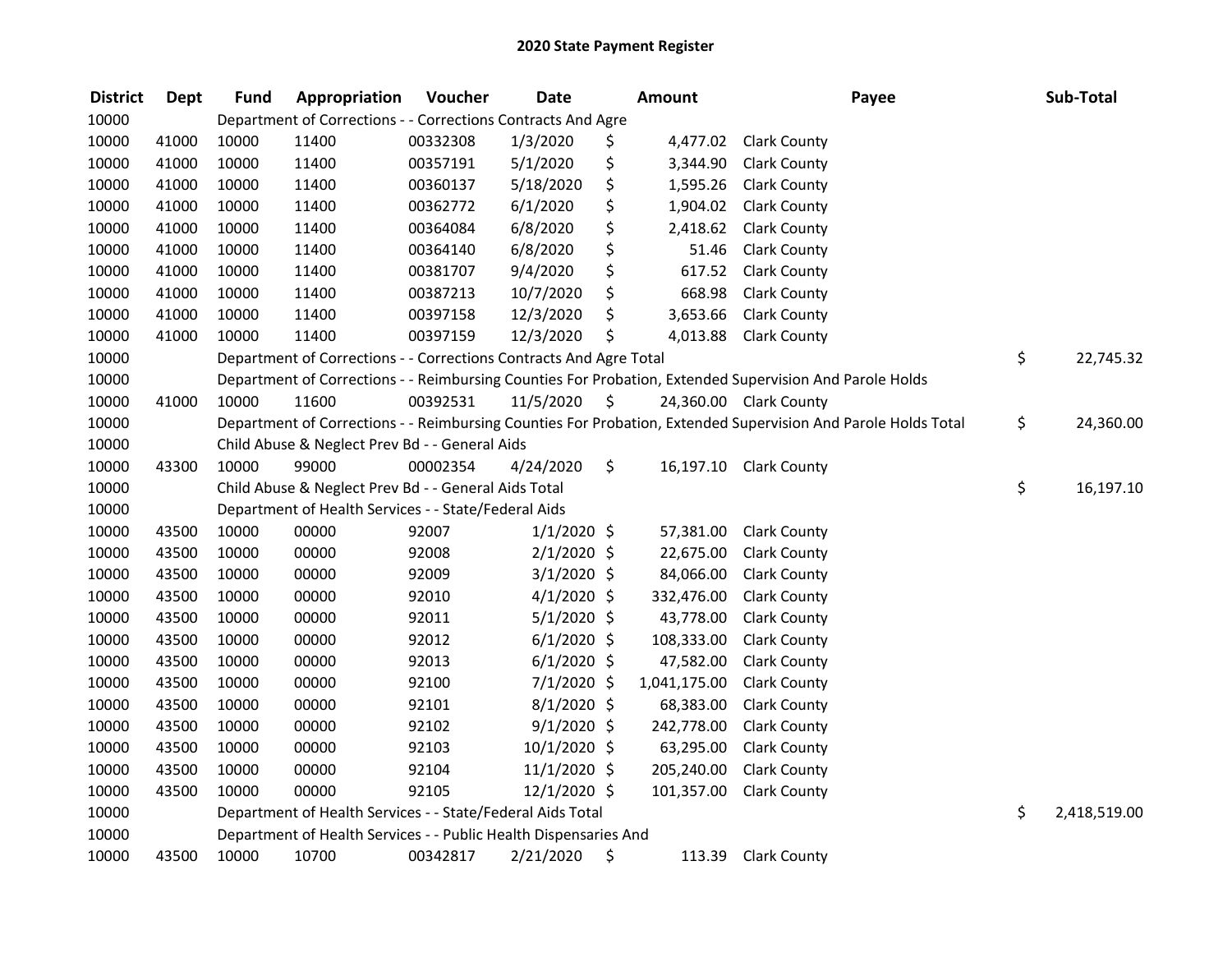# 2020 State Payment Register

| District | Dept | Fund | Appropriation | Voucher | Date | Amount | Payee | Sub-Total |
|---|---|---|---|---|---|---|---|---|
| 10000 | | Department of Corrections - - Corrections Contracts And Agre | | | | | | |
| 10000 | 41000 | 10000 | 11400 | 00332308 | 1/3/2020 | $ 4,477.02 | Clark County | |
| 10000 | 41000 | 10000 | 11400 | 00357191 | 5/1/2020 | $ 3,344.90 | Clark County | |
| 10000 | 41000 | 10000 | 11400 | 00360137 | 5/18/2020 | $ 1,595.26 | Clark County | |
| 10000 | 41000 | 10000 | 11400 | 00362772 | 6/1/2020 | $ 1,904.02 | Clark County | |
| 10000 | 41000 | 10000 | 11400 | 00364084 | 6/8/2020 | $ 2,418.62 | Clark County | |
| 10000 | 41000 | 10000 | 11400 | 00364140 | 6/8/2020 | $ 51.46 | Clark County | |
| 10000 | 41000 | 10000 | 11400 | 00381707 | 9/4/2020 | $ 617.52 | Clark County | |
| 10000 | 41000 | 10000 | 11400 | 00387213 | 10/7/2020 | $ 668.98 | Clark County | |
| 10000 | 41000 | 10000 | 11400 | 00397158 | 12/3/2020 | $ 3,653.66 | Clark County | |
| 10000 | 41000 | 10000 | 11400 | 00397159 | 12/3/2020 | $ 4,013.88 | Clark County | |
| 10000 | | Department of Corrections - - Corrections Contracts And Agre Total | | | | | | $ 22,745.32 |
| 10000 | | Department of Corrections - - Reimbursing Counties For Probation, Extended Supervision And Parole Holds | | | | | | |
| 10000 | 41000 | 10000 | 11600 | 00392531 | 11/5/2020 | $ 24,360.00 | Clark County | |
| 10000 | | Department of Corrections - - Reimbursing Counties For Probation, Extended Supervision And Parole Holds Total | | | | | | $ 24,360.00 |
| 10000 | | Child Abuse & Neglect Prev Bd - - General Aids | | | | | | |
| 10000 | 43300 | 10000 | 99000 | 00002354 | 4/24/2020 | $ 16,197.10 | Clark County | |
| 10000 | | Child Abuse & Neglect Prev Bd - - General Aids Total | | | | | | $ 16,197.10 |
| 10000 | | Department of Health Services - - State/Federal Aids | | | | | | |
| 10000 | 43500 | 10000 | 00000 | 92007 | 1/1/2020 | $ 57,381.00 | Clark County | |
| 10000 | 43500 | 10000 | 00000 | 92008 | 2/1/2020 | $ 22,675.00 | Clark County | |
| 10000 | 43500 | 10000 | 00000 | 92009 | 3/1/2020 | $ 84,066.00 | Clark County | |
| 10000 | 43500 | 10000 | 00000 | 92010 | 4/1/2020 | $ 332,476.00 | Clark County | |
| 10000 | 43500 | 10000 | 00000 | 92011 | 5/1/2020 | $ 43,778.00 | Clark County | |
| 10000 | 43500 | 10000 | 00000 | 92012 | 6/1/2020 | $ 108,333.00 | Clark County | |
| 10000 | 43500 | 10000 | 00000 | 92013 | 6/1/2020 | $ 47,582.00 | Clark County | |
| 10000 | 43500 | 10000 | 00000 | 92100 | 7/1/2020 | $ 1,041,175.00 | Clark County | |
| 10000 | 43500 | 10000 | 00000 | 92101 | 8/1/2020 | $ 68,383.00 | Clark County | |
| 10000 | 43500 | 10000 | 00000 | 92102 | 9/1/2020 | $ 242,778.00 | Clark County | |
| 10000 | 43500 | 10000 | 00000 | 92103 | 10/1/2020 | $ 63,295.00 | Clark County | |
| 10000 | 43500 | 10000 | 00000 | 92104 | 11/1/2020 | $ 205,240.00 | Clark County | |
| 10000 | 43500 | 10000 | 00000 | 92105 | 12/1/2020 | $ 101,357.00 | Clark County | |
| 10000 | | Department of Health Services - - State/Federal Aids Total | | | | | | $ 2,418,519.00 |
| 10000 | | Department of Health Services - - Public Health Dispensaries And | | | | | | |
| 10000 | 43500 | 10000 | 10700 | 00342817 | 2/21/2020 | $ 113.39 | Clark County | |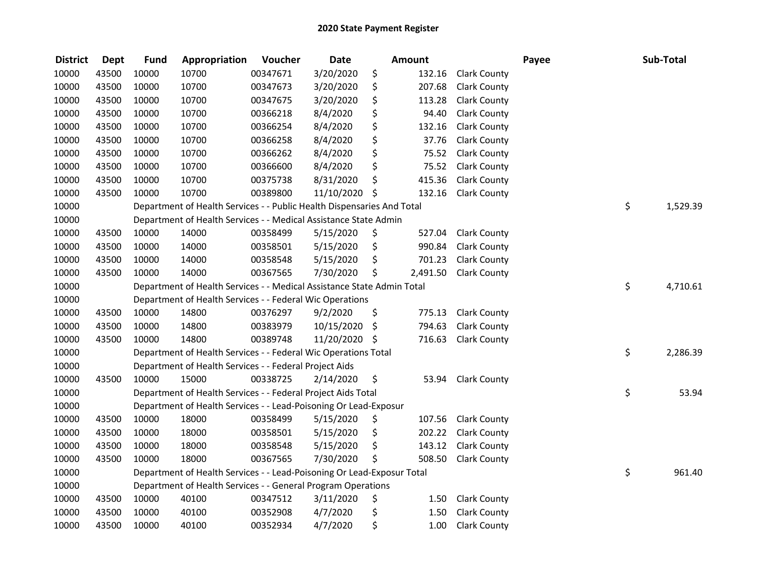# 2020 State Payment Register

| District | Dept | Fund | Appropriation | Voucher | Date | Amount | Payee | Sub-Total |
|---|---|---|---|---|---|---|---|---|
| 10000 | 43500 | 10000 | 10700 | 00347671 | 3/20/2020 | $ 132.16 | Clark County | |
| 10000 | 43500 | 10000 | 10700 | 00347673 | 3/20/2020 | $ 207.68 | Clark County | |
| 10000 | 43500 | 10000 | 10700 | 00347675 | 3/20/2020 | $ 113.28 | Clark County | |
| 10000 | 43500 | 10000 | 10700 | 00366218 | 8/4/2020 | $ 94.40 | Clark County | |
| 10000 | 43500 | 10000 | 10700 | 00366254 | 8/4/2020 | $ 132.16 | Clark County | |
| 10000 | 43500 | 10000 | 10700 | 00366258 | 8/4/2020 | $ 37.76 | Clark County | |
| 10000 | 43500 | 10000 | 10700 | 00366262 | 8/4/2020 | $ 75.52 | Clark County | |
| 10000 | 43500 | 10000 | 10700 | 00366600 | 8/4/2020 | $ 75.52 | Clark County | |
| 10000 | 43500 | 10000 | 10700 | 00375738 | 8/31/2020 | $ 415.36 | Clark County | |
| 10000 | 43500 | 10000 | 10700 | 00389800 | 11/10/2020 | $ 132.16 | Clark County | |
| 10000 | | Department of Health Services - - Public Health Dispensaries And Total | | | | | | $ 1,529.39 |
| 10000 | | Department of Health Services - - Medical Assistance State Admin | | | | | | |
| 10000 | 43500 | 10000 | 14000 | 00358499 | 5/15/2020 | $ 527.04 | Clark County | |
| 10000 | 43500 | 10000 | 14000 | 00358501 | 5/15/2020 | $ 990.84 | Clark County | |
| 10000 | 43500 | 10000 | 14000 | 00358548 | 5/15/2020 | $ 701.23 | Clark County | |
| 10000 | 43500 | 10000 | 14000 | 00367565 | 7/30/2020 | $ 2,491.50 | Clark County | |
| 10000 | | Department of Health Services - - Medical Assistance State Admin Total | | | | | | $ 4,710.61 |
| 10000 | | Department of Health Services - - Federal Wic Operations | | | | | | |
| 10000 | 43500 | 10000 | 14800 | 00376297 | 9/2/2020 | $ 775.13 | Clark County | |
| 10000 | 43500 | 10000 | 14800 | 00383979 | 10/15/2020 | $ 794.63 | Clark County | |
| 10000 | 43500 | 10000 | 14800 | 00389748 | 11/20/2020 | $ 716.63 | Clark County | |
| 10000 | | Department of Health Services - - Federal Wic Operations Total | | | | | | $ 2,286.39 |
| 10000 | | Department of Health Services - - Federal Project Aids | | | | | | |
| 10000 | 43500 | 10000 | 15000 | 00338725 | 2/14/2020 | $ 53.94 | Clark County | |
| 10000 | | Department of Health Services - - Federal Project Aids Total | | | | | | $ 53.94 |
| 10000 | | Department of Health Services - - Lead-Poisoning Or Lead-Exposur | | | | | | |
| 10000 | 43500 | 10000 | 18000 | 00358499 | 5/15/2020 | $ 107.56 | Clark County | |
| 10000 | 43500 | 10000 | 18000 | 00358501 | 5/15/2020 | $ 202.22 | Clark County | |
| 10000 | 43500 | 10000 | 18000 | 00358548 | 5/15/2020 | $ 143.12 | Clark County | |
| 10000 | 43500 | 10000 | 18000 | 00367565 | 7/30/2020 | $ 508.50 | Clark County | |
| 10000 | | Department of Health Services - - Lead-Poisoning Or Lead-Exposur Total | | | | | | $ 961.40 |
| 10000 | | Department of Health Services - - General Program Operations | | | | | | |
| 10000 | 43500 | 10000 | 40100 | 00347512 | 3/11/2020 | $ 1.50 | Clark County | |
| 10000 | 43500 | 10000 | 40100 | 00352908 | 4/7/2020 | $ 1.50 | Clark County | |
| 10000 | 43500 | 10000 | 40100 | 00352934 | 4/7/2020 | $ 1.00 | Clark County | |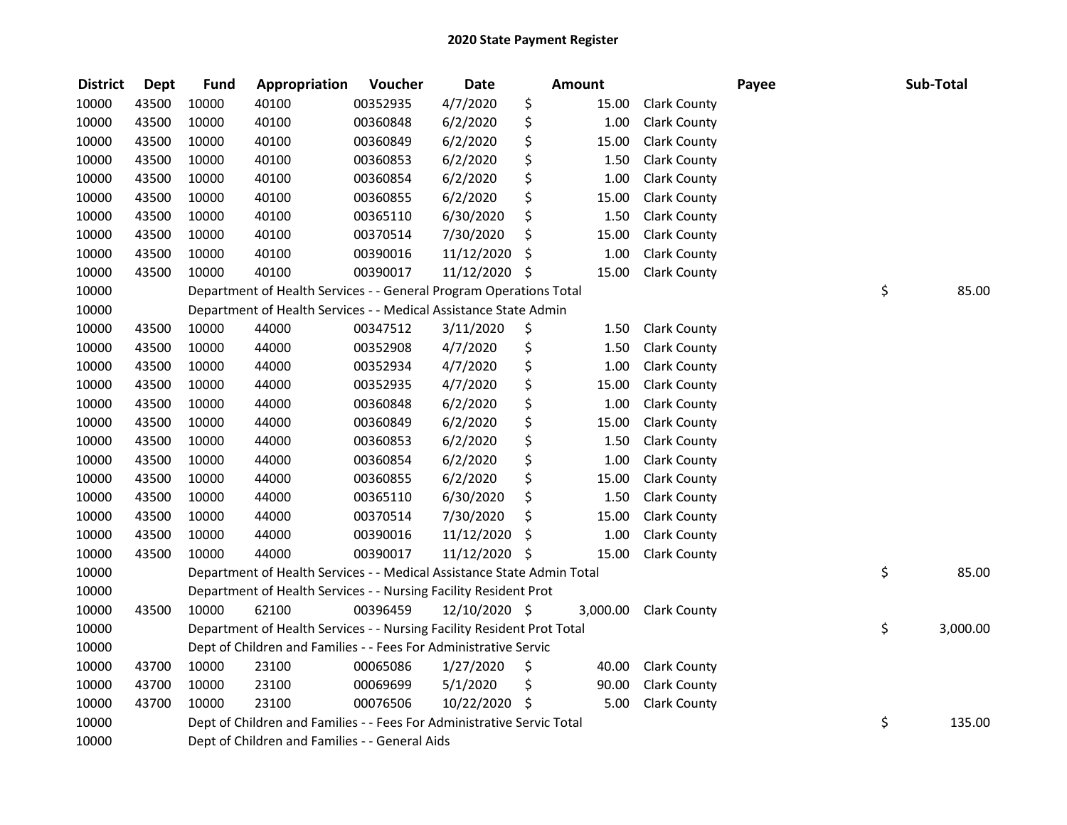# 2020 State Payment Register

| District | Dept | Fund | Appropriation | Voucher | Date | Amount | Payee | Sub-Total |
|---|---|---|---|---|---|---|---|---|
| 10000 | 43500 | 10000 | 40100 | 00352935 | 4/7/2020 | $ 15.00 | Clark County | |
| 10000 | 43500 | 10000 | 40100 | 00360848 | 6/2/2020 | $ 1.00 | Clark County | |
| 10000 | 43500 | 10000 | 40100 | 00360849 | 6/2/2020 | $ 15.00 | Clark County | |
| 10000 | 43500 | 10000 | 40100 | 00360853 | 6/2/2020 | $ 1.50 | Clark County | |
| 10000 | 43500 | 10000 | 40100 | 00360854 | 6/2/2020 | $ 1.00 | Clark County | |
| 10000 | 43500 | 10000 | 40100 | 00360855 | 6/2/2020 | $ 15.00 | Clark County | |
| 10000 | 43500 | 10000 | 40100 | 00365110 | 6/30/2020 | $ 1.50 | Clark County | |
| 10000 | 43500 | 10000 | 40100 | 00370514 | 7/30/2020 | $ 15.00 | Clark County | |
| 10000 | 43500 | 10000 | 40100 | 00390016 | 11/12/2020 | $ 1.00 | Clark County | |
| 10000 | 43500 | 10000 | 40100 | 00390017 | 11/12/2020 | $ 15.00 | Clark County | |
| 10000 | | Department of Health Services - - General Program Operations Total | | | | | | $ 85.00 |
| 10000 | | Department of Health Services - - Medical Assistance State Admin | | | | | | |
| 10000 | 43500 | 10000 | 44000 | 00347512 | 3/11/2020 | $ 1.50 | Clark County | |
| 10000 | 43500 | 10000 | 44000 | 00352908 | 4/7/2020 | $ 1.50 | Clark County | |
| 10000 | 43500 | 10000 | 44000 | 00352934 | 4/7/2020 | $ 1.00 | Clark County | |
| 10000 | 43500 | 10000 | 44000 | 00352935 | 4/7/2020 | $ 15.00 | Clark County | |
| 10000 | 43500 | 10000 | 44000 | 00360848 | 6/2/2020 | $ 1.00 | Clark County | |
| 10000 | 43500 | 10000 | 44000 | 00360849 | 6/2/2020 | $ 15.00 | Clark County | |
| 10000 | 43500 | 10000 | 44000 | 00360853 | 6/2/2020 | $ 1.50 | Clark County | |
| 10000 | 43500 | 10000 | 44000 | 00360854 | 6/2/2020 | $ 1.00 | Clark County | |
| 10000 | 43500 | 10000 | 44000 | 00360855 | 6/2/2020 | $ 15.00 | Clark County | |
| 10000 | 43500 | 10000 | 44000 | 00365110 | 6/30/2020 | $ 1.50 | Clark County | |
| 10000 | 43500 | 10000 | 44000 | 00370514 | 7/30/2020 | $ 15.00 | Clark County | |
| 10000 | 43500 | 10000 | 44000 | 00390016 | 11/12/2020 | $ 1.00 | Clark County | |
| 10000 | 43500 | 10000 | 44000 | 00390017 | 11/12/2020 | $ 15.00 | Clark County | |
| 10000 | | Department of Health Services - - Medical Assistance State Admin Total | | | | | | $ 85.00 |
| 10000 | | Department of Health Services - - Nursing Facility Resident Prot | | | | | | |
| 10000 | 43500 | 10000 | 62100 | 00396459 | 12/10/2020 | $ 3,000.00 | Clark County | |
| 10000 | | Department of Health Services - - Nursing Facility Resident Prot Total | | | | | | $ 3,000.00 |
| 10000 | | Dept of Children and Families - - Fees For Administrative Servic | | | | | | |
| 10000 | 43700 | 10000 | 23100 | 00065086 | 1/27/2020 | $ 40.00 | Clark County | |
| 10000 | 43700 | 10000 | 23100 | 00069699 | 5/1/2020 | $ 90.00 | Clark County | |
| 10000 | 43700 | 10000 | 23100 | 00076506 | 10/22/2020 | $ 5.00 | Clark County | |
| 10000 | | Dept of Children and Families - - Fees For Administrative Servic Total | | | | | | $ 135.00 |
| 10000 | | Dept of Children and Families - - General Aids | | | | | | |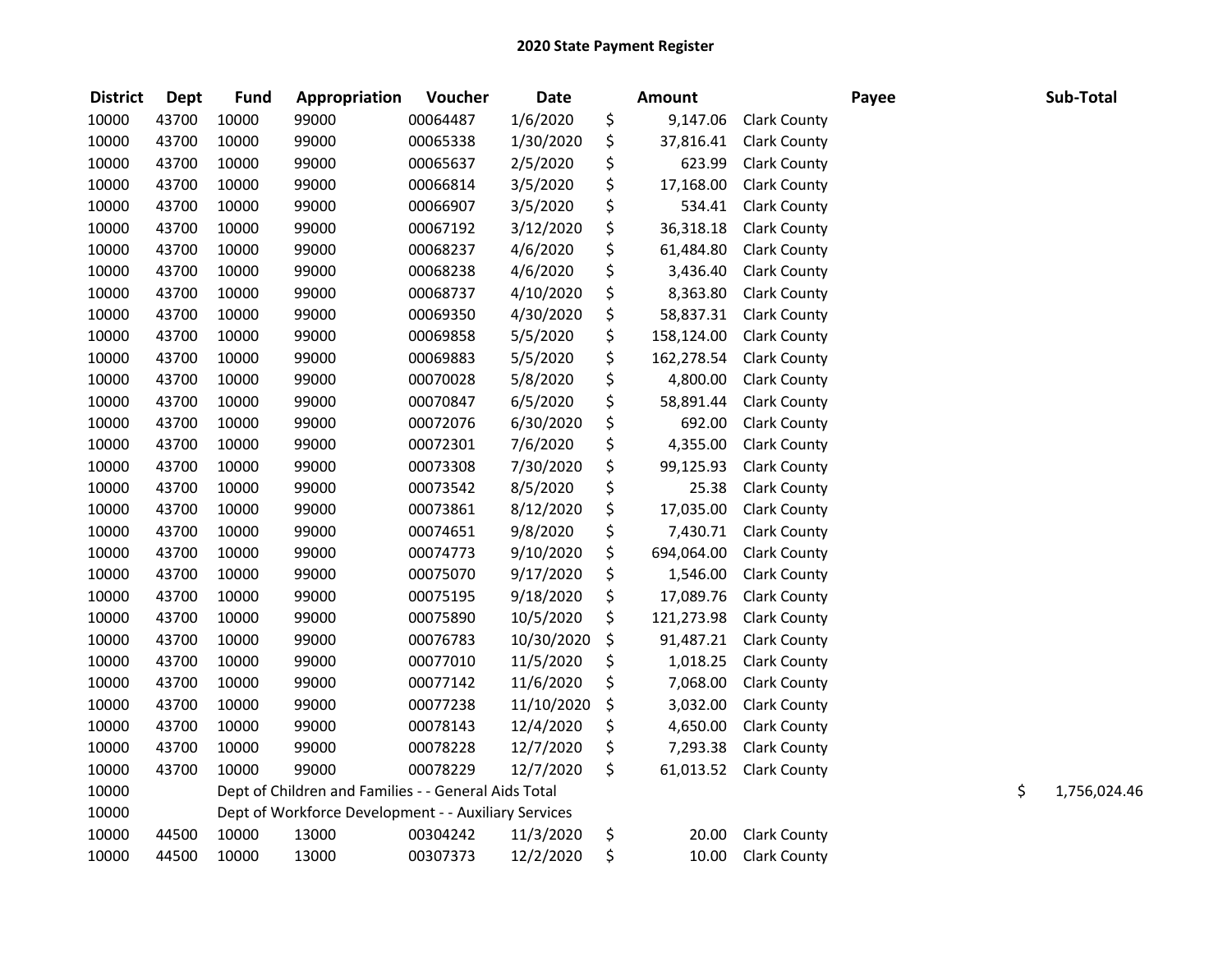# 2020 State Payment Register

| District | Dept | Fund | Appropriation | Voucher | Date | Amount | Payee | Sub-Total |
|---|---|---|---|---|---|---|---|---|
| 10000 | 43700 | 10000 | 99000 | 00064487 | 1/6/2020 | $ 9,147.06 | Clark County | |
| 10000 | 43700 | 10000 | 99000 | 00065338 | 1/30/2020 | $ 37,816.41 | Clark County | |
| 10000 | 43700 | 10000 | 99000 | 00065637 | 2/5/2020 | $ 623.99 | Clark County | |
| 10000 | 43700 | 10000 | 99000 | 00066814 | 3/5/2020 | $ 17,168.00 | Clark County | |
| 10000 | 43700 | 10000 | 99000 | 00066907 | 3/5/2020 | $ 534.41 | Clark County | |
| 10000 | 43700 | 10000 | 99000 | 00067192 | 3/12/2020 | $ 36,318.18 | Clark County | |
| 10000 | 43700 | 10000 | 99000 | 00068237 | 4/6/2020 | $ 61,484.80 | Clark County | |
| 10000 | 43700 | 10000 | 99000 | 00068238 | 4/6/2020 | $ 3,436.40 | Clark County | |
| 10000 | 43700 | 10000 | 99000 | 00068737 | 4/10/2020 | $ 8,363.80 | Clark County | |
| 10000 | 43700 | 10000 | 99000 | 00069350 | 4/30/2020 | $ 58,837.31 | Clark County | |
| 10000 | 43700 | 10000 | 99000 | 00069858 | 5/5/2020 | $ 158,124.00 | Clark County | |
| 10000 | 43700 | 10000 | 99000 | 00069883 | 5/5/2020 | $ 162,278.54 | Clark County | |
| 10000 | 43700 | 10000 | 99000 | 00070028 | 5/8/2020 | $ 4,800.00 | Clark County | |
| 10000 | 43700 | 10000 | 99000 | 00070847 | 6/5/2020 | $ 58,891.44 | Clark County | |
| 10000 | 43700 | 10000 | 99000 | 00072076 | 6/30/2020 | $ 692.00 | Clark County | |
| 10000 | 43700 | 10000 | 99000 | 00072301 | 7/6/2020 | $ 4,355.00 | Clark County | |
| 10000 | 43700 | 10000 | 99000 | 00073308 | 7/30/2020 | $ 99,125.93 | Clark County | |
| 10000 | 43700 | 10000 | 99000 | 00073542 | 8/5/2020 | $ 25.38 | Clark County | |
| 10000 | 43700 | 10000 | 99000 | 00073861 | 8/12/2020 | $ 17,035.00 | Clark County | |
| 10000 | 43700 | 10000 | 99000 | 00074651 | 9/8/2020 | $ 7,430.71 | Clark County | |
| 10000 | 43700 | 10000 | 99000 | 00074773 | 9/10/2020 | $ 694,064.00 | Clark County | |
| 10000 | 43700 | 10000 | 99000 | 00075070 | 9/17/2020 | $ 1,546.00 | Clark County | |
| 10000 | 43700 | 10000 | 99000 | 00075195 | 9/18/2020 | $ 17,089.76 | Clark County | |
| 10000 | 43700 | 10000 | 99000 | 00075890 | 10/5/2020 | $ 121,273.98 | Clark County | |
| 10000 | 43700 | 10000 | 99000 | 00076783 | 10/30/2020 | $ 91,487.21 | Clark County | |
| 10000 | 43700 | 10000 | 99000 | 00077010 | 11/5/2020 | $ 1,018.25 | Clark County | |
| 10000 | 43700 | 10000 | 99000 | 00077142 | 11/6/2020 | $ 7,068.00 | Clark County | |
| 10000 | 43700 | 10000 | 99000 | 00077238 | 11/10/2020 | $ 3,032.00 | Clark County | |
| 10000 | 43700 | 10000 | 99000 | 00078143 | 12/4/2020 | $ 4,650.00 | Clark County | |
| 10000 | 43700 | 10000 | 99000 | 00078228 | 12/7/2020 | $ 7,293.38 | Clark County | |
| 10000 | 43700 | 10000 | 99000 | 00078229 | 12/7/2020 | $ 61,013.52 | Clark County | |
| 10000 | | Dept of Children and Families - - General Aids Total | | | | | | $ 1,756,024.46 |
| 10000 | | Dept of Workforce Development - - Auxiliary Services | | | | | | |
| 10000 | 44500 | 10000 | 13000 | 00304242 | 11/3/2020 | $ 20.00 | Clark County | |
| 10000 | 44500 | 10000 | 13000 | 00307373 | 12/2/2020 | $ 10.00 | Clark County | |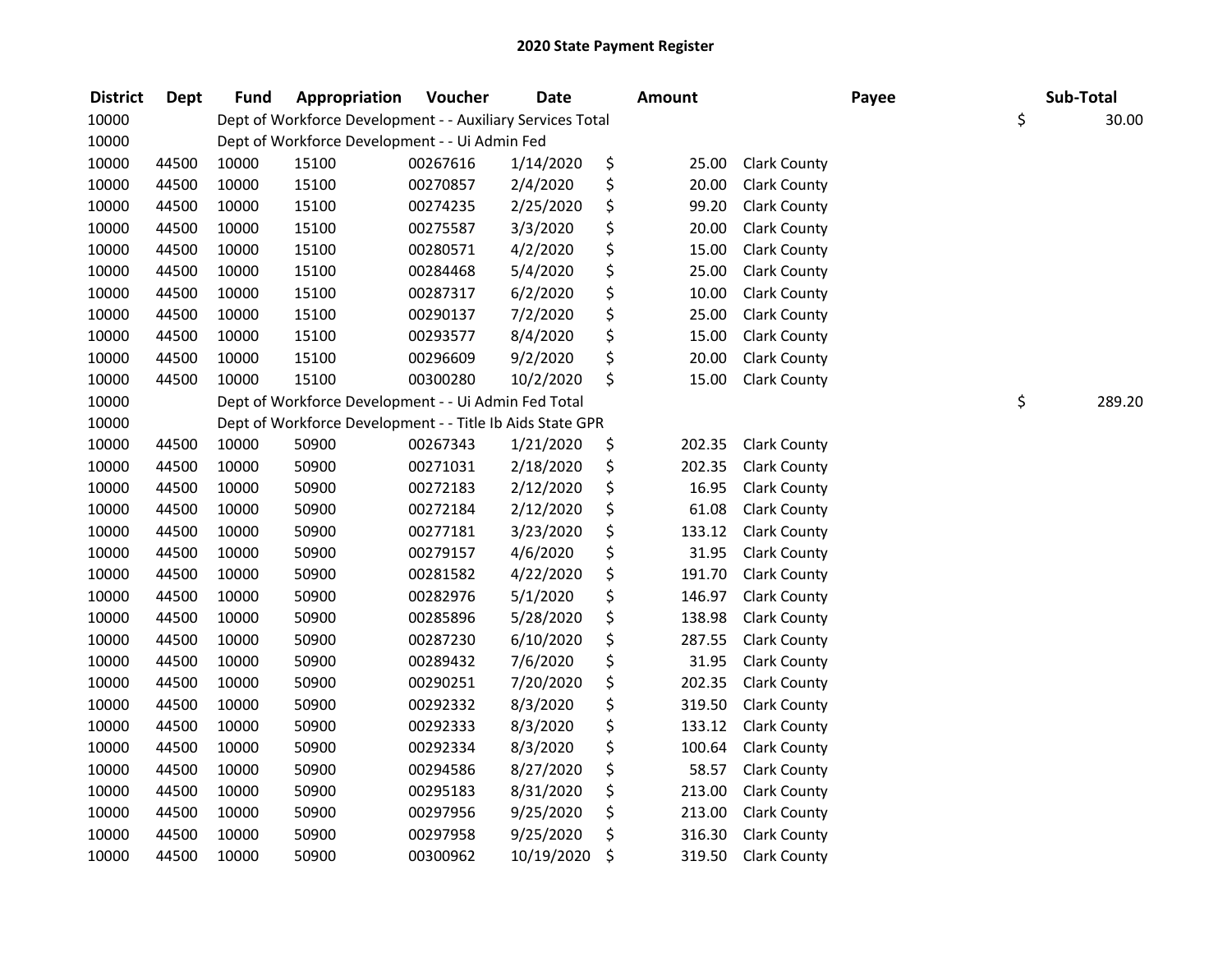## 2020 State Payment Register

| District | Dept | Fund | Appropriation | Voucher | Date | Amount | Payee | Sub-Total |
|---|---|---|---|---|---|---|---|---|
| 10000 | | Dept of Workforce Development - - Auxiliary Services Total | | | | | | $ 30.00 |
| 10000 | | Dept of Workforce Development - - Ui Admin Fed | | | | | | |
| 10000 | 44500 | 10000 | 15100 | 00267616 | 1/14/2020 | $ 25.00 | Clark County | |
| 10000 | 44500 | 10000 | 15100 | 00270857 | 2/4/2020 | $ 20.00 | Clark County | |
| 10000 | 44500 | 10000 | 15100 | 00274235 | 2/25/2020 | $ 99.20 | Clark County | |
| 10000 | 44500 | 10000 | 15100 | 00275587 | 3/3/2020 | $ 20.00 | Clark County | |
| 10000 | 44500 | 10000 | 15100 | 00280571 | 4/2/2020 | $ 15.00 | Clark County | |
| 10000 | 44500 | 10000 | 15100 | 00284468 | 5/4/2020 | $ 25.00 | Clark County | |
| 10000 | 44500 | 10000 | 15100 | 00287317 | 6/2/2020 | $ 10.00 | Clark County | |
| 10000 | 44500 | 10000 | 15100 | 00290137 | 7/2/2020 | $ 25.00 | Clark County | |
| 10000 | 44500 | 10000 | 15100 | 00293577 | 8/4/2020 | $ 15.00 | Clark County | |
| 10000 | 44500 | 10000 | 15100 | 00296609 | 9/2/2020 | $ 20.00 | Clark County | |
| 10000 | 44500 | 10000 | 15100 | 00300280 | 10/2/2020 | $ 15.00 | Clark County | |
| 10000 | | Dept of Workforce Development - - Ui Admin Fed Total | | | | | | $ 289.20 |
| 10000 | | Dept of Workforce Development - - Title Ib Aids State GPR | | | | | | |
| 10000 | 44500 | 10000 | 50900 | 00267343 | 1/21/2020 | $ 202.35 | Clark County | |
| 10000 | 44500 | 10000 | 50900 | 00271031 | 2/18/2020 | $ 202.35 | Clark County | |
| 10000 | 44500 | 10000 | 50900 | 00272183 | 2/12/2020 | $ 16.95 | Clark County | |
| 10000 | 44500 | 10000 | 50900 | 00272184 | 2/12/2020 | $ 61.08 | Clark County | |
| 10000 | 44500 | 10000 | 50900 | 00277181 | 3/23/2020 | $ 133.12 | Clark County | |
| 10000 | 44500 | 10000 | 50900 | 00279157 | 4/6/2020 | $ 31.95 | Clark County | |
| 10000 | 44500 | 10000 | 50900 | 00281582 | 4/22/2020 | $ 191.70 | Clark County | |
| 10000 | 44500 | 10000 | 50900 | 00282976 | 5/1/2020 | $ 146.97 | Clark County | |
| 10000 | 44500 | 10000 | 50900 | 00285896 | 5/28/2020 | $ 138.98 | Clark County | |
| 10000 | 44500 | 10000 | 50900 | 00287230 | 6/10/2020 | $ 287.55 | Clark County | |
| 10000 | 44500 | 10000 | 50900 | 00289432 | 7/6/2020 | $ 31.95 | Clark County | |
| 10000 | 44500 | 10000 | 50900 | 00290251 | 7/20/2020 | $ 202.35 | Clark County | |
| 10000 | 44500 | 10000 | 50900 | 00292332 | 8/3/2020 | $ 319.50 | Clark County | |
| 10000 | 44500 | 10000 | 50900 | 00292333 | 8/3/2020 | $ 133.12 | Clark County | |
| 10000 | 44500 | 10000 | 50900 | 00292334 | 8/3/2020 | $ 100.64 | Clark County | |
| 10000 | 44500 | 10000 | 50900 | 00294586 | 8/27/2020 | $ 58.57 | Clark County | |
| 10000 | 44500 | 10000 | 50900 | 00295183 | 8/31/2020 | $ 213.00 | Clark County | |
| 10000 | 44500 | 10000 | 50900 | 00297956 | 9/25/2020 | $ 213.00 | Clark County | |
| 10000 | 44500 | 10000 | 50900 | 00297958 | 9/25/2020 | $ 316.30 | Clark County | |
| 10000 | 44500 | 10000 | 50900 | 00300962 | 10/19/2020 | $ 319.50 | Clark County | |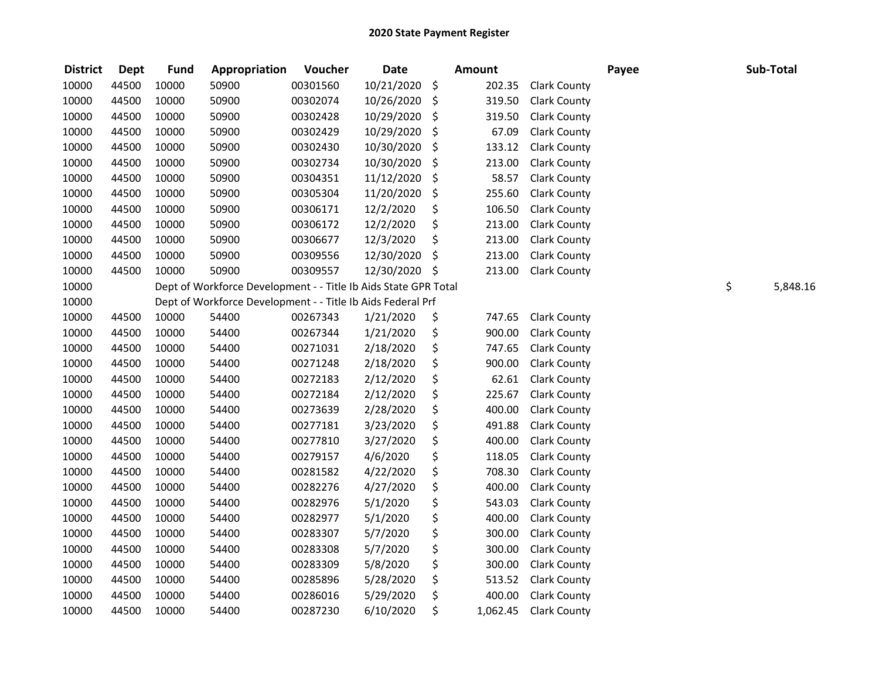# 2020 State Payment Register

| District | Dept | Fund | Appropriation | Voucher | Date | Amount | Payee | Sub-Total |
|---|---|---|---|---|---|---|---|---|
| 10000 | 44500 | 10000 | 50900 | 00301560 | 10/21/2020 | $ 202.35 | Clark County | |
| 10000 | 44500 | 10000 | 50900 | 00302074 | 10/26/2020 | $ 319.50 | Clark County | |
| 10000 | 44500 | 10000 | 50900 | 00302428 | 10/29/2020 | $ 319.50 | Clark County | |
| 10000 | 44500 | 10000 | 50900 | 00302429 | 10/29/2020 | $ 67.09 | Clark County | |
| 10000 | 44500 | 10000 | 50900 | 00302430 | 10/30/2020 | $ 133.12 | Clark County | |
| 10000 | 44500 | 10000 | 50900 | 00302734 | 10/30/2020 | $ 213.00 | Clark County | |
| 10000 | 44500 | 10000 | 50900 | 00304351 | 11/12/2020 | $ 58.57 | Clark County | |
| 10000 | 44500 | 10000 | 50900 | 00305304 | 11/20/2020 | $ 255.60 | Clark County | |
| 10000 | 44500 | 10000 | 50900 | 00306171 | 12/2/2020 | $ 106.50 | Clark County | |
| 10000 | 44500 | 10000 | 50900 | 00306172 | 12/2/2020 | $ 213.00 | Clark County | |
| 10000 | 44500 | 10000 | 50900 | 00306677 | 12/3/2020 | $ 213.00 | Clark County | |
| 10000 | 44500 | 10000 | 50900 | 00309556 | 12/30/2020 | $ 213.00 | Clark County | |
| 10000 | 44500 | 10000 | 50900 | 00309557 | 12/30/2020 | $ 213.00 | Clark County | |
| 10000 | | Dept of Workforce Development - - Title Ib Aids State GPR Total | | | | | | $ 5,848.16 |
| 10000 | | Dept of Workforce Development - - Title Ib Aids Federal Prf | | | | | | |
| 10000 | 44500 | 10000 | 54400 | 00267343 | 1/21/2020 | $ 747.65 | Clark County | |
| 10000 | 44500 | 10000 | 54400 | 00267344 | 1/21/2020 | $ 900.00 | Clark County | |
| 10000 | 44500 | 10000 | 54400 | 00271031 | 2/18/2020 | $ 747.65 | Clark County | |
| 10000 | 44500 | 10000 | 54400 | 00271248 | 2/18/2020 | $ 900.00 | Clark County | |
| 10000 | 44500 | 10000 | 54400 | 00272183 | 2/12/2020 | $ 62.61 | Clark County | |
| 10000 | 44500 | 10000 | 54400 | 00272184 | 2/12/2020 | $ 225.67 | Clark County | |
| 10000 | 44500 | 10000 | 54400 | 00273639 | 2/28/2020 | $ 400.00 | Clark County | |
| 10000 | 44500 | 10000 | 54400 | 00277181 | 3/23/2020 | $ 491.88 | Clark County | |
| 10000 | 44500 | 10000 | 54400 | 00277810 | 3/27/2020 | $ 400.00 | Clark County | |
| 10000 | 44500 | 10000 | 54400 | 00279157 | 4/6/2020 | $ 118.05 | Clark County | |
| 10000 | 44500 | 10000 | 54400 | 00281582 | 4/22/2020 | $ 708.30 | Clark County | |
| 10000 | 44500 | 10000 | 54400 | 00282276 | 4/27/2020 | $ 400.00 | Clark County | |
| 10000 | 44500 | 10000 | 54400 | 00282976 | 5/1/2020 | $ 543.03 | Clark County | |
| 10000 | 44500 | 10000 | 54400 | 00282977 | 5/1/2020 | $ 400.00 | Clark County | |
| 10000 | 44500 | 10000 | 54400 | 00283307 | 5/7/2020 | $ 300.00 | Clark County | |
| 10000 | 44500 | 10000 | 54400 | 00283308 | 5/7/2020 | $ 300.00 | Clark County | |
| 10000 | 44500 | 10000 | 54400 | 00283309 | 5/8/2020 | $ 300.00 | Clark County | |
| 10000 | 44500 | 10000 | 54400 | 00285896 | 5/28/2020 | $ 513.52 | Clark County | |
| 10000 | 44500 | 10000 | 54400 | 00286016 | 5/29/2020 | $ 400.00 | Clark County | |
| 10000 | 44500 | 10000 | 54400 | 00287230 | 6/10/2020 | $ 1,062.45 | Clark County | |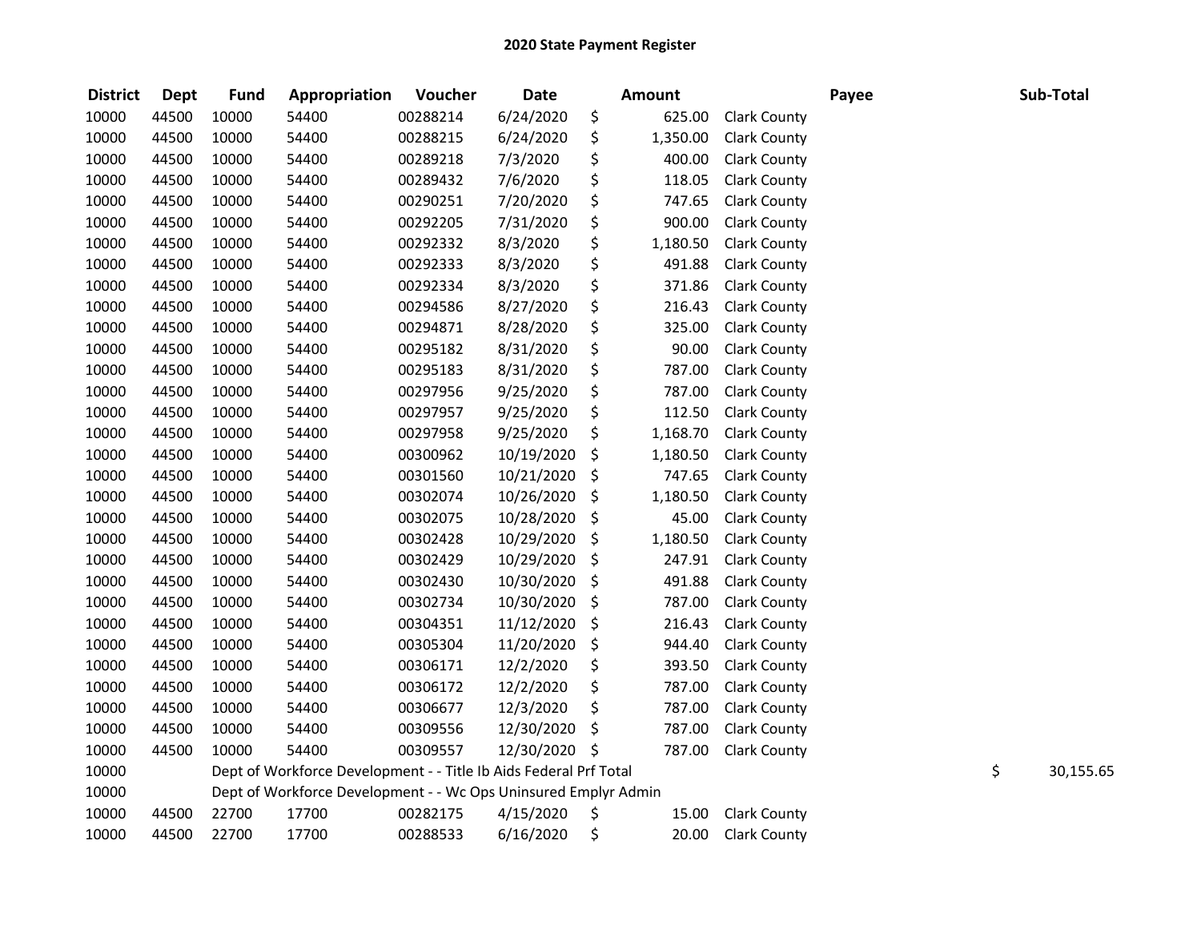# 2020 State Payment Register

| District | Dept | Fund | Appropriation | Voucher | Date | Amount | Payee | Sub-Total |
|---|---|---|---|---|---|---|---|---|
| 10000 | 44500 | 10000 | 54400 | 00288214 | 6/24/2020 | $ 625.00 | Clark County | |
| 10000 | 44500 | 10000 | 54400 | 00288215 | 6/24/2020 | $ 1,350.00 | Clark County | |
| 10000 | 44500 | 10000 | 54400 | 00289218 | 7/3/2020 | $ 400.00 | Clark County | |
| 10000 | 44500 | 10000 | 54400 | 00289432 | 7/6/2020 | $ 118.05 | Clark County | |
| 10000 | 44500 | 10000 | 54400 | 00290251 | 7/20/2020 | $ 747.65 | Clark County | |
| 10000 | 44500 | 10000 | 54400 | 00292205 | 7/31/2020 | $ 900.00 | Clark County | |
| 10000 | 44500 | 10000 | 54400 | 00292332 | 8/3/2020 | $ 1,180.50 | Clark County | |
| 10000 | 44500 | 10000 | 54400 | 00292333 | 8/3/2020 | $ 491.88 | Clark County | |
| 10000 | 44500 | 10000 | 54400 | 00292334 | 8/3/2020 | $ 371.86 | Clark County | |
| 10000 | 44500 | 10000 | 54400 | 00294586 | 8/27/2020 | $ 216.43 | Clark County | |
| 10000 | 44500 | 10000 | 54400 | 00294871 | 8/28/2020 | $ 325.00 | Clark County | |
| 10000 | 44500 | 10000 | 54400 | 00295182 | 8/31/2020 | $ 90.00 | Clark County | |
| 10000 | 44500 | 10000 | 54400 | 00295183 | 8/31/2020 | $ 787.00 | Clark County | |
| 10000 | 44500 | 10000 | 54400 | 00297956 | 9/25/2020 | $ 787.00 | Clark County | |
| 10000 | 44500 | 10000 | 54400 | 00297957 | 9/25/2020 | $ 112.50 | Clark County | |
| 10000 | 44500 | 10000 | 54400 | 00297958 | 9/25/2020 | $ 1,168.70 | Clark County | |
| 10000 | 44500 | 10000 | 54400 | 00300962 | 10/19/2020 | $ 1,180.50 | Clark County | |
| 10000 | 44500 | 10000 | 54400 | 00301560 | 10/21/2020 | $ 747.65 | Clark County | |
| 10000 | 44500 | 10000 | 54400 | 00302074 | 10/26/2020 | $ 1,180.50 | Clark County | |
| 10000 | 44500 | 10000 | 54400 | 00302075 | 10/28/2020 | $ 45.00 | Clark County | |
| 10000 | 44500 | 10000 | 54400 | 00302428 | 10/29/2020 | $ 1,180.50 | Clark County | |
| 10000 | 44500 | 10000 | 54400 | 00302429 | 10/29/2020 | $ 247.91 | Clark County | |
| 10000 | 44500 | 10000 | 54400 | 00302430 | 10/30/2020 | $ 491.88 | Clark County | |
| 10000 | 44500 | 10000 | 54400 | 00302734 | 10/30/2020 | $ 787.00 | Clark County | |
| 10000 | 44500 | 10000 | 54400 | 00304351 | 11/12/2020 | $ 216.43 | Clark County | |
| 10000 | 44500 | 10000 | 54400 | 00305304 | 11/20/2020 | $ 944.40 | Clark County | |
| 10000 | 44500 | 10000 | 54400 | 00306171 | 12/2/2020 | $ 393.50 | Clark County | |
| 10000 | 44500 | 10000 | 54400 | 00306172 | 12/2/2020 | $ 787.00 | Clark County | |
| 10000 | 44500 | 10000 | 54400 | 00306677 | 12/3/2020 | $ 787.00 | Clark County | |
| 10000 | 44500 | 10000 | 54400 | 00309556 | 12/30/2020 | $ 787.00 | Clark County | |
| 10000 | 44500 | 10000 | 54400 | 00309557 | 12/30/2020 | $ 787.00 | Clark County | |
| 10000 | | Dept of Workforce Development - - Title Ib Aids Federal Prf Total | | | | | | $ 30,155.65 |
| 10000 | | Dept of Workforce Development - - Wc Ops Uninsured Emplyr Admin | | | | | | |
| 10000 | 44500 | 22700 | 17700 | 00282175 | 4/15/2020 | $ 15.00 | Clark County | |
| 10000 | 44500 | 22700 | 17700 | 00288533 | 6/16/2020 | $ 20.00 | Clark County | |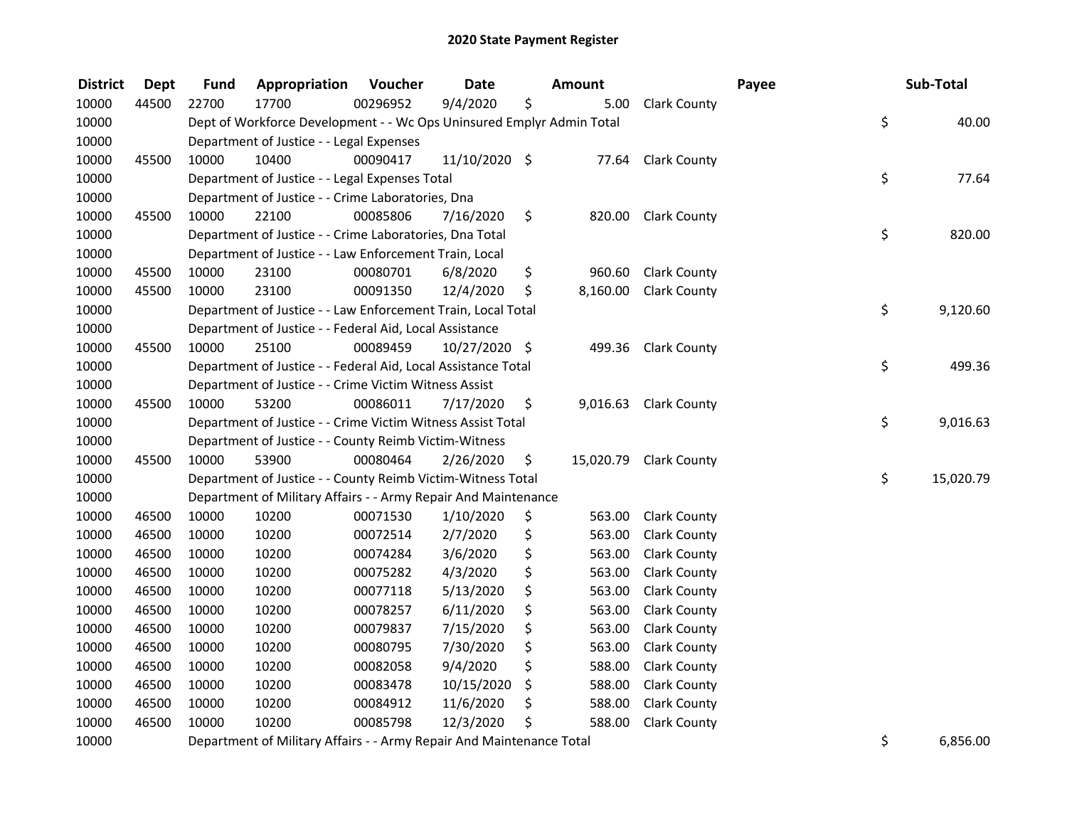# 2020 State Payment Register

| District | Dept | Fund | Appropriation | Voucher | Date | Amount | Payee | Sub-Total |
|---|---|---|---|---|---|---|---|---|
| 10000 | 44500 | 22700 | 17700 | 00296952 | 9/4/2020 | $ 5.00 | Clark County | |
| 10000 | | Dept of Workforce Development - - Wc Ops Uninsured Emplyr Admin Total | | | | | | $ 40.00 |
| 10000 | | Department of Justice - - Legal Expenses | | | | | | |
| 10000 | 45500 | 10000 | 10400 | 00090417 | 11/10/2020 | $ 77.64 | Clark County | |
| 10000 | | Department of Justice - - Legal Expenses Total | | | | | | $ 77.64 |
| 10000 | | Department of Justice - - Crime Laboratories, Dna | | | | | | |
| 10000 | 45500 | 10000 | 22100 | 00085806 | 7/16/2020 | $ 820.00 | Clark County | |
| 10000 | | Department of Justice - - Crime Laboratories, Dna Total | | | | | | $ 820.00 |
| 10000 | | Department of Justice - - Law Enforcement Train, Local | | | | | | |
| 10000 | 45500 | 10000 | 23100 | 00080701 | 6/8/2020 | $ 960.60 | Clark County | |
| 10000 | 45500 | 10000 | 23100 | 00091350 | 12/4/2020 | $ 8,160.00 | Clark County | |
| 10000 | | Department of Justice - - Law Enforcement Train, Local Total | | | | | | $ 9,120.60 |
| 10000 | | Department of Justice - - Federal Aid, Local Assistance | | | | | | |
| 10000 | 45500 | 10000 | 25100 | 00089459 | 10/27/2020 | $ 499.36 | Clark County | |
| 10000 | | Department of Justice - - Federal Aid, Local Assistance Total | | | | | | $ 499.36 |
| 10000 | | Department of Justice - - Crime Victim Witness Assist | | | | | | |
| 10000 | 45500 | 10000 | 53200 | 00086011 | 7/17/2020 | $ 9,016.63 | Clark County | |
| 10000 | | Department of Justice - - Crime Victim Witness Assist Total | | | | | | $ 9,016.63 |
| 10000 | | Department of Justice - - County Reimb Victim-Witness | | | | | | |
| 10000 | 45500 | 10000 | 53900 | 00080464 | 2/26/2020 | $ 15,020.79 | Clark County | |
| 10000 | | Department of Justice - - County Reimb Victim-Witness Total | | | | | | $ 15,020.79 |
| 10000 | | Department of Military Affairs - - Army Repair And Maintenance | | | | | | |
| 10000 | 46500 | 10000 | 10200 | 00071530 | 1/10/2020 | $ 563.00 | Clark County | |
| 10000 | 46500 | 10000 | 10200 | 00072514 | 2/7/2020 | $ 563.00 | Clark County | |
| 10000 | 46500 | 10000 | 10200 | 00074284 | 3/6/2020 | $ 563.00 | Clark County | |
| 10000 | 46500 | 10000 | 10200 | 00075282 | 4/3/2020 | $ 563.00 | Clark County | |
| 10000 | 46500 | 10000 | 10200 | 00077118 | 5/13/2020 | $ 563.00 | Clark County | |
| 10000 | 46500 | 10000 | 10200 | 00078257 | 6/11/2020 | $ 563.00 | Clark County | |
| 10000 | 46500 | 10000 | 10200 | 00079837 | 7/15/2020 | $ 563.00 | Clark County | |
| 10000 | 46500 | 10000 | 10200 | 00080795 | 7/30/2020 | $ 563.00 | Clark County | |
| 10000 | 46500 | 10000 | 10200 | 00082058 | 9/4/2020 | $ 588.00 | Clark County | |
| 10000 | 46500 | 10000 | 10200 | 00083478 | 10/15/2020 | $ 588.00 | Clark County | |
| 10000 | 46500 | 10000 | 10200 | 00084912 | 11/6/2020 | $ 588.00 | Clark County | |
| 10000 | 46500 | 10000 | 10200 | 00085798 | 12/3/2020 | $ 588.00 | Clark County | |
| 10000 | | Department of Military Affairs - - Army Repair And Maintenance Total | | | | | | $ 6,856.00 |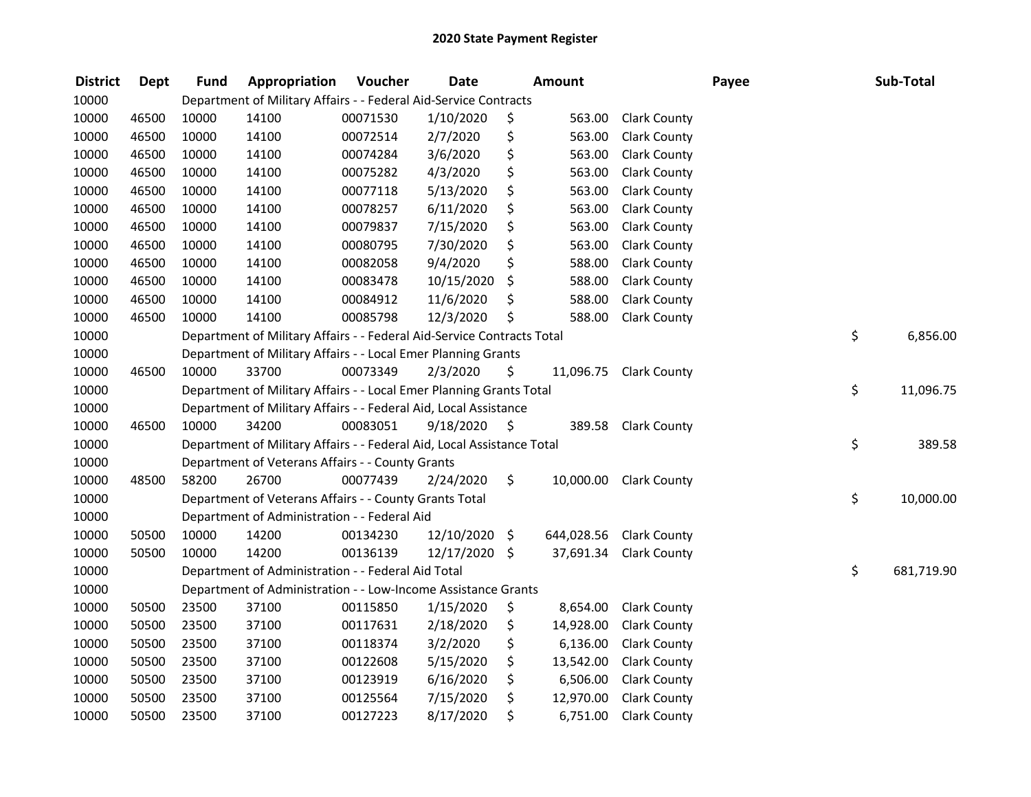# 2020 State Payment Register

| District | Dept | Fund | Appropriation | Voucher | Date | Amount | Payee | Sub-Total |
|---|---|---|---|---|---|---|---|---|
| 10000 | | Department of Military Affairs - - Federal Aid-Service Contracts | | | | | | |
| 10000 | 46500 | 10000 | 14100 | 00071530 | 1/10/2020 | $ 563.00 | Clark County | |
| 10000 | 46500 | 10000 | 14100 | 00072514 | 2/7/2020 | $ 563.00 | Clark County | |
| 10000 | 46500 | 10000 | 14100 | 00074284 | 3/6/2020 | $ 563.00 | Clark County | |
| 10000 | 46500 | 10000 | 14100 | 00075282 | 4/3/2020 | $ 563.00 | Clark County | |
| 10000 | 46500 | 10000 | 14100 | 00077118 | 5/13/2020 | $ 563.00 | Clark County | |
| 10000 | 46500 | 10000 | 14100 | 00078257 | 6/11/2020 | $ 563.00 | Clark County | |
| 10000 | 46500 | 10000 | 14100 | 00079837 | 7/15/2020 | $ 563.00 | Clark County | |
| 10000 | 46500 | 10000 | 14100 | 00080795 | 7/30/2020 | $ 563.00 | Clark County | |
| 10000 | 46500 | 10000 | 14100 | 00082058 | 9/4/2020 | $ 588.00 | Clark County | |
| 10000 | 46500 | 10000 | 14100 | 00083478 | 10/15/2020 | $ 588.00 | Clark County | |
| 10000 | 46500 | 10000 | 14100 | 00084912 | 11/6/2020 | $ 588.00 | Clark County | |
| 10000 | 46500 | 10000 | 14100 | 00085798 | 12/3/2020 | $ 588.00 | Clark County | |
| 10000 | | Department of Military Affairs - - Federal Aid-Service Contracts Total | | | | | | $ 6,856.00 |
| 10000 | | Department of Military Affairs - - Local Emer Planning Grants | | | | | | |
| 10000 | 46500 | 10000 | 33700 | 00073349 | 2/3/2020 | $ 11,096.75 | Clark County | |
| 10000 | | Department of Military Affairs - - Local Emer Planning Grants Total | | | | | | $ 11,096.75 |
| 10000 | | Department of Military Affairs - - Federal Aid, Local Assistance | | | | | | |
| 10000 | 46500 | 10000 | 34200 | 00083051 | 9/18/2020 | $ 389.58 | Clark County | |
| 10000 | | Department of Military Affairs - - Federal Aid, Local Assistance Total | | | | | | $ 389.58 |
| 10000 | | Department of Veterans Affairs - - County Grants | | | | | | |
| 10000 | 48500 | 58200 | 26700 | 00077439 | 2/24/2020 | $ 10,000.00 | Clark County | |
| 10000 | | Department of Veterans Affairs - - County Grants Total | | | | | | $ 10,000.00 |
| 10000 | | Department of Administration - - Federal Aid | | | | | | |
| 10000 | 50500 | 10000 | 14200 | 00134230 | 12/10/2020 | $ 644,028.56 | Clark County | |
| 10000 | 50500 | 10000 | 14200 | 00136139 | 12/17/2020 | $ 37,691.34 | Clark County | |
| 10000 | | Department of Administration - - Federal Aid Total | | | | | | $ 681,719.90 |
| 10000 | | Department of Administration - - Low-Income Assistance Grants | | | | | | |
| 10000 | 50500 | 23500 | 37100 | 00115850 | 1/15/2020 | $ 8,654.00 | Clark County | |
| 10000 | 50500 | 23500 | 37100 | 00117631 | 2/18/2020 | $ 14,928.00 | Clark County | |
| 10000 | 50500 | 23500 | 37100 | 00118374 | 3/2/2020 | $ 6,136.00 | Clark County | |
| 10000 | 50500 | 23500 | 37100 | 00122608 | 5/15/2020 | $ 13,542.00 | Clark County | |
| 10000 | 50500 | 23500 | 37100 | 00123919 | 6/16/2020 | $ 6,506.00 | Clark County | |
| 10000 | 50500 | 23500 | 37100 | 00125564 | 7/15/2020 | $ 12,970.00 | Clark County | |
| 10000 | 50500 | 23500 | 37100 | 00127223 | 8/17/2020 | $ 6,751.00 | Clark County | |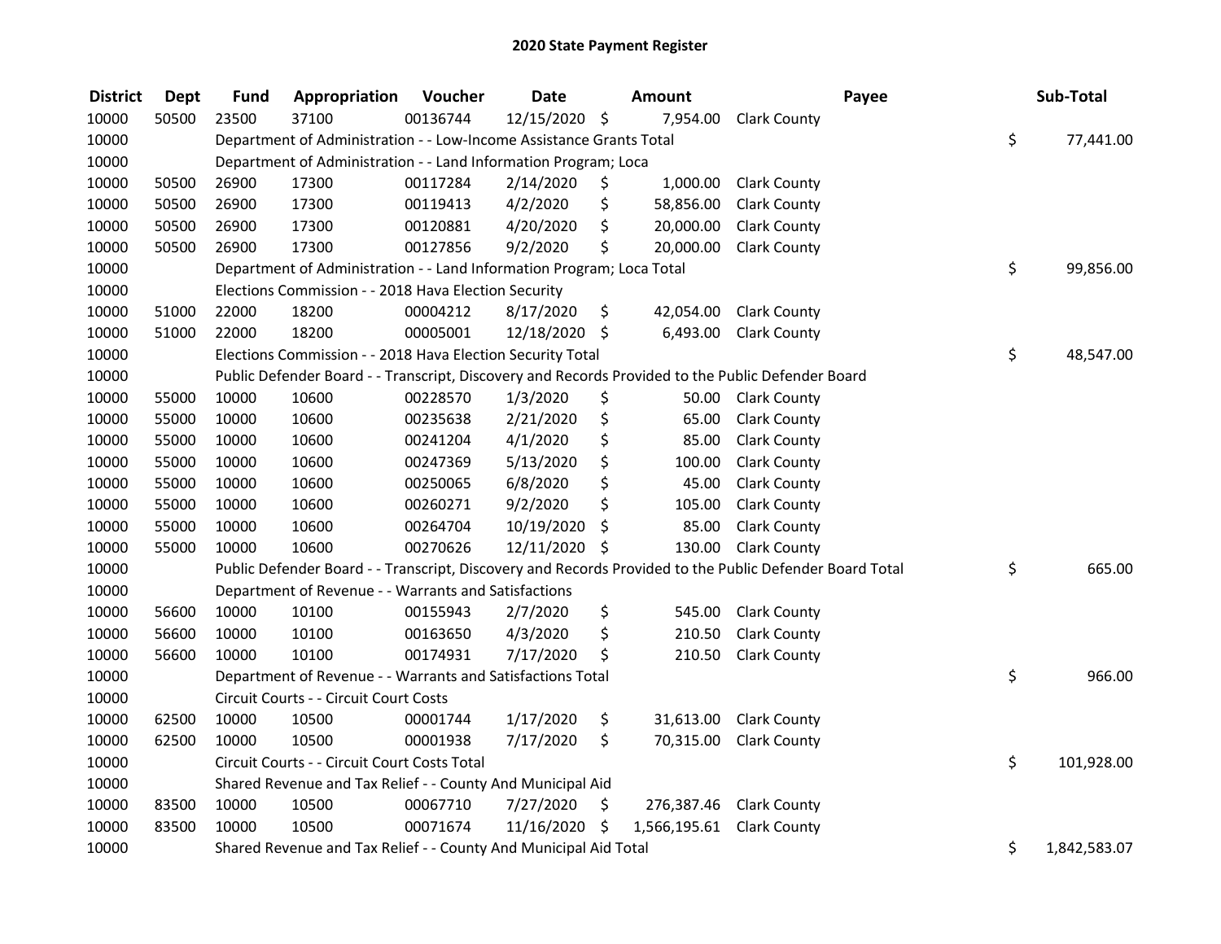## 2020 State Payment Register

| District | Dept | Fund | Appropriation | Voucher | Date | Amount | Payee | Sub-Total |
|---|---|---|---|---|---|---|---|---|
| 10000 | 50500 | 23500 | 37100 | 00136744 | 12/15/2020 | $ 7,954.00 | Clark County | |
| 10000 | | Department of Administration - - Low-Income Assistance Grants Total | | | | | | $ 77,441.00 |
| 10000 | | Department of Administration - - Land Information Program; Loca | | | | | | |
| 10000 | 50500 | 26900 | 17300 | 00117284 | 2/14/2020 | $ 1,000.00 | Clark County | |
| 10000 | 50500 | 26900 | 17300 | 00119413 | 4/2/2020 | $ 58,856.00 | Clark County | |
| 10000 | 50500 | 26900 | 17300 | 00120881 | 4/20/2020 | $ 20,000.00 | Clark County | |
| 10000 | 50500 | 26900 | 17300 | 00127856 | 9/2/2020 | $ 20,000.00 | Clark County | |
| 10000 | | Department of Administration - - Land Information Program; Loca Total | | | | | | $ 99,856.00 |
| 10000 | | Elections Commission - - 2018 Hava Election Security | | | | | | |
| 10000 | 51000 | 22000 | 18200 | 00004212 | 8/17/2020 | $ 42,054.00 | Clark County | |
| 10000 | 51000 | 22000 | 18200 | 00005001 | 12/18/2020 | $ 6,493.00 | Clark County | |
| 10000 | | Elections Commission - - 2018 Hava Election Security Total | | | | | | $ 48,547.00 |
| 10000 | | Public Defender Board - - Transcript, Discovery and Records Provided to the Public Defender Board | | | | | | |
| 10000 | 55000 | 10000 | 10600 | 00228570 | 1/3/2020 | $ 50.00 | Clark County | |
| 10000 | 55000 | 10000 | 10600 | 00235638 | 2/21/2020 | $ 65.00 | Clark County | |
| 10000 | 55000 | 10000 | 10600 | 00241204 | 4/1/2020 | $ 85.00 | Clark County | |
| 10000 | 55000 | 10000 | 10600 | 00247369 | 5/13/2020 | $ 100.00 | Clark County | |
| 10000 | 55000 | 10000 | 10600 | 00250065 | 6/8/2020 | $ 45.00 | Clark County | |
| 10000 | 55000 | 10000 | 10600 | 00260271 | 9/2/2020 | $ 105.00 | Clark County | |
| 10000 | 55000 | 10000 | 10600 | 00264704 | 10/19/2020 | $ 85.00 | Clark County | |
| 10000 | 55000 | 10000 | 10600 | 00270626 | 12/11/2020 | $ 130.00 | Clark County | |
| 10000 | | Public Defender Board - - Transcript, Discovery and Records Provided to the Public Defender Board Total | | | | | | $ 665.00 |
| 10000 | | Department of Revenue - - Warrants and Satisfactions | | | | | | |
| 10000 | 56600 | 10000 | 10100 | 00155943 | 2/7/2020 | $ 545.00 | Clark County | |
| 10000 | 56600 | 10000 | 10100 | 00163650 | 4/3/2020 | $ 210.50 | Clark County | |
| 10000 | 56600 | 10000 | 10100 | 00174931 | 7/17/2020 | $ 210.50 | Clark County | |
| 10000 | | Department of Revenue - - Warrants and Satisfactions Total | | | | | | $ 966.00 |
| 10000 | | Circuit Courts - - Circuit Court Costs | | | | | | |
| 10000 | 62500 | 10000 | 10500 | 00001744 | 1/17/2020 | $ 31,613.00 | Clark County | |
| 10000 | 62500 | 10000 | 10500 | 00001938 | 7/17/2020 | $ 70,315.00 | Clark County | |
| 10000 | | Circuit Courts - - Circuit Court Costs Total | | | | | | $ 101,928.00 |
| 10000 | | Shared Revenue and Tax Relief - - County And Municipal Aid | | | | | | |
| 10000 | 83500 | 10000 | 10500 | 00067710 | 7/27/2020 | $ 276,387.46 | Clark County | |
| 10000 | 83500 | 10000 | 10500 | 00071674 | 11/16/2020 | $ 1,566,195.61 | Clark County | |
| 10000 | | Shared Revenue and Tax Relief - - County And Municipal Aid Total | | | | | | $ 1,842,583.07 |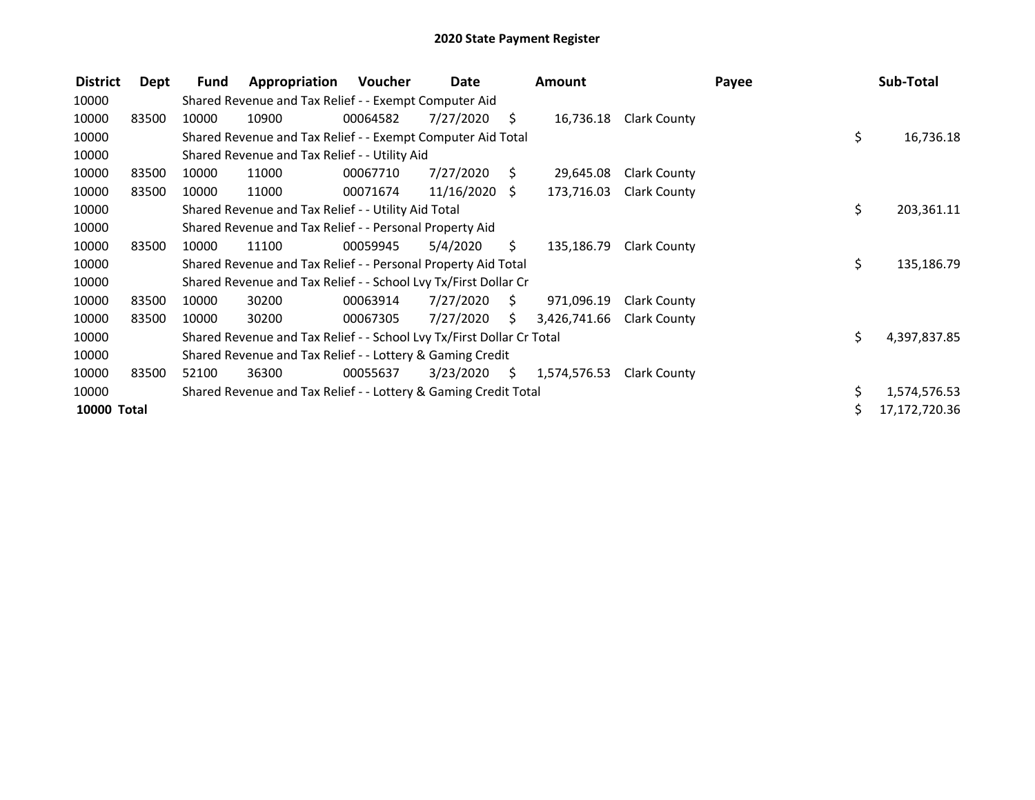# 2020 State Payment Register

| District | Dept | Fund | Appropriation | Voucher | Date | Amount | Payee | Sub-Total |
|---|---|---|---|---|---|---|---|---|
| 10000 | | Shared Revenue and Tax Relief - - Exempt Computer Aid | | | | | | |
| 10000 | 83500 | 10000 | 10900 | 00064582 | 7/27/2020 | $ 16,736.18 | Clark County | |
| 10000 | | Shared Revenue and Tax Relief - - Exempt Computer Aid Total | | | | | | $ 16,736.18 |
| 10000 | | Shared Revenue and Tax Relief - - Utility Aid | | | | | | |
| 10000 | 83500 | 10000 | 11000 | 00067710 | 7/27/2020 | $ 29,645.08 | Clark County | |
| 10000 | 83500 | 10000 | 11000 | 00071674 | 11/16/2020 | $ 173,716.03 | Clark County | |
| 10000 | | Shared Revenue and Tax Relief - - Utility Aid Total | | | | | | $ 203,361.11 |
| 10000 | | Shared Revenue and Tax Relief - - Personal Property Aid | | | | | | |
| 10000 | 83500 | 10000 | 11100 | 00059945 | 5/4/2020 | $ 135,186.79 | Clark County | |
| 10000 | | Shared Revenue and Tax Relief - - Personal Property Aid Total | | | | | | $ 135,186.79 |
| 10000 | | Shared Revenue and Tax Relief - - School Lvy Tx/First Dollar Cr | | | | | | |
| 10000 | 83500 | 10000 | 30200 | 00063914 | 7/27/2020 | $ 971,096.19 | Clark County | |
| 10000 | 83500 | 10000 | 30200 | 00067305 | 7/27/2020 | $ 3,426,741.66 | Clark County | |
| 10000 | | Shared Revenue and Tax Relief - - School Lvy Tx/First Dollar Cr Total | | | | | | $ 4,397,837.85 |
| 10000 | | Shared Revenue and Tax Relief - - Lottery & Gaming Credit | | | | | | |
| 10000 | 83500 | 52100 | 36300 | 00055637 | 3/23/2020 | $ 1,574,576.53 | Clark County | |
| 10000 | | Shared Revenue and Tax Relief - - Lottery & Gaming Credit Total | | | | | | $ 1,574,576.53 |
| **10000 Total** | | | | | | | | $ 17,172,720.36 |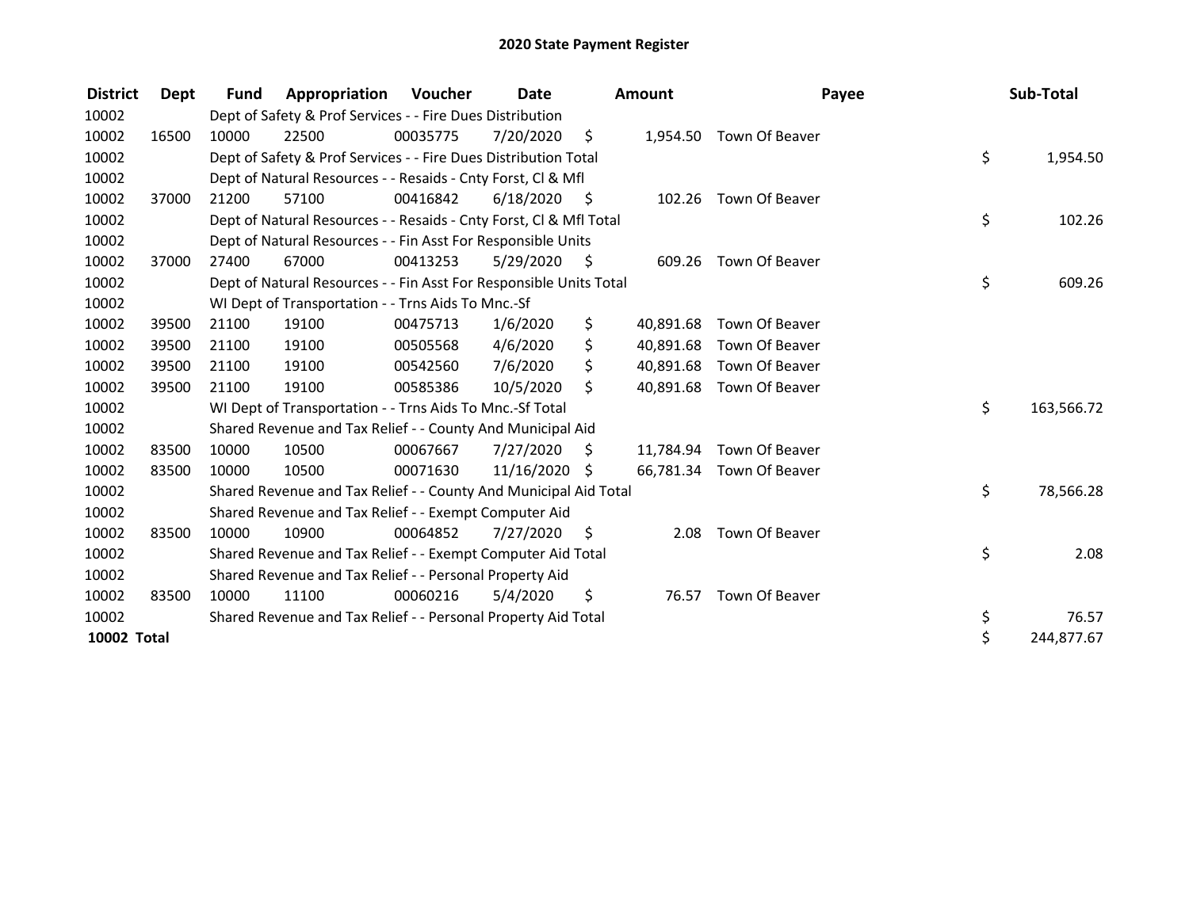# 2020 State Payment Register

| District | Dept | Fund | Appropriation | Voucher | Date | Amount | Payee | Sub-Total |
|---|---|---|---|---|---|---|---|---|
| 10002 | | Dept of Safety & Prof Services - - Fire Dues Distribution | | | | | | |
| 10002 | 16500 | 10000 | 22500 | 00035775 | 7/20/2020 | $ 1,954.50 | Town Of Beaver | |
| 10002 | | Dept of Safety & Prof Services - - Fire Dues Distribution Total | | | | | | $ 1,954.50 |
| 10002 | | Dept of Natural Resources - - Resaids - Cnty Forst, Cl & Mfl | | | | | | |
| 10002 | 37000 | 21200 | 57100 | 00416842 | 6/18/2020 | $ 102.26 | Town Of Beaver | |
| 10002 | | Dept of Natural Resources - - Resaids - Cnty Forst, Cl & Mfl Total | | | | | | $ 102.26 |
| 10002 | | Dept of Natural Resources - - Fin Asst For Responsible Units | | | | | | |
| 10002 | 37000 | 27400 | 67000 | 00413253 | 5/29/2020 | $ 609.26 | Town Of Beaver | |
| 10002 | | Dept of Natural Resources - - Fin Asst For Responsible Units Total | | | | | | $ 609.26 |
| 10002 | | WI Dept of Transportation - - Trns Aids To Mnc.-Sf | | | | | | |
| 10002 | 39500 | 21100 | 19100 | 00475713 | 1/6/2020 | $ 40,891.68 | Town Of Beaver | |
| 10002 | 39500 | 21100 | 19100 | 00505568 | 4/6/2020 | $ 40,891.68 | Town Of Beaver | |
| 10002 | 39500 | 21100 | 19100 | 00542560 | 7/6/2020 | $ 40,891.68 | Town Of Beaver | |
| 10002 | 39500 | 21100 | 19100 | 00585386 | 10/5/2020 | $ 40,891.68 | Town Of Beaver | |
| 10002 | | WI Dept of Transportation - - Trns Aids To Mnc.-Sf Total | | | | | | $ 163,566.72 |
| 10002 | | Shared Revenue and Tax Relief - - County And Municipal Aid | | | | | | |
| 10002 | 83500 | 10000 | 10500 | 00067667 | 7/27/2020 | $ 11,784.94 | Town Of Beaver | |
| 10002 | 83500 | 10000 | 10500 | 00071630 | 11/16/2020 | $ 66,781.34 | Town Of Beaver | |
| 10002 | | Shared Revenue and Tax Relief - - County And Municipal Aid Total | | | | | | $ 78,566.28 |
| 10002 | | Shared Revenue and Tax Relief - - Exempt Computer Aid | | | | | | |
| 10002 | 83500 | 10000 | 10900 | 00064852 | 7/27/2020 | $ 2.08 | Town Of Beaver | |
| 10002 | | Shared Revenue and Tax Relief - - Exempt Computer Aid Total | | | | | | $ 2.08 |
| 10002 | | Shared Revenue and Tax Relief - - Personal Property Aid | | | | | | |
| 10002 | 83500 | 10000 | 11100 | 00060216 | 5/4/2020 | $ 76.57 | Town Of Beaver | |
| 10002 | | Shared Revenue and Tax Relief - - Personal Property Aid Total | | | | | | $ 76.57 |
| **10002 Total** | | | | | | | | $ 244,877.67 |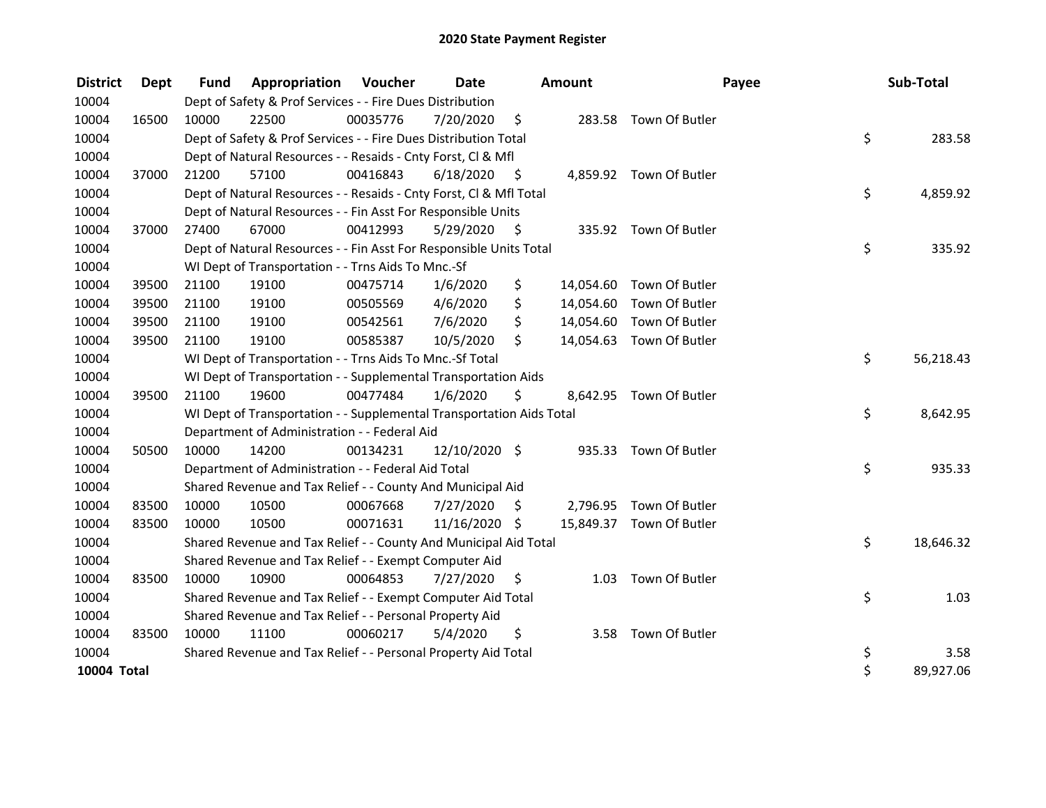# 2020 State Payment Register

| District | Dept | Fund | Appropriation | Voucher | Date | Amount | Payee | Sub-Total |
|---|---|---|---|---|---|---|---|---|
| 10004 | | Dept of Safety & Prof Services - - Fire Dues Distribution | | | | | | |
| 10004 | 16500 | 10000 | 22500 | 00035776 | 7/20/2020 | $ 283.58 | Town Of Butler | |
| 10004 | | Dept of Safety & Prof Services - - Fire Dues Distribution Total | | | | | | $ 283.58 |
| 10004 | | Dept of Natural Resources - - Resaids - Cnty Forst, Cl & Mfl | | | | | | |
| 10004 | 37000 | 21200 | 57100 | 00416843 | 6/18/2020 | $ 4,859.92 | Town Of Butler | |
| 10004 | | Dept of Natural Resources - - Resaids - Cnty Forst, Cl & Mfl Total | | | | | | $ 4,859.92 |
| 10004 | | Dept of Natural Resources - - Fin Asst For Responsible Units | | | | | | |
| 10004 | 37000 | 27400 | 67000 | 00412993 | 5/29/2020 | $ 335.92 | Town Of Butler | |
| 10004 | | Dept of Natural Resources - - Fin Asst For Responsible Units Total | | | | | | $ 335.92 |
| 10004 | | WI Dept of Transportation - - Trns Aids To Mnc.-Sf | | | | | | |
| 10004 | 39500 | 21100 | 19100 | 00475714 | 1/6/2020 | $ 14,054.60 | Town Of Butler | |
| 10004 | 39500 | 21100 | 19100 | 00505569 | 4/6/2020 | $ 14,054.60 | Town Of Butler | |
| 10004 | 39500 | 21100 | 19100 | 00542561 | 7/6/2020 | $ 14,054.60 | Town Of Butler | |
| 10004 | 39500 | 21100 | 19100 | 00585387 | 10/5/2020 | $ 14,054.63 | Town Of Butler | |
| 10004 | | WI Dept of Transportation - - Trns Aids To Mnc.-Sf Total | | | | | | $ 56,218.43 |
| 10004 | | WI Dept of Transportation - - Supplemental Transportation Aids | | | | | | |
| 10004 | 39500 | 21100 | 19600 | 00477484 | 1/6/2020 | $ 8,642.95 | Town Of Butler | |
| 10004 | | WI Dept of Transportation - - Supplemental Transportation Aids Total | | | | | | $ 8,642.95 |
| 10004 | | Department of Administration - - Federal Aid | | | | | | |
| 10004 | 50500 | 10000 | 14200 | 00134231 | 12/10/2020 | $ 935.33 | Town Of Butler | |
| 10004 | | Department of Administration - - Federal Aid Total | | | | | | $ 935.33 |
| 10004 | | Shared Revenue and Tax Relief - - County And Municipal Aid | | | | | | |
| 10004 | 83500 | 10000 | 10500 | 00067668 | 7/27/2020 | $ 2,796.95 | Town Of Butler | |
| 10004 | 83500 | 10000 | 10500 | 00071631 | 11/16/2020 | $ 15,849.37 | Town Of Butler | |
| 10004 | | Shared Revenue and Tax Relief - - County And Municipal Aid Total | | | | | | $ 18,646.32 |
| 10004 | | Shared Revenue and Tax Relief - - Exempt Computer Aid | | | | | | |
| 10004 | 83500 | 10000 | 10900 | 00064853 | 7/27/2020 | $ 1.03 | Town Of Butler | |
| 10004 | | Shared Revenue and Tax Relief - - Exempt Computer Aid Total | | | | | | $ 1.03 |
| 10004 | | Shared Revenue and Tax Relief - - Personal Property Aid | | | | | | |
| 10004 | 83500 | 10000 | 11100 | 00060217 | 5/4/2020 | $ 3.58 | Town Of Butler | |
| 10004 | | Shared Revenue and Tax Relief - - Personal Property Aid Total | | | | | | $ 3.58 |
| **10004 Total** | | | | | | | | $ 89,927.06 |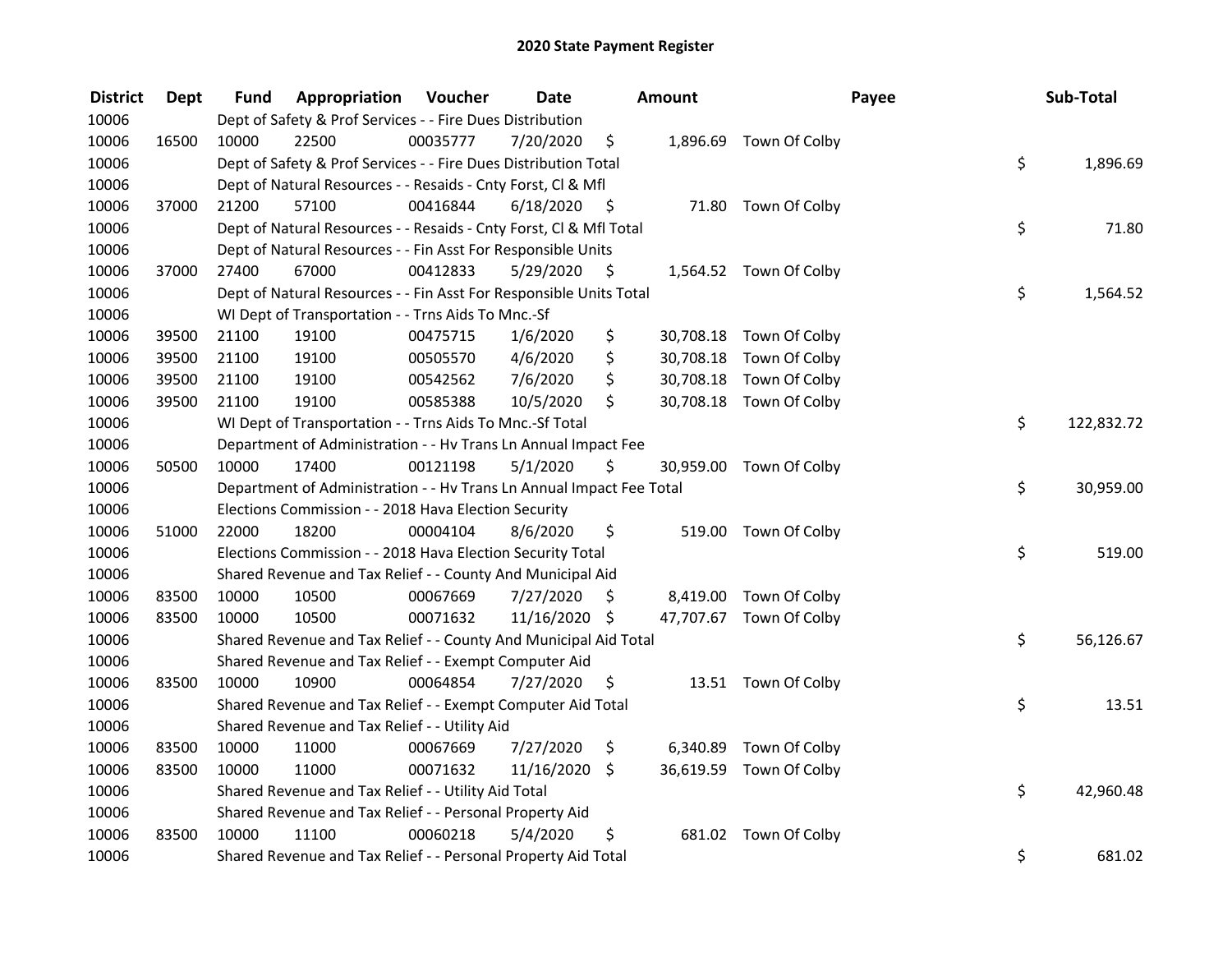# 2020 State Payment Register

| District | Dept | Fund | Appropriation | Voucher | Date | Amount | Payee | Sub-Total |
|---|---|---|---|---|---|---|---|---|
| 10006 | | Dept of Safety & Prof Services - - Fire Dues Distribution | | | | | | |
| 10006 | 16500 | 10000 | 22500 | 00035777 | 7/20/2020 | $ 1,896.69 | Town Of Colby | |
| 10006 | | Dept of Safety & Prof Services - - Fire Dues Distribution Total | | | | | | $ 1,896.69 |
| 10006 | | Dept of Natural Resources - - Resaids - Cnty Forst, Cl & Mfl | | | | | | |
| 10006 | 37000 | 21200 | 57100 | 00416844 | 6/18/2020 | $ 71.80 | Town Of Colby | |
| 10006 | | Dept of Natural Resources - - Resaids - Cnty Forst, Cl & Mfl Total | | | | | | $ 71.80 |
| 10006 | | Dept of Natural Resources - - Fin Asst For Responsible Units | | | | | | |
| 10006 | 37000 | 27400 | 67000 | 00412833 | 5/29/2020 | $ 1,564.52 | Town Of Colby | |
| 10006 | | Dept of Natural Resources - - Fin Asst For Responsible Units Total | | | | | | $ 1,564.52 |
| 10006 | | WI Dept of Transportation - - Trns Aids To Mnc.-Sf | | | | | | |
| 10006 | 39500 | 21100 | 19100 | 00475715 | 1/6/2020 | $ 30,708.18 | Town Of Colby | |
| 10006 | 39500 | 21100 | 19100 | 00505570 | 4/6/2020 | $ 30,708.18 | Town Of Colby | |
| 10006 | 39500 | 21100 | 19100 | 00542562 | 7/6/2020 | $ 30,708.18 | Town Of Colby | |
| 10006 | 39500 | 21100 | 19100 | 00585388 | 10/5/2020 | $ 30,708.18 | Town Of Colby | |
| 10006 | | WI Dept of Transportation - - Trns Aids To Mnc.-Sf Total | | | | | | $ 122,832.72 |
| 10006 | | Department of Administration - - Hv Trans Ln Annual Impact Fee | | | | | | |
| 10006 | 50500 | 10000 | 17400 | 00121198 | 5/1/2020 | $ 30,959.00 | Town Of Colby | |
| 10006 | | Department of Administration - - Hv Trans Ln Annual Impact Fee Total | | | | | | $ 30,959.00 |
| 10006 | | Elections Commission - - 2018 Hava Election Security | | | | | | |
| 10006 | 51000 | 22000 | 18200 | 00004104 | 8/6/2020 | $ 519.00 | Town Of Colby | |
| 10006 | | Elections Commission - - 2018 Hava Election Security Total | | | | | | $ 519.00 |
| 10006 | | Shared Revenue and Tax Relief - - County And Municipal Aid | | | | | | |
| 10006 | 83500 | 10000 | 10500 | 00067669 | 7/27/2020 | $ 8,419.00 | Town Of Colby | |
| 10006 | 83500 | 10000 | 10500 | 00071632 | 11/16/2020 | $ 47,707.67 | Town Of Colby | |
| 10006 | | Shared Revenue and Tax Relief - - County And Municipal Aid Total | | | | | | $ 56,126.67 |
| 10006 | | Shared Revenue and Tax Relief - - Exempt Computer Aid | | | | | | |
| 10006 | 83500 | 10000 | 10900 | 00064854 | 7/27/2020 | $ 13.51 | Town Of Colby | |
| 10006 | | Shared Revenue and Tax Relief - - Exempt Computer Aid Total | | | | | | $ 13.51 |
| 10006 | | Shared Revenue and Tax Relief - - Utility Aid | | | | | | |
| 10006 | 83500 | 10000 | 11000 | 00067669 | 7/27/2020 | $ 6,340.89 | Town Of Colby | |
| 10006 | 83500 | 10000 | 11000 | 00071632 | 11/16/2020 | $ 36,619.59 | Town Of Colby | |
| 10006 | | Shared Revenue and Tax Relief - - Utility Aid Total | | | | | | $ 42,960.48 |
| 10006 | | Shared Revenue and Tax Relief - - Personal Property Aid | | | | | | |
| 10006 | 83500 | 10000 | 11100 | 00060218 | 5/4/2020 | $ 681.02 | Town Of Colby | |
| 10006 | | Shared Revenue and Tax Relief - - Personal Property Aid Total | | | | | | $ 681.02 |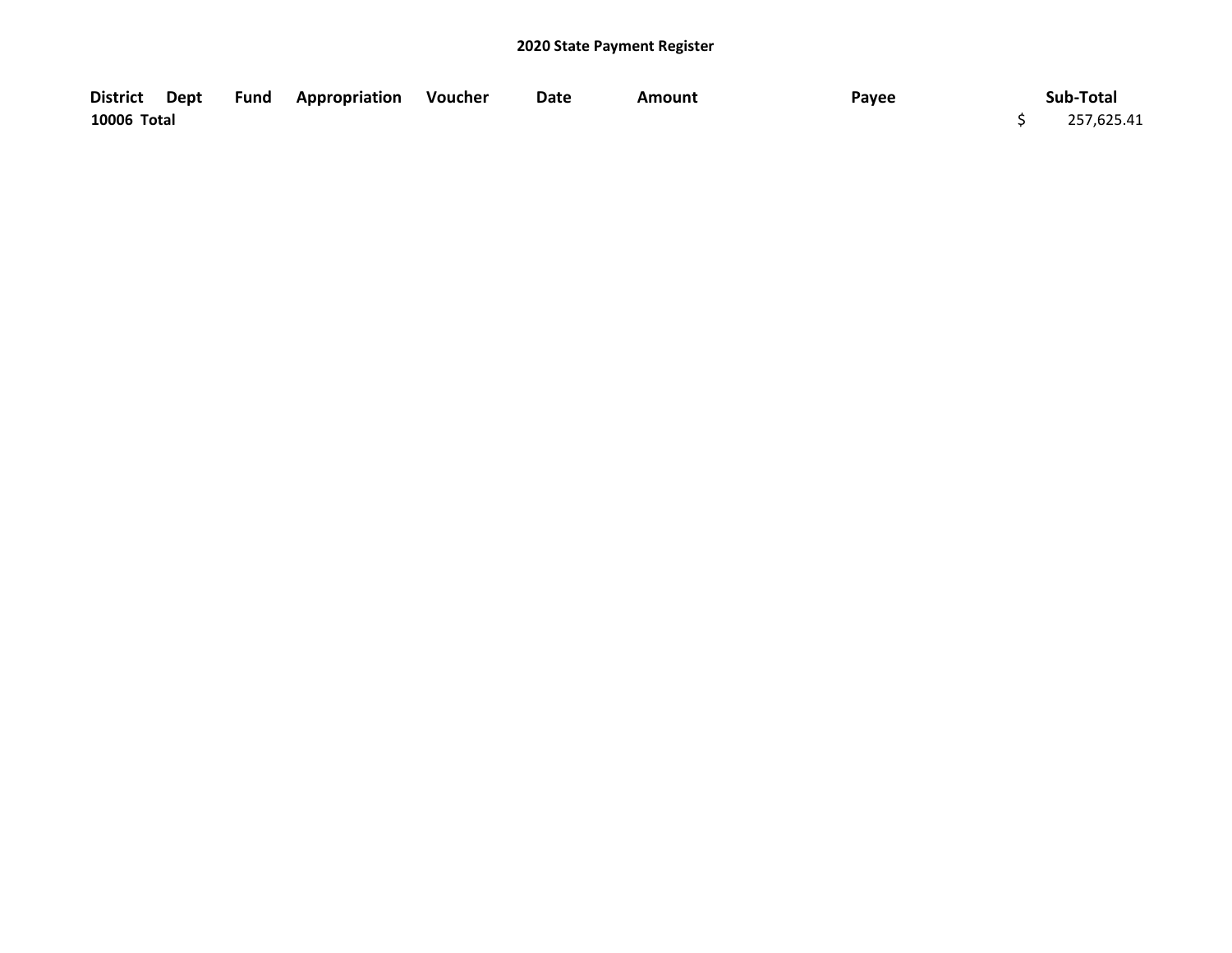## 2020 State Payment Register

| District | Dept | Fund | Appropriation | Voucher | Date | Amount | Payee | Sub-Total |
|---|---|---|---|---|---|---|---|---|
| 10006 Total | | | | | | | | $ 257,625.41 |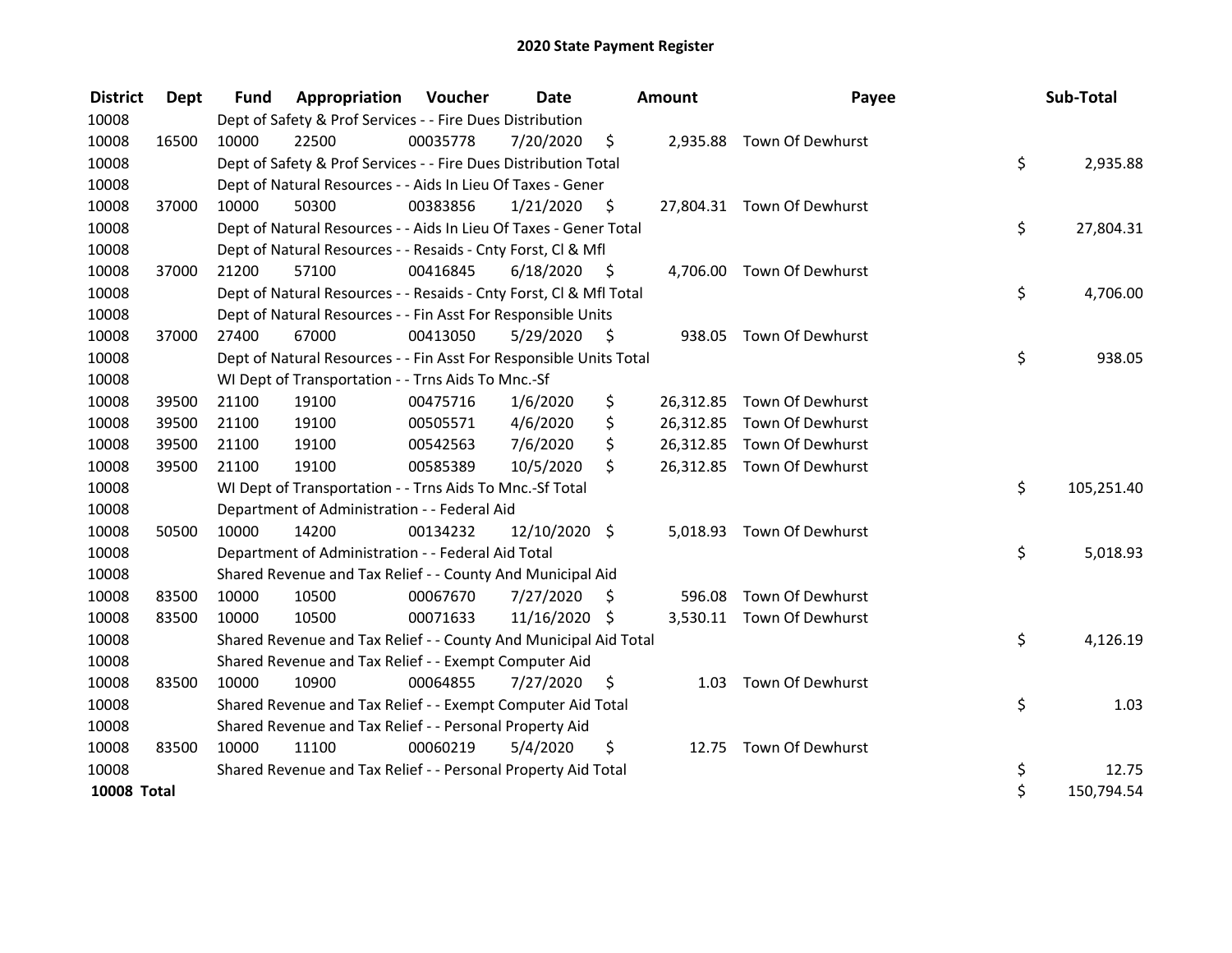# 2020 State Payment Register

| District | Dept | Fund | Appropriation | Voucher | Date | Amount | Payee | Sub-Total |
|---|---|---|---|---|---|---|---|---|
| 10008 | | Dept of Safety & Prof Services - - Fire Dues Distribution | | | | | | |
| 10008 | 16500 | 10000 | 22500 | 00035778 | 7/20/2020 | $ 2,935.88 | Town Of Dewhurst | |
| 10008 | | Dept of Safety & Prof Services - - Fire Dues Distribution Total | | | | | | $ 2,935.88 |
| 10008 | | Dept of Natural Resources - - Aids In Lieu Of Taxes - Gener | | | | | | |
| 10008 | 37000 | 10000 | 50300 | 00383856 | 1/21/2020 | $ 27,804.31 | Town Of Dewhurst | |
| 10008 | | Dept of Natural Resources - - Aids In Lieu Of Taxes - Gener Total | | | | | | $ 27,804.31 |
| 10008 | | Dept of Natural Resources - - Resaids - Cnty Forst, Cl & Mfl | | | | | | |
| 10008 | 37000 | 21200 | 57100 | 00416845 | 6/18/2020 | $ 4,706.00 | Town Of Dewhurst | |
| 10008 | | Dept of Natural Resources - - Resaids - Cnty Forst, Cl & Mfl Total | | | | | | $ 4,706.00 |
| 10008 | | Dept of Natural Resources - - Fin Asst For Responsible Units | | | | | | |
| 10008 | 37000 | 27400 | 67000 | 00413050 | 5/29/2020 | $ 938.05 | Town Of Dewhurst | |
| 10008 | | Dept of Natural Resources - - Fin Asst For Responsible Units Total | | | | | | $ 938.05 |
| 10008 | | WI Dept of Transportation - - Trns Aids To Mnc.-Sf | | | | | | |
| 10008 | 39500 | 21100 | 19100 | 00475716 | 1/6/2020 | $ 26,312.85 | Town Of Dewhurst | |
| 10008 | 39500 | 21100 | 19100 | 00505571 | 4/6/2020 | $ 26,312.85 | Town Of Dewhurst | |
| 10008 | 39500 | 21100 | 19100 | 00542563 | 7/6/2020 | $ 26,312.85 | Town Of Dewhurst | |
| 10008 | 39500 | 21100 | 19100 | 00585389 | 10/5/2020 | $ 26,312.85 | Town Of Dewhurst | |
| 10008 | | WI Dept of Transportation - - Trns Aids To Mnc.-Sf Total | | | | | | $ 105,251.40 |
| 10008 | | Department of Administration - - Federal Aid | | | | | | |
| 10008 | 50500 | 10000 | 14200 | 00134232 | 12/10/2020 | $ 5,018.93 | Town Of Dewhurst | |
| 10008 | | Department of Administration - - Federal Aid Total | | | | | | $ 5,018.93 |
| 10008 | | Shared Revenue and Tax Relief - - County And Municipal Aid | | | | | | |
| 10008 | 83500 | 10000 | 10500 | 00067670 | 7/27/2020 | $ 596.08 | Town Of Dewhurst | |
| 10008 | 83500 | 10000 | 10500 | 00071633 | 11/16/2020 | $ 3,530.11 | Town Of Dewhurst | |
| 10008 | | Shared Revenue and Tax Relief - - County And Municipal Aid Total | | | | | | $ 4,126.19 |
| 10008 | | Shared Revenue and Tax Relief - - Exempt Computer Aid | | | | | | |
| 10008 | 83500 | 10000 | 10900 | 00064855 | 7/27/2020 | $ 1.03 | Town Of Dewhurst | |
| 10008 | | Shared Revenue and Tax Relief - - Exempt Computer Aid Total | | | | | | $ 1.03 |
| 10008 | | Shared Revenue and Tax Relief - - Personal Property Aid | | | | | | |
| 10008 | 83500 | 10000 | 11100 | 00060219 | 5/4/2020 | $ 12.75 | Town Of Dewhurst | |
| 10008 | | Shared Revenue and Tax Relief - - Personal Property Aid Total | | | | | | $ 12.75 |
| **10008 Total** | | | | | | | | $ 150,794.54 |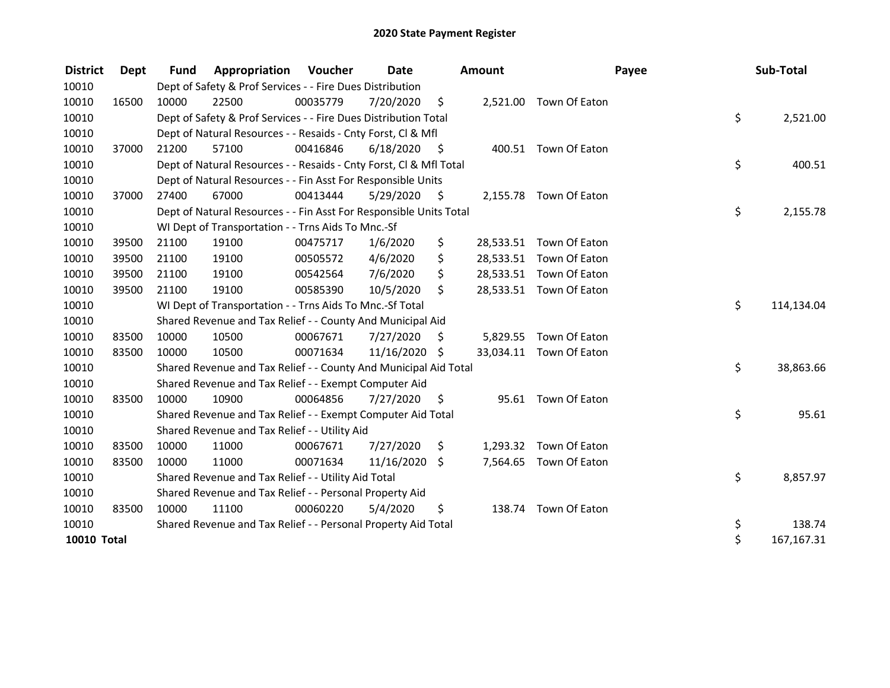# 2020 State Payment Register

| District | Dept | Fund | Appropriation | Voucher | Date | Amount | Payee | Sub-Total |
|---|---|---|---|---|---|---|---|---|
| 10010 | | Dept of Safety & Prof Services - - Fire Dues Distribution | | | | | | |
| 10010 | 16500 | 10000 | 22500 | 00035779 | 7/20/2020 | $ 2,521.00 | Town Of Eaton | |
| 10010 | | Dept of Safety & Prof Services - - Fire Dues Distribution Total | | | | | | $ 2,521.00 |
| 10010 | | Dept of Natural Resources - - Resaids - Cnty Forst, Cl & Mfl | | | | | | |
| 10010 | 37000 | 21200 | 57100 | 00416846 | 6/18/2020 | $ 400.51 | Town Of Eaton | |
| 10010 | | Dept of Natural Resources - - Resaids - Cnty Forst, Cl & Mfl Total | | | | | | $ 400.51 |
| 10010 | | Dept of Natural Resources - - Fin Asst For Responsible Units | | | | | | |
| 10010 | 37000 | 27400 | 67000 | 00413444 | 5/29/2020 | $ 2,155.78 | Town Of Eaton | |
| 10010 | | Dept of Natural Resources - - Fin Asst For Responsible Units Total | | | | | | $ 2,155.78 |
| 10010 | | WI Dept of Transportation - - Trns Aids To Mnc.-Sf | | | | | | |
| 10010 | 39500 | 21100 | 19100 | 00475717 | 1/6/2020 | $ 28,533.51 | Town Of Eaton | |
| 10010 | 39500 | 21100 | 19100 | 00505572 | 4/6/2020 | $ 28,533.51 | Town Of Eaton | |
| 10010 | 39500 | 21100 | 19100 | 00542564 | 7/6/2020 | $ 28,533.51 | Town Of Eaton | |
| 10010 | 39500 | 21100 | 19100 | 00585390 | 10/5/2020 | $ 28,533.51 | Town Of Eaton | |
| 10010 | | WI Dept of Transportation - - Trns Aids To Mnc.-Sf Total | | | | | | $ 114,134.04 |
| 10010 | | Shared Revenue and Tax Relief - - County And Municipal Aid | | | | | | |
| 10010 | 83500 | 10000 | 10500 | 00067671 | 7/27/2020 | $ 5,829.55 | Town Of Eaton | |
| 10010 | 83500 | 10000 | 10500 | 00071634 | 11/16/2020 | $ 33,034.11 | Town Of Eaton | |
| 10010 | | Shared Revenue and Tax Relief - - County And Municipal Aid Total | | | | | | $ 38,863.66 |
| 10010 | | Shared Revenue and Tax Relief - - Exempt Computer Aid | | | | | | |
| 10010 | 83500 | 10000 | 10900 | 00064856 | 7/27/2020 | $ 95.61 | Town Of Eaton | |
| 10010 | | Shared Revenue and Tax Relief - - Exempt Computer Aid Total | | | | | | $ 95.61 |
| 10010 | | Shared Revenue and Tax Relief - - Utility Aid | | | | | | |
| 10010 | 83500 | 10000 | 11000 | 00067671 | 7/27/2020 | $ 1,293.32 | Town Of Eaton | |
| 10010 | 83500 | 10000 | 11000 | 00071634 | 11/16/2020 | $ 7,564.65 | Town Of Eaton | |
| 10010 | | Shared Revenue and Tax Relief - - Utility Aid Total | | | | | | $ 8,857.97 |
| 10010 | | Shared Revenue and Tax Relief - - Personal Property Aid | | | | | | |
| 10010 | 83500 | 10000 | 11100 | 00060220 | 5/4/2020 | $ 138.74 | Town Of Eaton | |
| 10010 | | Shared Revenue and Tax Relief - - Personal Property Aid Total | | | | | | $ 138.74 |
| **10010 Total** | | | | | | | | $ 167,167.31 |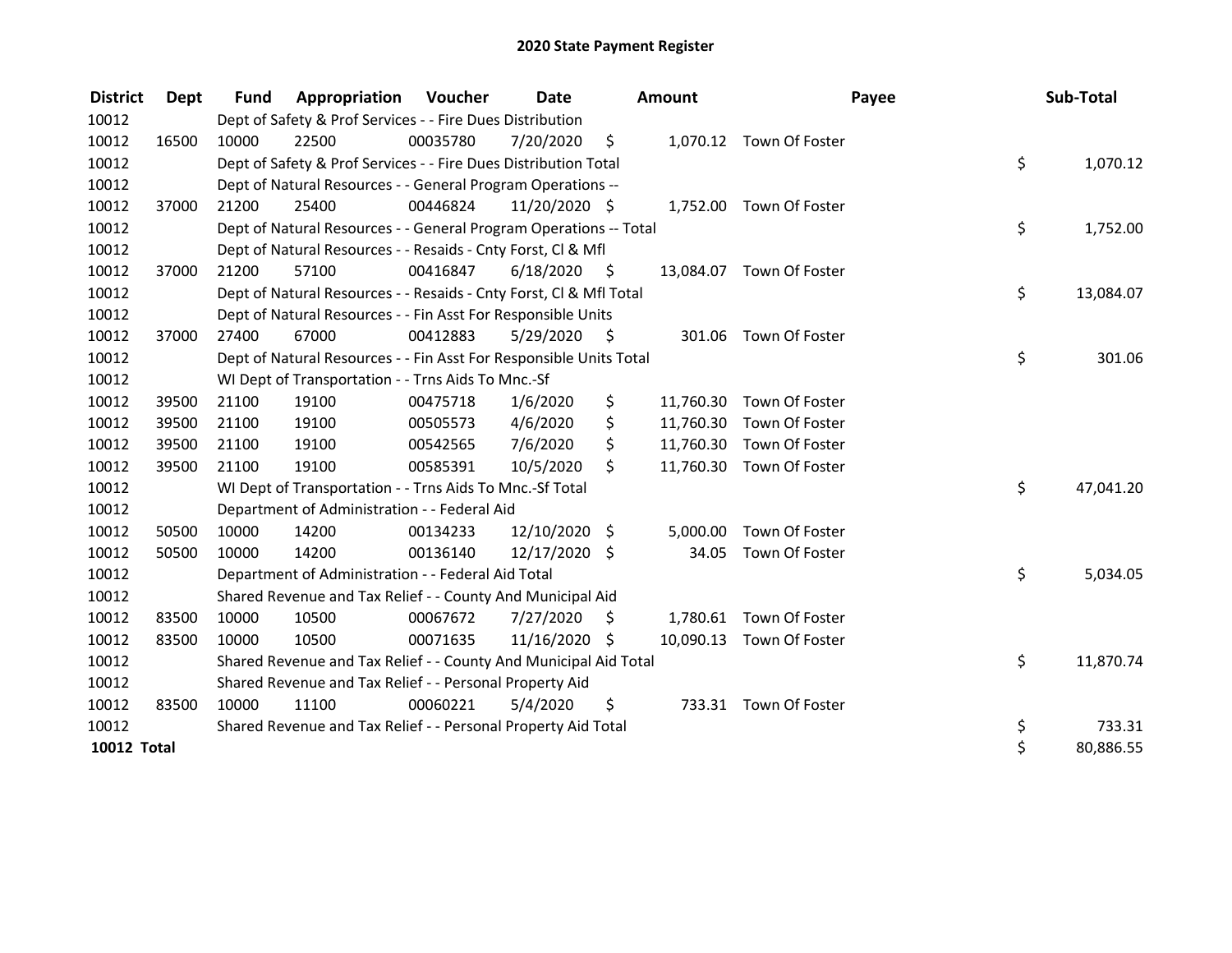# 2020 State Payment Register

| District | Dept | Fund | Appropriation | Voucher | Date | Amount | Payee | Sub-Total |
|---|---|---|---|---|---|---|---|---|
| 10012 | | Dept of Safety & Prof Services - - Fire Dues Distribution | | | | | | |
| 10012 | 16500 | 10000 | 22500 | 00035780 | 7/20/2020 | $ 1,070.12 | Town Of Foster | |
| 10012 | | Dept of Safety & Prof Services - - Fire Dues Distribution Total | | | | | | $ 1,070.12 |
| 10012 | | Dept of Natural Resources - - General Program Operations -- | | | | | | |
| 10012 | 37000 | 21200 | 25400 | 00446824 | 11/20/2020 | $ 1,752.00 | Town Of Foster | |
| 10012 | | Dept of Natural Resources - - General Program Operations -- Total | | | | | | $ 1,752.00 |
| 10012 | | Dept of Natural Resources - - Resaids - Cnty Forst, Cl & Mfl | | | | | | |
| 10012 | 37000 | 21200 | 57100 | 00416847 | 6/18/2020 | $ 13,084.07 | Town Of Foster | |
| 10012 | | Dept of Natural Resources - - Resaids - Cnty Forst, Cl & Mfl Total | | | | | | $ 13,084.07 |
| 10012 | | Dept of Natural Resources - - Fin Asst For Responsible Units | | | | | | |
| 10012 | 37000 | 27400 | 67000 | 00412883 | 5/29/2020 | $ 301.06 | Town Of Foster | |
| 10012 | | Dept of Natural Resources - - Fin Asst For Responsible Units Total | | | | | | $ 301.06 |
| 10012 | | WI Dept of Transportation - - Trns Aids To Mnc.-Sf | | | | | | |
| 10012 | 39500 | 21100 | 19100 | 00475718 | 1/6/2020 | $ 11,760.30 | Town Of Foster | |
| 10012 | 39500 | 21100 | 19100 | 00505573 | 4/6/2020 | $ 11,760.30 | Town Of Foster | |
| 10012 | 39500 | 21100 | 19100 | 00542565 | 7/6/2020 | $ 11,760.30 | Town Of Foster | |
| 10012 | 39500 | 21100 | 19100 | 00585391 | 10/5/2020 | $ 11,760.30 | Town Of Foster | |
| 10012 | | WI Dept of Transportation - - Trns Aids To Mnc.-Sf Total | | | | | | $ 47,041.20 |
| 10012 | | Department of Administration - - Federal Aid | | | | | | |
| 10012 | 50500 | 10000 | 14200 | 00134233 | 12/10/2020 | $ 5,000.00 | Town Of Foster | |
| 10012 | 50500 | 10000 | 14200 | 00136140 | 12/17/2020 | $ 34.05 | Town Of Foster | |
| 10012 | | Department of Administration - - Federal Aid Total | | | | | | $ 5,034.05 |
| 10012 | | Shared Revenue and Tax Relief - - County And Municipal Aid | | | | | | |
| 10012 | 83500 | 10000 | 10500 | 00067672 | 7/27/2020 | $ 1,780.61 | Town Of Foster | |
| 10012 | 83500 | 10000 | 10500 | 00071635 | 11/16/2020 | $ 10,090.13 | Town Of Foster | |
| 10012 | | Shared Revenue and Tax Relief - - County And Municipal Aid Total | | | | | | $ 11,870.74 |
| 10012 | | Shared Revenue and Tax Relief - - Personal Property Aid | | | | | | |
| 10012 | 83500 | 10000 | 11100 | 00060221 | 5/4/2020 | $ 733.31 | Town Of Foster | |
| 10012 | | Shared Revenue and Tax Relief - - Personal Property Aid Total | | | | | | $ 733.31 |
| **10012 Total** | | | | | | | | $ 80,886.55 |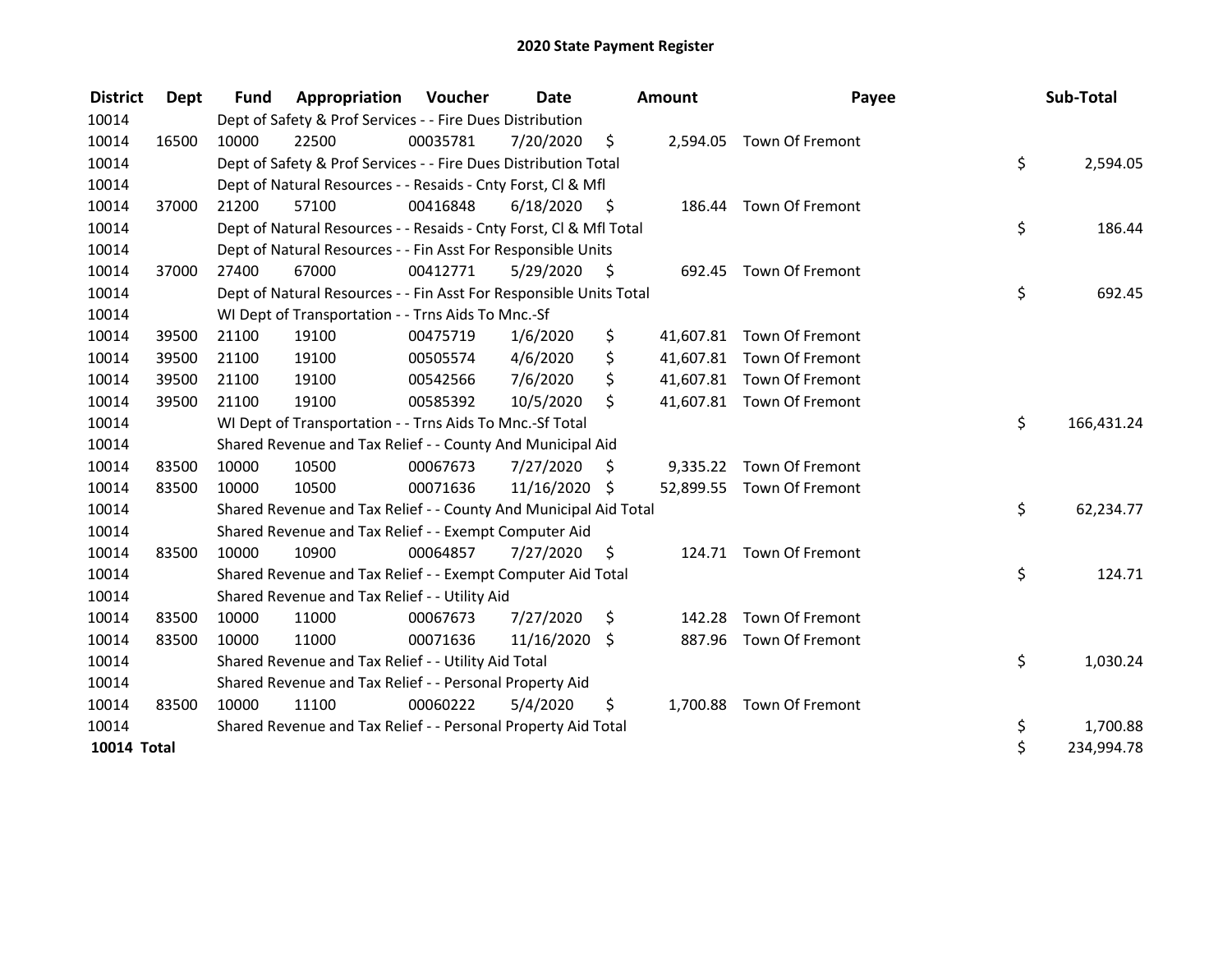# 2020 State Payment Register

| District | Dept | Fund | Appropriation | Voucher | Date | Amount | Payee | Sub-Total |
|---|---|---|---|---|---|---|---|---|
| 10014 | | Dept of Safety & Prof Services - - Fire Dues Distribution | | | | | | |
| 10014 | 16500 | 10000 | 22500 | 00035781 | 7/20/2020 | $ 2,594.05 | Town Of Fremont | |
| 10014 | | Dept of Safety & Prof Services - - Fire Dues Distribution Total | | | | | | $ 2,594.05 |
| 10014 | | Dept of Natural Resources - - Resaids - Cnty Forst, Cl & Mfl | | | | | | |
| 10014 | 37000 | 21200 | 57100 | 00416848 | 6/18/2020 | $ 186.44 | Town Of Fremont | |
| 10014 | | Dept of Natural Resources - - Resaids - Cnty Forst, Cl & Mfl Total | | | | | | $ 186.44 |
| 10014 | | Dept of Natural Resources - - Fin Asst For Responsible Units | | | | | | |
| 10014 | 37000 | 27400 | 67000 | 00412771 | 5/29/2020 | $ 692.45 | Town Of Fremont | |
| 10014 | | Dept of Natural Resources - - Fin Asst For Responsible Units Total | | | | | | $ 692.45 |
| 10014 | | WI Dept of Transportation - - Trns Aids To Mnc.-Sf | | | | | | |
| 10014 | 39500 | 21100 | 19100 | 00475719 | 1/6/2020 | $ 41,607.81 | Town Of Fremont | |
| 10014 | 39500 | 21100 | 19100 | 00505574 | 4/6/2020 | $ 41,607.81 | Town Of Fremont | |
| 10014 | 39500 | 21100 | 19100 | 00542566 | 7/6/2020 | $ 41,607.81 | Town Of Fremont | |
| 10014 | 39500 | 21100 | 19100 | 00585392 | 10/5/2020 | $ 41,607.81 | Town Of Fremont | |
| 10014 | | WI Dept of Transportation - - Trns Aids To Mnc.-Sf Total | | | | | | $ 166,431.24 |
| 10014 | | Shared Revenue and Tax Relief - - County And Municipal Aid | | | | | | |
| 10014 | 83500 | 10000 | 10500 | 00067673 | 7/27/2020 | $ 9,335.22 | Town Of Fremont | |
| 10014 | 83500 | 10000 | 10500 | 00071636 | 11/16/2020 | $ 52,899.55 | Town Of Fremont | |
| 10014 | | Shared Revenue and Tax Relief - - County And Municipal Aid Total | | | | | | $ 62,234.77 |
| 10014 | | Shared Revenue and Tax Relief - - Exempt Computer Aid | | | | | | |
| 10014 | 83500 | 10000 | 10900 | 00064857 | 7/27/2020 | $ 124.71 | Town Of Fremont | |
| 10014 | | Shared Revenue and Tax Relief - - Exempt Computer Aid Total | | | | | | $ 124.71 |
| 10014 | | Shared Revenue and Tax Relief - - Utility Aid | | | | | | |
| 10014 | 83500 | 10000 | 11000 | 00067673 | 7/27/2020 | $ 142.28 | Town Of Fremont | |
| 10014 | 83500 | 10000 | 11000 | 00071636 | 11/16/2020 | $ 887.96 | Town Of Fremont | |
| 10014 | | Shared Revenue and Tax Relief - - Utility Aid Total | | | | | | $ 1,030.24 |
| 10014 | | Shared Revenue and Tax Relief - - Personal Property Aid | | | | | | |
| 10014 | 83500 | 10000 | 11100 | 00060222 | 5/4/2020 | $ 1,700.88 | Town Of Fremont | |
| 10014 | | Shared Revenue and Tax Relief - - Personal Property Aid Total | | | | | | $ 1,700.88 |
| **10014 Total** | | | | | | | | $ 234,994.78 |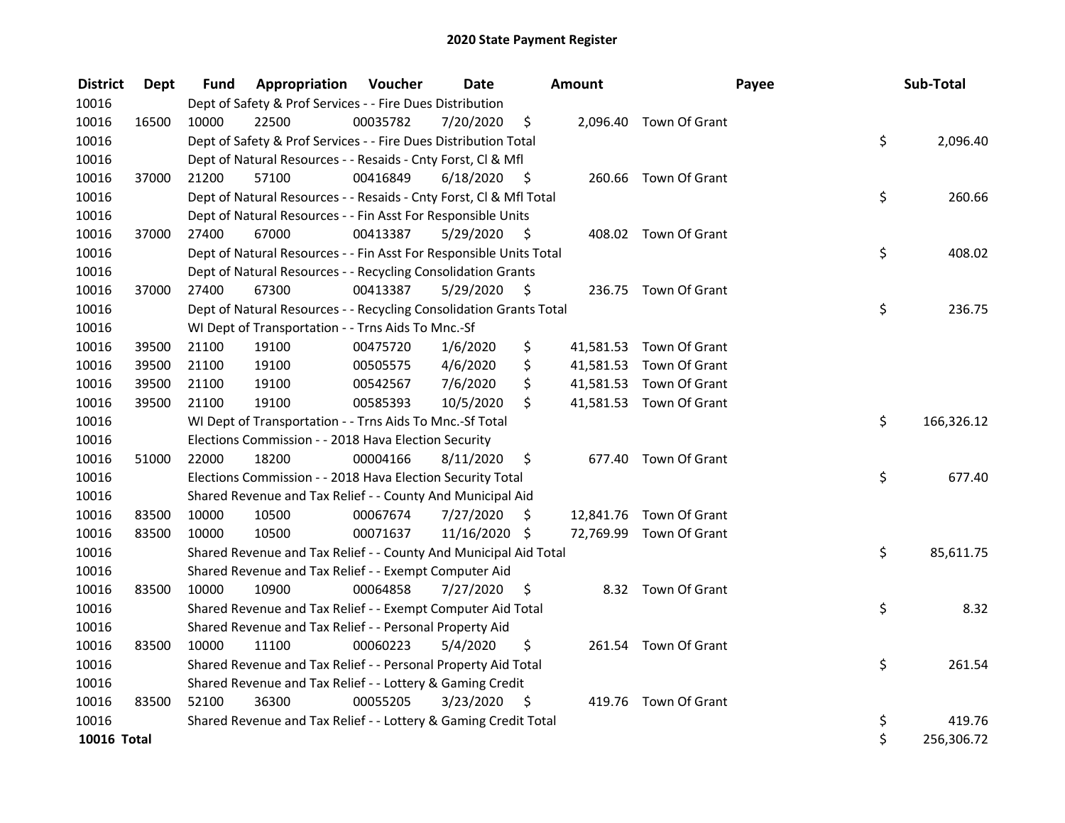# 2020 State Payment Register

| District | Dept | Fund | Appropriation | Voucher | Date | Amount | Payee | Sub-Total |
|---|---|---|---|---|---|---|---|---|
| 10016 | | Dept of Safety & Prof Services - - Fire Dues Distribution | | | | | | |
| 10016 | 16500 | 10000 | 22500 | 00035782 | 7/20/2020 | $ 2,096.40 | Town Of Grant | |
| 10016 | | Dept of Safety & Prof Services - - Fire Dues Distribution Total | | | | | | $ 2,096.40 |
| 10016 | | Dept of Natural Resources - - Resaids - Cnty Forst, Cl & Mfl | | | | | | |
| 10016 | 37000 | 21200 | 57100 | 00416849 | 6/18/2020 | $ 260.66 | Town Of Grant | |
| 10016 | | Dept of Natural Resources - - Resaids - Cnty Forst, Cl & Mfl Total | | | | | | $ 260.66 |
| 10016 | | Dept of Natural Resources - - Fin Asst For Responsible Units | | | | | | |
| 10016 | 37000 | 27400 | 67000 | 00413387 | 5/29/2020 | $ 408.02 | Town Of Grant | |
| 10016 | | Dept of Natural Resources - - Fin Asst For Responsible Units Total | | | | | | $ 408.02 |
| 10016 | | Dept of Natural Resources - - Recycling Consolidation Grants | | | | | | |
| 10016 | 37000 | 27400 | 67300 | 00413387 | 5/29/2020 | $ 236.75 | Town Of Grant | |
| 10016 | | Dept of Natural Resources - - Recycling Consolidation Grants Total | | | | | | $ 236.75 |
| 10016 | | WI Dept of Transportation - - Trns Aids To Mnc.-Sf | | | | | | |
| 10016 | 39500 | 21100 | 19100 | 00475720 | 1/6/2020 | $ 41,581.53 | Town Of Grant | |
| 10016 | 39500 | 21100 | 19100 | 00505575 | 4/6/2020 | $ 41,581.53 | Town Of Grant | |
| 10016 | 39500 | 21100 | 19100 | 00542567 | 7/6/2020 | $ 41,581.53 | Town Of Grant | |
| 10016 | 39500 | 21100 | 19100 | 00585393 | 10/5/2020 | $ 41,581.53 | Town Of Grant | |
| 10016 | | WI Dept of Transportation - - Trns Aids To Mnc.-Sf Total | | | | | | $ 166,326.12 |
| 10016 | | Elections Commission - - 2018 Hava Election Security | | | | | | |
| 10016 | 51000 | 22000 | 18200 | 00004166 | 8/11/2020 | $ 677.40 | Town Of Grant | |
| 10016 | | Elections Commission - - 2018 Hava Election Security Total | | | | | | $ 677.40 |
| 10016 | | Shared Revenue and Tax Relief - - County And Municipal Aid | | | | | | |
| 10016 | 83500 | 10000 | 10500 | 00067674 | 7/27/2020 | $ 12,841.76 | Town Of Grant | |
| 10016 | 83500 | 10000 | 10500 | 00071637 | 11/16/2020 | $ 72,769.99 | Town Of Grant | |
| 10016 | | Shared Revenue and Tax Relief - - County And Municipal Aid Total | | | | | | $ 85,611.75 |
| 10016 | | Shared Revenue and Tax Relief - - Exempt Computer Aid | | | | | | |
| 10016 | 83500 | 10000 | 10900 | 00064858 | 7/27/2020 | $ 8.32 | Town Of Grant | |
| 10016 | | Shared Revenue and Tax Relief - - Exempt Computer Aid Total | | | | | | $ 8.32 |
| 10016 | | Shared Revenue and Tax Relief - - Personal Property Aid | | | | | | |
| 10016 | 83500 | 10000 | 11100 | 00060223 | 5/4/2020 | $ 261.54 | Town Of Grant | |
| 10016 | | Shared Revenue and Tax Relief - - Personal Property Aid Total | | | | | | $ 261.54 |
| 10016 | | Shared Revenue and Tax Relief - - Lottery & Gaming Credit | | | | | | |
| 10016 | 83500 | 52100 | 36300 | 00055205 | 3/23/2020 | $ 419.76 | Town Of Grant | |
| 10016 | | Shared Revenue and Tax Relief - - Lottery & Gaming Credit Total | | | | | | $ 419.76 |
| **10016 Total** | | | | | | | | $ 256,306.72 |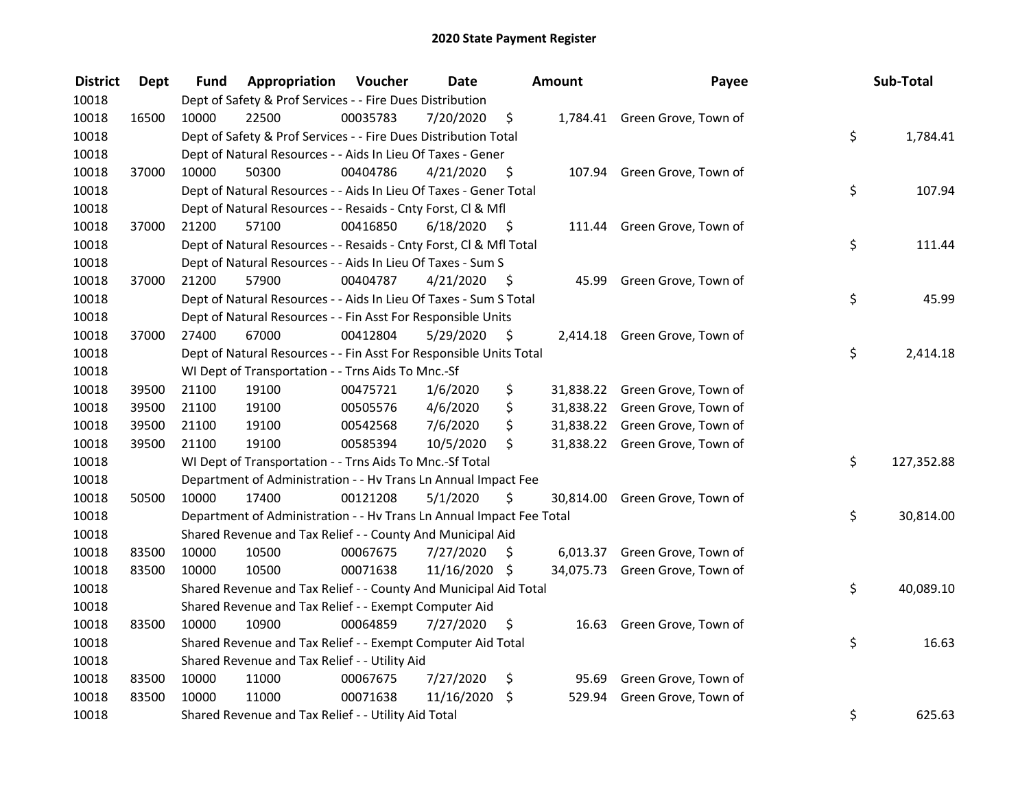# 2020 State Payment Register

| District | Dept | Fund | Appropriation | Voucher | Date | Amount | Payee | Sub-Total |
|---|---|---|---|---|---|---|---|---|
| 10018 | | Dept of Safety & Prof Services - - Fire Dues Distribution | | | | | | |
| 10018 | 16500 | 10000 | 22500 | 00035783 | 7/20/2020 | $ 1,784.41 | Green Grove, Town of | |
| 10018 | | Dept of Safety & Prof Services - - Fire Dues Distribution Total | | | | | | $ 1,784.41 |
| 10018 | | Dept of Natural Resources - - Aids In Lieu Of Taxes - Gener | | | | | | |
| 10018 | 37000 | 10000 | 50300 | 00404786 | 4/21/2020 | $ 107.94 | Green Grove, Town of | |
| 10018 | | Dept of Natural Resources - - Aids In Lieu Of Taxes - Gener Total | | | | | | $ 107.94 |
| 10018 | | Dept of Natural Resources - - Resaids - Cnty Forst, Cl & Mfl | | | | | | |
| 10018 | 37000 | 21200 | 57100 | 00416850 | 6/18/2020 | $ 111.44 | Green Grove, Town of | |
| 10018 | | Dept of Natural Resources - - Resaids - Cnty Forst, Cl & Mfl Total | | | | | | $ 111.44 |
| 10018 | | Dept of Natural Resources - - Aids In Lieu Of Taxes - Sum S | | | | | | |
| 10018 | 37000 | 21200 | 57900 | 00404787 | 4/21/2020 | $ 45.99 | Green Grove, Town of | |
| 10018 | | Dept of Natural Resources - - Aids In Lieu Of Taxes - Sum S Total | | | | | | $ 45.99 |
| 10018 | | Dept of Natural Resources - - Fin Asst For Responsible Units | | | | | | |
| 10018 | 37000 | 27400 | 67000 | 00412804 | 5/29/2020 | $ 2,414.18 | Green Grove, Town of | |
| 10018 | | Dept of Natural Resources - - Fin Asst For Responsible Units Total | | | | | | $ 2,414.18 |
| 10018 | | WI Dept of Transportation - - Trns Aids To Mnc.-Sf | | | | | | |
| 10018 | 39500 | 21100 | 19100 | 00475721 | 1/6/2020 | $ 31,838.22 | Green Grove, Town of | |
| 10018 | 39500 | 21100 | 19100 | 00505576 | 4/6/2020 | $ 31,838.22 | Green Grove, Town of | |
| 10018 | 39500 | 21100 | 19100 | 00542568 | 7/6/2020 | $ 31,838.22 | Green Grove, Town of | |
| 10018 | 39500 | 21100 | 19100 | 00585394 | 10/5/2020 | $ 31,838.22 | Green Grove, Town of | |
| 10018 | | WI Dept of Transportation - - Trns Aids To Mnc.-Sf Total | | | | | | $ 127,352.88 |
| 10018 | | Department of Administration - - Hv Trans Ln Annual Impact Fee | | | | | | |
| 10018 | 50500 | 10000 | 17400 | 00121208 | 5/1/2020 | $ 30,814.00 | Green Grove, Town of | |
| 10018 | | Department of Administration - - Hv Trans Ln Annual Impact Fee Total | | | | | | $ 30,814.00 |
| 10018 | | Shared Revenue and Tax Relief - - County And Municipal Aid | | | | | | |
| 10018 | 83500 | 10000 | 10500 | 00067675 | 7/27/2020 | $ 6,013.37 | Green Grove, Town of | |
| 10018 | 83500 | 10000 | 10500 | 00071638 | 11/16/2020 | $ 34,075.73 | Green Grove, Town of | |
| 10018 | | Shared Revenue and Tax Relief - - County And Municipal Aid Total | | | | | | $ 40,089.10 |
| 10018 | | Shared Revenue and Tax Relief - - Exempt Computer Aid | | | | | | |
| 10018 | 83500 | 10000 | 10900 | 00064859 | 7/27/2020 | $ 16.63 | Green Grove, Town of | |
| 10018 | | Shared Revenue and Tax Relief - - Exempt Computer Aid Total | | | | | | $ 16.63 |
| 10018 | | Shared Revenue and Tax Relief - - Utility Aid | | | | | | |
| 10018 | 83500 | 10000 | 11000 | 00067675 | 7/27/2020 | $ 95.69 | Green Grove, Town of | |
| 10018 | 83500 | 10000 | 11000 | 00071638 | 11/16/2020 | $ 529.94 | Green Grove, Town of | |
| 10018 | | Shared Revenue and Tax Relief - - Utility Aid Total | | | | | | $ 625.63 |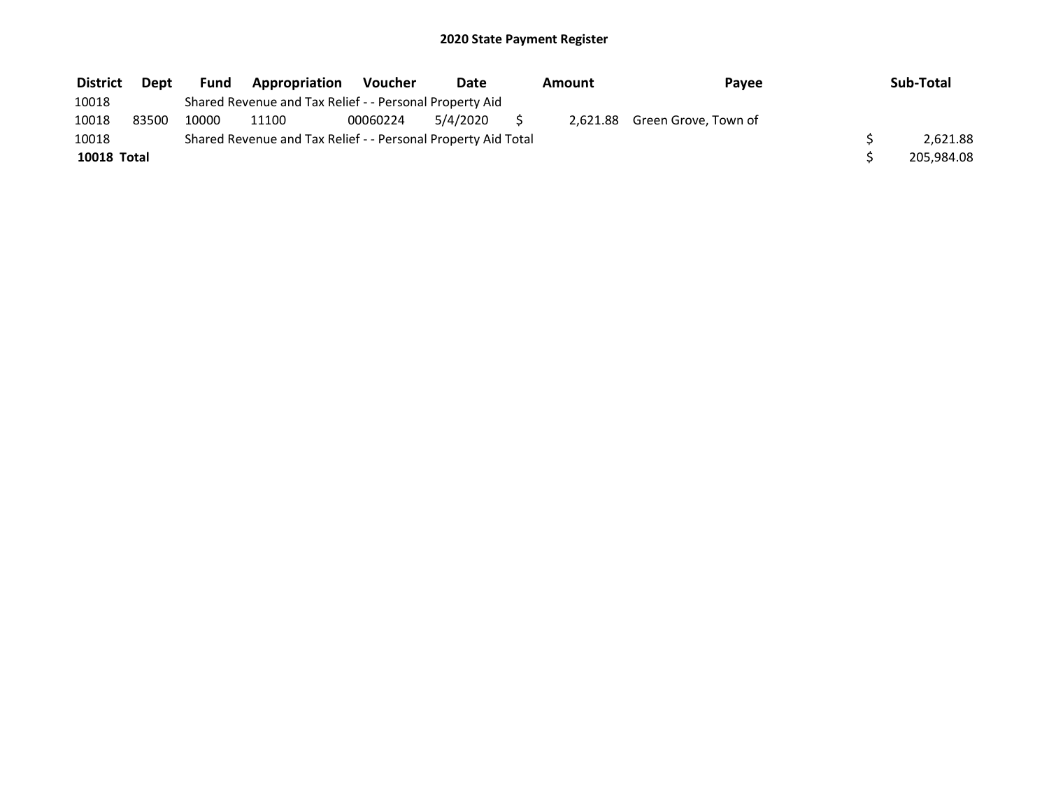# 2020 State Payment Register

| District | Dept | Fund | Appropriation | Voucher | Date | Amount | Payee | Sub-Total |
|---|---|---|---|---|---|---|---|---|
| 10018 | | Shared Revenue and Tax Relief - - Personal Property Aid | | | | | | |
| 10018 | 83500 | 10000 | 11100 | 00060224 | 5/4/2020 | $ 2,621.88 | Green Grove, Town of | |
| 10018 | | Shared Revenue and Tax Relief - - Personal Property Aid Total | | | | | | $ 2,621.88 |
| **10018 Total** | | | | | | | | $ 205,984.08 |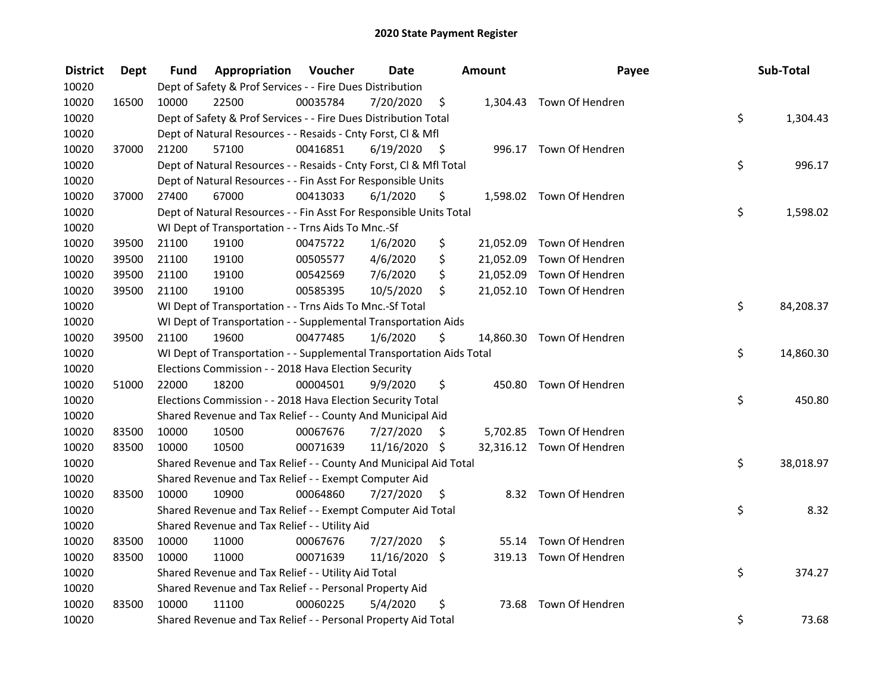# 2020 State Payment Register

| District | Dept | Fund | Appropriation | Voucher | Date | Amount | Payee | Sub-Total |
|---|---|---|---|---|---|---|---|---|
| 10020 | | Dept of Safety & Prof Services - - Fire Dues Distribution | | | | | | |
| 10020 | 16500 | 10000 | 22500 | 00035784 | 7/20/2020 | $ 1,304.43 | Town Of Hendren | |
| 10020 | | Dept of Safety & Prof Services - - Fire Dues Distribution Total | | | | | | $ 1,304.43 |
| 10020 | | Dept of Natural Resources - - Resaids - Cnty Forst, Cl & Mfl | | | | | | |
| 10020 | 37000 | 21200 | 57100 | 00416851 | 6/19/2020 | $ 996.17 | Town Of Hendren | |
| 10020 | | Dept of Natural Resources - - Resaids - Cnty Forst, Cl & Mfl Total | | | | | | $ 996.17 |
| 10020 | | Dept of Natural Resources - - Fin Asst For Responsible Units | | | | | | |
| 10020 | 37000 | 27400 | 67000 | 00413033 | 6/1/2020 | $ 1,598.02 | Town Of Hendren | |
| 10020 | | Dept of Natural Resources - - Fin Asst For Responsible Units Total | | | | | | $ 1,598.02 |
| 10020 | | WI Dept of Transportation - - Trns Aids To Mnc.-Sf | | | | | | |
| 10020 | 39500 | 21100 | 19100 | 00475722 | 1/6/2020 | $ 21,052.09 | Town Of Hendren | |
| 10020 | 39500 | 21100 | 19100 | 00505577 | 4/6/2020 | $ 21,052.09 | Town Of Hendren | |
| 10020 | 39500 | 21100 | 19100 | 00542569 | 7/6/2020 | $ 21,052.09 | Town Of Hendren | |
| 10020 | 39500 | 21100 | 19100 | 00585395 | 10/5/2020 | $ 21,052.10 | Town Of Hendren | |
| 10020 | | WI Dept of Transportation - - Trns Aids To Mnc.-Sf Total | | | | | | $ 84,208.37 |
| 10020 | | WI Dept of Transportation - - Supplemental Transportation Aids | | | | | | |
| 10020 | 39500 | 21100 | 19600 | 00477485 | 1/6/2020 | $ 14,860.30 | Town Of Hendren | |
| 10020 | | WI Dept of Transportation - - Supplemental Transportation Aids Total | | | | | | $ 14,860.30 |
| 10020 | | Elections Commission - - 2018 Hava Election Security | | | | | | |
| 10020 | 51000 | 22000 | 18200 | 00004501 | 9/9/2020 | $ 450.80 | Town Of Hendren | |
| 10020 | | Elections Commission - - 2018 Hava Election Security Total | | | | | | $ 450.80 |
| 10020 | | Shared Revenue and Tax Relief - - County And Municipal Aid | | | | | | |
| 10020 | 83500 | 10000 | 10500 | 00067676 | 7/27/2020 | $ 5,702.85 | Town Of Hendren | |
| 10020 | 83500 | 10000 | 10500 | 00071639 | 11/16/2020 | $ 32,316.12 | Town Of Hendren | |
| 10020 | | Shared Revenue and Tax Relief - - County And Municipal Aid Total | | | | | | $ 38,018.97 |
| 10020 | | Shared Revenue and Tax Relief - - Exempt Computer Aid | | | | | | |
| 10020 | 83500 | 10000 | 10900 | 00064860 | 7/27/2020 | $ 8.32 | Town Of Hendren | |
| 10020 | | Shared Revenue and Tax Relief - - Exempt Computer Aid Total | | | | | | $ 8.32 |
| 10020 | | Shared Revenue and Tax Relief - - Utility Aid | | | | | | |
| 10020 | 83500 | 10000 | 11000 | 00067676 | 7/27/2020 | $ 55.14 | Town Of Hendren | |
| 10020 | 83500 | 10000 | 11000 | 00071639 | 11/16/2020 | $ 319.13 | Town Of Hendren | |
| 10020 | | Shared Revenue and Tax Relief - - Utility Aid Total | | | | | | $ 374.27 |
| 10020 | | Shared Revenue and Tax Relief - - Personal Property Aid | | | | | | |
| 10020 | 83500 | 10000 | 11100 | 00060225 | 5/4/2020 | $ 73.68 | Town Of Hendren | |
| 10020 | | Shared Revenue and Tax Relief - - Personal Property Aid Total | | | | | | $ 73.68 |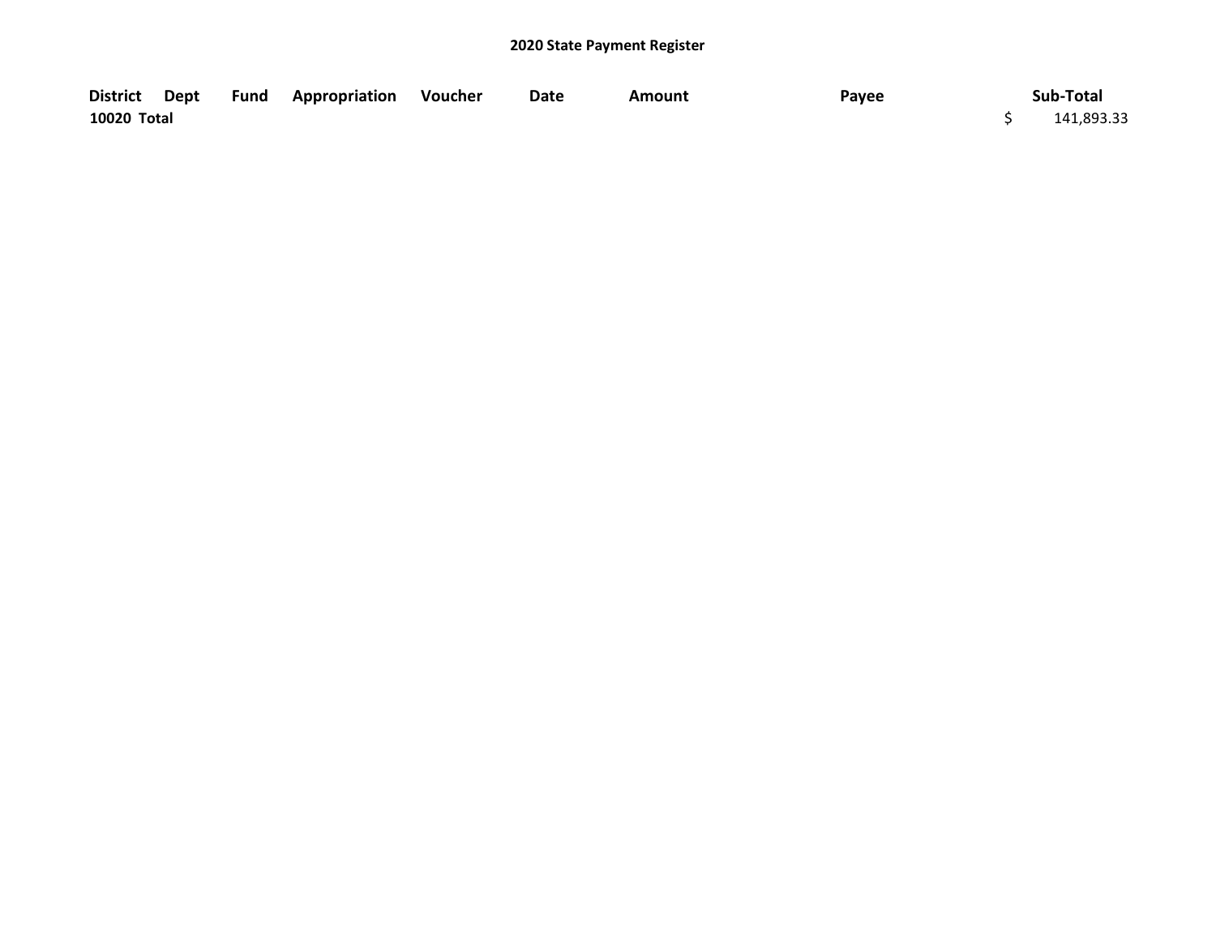## 2020 State Payment Register

| District | Dept | Fund | Appropriation | Voucher | Date | Amount | Payee | Sub-Total |
|---|---|---|---|---|---|---|---|---|
| 10020 Total | | | | | | | | $ 141,893.33 |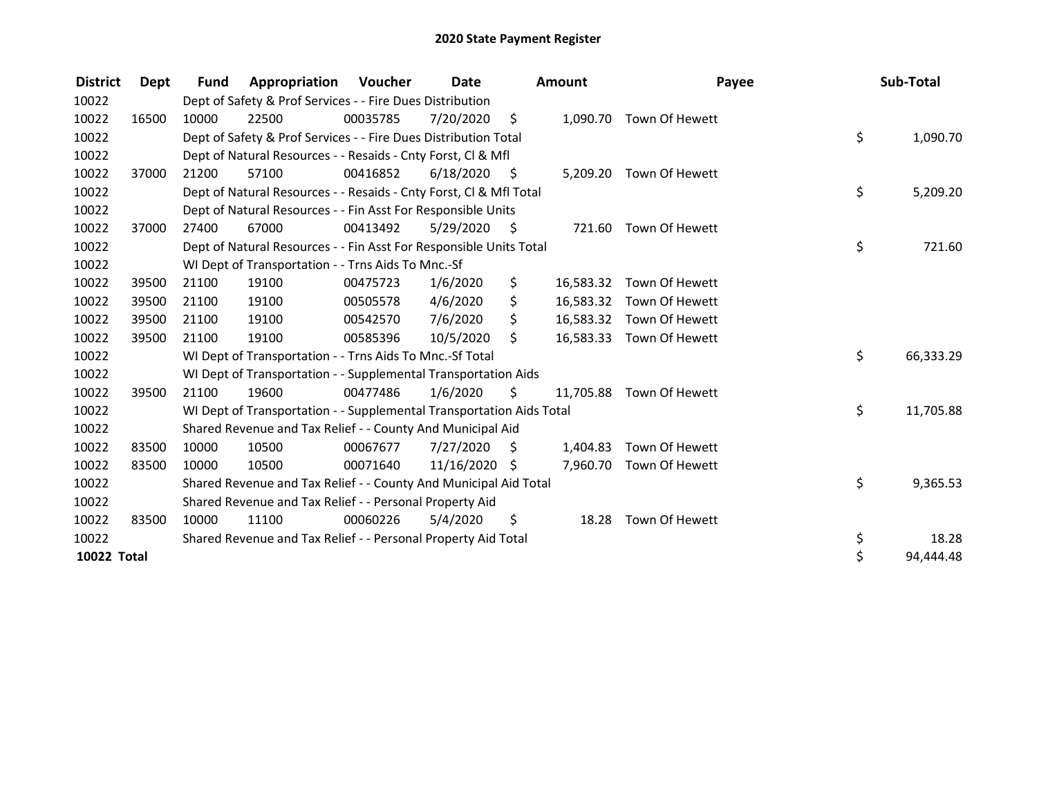# 2020 State Payment Register

| District | Dept | Fund | Appropriation | Voucher | Date | Amount | Payee | Sub-Total |
|---|---|---|---|---|---|---|---|---|
| 10022 | | Dept of Safety & Prof Services - - Fire Dues Distribution | | | | | | |
| 10022 | 16500 | 10000 | 22500 | 00035785 | 7/20/2020 | $ 1,090.70 | Town Of Hewett | |
| 10022 | | Dept of Safety & Prof Services - - Fire Dues Distribution Total | | | | | | $ 1,090.70 |
| 10022 | | Dept of Natural Resources - - Resaids - Cnty Forst, Cl & Mfl | | | | | | |
| 10022 | 37000 | 21200 | 57100 | 00416852 | 6/18/2020 | $ 5,209.20 | Town Of Hewett | |
| 10022 | | Dept of Natural Resources - - Resaids - Cnty Forst, Cl & Mfl Total | | | | | | $ 5,209.20 |
| 10022 | | Dept of Natural Resources - - Fin Asst For Responsible Units | | | | | | |
| 10022 | 37000 | 27400 | 67000 | 00413492 | 5/29/2020 | $ 721.60 | Town Of Hewett | |
| 10022 | | Dept of Natural Resources - - Fin Asst For Responsible Units Total | | | | | | $ 721.60 |
| 10022 | | WI Dept of Transportation - - Trns Aids To Mnc.-Sf | | | | | | |
| 10022 | 39500 | 21100 | 19100 | 00475723 | 1/6/2020 | $ 16,583.32 | Town Of Hewett | |
| 10022 | 39500 | 21100 | 19100 | 00505578 | 4/6/2020 | $ 16,583.32 | Town Of Hewett | |
| 10022 | 39500 | 21100 | 19100 | 00542570 | 7/6/2020 | $ 16,583.32 | Town Of Hewett | |
| 10022 | 39500 | 21100 | 19100 | 00585396 | 10/5/2020 | $ 16,583.33 | Town Of Hewett | |
| 10022 | | WI Dept of Transportation - - Trns Aids To Mnc.-Sf Total | | | | | | $ 66,333.29 |
| 10022 | | WI Dept of Transportation - - Supplemental Transportation Aids | | | | | | |
| 10022 | 39500 | 21100 | 19600 | 00477486 | 1/6/2020 | $ 11,705.88 | Town Of Hewett | |
| 10022 | | WI Dept of Transportation - - Supplemental Transportation Aids Total | | | | | | $ 11,705.88 |
| 10022 | | Shared Revenue and Tax Relief - - County And Municipal Aid | | | | | | |
| 10022 | 83500 | 10000 | 10500 | 00067677 | 7/27/2020 | $ 1,404.83 | Town Of Hewett | |
| 10022 | 83500 | 10000 | 10500 | 00071640 | 11/16/2020 | $ 7,960.70 | Town Of Hewett | |
| 10022 | | Shared Revenue and Tax Relief - - County And Municipal Aid Total | | | | | | $ 9,365.53 |
| 10022 | | Shared Revenue and Tax Relief - - Personal Property Aid | | | | | | |
| 10022 | 83500 | 10000 | 11100 | 00060226 | 5/4/2020 | $ 18.28 | Town Of Hewett | |
| 10022 | | Shared Revenue and Tax Relief - - Personal Property Aid Total | | | | | | $ 18.28 |
| **10022 Total** | | | | | | | | $ 94,444.48 |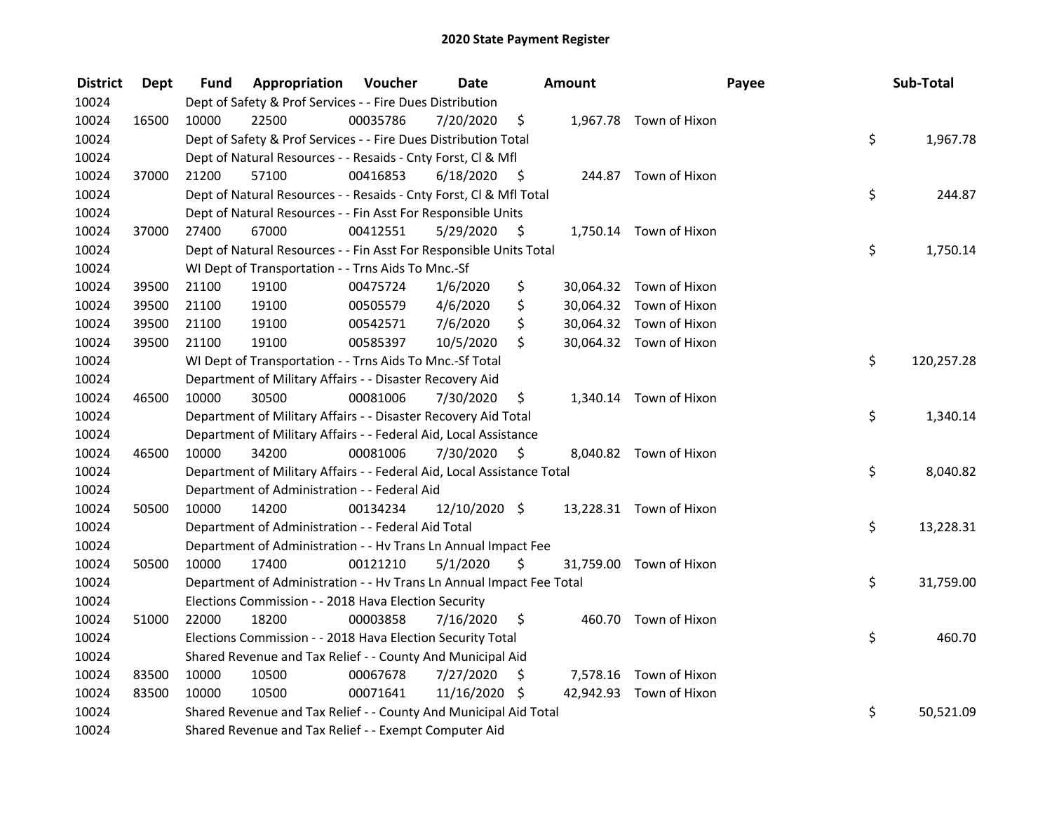# 2020 State Payment Register

| District | Dept | Fund | Appropriation | Voucher | Date | Amount | Payee | Sub-Total |
|---|---|---|---|---|---|---|---|---|
| 10024 | | Dept of Safety & Prof Services - - Fire Dues Distribution | | | | | | |
| 10024 | 16500 | 10000 | 22500 | 00035786 | 7/20/2020 | $ 1,967.78 | Town of Hixon | |
| 10024 | | Dept of Safety & Prof Services - - Fire Dues Distribution Total | | | | | | $ 1,967.78 |
| 10024 | | Dept of Natural Resources - - Resaids - Cnty Forst, Cl & Mfl | | | | | | |
| 10024 | 37000 | 21200 | 57100 | 00416853 | 6/18/2020 | $ 244.87 | Town of Hixon | |
| 10024 | | Dept of Natural Resources - - Resaids - Cnty Forst, Cl & Mfl Total | | | | | | $ 244.87 |
| 10024 | | Dept of Natural Resources - - Fin Asst For Responsible Units | | | | | | |
| 10024 | 37000 | 27400 | 67000 | 00412551 | 5/29/2020 | $ 1,750.14 | Town of Hixon | |
| 10024 | | Dept of Natural Resources - - Fin Asst For Responsible Units Total | | | | | | $ 1,750.14 |
| 10024 | | WI Dept of Transportation - - Trns Aids To Mnc.-Sf | | | | | | |
| 10024 | 39500 | 21100 | 19100 | 00475724 | 1/6/2020 | $ 30,064.32 | Town of Hixon | |
| 10024 | 39500 | 21100 | 19100 | 00505579 | 4/6/2020 | $ 30,064.32 | Town of Hixon | |
| 10024 | 39500 | 21100 | 19100 | 00542571 | 7/6/2020 | $ 30,064.32 | Town of Hixon | |
| 10024 | 39500 | 21100 | 19100 | 00585397 | 10/5/2020 | $ 30,064.32 | Town of Hixon | |
| 10024 | | WI Dept of Transportation - - Trns Aids To Mnc.-Sf Total | | | | | | $ 120,257.28 |
| 10024 | | Department of Military Affairs - - Disaster Recovery Aid | | | | | | |
| 10024 | 46500 | 10000 | 30500 | 00081006 | 7/30/2020 | $ 1,340.14 | Town of Hixon | |
| 10024 | | Department of Military Affairs - - Disaster Recovery Aid Total | | | | | | $ 1,340.14 |
| 10024 | | Department of Military Affairs - - Federal Aid, Local Assistance | | | | | | |
| 10024 | 46500 | 10000 | 34200 | 00081006 | 7/30/2020 | $ 8,040.82 | Town of Hixon | |
| 10024 | | Department of Military Affairs - - Federal Aid, Local Assistance Total | | | | | | $ 8,040.82 |
| 10024 | | Department of Administration - - Federal Aid | | | | | | |
| 10024 | 50500 | 10000 | 14200 | 00134234 | 12/10/2020 | $ 13,228.31 | Town of Hixon | |
| 10024 | | Department of Administration - - Federal Aid Total | | | | | | $ 13,228.31 |
| 10024 | | Department of Administration - - Hv Trans Ln Annual Impact Fee | | | | | | |
| 10024 | 50500 | 10000 | 17400 | 00121210 | 5/1/2020 | $ 31,759.00 | Town of Hixon | |
| 10024 | | Department of Administration - - Hv Trans Ln Annual Impact Fee Total | | | | | | $ 31,759.00 |
| 10024 | | Elections Commission - - 2018 Hava Election Security | | | | | | |
| 10024 | 51000 | 22000 | 18200 | 00003858 | 7/16/2020 | $ 460.70 | Town of Hixon | |
| 10024 | | Elections Commission - - 2018 Hava Election Security Total | | | | | | $ 460.70 |
| 10024 | | Shared Revenue and Tax Relief - - County And Municipal Aid | | | | | | |
| 10024 | 83500 | 10000 | 10500 | 00067678 | 7/27/2020 | $ 7,578.16 | Town of Hixon | |
| 10024 | 83500 | 10000 | 10500 | 00071641 | 11/16/2020 | $ 42,942.93 | Town of Hixon | |
| 10024 | | Shared Revenue and Tax Relief - - County And Municipal Aid Total | | | | | | $ 50,521.09 |
| 10024 | | Shared Revenue and Tax Relief - - Exempt Computer Aid | | | | | | |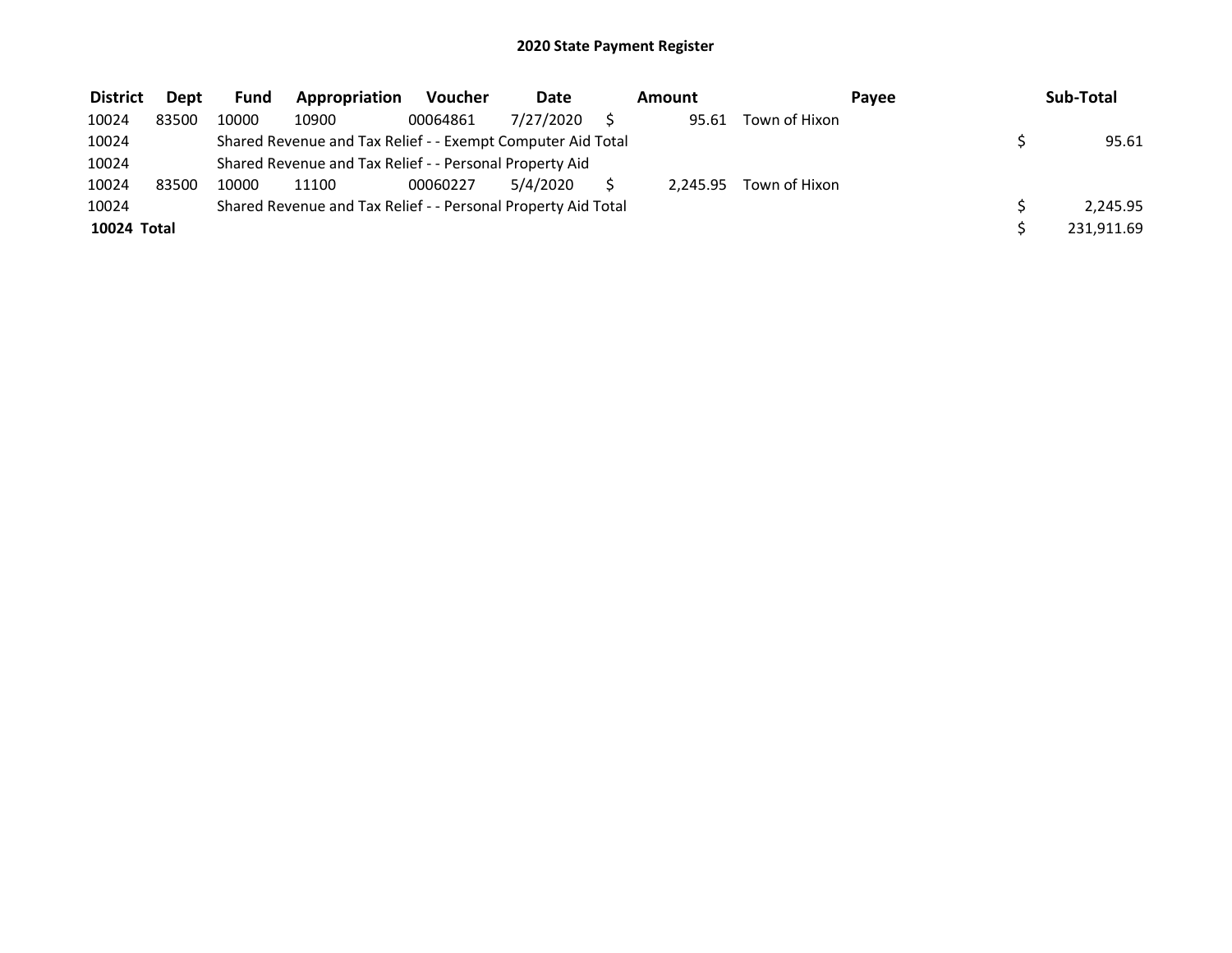# 2020 State Payment Register

| District | Dept | Fund | Appropriation | Voucher | Date | Amount | Payee | Sub-Total |
|---|---|---|---|---|---|---|---|---|
| 10024 | 83500 | 10000 | 10900 | 00064861 | 7/27/2020 | $ 95.61 | Town of Hixon | |
| 10024 | | Shared Revenue and Tax Relief - - Exempt Computer Aid Total | | | | | | $ 95.61 |
| 10024 | | Shared Revenue and Tax Relief - - Personal Property Aid | | | | | | |
| 10024 | 83500 | 10000 | 11100 | 00060227 | 5/4/2020 | $ 2,245.95 | Town of Hixon | |
| 10024 | | Shared Revenue and Tax Relief - - Personal Property Aid Total | | | | | | $ 2,245.95 |
| **10024 Total** | | | | | | | | $ 231,911.69 |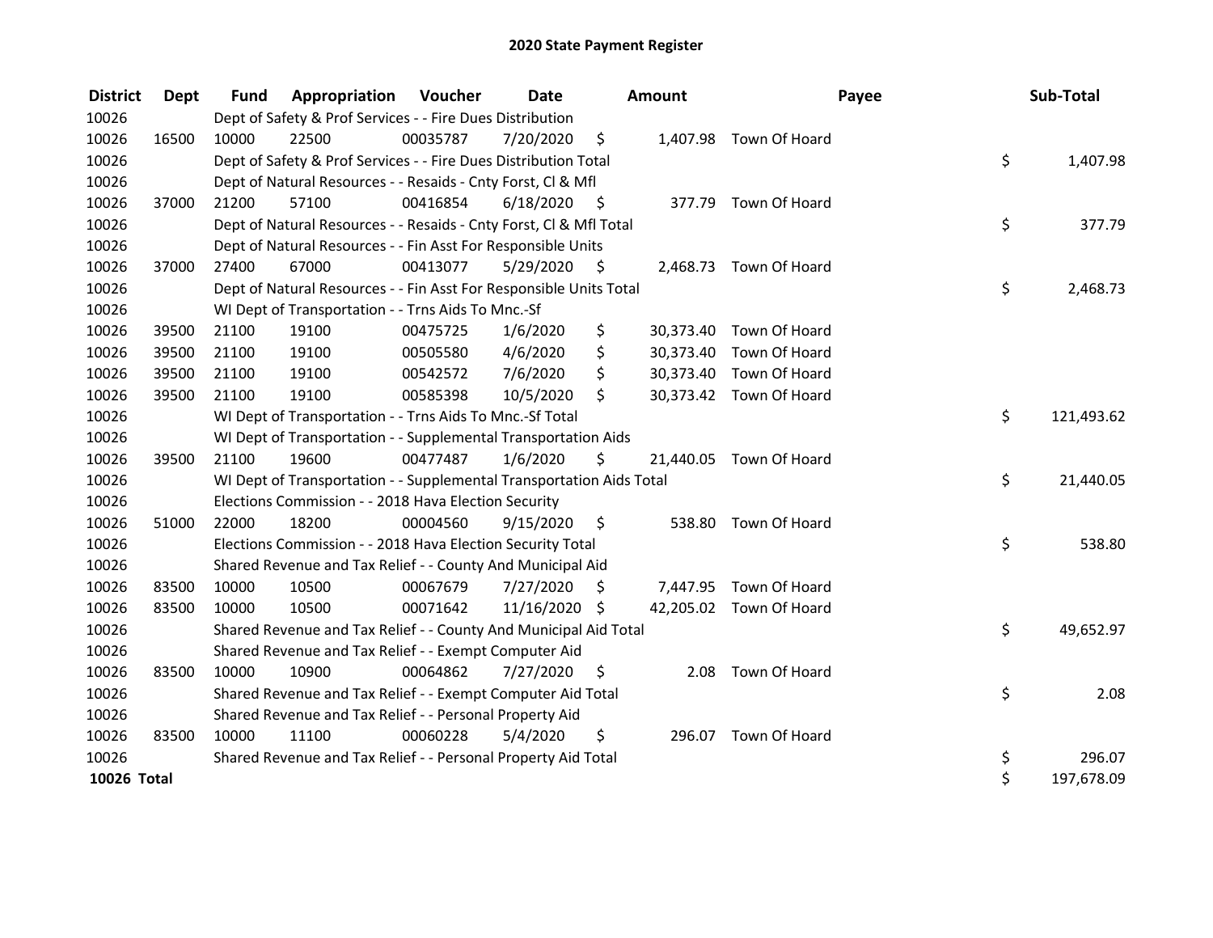# 2020 State Payment Register

| District | Dept | Fund | Appropriation | Voucher | Date | Amount | Payee | Sub-Total |
|---|---|---|---|---|---|---|---|---|
| 10026 | | Dept of Safety & Prof Services - - Fire Dues Distribution | | | | | | |
| 10026 | 16500 | 10000 | 22500 | 00035787 | 7/20/2020 | $ 1,407.98 | Town Of Hoard | |
| 10026 | | Dept of Safety & Prof Services - - Fire Dues Distribution Total | | | | | | $ 1,407.98 |
| 10026 | | Dept of Natural Resources - - Resaids - Cnty Forst, Cl & Mfl | | | | | | |
| 10026 | 37000 | 21200 | 57100 | 00416854 | 6/18/2020 | $ 377.79 | Town Of Hoard | |
| 10026 | | Dept of Natural Resources - - Resaids - Cnty Forst, Cl & Mfl Total | | | | | | $ 377.79 |
| 10026 | | Dept of Natural Resources - - Fin Asst For Responsible Units | | | | | | |
| 10026 | 37000 | 27400 | 67000 | 00413077 | 5/29/2020 | $ 2,468.73 | Town Of Hoard | |
| 10026 | | Dept of Natural Resources - - Fin Asst For Responsible Units Total | | | | | | $ 2,468.73 |
| 10026 | | WI Dept of Transportation - - Trns Aids To Mnc.-Sf | | | | | | |
| 10026 | 39500 | 21100 | 19100 | 00475725 | 1/6/2020 | $ 30,373.40 | Town Of Hoard | |
| 10026 | 39500 | 21100 | 19100 | 00505580 | 4/6/2020 | $ 30,373.40 | Town Of Hoard | |
| 10026 | 39500 | 21100 | 19100 | 00542572 | 7/6/2020 | $ 30,373.40 | Town Of Hoard | |
| 10026 | 39500 | 21100 | 19100 | 00585398 | 10/5/2020 | $ 30,373.42 | Town Of Hoard | |
| 10026 | | WI Dept of Transportation - - Trns Aids To Mnc.-Sf Total | | | | | | $ 121,493.62 |
| 10026 | | WI Dept of Transportation - - Supplemental Transportation Aids | | | | | | |
| 10026 | 39500 | 21100 | 19600 | 00477487 | 1/6/2020 | $ 21,440.05 | Town Of Hoard | |
| 10026 | | WI Dept of Transportation - - Supplemental Transportation Aids Total | | | | | | $ 21,440.05 |
| 10026 | | Elections Commission - - 2018 Hava Election Security | | | | | | |
| 10026 | 51000 | 22000 | 18200 | 00004560 | 9/15/2020 | $ 538.80 | Town Of Hoard | |
| 10026 | | Elections Commission - - 2018 Hava Election Security Total | | | | | | $ 538.80 |
| 10026 | | Shared Revenue and Tax Relief - - County And Municipal Aid | | | | | | |
| 10026 | 83500 | 10000 | 10500 | 00067679 | 7/27/2020 | $ 7,447.95 | Town Of Hoard | |
| 10026 | 83500 | 10000 | 10500 | 00071642 | 11/16/2020 | $ 42,205.02 | Town Of Hoard | |
| 10026 | | Shared Revenue and Tax Relief - - County And Municipal Aid Total | | | | | | $ 49,652.97 |
| 10026 | | Shared Revenue and Tax Relief - - Exempt Computer Aid | | | | | | |
| 10026 | 83500 | 10000 | 10900 | 00064862 | 7/27/2020 | $ 2.08 | Town Of Hoard | |
| 10026 | | Shared Revenue and Tax Relief - - Exempt Computer Aid Total | | | | | | $ 2.08 |
| 10026 | | Shared Revenue and Tax Relief - - Personal Property Aid | | | | | | |
| 10026 | 83500 | 10000 | 11100 | 00060228 | 5/4/2020 | $ 296.07 | Town Of Hoard | |
| 10026 | | Shared Revenue and Tax Relief - - Personal Property Aid Total | | | | | | $ 296.07 |
| **10026 Total** | | | | | | | | $ 197,678.09 |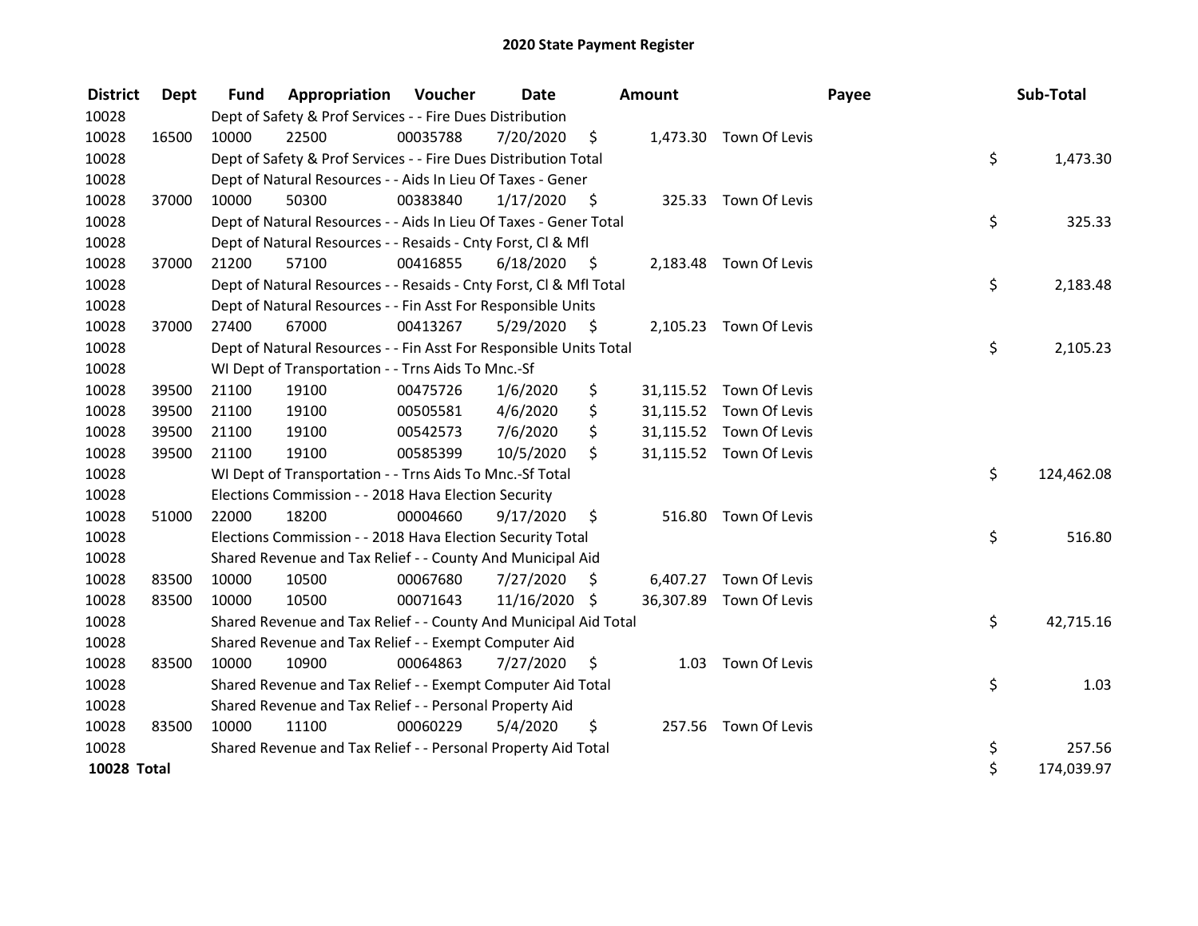# 2020 State Payment Register

| District | Dept | Fund | Appropriation | Voucher | Date | Amount | Payee | Sub-Total |
|---|---|---|---|---|---|---|---|---|
| 10028 | | Dept of Safety & Prof Services - - Fire Dues Distribution | | | | | | |
| 10028 | 16500 | 10000 | 22500 | 00035788 | 7/20/2020 | $ 1,473.30 | Town Of Levis | |
| 10028 | | Dept of Safety & Prof Services - - Fire Dues Distribution Total | | | | | | $ 1,473.30 |
| 10028 | | Dept of Natural Resources - - Aids In Lieu Of Taxes - Gener | | | | | | |
| 10028 | 37000 | 10000 | 50300 | 00383840 | 1/17/2020 | $ 325.33 | Town Of Levis | |
| 10028 | | Dept of Natural Resources - - Aids In Lieu Of Taxes - Gener Total | | | | | | $ 325.33 |
| 10028 | | Dept of Natural Resources - - Resaids - Cnty Forst, Cl & Mfl | | | | | | |
| 10028 | 37000 | 21200 | 57100 | 00416855 | 6/18/2020 | $ 2,183.48 | Town Of Levis | |
| 10028 | | Dept of Natural Resources - - Resaids - Cnty Forst, Cl & Mfl Total | | | | | | $ 2,183.48 |
| 10028 | | Dept of Natural Resources - - Fin Asst For Responsible Units | | | | | | |
| 10028 | 37000 | 27400 | 67000 | 00413267 | 5/29/2020 | $ 2,105.23 | Town Of Levis | |
| 10028 | | Dept of Natural Resources - - Fin Asst For Responsible Units Total | | | | | | $ 2,105.23 |
| 10028 | | WI Dept of Transportation - - Trns Aids To Mnc.-Sf | | | | | | |
| 10028 | 39500 | 21100 | 19100 | 00475726 | 1/6/2020 | $ 31,115.52 | Town Of Levis | |
| 10028 | 39500 | 21100 | 19100 | 00505581 | 4/6/2020 | $ 31,115.52 | Town Of Levis | |
| 10028 | 39500 | 21100 | 19100 | 00542573 | 7/6/2020 | $ 31,115.52 | Town Of Levis | |
| 10028 | 39500 | 21100 | 19100 | 00585399 | 10/5/2020 | $ 31,115.52 | Town Of Levis | |
| 10028 | | WI Dept of Transportation - - Trns Aids To Mnc.-Sf Total | | | | | | $ 124,462.08 |
| 10028 | | Elections Commission - - 2018 Hava Election Security | | | | | | |
| 10028 | 51000 | 22000 | 18200 | 00004660 | 9/17/2020 | $ 516.80 | Town Of Levis | |
| 10028 | | Elections Commission - - 2018 Hava Election Security Total | | | | | | $ 516.80 |
| 10028 | | Shared Revenue and Tax Relief - - County And Municipal Aid | | | | | | |
| 10028 | 83500 | 10000 | 10500 | 00067680 | 7/27/2020 | $ 6,407.27 | Town Of Levis | |
| 10028 | 83500 | 10000 | 10500 | 00071643 | 11/16/2020 | $ 36,307.89 | Town Of Levis | |
| 10028 | | Shared Revenue and Tax Relief - - County And Municipal Aid Total | | | | | | $ 42,715.16 |
| 10028 | | Shared Revenue and Tax Relief - - Exempt Computer Aid | | | | | | |
| 10028 | 83500 | 10000 | 10900 | 00064863 | 7/27/2020 | $ 1.03 | Town Of Levis | |
| 10028 | | Shared Revenue and Tax Relief - - Exempt Computer Aid Total | | | | | | $ 1.03 |
| 10028 | | Shared Revenue and Tax Relief - - Personal Property Aid | | | | | | |
| 10028 | 83500 | 10000 | 11100 | 00060229 | 5/4/2020 | $ 257.56 | Town Of Levis | |
| 10028 | | Shared Revenue and Tax Relief - - Personal Property Aid Total | | | | | | $ 257.56 |
| **10028 Total** | | | | | | | | $ 174,039.97 |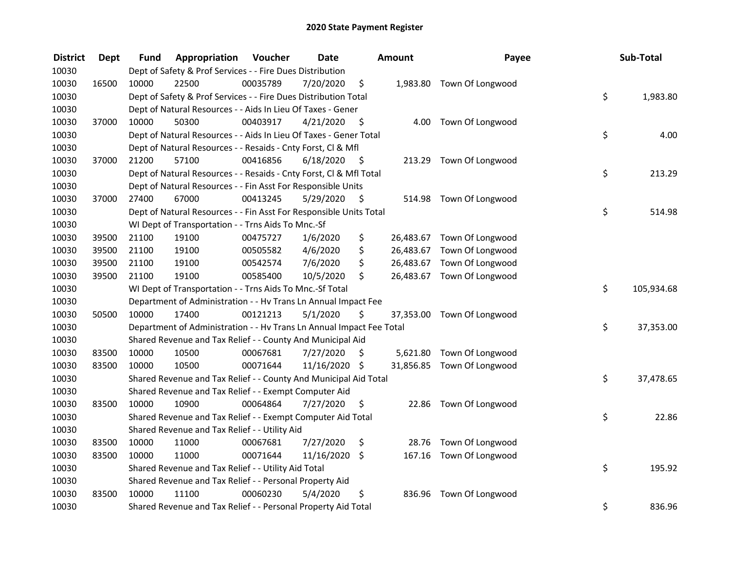# 2020 State Payment Register

| District | Dept | Fund | Appropriation | Voucher | Date | Amount | Payee | Sub-Total |
|---|---|---|---|---|---|---|---|---|
| 10030 | | Dept of Safety & Prof Services - - Fire Dues Distribution | | | | | | |
| 10030 | 16500 | 10000 | 22500 | 00035789 | 7/20/2020 | $ 1,983.80 | Town Of Longwood | |
| 10030 | | Dept of Safety & Prof Services - - Fire Dues Distribution Total | | | | | | $ 1,983.80 |
| 10030 | | Dept of Natural Resources - - Aids In Lieu Of Taxes - Gener | | | | | | |
| 10030 | 37000 | 10000 | 50300 | 00403917 | 4/21/2020 | $ 4.00 | Town Of Longwood | |
| 10030 | | Dept of Natural Resources - - Aids In Lieu Of Taxes - Gener Total | | | | | | $ 4.00 |
| 10030 | | Dept of Natural Resources - - Resaids - Cnty Forst, Cl & Mfl | | | | | | |
| 10030 | 37000 | 21200 | 57100 | 00416856 | 6/18/2020 | $ 213.29 | Town Of Longwood | |
| 10030 | | Dept of Natural Resources - - Resaids - Cnty Forst, Cl & Mfl Total | | | | | | $ 213.29 |
| 10030 | | Dept of Natural Resources - - Fin Asst For Responsible Units | | | | | | |
| 10030 | 37000 | 27400 | 67000 | 00413245 | 5/29/2020 | $ 514.98 | Town Of Longwood | |
| 10030 | | Dept of Natural Resources - - Fin Asst For Responsible Units Total | | | | | | $ 514.98 |
| 10030 | | WI Dept of Transportation - - Trns Aids To Mnc.-Sf | | | | | | |
| 10030 | 39500 | 21100 | 19100 | 00475727 | 1/6/2020 | $ 26,483.67 | Town Of Longwood | |
| 10030 | 39500 | 21100 | 19100 | 00505582 | 4/6/2020 | $ 26,483.67 | Town Of Longwood | |
| 10030 | 39500 | 21100 | 19100 | 00542574 | 7/6/2020 | $ 26,483.67 | Town Of Longwood | |
| 10030 | 39500 | 21100 | 19100 | 00585400 | 10/5/2020 | $ 26,483.67 | Town Of Longwood | |
| 10030 | | WI Dept of Transportation - - Trns Aids To Mnc.-Sf Total | | | | | | $ 105,934.68 |
| 10030 | | Department of Administration - - Hv Trans Ln Annual Impact Fee | | | | | | |
| 10030 | 50500 | 10000 | 17400 | 00121213 | 5/1/2020 | $ 37,353.00 | Town Of Longwood | |
| 10030 | | Department of Administration - - Hv Trans Ln Annual Impact Fee Total | | | | | | $ 37,353.00 |
| 10030 | | Shared Revenue and Tax Relief - - County And Municipal Aid | | | | | | |
| 10030 | 83500 | 10000 | 10500 | 00067681 | 7/27/2020 | $ 5,621.80 | Town Of Longwood | |
| 10030 | 83500 | 10000 | 10500 | 00071644 | 11/16/2020 | $ 31,856.85 | Town Of Longwood | |
| 10030 | | Shared Revenue and Tax Relief - - County And Municipal Aid Total | | | | | | $ 37,478.65 |
| 10030 | | Shared Revenue and Tax Relief - - Exempt Computer Aid | | | | | | |
| 10030 | 83500 | 10000 | 10900 | 00064864 | 7/27/2020 | $ 22.86 | Town Of Longwood | |
| 10030 | | Shared Revenue and Tax Relief - - Exempt Computer Aid Total | | | | | | $ 22.86 |
| 10030 | | Shared Revenue and Tax Relief - - Utility Aid | | | | | | |
| 10030 | 83500 | 10000 | 11000 | 00067681 | 7/27/2020 | $ 28.76 | Town Of Longwood | |
| 10030 | 83500 | 10000 | 11000 | 00071644 | 11/16/2020 | $ 167.16 | Town Of Longwood | |
| 10030 | | Shared Revenue and Tax Relief - - Utility Aid Total | | | | | | $ 195.92 |
| 10030 | | Shared Revenue and Tax Relief - - Personal Property Aid | | | | | | |
| 10030 | 83500 | 10000 | 11100 | 00060230 | 5/4/2020 | $ 836.96 | Town Of Longwood | |
| 10030 | | Shared Revenue and Tax Relief - - Personal Property Aid Total | | | | | | $ 836.96 |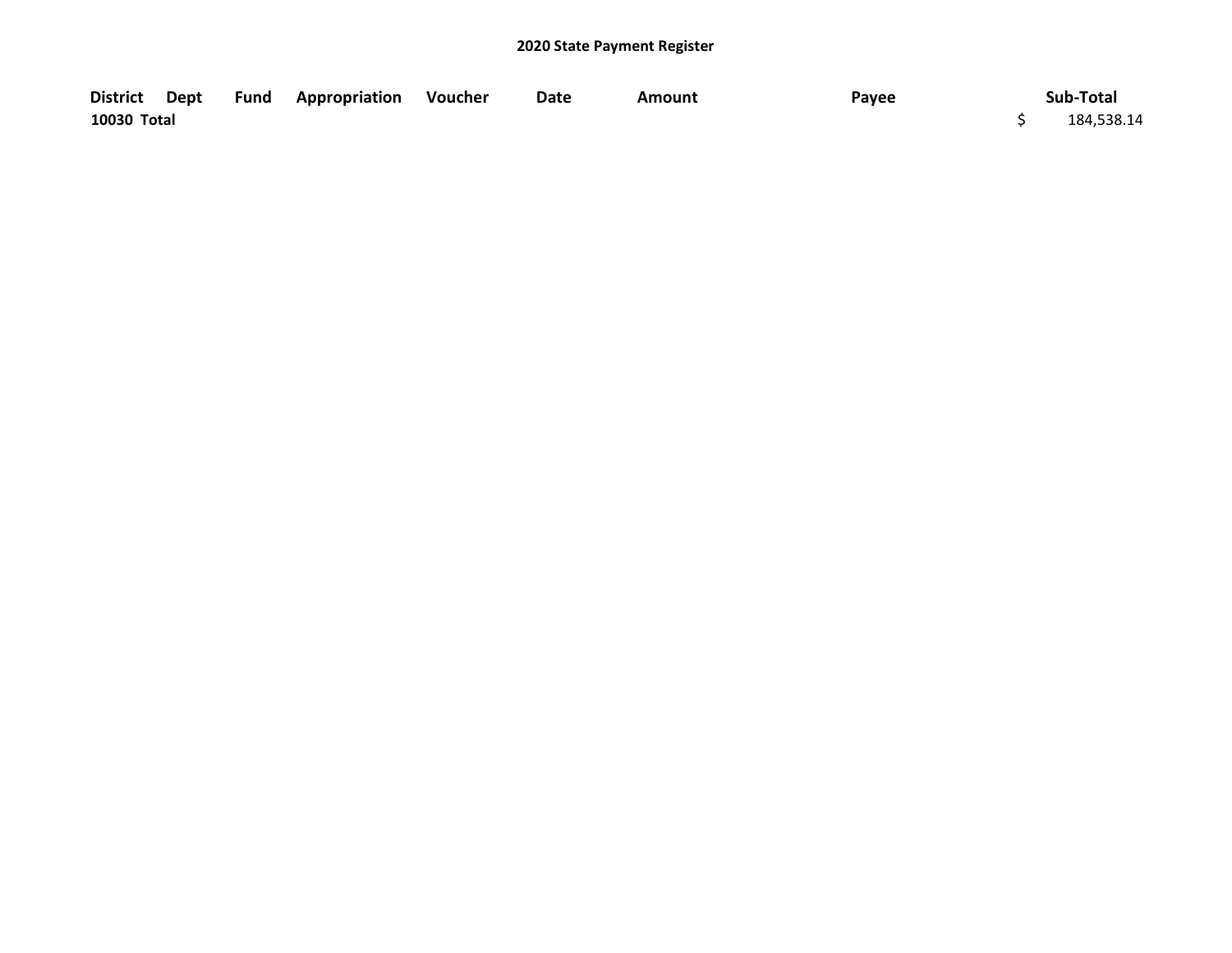## 2020 State Payment Register

| District | Dept | Fund | Appropriation | Voucher | Date | Amount | Payee | Sub-Total |
|---|---|---|---|---|---|---|---|---|
| 10030 Total | | | | | | | | $ 184,538.14 |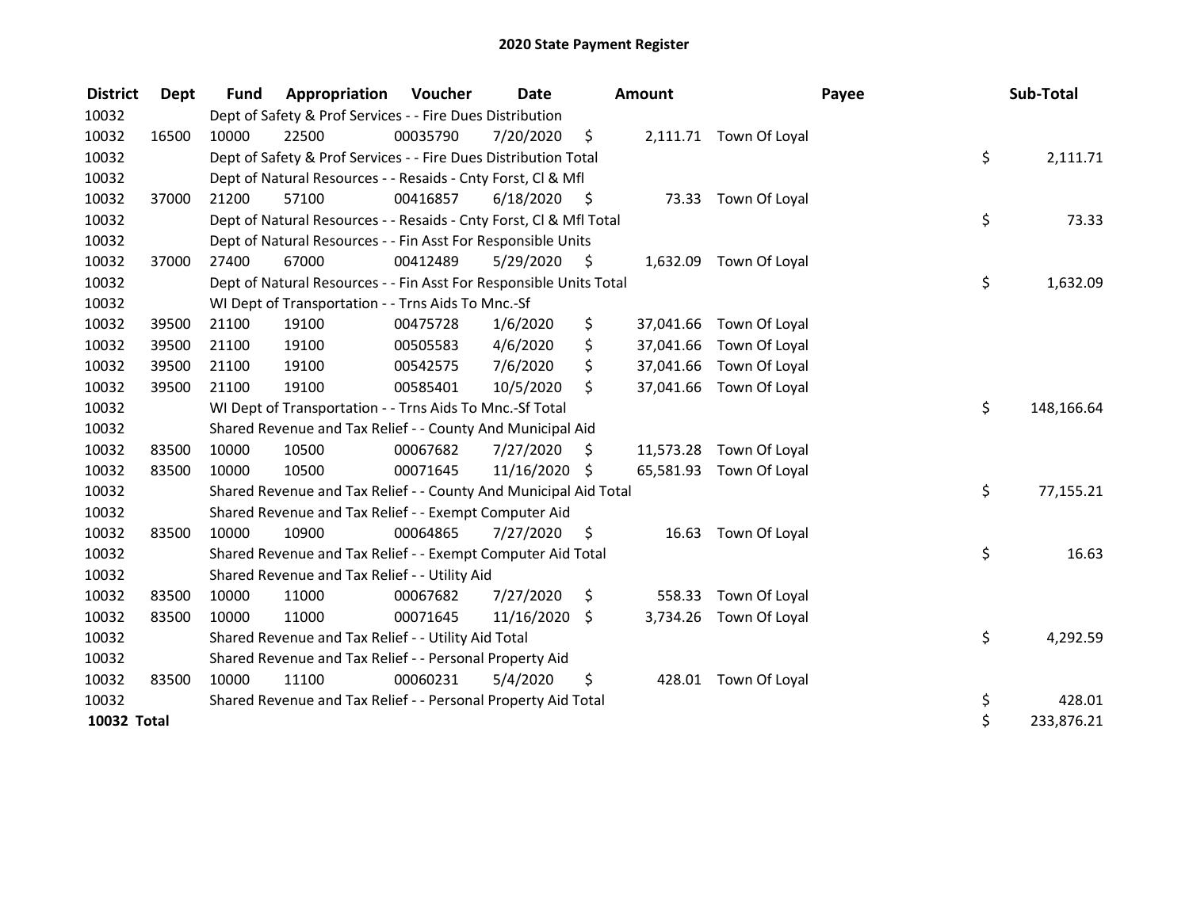# 2020 State Payment Register

| District | Dept | Fund | Appropriation | Voucher | Date | Amount | Payee | Sub-Total |
|---|---|---|---|---|---|---|---|---|
| 10032 | | Dept of Safety & Prof Services - - Fire Dues Distribution | | | | | | |
| 10032 | 16500 | 10000 | 22500 | 00035790 | 7/20/2020 | $ 2,111.71 | Town Of Loyal | |
| 10032 | | Dept of Safety & Prof Services - - Fire Dues Distribution Total | | | | | | $ 2,111.71 |
| 10032 | | Dept of Natural Resources - - Resaids - Cnty Forst, Cl & Mfl | | | | | | |
| 10032 | 37000 | 21200 | 57100 | 00416857 | 6/18/2020 | $ 73.33 | Town Of Loyal | |
| 10032 | | Dept of Natural Resources - - Resaids - Cnty Forst, Cl & Mfl Total | | | | | | $ 73.33 |
| 10032 | | Dept of Natural Resources - - Fin Asst For Responsible Units | | | | | | |
| 10032 | 37000 | 27400 | 67000 | 00412489 | 5/29/2020 | $ 1,632.09 | Town Of Loyal | |
| 10032 | | Dept of Natural Resources - - Fin Asst For Responsible Units Total | | | | | | $ 1,632.09 |
| 10032 | | WI Dept of Transportation - - Trns Aids To Mnc.-Sf | | | | | | |
| 10032 | 39500 | 21100 | 19100 | 00475728 | 1/6/2020 | $ 37,041.66 | Town Of Loyal | |
| 10032 | 39500 | 21100 | 19100 | 00505583 | 4/6/2020 | $ 37,041.66 | Town Of Loyal | |
| 10032 | 39500 | 21100 | 19100 | 00542575 | 7/6/2020 | $ 37,041.66 | Town Of Loyal | |
| 10032 | 39500 | 21100 | 19100 | 00585401 | 10/5/2020 | $ 37,041.66 | Town Of Loyal | |
| 10032 | | WI Dept of Transportation - - Trns Aids To Mnc.-Sf Total | | | | | | $ 148,166.64 |
| 10032 | | Shared Revenue and Tax Relief - - County And Municipal Aid | | | | | | |
| 10032 | 83500 | 10000 | 10500 | 00067682 | 7/27/2020 | $ 11,573.28 | Town Of Loyal | |
| 10032 | 83500 | 10000 | 10500 | 00071645 | 11/16/2020 | $ 65,581.93 | Town Of Loyal | |
| 10032 | | Shared Revenue and Tax Relief - - County And Municipal Aid Total | | | | | | $ 77,155.21 |
| 10032 | | Shared Revenue and Tax Relief - - Exempt Computer Aid | | | | | | |
| 10032 | 83500 | 10000 | 10900 | 00064865 | 7/27/2020 | $ 16.63 | Town Of Loyal | |
| 10032 | | Shared Revenue and Tax Relief - - Exempt Computer Aid Total | | | | | | $ 16.63 |
| 10032 | | Shared Revenue and Tax Relief - - Utility Aid | | | | | | |
| 10032 | 83500 | 10000 | 11000 | 00067682 | 7/27/2020 | $ 558.33 | Town Of Loyal | |
| 10032 | 83500 | 10000 | 11000 | 00071645 | 11/16/2020 | $ 3,734.26 | Town Of Loyal | |
| 10032 | | Shared Revenue and Tax Relief - - Utility Aid Total | | | | | | $ 4,292.59 |
| 10032 | | Shared Revenue and Tax Relief - - Personal Property Aid | | | | | | |
| 10032 | 83500 | 10000 | 11100 | 00060231 | 5/4/2020 | $ 428.01 | Town Of Loyal | |
| 10032 | | Shared Revenue and Tax Relief - - Personal Property Aid Total | | | | | | $ 428.01 |
| **10032 Total** | | | | | | | | $ 233,876.21 |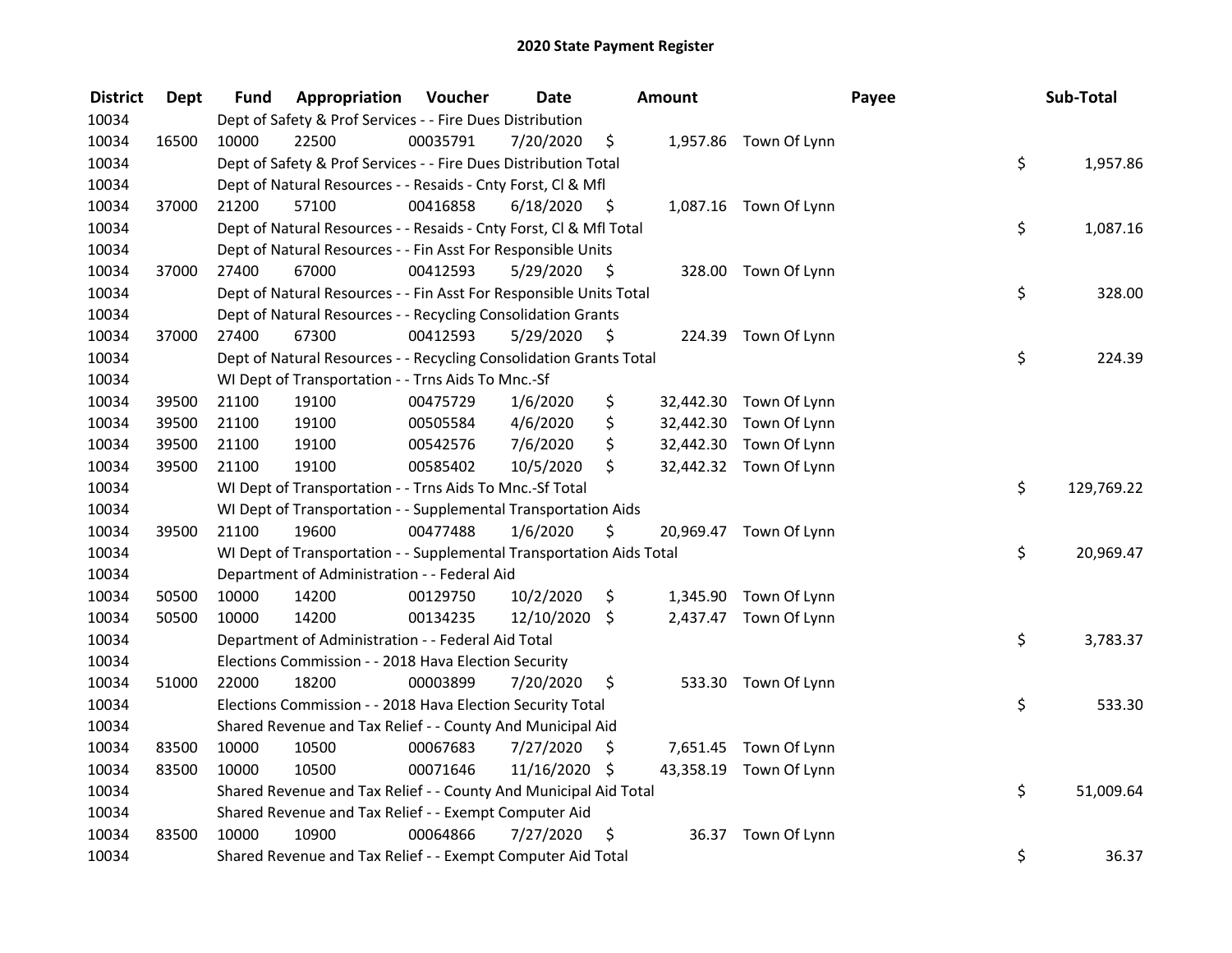# 2020 State Payment Register

| District | Dept | Fund | Appropriation | Voucher | Date | Amount | Payee | Sub-Total |
|---|---|---|---|---|---|---|---|---|
| 10034 | | Dept of Safety & Prof Services - - Fire Dues Distribution | | | | | | |
| 10034 | 16500 | 10000 | 22500 | 00035791 | 7/20/2020 | $ 1,957.86 | Town Of Lynn | |
| 10034 | | Dept of Safety & Prof Services - - Fire Dues Distribution Total | | | | | | $ 1,957.86 |
| 10034 | | Dept of Natural Resources - - Resaids - Cnty Forst, Cl & Mfl | | | | | | |
| 10034 | 37000 | 21200 | 57100 | 00416858 | 6/18/2020 | $ 1,087.16 | Town Of Lynn | |
| 10034 | | Dept of Natural Resources - - Resaids - Cnty Forst, Cl & Mfl Total | | | | | | $ 1,087.16 |
| 10034 | | Dept of Natural Resources - - Fin Asst For Responsible Units | | | | | | |
| 10034 | 37000 | 27400 | 67000 | 00412593 | 5/29/2020 | $ 328.00 | Town Of Lynn | |
| 10034 | | Dept of Natural Resources - - Fin Asst For Responsible Units Total | | | | | | $ 328.00 |
| 10034 | | Dept of Natural Resources - - Recycling Consolidation Grants | | | | | | |
| 10034 | 37000 | 27400 | 67300 | 00412593 | 5/29/2020 | $ 224.39 | Town Of Lynn | |
| 10034 | | Dept of Natural Resources - - Recycling Consolidation Grants Total | | | | | | $ 224.39 |
| 10034 | | WI Dept of Transportation - - Trns Aids To Mnc.-Sf | | | | | | |
| 10034 | 39500 | 21100 | 19100 | 00475729 | 1/6/2020 | $ 32,442.30 | Town Of Lynn | |
| 10034 | 39500 | 21100 | 19100 | 00505584 | 4/6/2020 | $ 32,442.30 | Town Of Lynn | |
| 10034 | 39500 | 21100 | 19100 | 00542576 | 7/6/2020 | $ 32,442.30 | Town Of Lynn | |
| 10034 | 39500 | 21100 | 19100 | 00585402 | 10/5/2020 | $ 32,442.32 | Town Of Lynn | |
| 10034 | | WI Dept of Transportation - - Trns Aids To Mnc.-Sf Total | | | | | | $ 129,769.22 |
| 10034 | | WI Dept of Transportation - - Supplemental Transportation Aids | | | | | | |
| 10034 | 39500 | 21100 | 19600 | 00477488 | 1/6/2020 | $ 20,969.47 | Town Of Lynn | |
| 10034 | | WI Dept of Transportation - - Supplemental Transportation Aids Total | | | | | | $ 20,969.47 |
| 10034 | | Department of Administration - - Federal Aid | | | | | | |
| 10034 | 50500 | 10000 | 14200 | 00129750 | 10/2/2020 | $ 1,345.90 | Town Of Lynn | |
| 10034 | 50500 | 10000 | 14200 | 00134235 | 12/10/2020 | $ 2,437.47 | Town Of Lynn | |
| 10034 | | Department of Administration - - Federal Aid Total | | | | | | $ 3,783.37 |
| 10034 | | Elections Commission - - 2018 Hava Election Security | | | | | | |
| 10034 | 51000 | 22000 | 18200 | 00003899 | 7/20/2020 | $ 533.30 | Town Of Lynn | |
| 10034 | | Elections Commission - - 2018 Hava Election Security Total | | | | | | $ 533.30 |
| 10034 | | Shared Revenue and Tax Relief - - County And Municipal Aid | | | | | | |
| 10034 | 83500 | 10000 | 10500 | 00067683 | 7/27/2020 | $ 7,651.45 | Town Of Lynn | |
| 10034 | 83500 | 10000 | 10500 | 00071646 | 11/16/2020 | $ 43,358.19 | Town Of Lynn | |
| 10034 | | Shared Revenue and Tax Relief - - County And Municipal Aid Total | | | | | | $ 51,009.64 |
| 10034 | | Shared Revenue and Tax Relief - - Exempt Computer Aid | | | | | | |
| 10034 | 83500 | 10000 | 10900 | 00064866 | 7/27/2020 | $ 36.37 | Town Of Lynn | |
| 10034 | | Shared Revenue and Tax Relief - - Exempt Computer Aid Total | | | | | | $ 36.37 |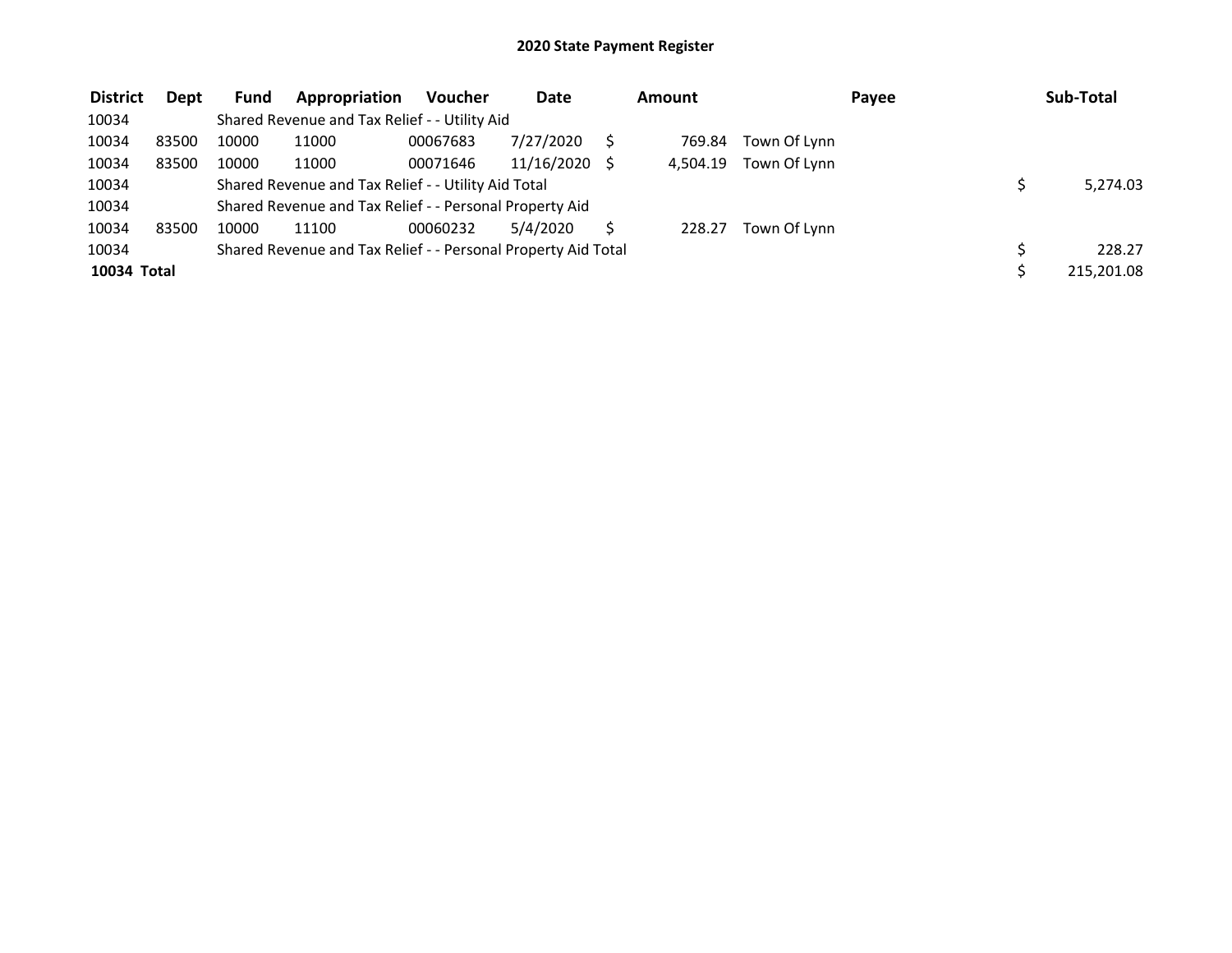# 2020 State Payment Register

| District | Dept | Fund | Appropriation | Voucher | Date | Amount | Payee | Sub-Total |
|---|---|---|---|---|---|---|---|---|
| 10034 | | Shared Revenue and Tax Relief - - Utility Aid | | | | | | |
| 10034 | 83500 | 10000 | 11000 | 00067683 | 7/27/2020 | $ 769.84 | Town Of Lynn | |
| 10034 | 83500 | 10000 | 11000 | 00071646 | 11/16/2020 | $ 4,504.19 | Town Of Lynn | |
| 10034 | | Shared Revenue and Tax Relief - - Utility Aid Total | | | | | | $ 5,274.03 |
| 10034 | | Shared Revenue and Tax Relief - - Personal Property Aid | | | | | | |
| 10034 | 83500 | 10000 | 11100 | 00060232 | 5/4/2020 | $ 228.27 | Town Of Lynn | |
| 10034 | | Shared Revenue and Tax Relief - - Personal Property Aid Total | | | | | | $ 228.27 |
| **10034 Total** | | | | | | | | $ 215,201.08 |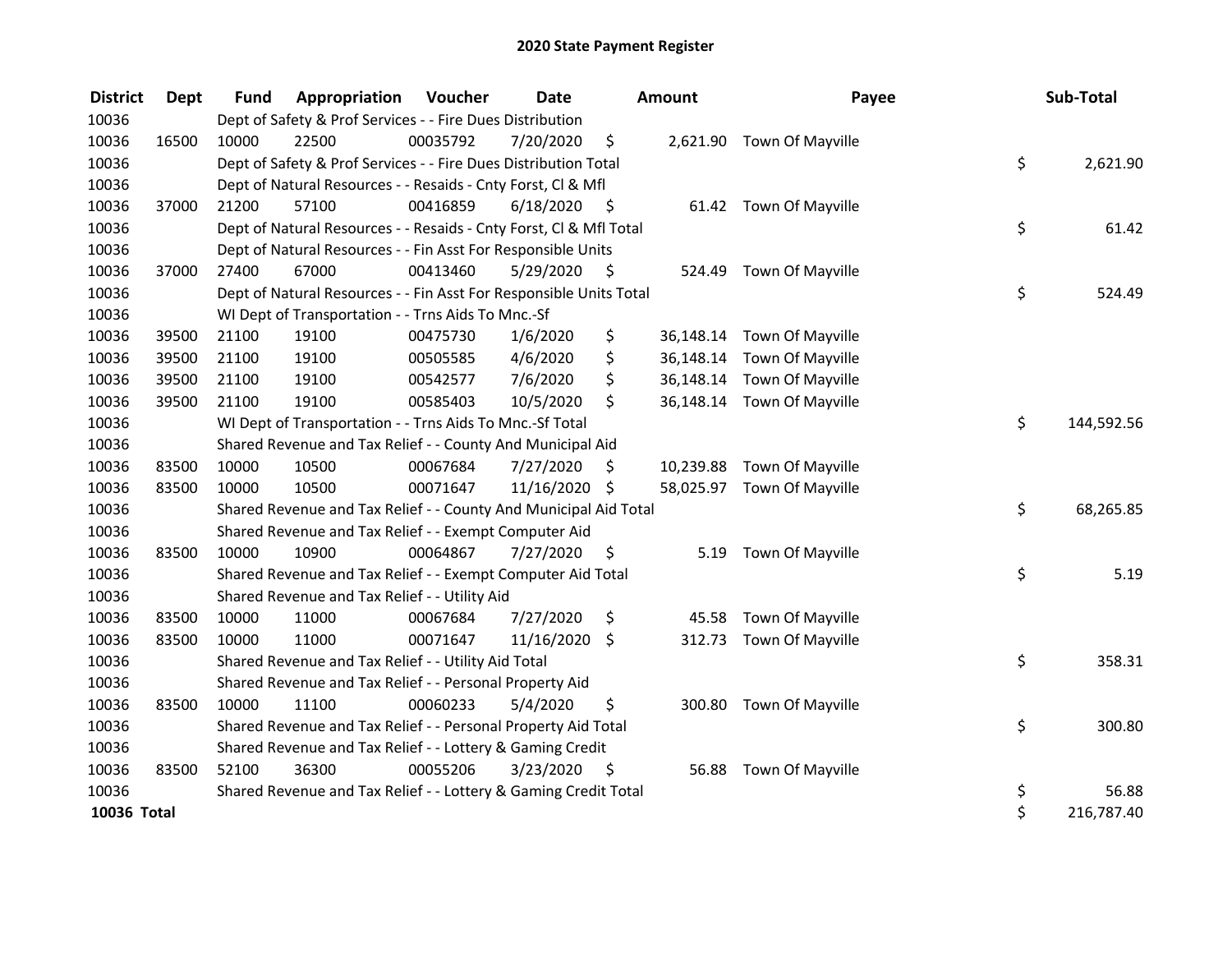# 2020 State Payment Register

| District | Dept | Fund | Appropriation | Voucher | Date | Amount | Payee | Sub-Total |
|---|---|---|---|---|---|---|---|---|
| 10036 | | Dept of Safety & Prof Services - - Fire Dues Distribution | | | | | | |
| 10036 | 16500 | 10000 | 22500 | 00035792 | 7/20/2020 | $ 2,621.90 | Town Of Mayville | |
| 10036 | | Dept of Safety & Prof Services - - Fire Dues Distribution Total | | | | | | $ 2,621.90 |
| 10036 | | Dept of Natural Resources - - Resaids - Cnty Forst, Cl & Mfl | | | | | | |
| 10036 | 37000 | 21200 | 57100 | 00416859 | 6/18/2020 | $ 61.42 | Town Of Mayville | |
| 10036 | | Dept of Natural Resources - - Resaids - Cnty Forst, Cl & Mfl Total | | | | | | $ 61.42 |
| 10036 | | Dept of Natural Resources - - Fin Asst For Responsible Units | | | | | | |
| 10036 | 37000 | 27400 | 67000 | 00413460 | 5/29/2020 | $ 524.49 | Town Of Mayville | |
| 10036 | | Dept of Natural Resources - - Fin Asst For Responsible Units Total | | | | | | $ 524.49 |
| 10036 | | WI Dept of Transportation - - Trns Aids To Mnc.-Sf | | | | | | |
| 10036 | 39500 | 21100 | 19100 | 00475730 | 1/6/2020 | $ 36,148.14 | Town Of Mayville | |
| 10036 | 39500 | 21100 | 19100 | 00505585 | 4/6/2020 | $ 36,148.14 | Town Of Mayville | |
| 10036 | 39500 | 21100 | 19100 | 00542577 | 7/6/2020 | $ 36,148.14 | Town Of Mayville | |
| 10036 | 39500 | 21100 | 19100 | 00585403 | 10/5/2020 | $ 36,148.14 | Town Of Mayville | |
| 10036 | | WI Dept of Transportation - - Trns Aids To Mnc.-Sf Total | | | | | | $ 144,592.56 |
| 10036 | | Shared Revenue and Tax Relief - - County And Municipal Aid | | | | | | |
| 10036 | 83500 | 10000 | 10500 | 00067684 | 7/27/2020 | $ 10,239.88 | Town Of Mayville | |
| 10036 | 83500 | 10000 | 10500 | 00071647 | 11/16/2020 | $ 58,025.97 | Town Of Mayville | |
| 10036 | | Shared Revenue and Tax Relief - - County And Municipal Aid Total | | | | | | $ 68,265.85 |
| 10036 | | Shared Revenue and Tax Relief - - Exempt Computer Aid | | | | | | |
| 10036 | 83500 | 10000 | 10900 | 00064867 | 7/27/2020 | $ 5.19 | Town Of Mayville | |
| 10036 | | Shared Revenue and Tax Relief - - Exempt Computer Aid Total | | | | | | $ 5.19 |
| 10036 | | Shared Revenue and Tax Relief - - Utility Aid | | | | | | |
| 10036 | 83500 | 10000 | 11000 | 00067684 | 7/27/2020 | $ 45.58 | Town Of Mayville | |
| 10036 | 83500 | 10000 | 11000 | 00071647 | 11/16/2020 | $ 312.73 | Town Of Mayville | |
| 10036 | | Shared Revenue and Tax Relief - - Utility Aid Total | | | | | | $ 358.31 |
| 10036 | | Shared Revenue and Tax Relief - - Personal Property Aid | | | | | | |
| 10036 | 83500 | 10000 | 11100 | 00060233 | 5/4/2020 | $ 300.80 | Town Of Mayville | |
| 10036 | | Shared Revenue and Tax Relief - - Personal Property Aid Total | | | | | | $ 300.80 |
| 10036 | | Shared Revenue and Tax Relief - - Lottery & Gaming Credit | | | | | | |
| 10036 | 83500 | 52100 | 36300 | 00055206 | 3/23/2020 | $ 56.88 | Town Of Mayville | |
| 10036 | | Shared Revenue and Tax Relief - - Lottery & Gaming Credit Total | | | | | | $ 56.88 |
| **10036 Total** | | | | | | | | $ 216,787.40 |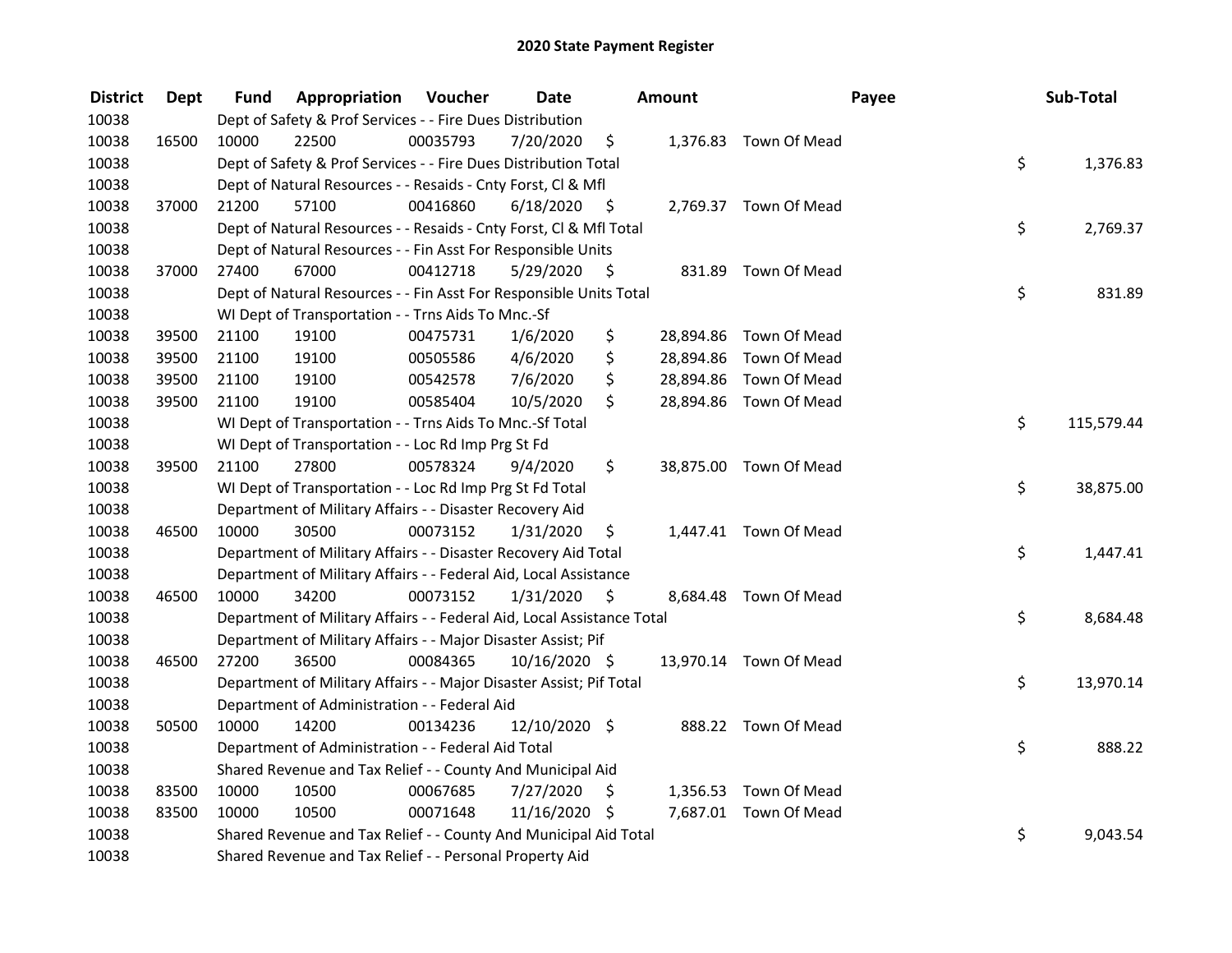# 2020 State Payment Register

| District | Dept | Fund | Appropriation | Voucher | Date | Amount | Payee | Sub-Total |
|---|---|---|---|---|---|---|---|---|
| 10038 | | Dept of Safety & Prof Services - - Fire Dues Distribution | | | | | | |
| 10038 | 16500 | 10000 | 22500 | 00035793 | 7/20/2020 | $ 1,376.83 | Town Of Mead | |
| 10038 | | Dept of Safety & Prof Services - - Fire Dues Distribution Total | | | | | | $ 1,376.83 |
| 10038 | | Dept of Natural Resources - - Resaids - Cnty Forst, Cl & Mfl | | | | | | |
| 10038 | 37000 | 21200 | 57100 | 00416860 | 6/18/2020 | $ 2,769.37 | Town Of Mead | |
| 10038 | | Dept of Natural Resources - - Resaids - Cnty Forst, Cl & Mfl Total | | | | | | $ 2,769.37 |
| 10038 | | Dept of Natural Resources - - Fin Asst For Responsible Units | | | | | | |
| 10038 | 37000 | 27400 | 67000 | 00412718 | 5/29/2020 | $ 831.89 | Town Of Mead | |
| 10038 | | Dept of Natural Resources - - Fin Asst For Responsible Units Total | | | | | | $ 831.89 |
| 10038 | | WI Dept of Transportation - - Trns Aids To Mnc.-Sf | | | | | | |
| 10038 | 39500 | 21100 | 19100 | 00475731 | 1/6/2020 | $ 28,894.86 | Town Of Mead | |
| 10038 | 39500 | 21100 | 19100 | 00505586 | 4/6/2020 | $ 28,894.86 | Town Of Mead | |
| 10038 | 39500 | 21100 | 19100 | 00542578 | 7/6/2020 | $ 28,894.86 | Town Of Mead | |
| 10038 | 39500 | 21100 | 19100 | 00585404 | 10/5/2020 | $ 28,894.86 | Town Of Mead | |
| 10038 | | WI Dept of Transportation - - Trns Aids To Mnc.-Sf Total | | | | | | $ 115,579.44 |
| 10038 | | WI Dept of Transportation - - Loc Rd Imp Prg St Fd | | | | | | |
| 10038 | 39500 | 21100 | 27800 | 00578324 | 9/4/2020 | $ 38,875.00 | Town Of Mead | |
| 10038 | | WI Dept of Transportation - - Loc Rd Imp Prg St Fd Total | | | | | | $ 38,875.00 |
| 10038 | | Department of Military Affairs - - Disaster Recovery Aid | | | | | | |
| 10038 | 46500 | 10000 | 30500 | 00073152 | 1/31/2020 | $ 1,447.41 | Town Of Mead | |
| 10038 | | Department of Military Affairs - - Disaster Recovery Aid Total | | | | | | $ 1,447.41 |
| 10038 | | Department of Military Affairs - - Federal Aid, Local Assistance | | | | | | |
| 10038 | 46500 | 10000 | 34200 | 00073152 | 1/31/2020 | $ 8,684.48 | Town Of Mead | |
| 10038 | | Department of Military Affairs - - Federal Aid, Local Assistance Total | | | | | | $ 8,684.48 |
| 10038 | | Department of Military Affairs - - Major Disaster Assist; Pif | | | | | | |
| 10038 | 46500 | 27200 | 36500 | 00084365 | 10/16/2020 | $ 13,970.14 | Town Of Mead | |
| 10038 | | Department of Military Affairs - - Major Disaster Assist; Pif Total | | | | | | $ 13,970.14 |
| 10038 | | Department of Administration - - Federal Aid | | | | | | |
| 10038 | 50500 | 10000 | 14200 | 00134236 | 12/10/2020 | $ 888.22 | Town Of Mead | |
| 10038 | | Department of Administration - - Federal Aid Total | | | | | | $ 888.22 |
| 10038 | | Shared Revenue and Tax Relief - - County And Municipal Aid | | | | | | |
| 10038 | 83500 | 10000 | 10500 | 00067685 | 7/27/2020 | $ 1,356.53 | Town Of Mead | |
| 10038 | 83500 | 10000 | 10500 | 00071648 | 11/16/2020 | $ 7,687.01 | Town Of Mead | |
| 10038 | | Shared Revenue and Tax Relief - - County And Municipal Aid Total | | | | | | $ 9,043.54 |
| 10038 | | Shared Revenue and Tax Relief - - Personal Property Aid | | | | | | |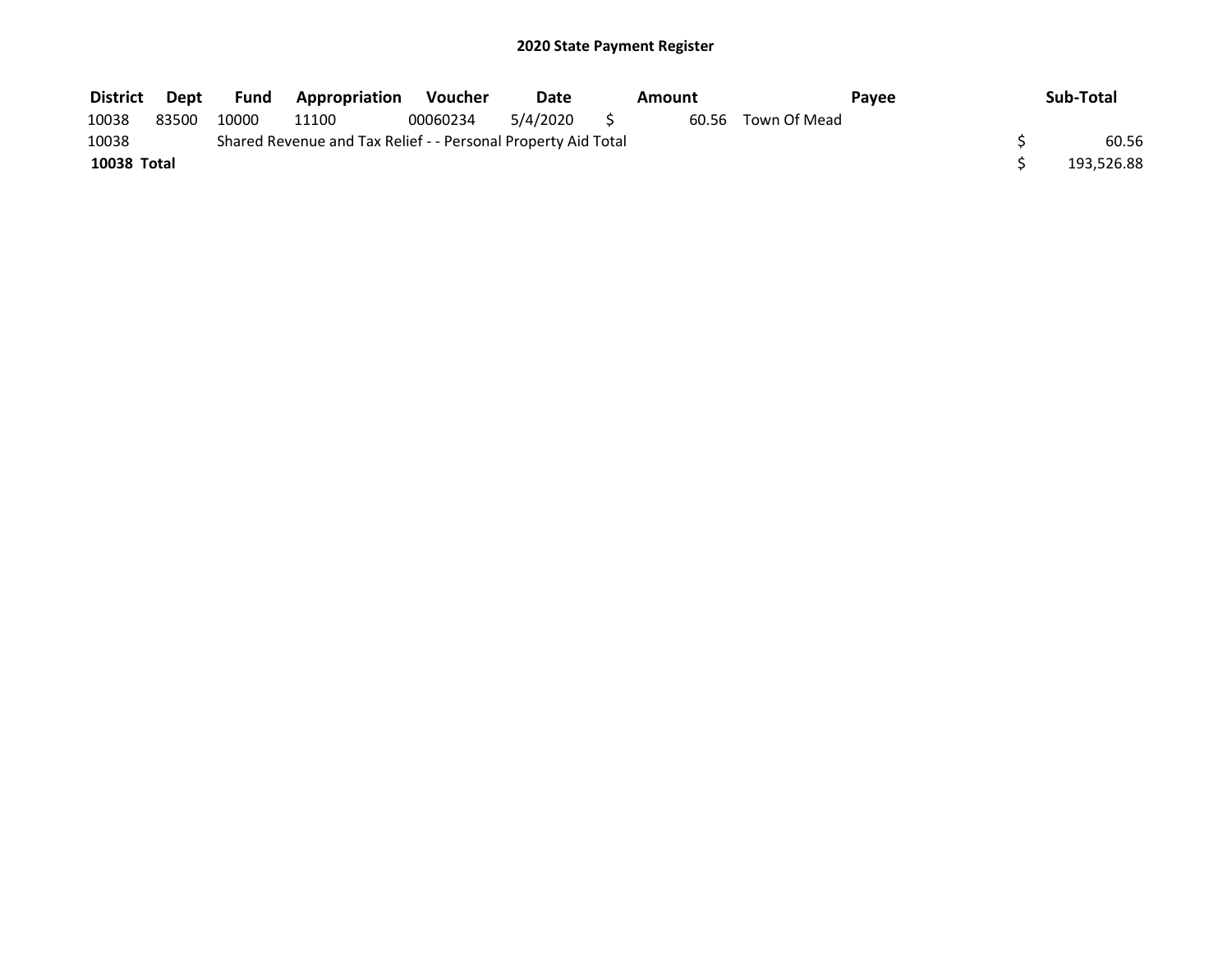**2020 State Payment Register**

| District | Dept | Fund | Appropriation | Voucher | Date | Amount | Payee | Sub-Total |
|---|---|---|---|---|---|---|---|---|
| 10038 | 83500 | 10000 | 11100 | 00060234 | 5/4/2020 | $ 60.56 | Town Of Mead | |
| 10038 | | Shared Revenue and Tax Relief - - Personal Property Aid Total | | | | | | $ 60.56 |
| **10038 Total** | | | | | | | | $ 193,526.88 |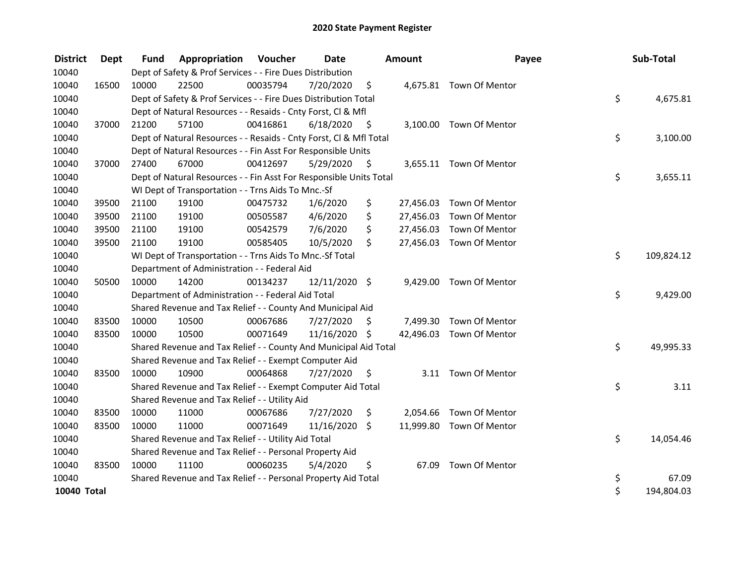# 2020 State Payment Register

| District | Dept | Fund | Appropriation | Voucher | Date | Amount | Payee | Sub-Total |
|---|---|---|---|---|---|---|---|---|
| 10040 | | Dept of Safety & Prof Services - - Fire Dues Distribution | | | | | | |
| 10040 | 16500 | 10000 | 22500 | 00035794 | 7/20/2020 | $ 4,675.81 | Town Of Mentor | |
| 10040 | | Dept of Safety & Prof Services - - Fire Dues Distribution Total | | | | | | $ 4,675.81 |
| 10040 | | Dept of Natural Resources - - Resaids - Cnty Forst, Cl & Mfl | | | | | | |
| 10040 | 37000 | 21200 | 57100 | 00416861 | 6/18/2020 | $ 3,100.00 | Town Of Mentor | |
| 10040 | | Dept of Natural Resources - - Resaids - Cnty Forst, Cl & Mfl Total | | | | | | $ 3,100.00 |
| 10040 | | Dept of Natural Resources - - Fin Asst For Responsible Units | | | | | | |
| 10040 | 37000 | 27400 | 67000 | 00412697 | 5/29/2020 | $ 3,655.11 | Town Of Mentor | |
| 10040 | | Dept of Natural Resources - - Fin Asst For Responsible Units Total | | | | | | $ 3,655.11 |
| 10040 | | WI Dept of Transportation - - Trns Aids To Mnc.-Sf | | | | | | |
| 10040 | 39500 | 21100 | 19100 | 00475732 | 1/6/2020 | $ 27,456.03 | Town Of Mentor | |
| 10040 | 39500 | 21100 | 19100 | 00505587 | 4/6/2020 | $ 27,456.03 | Town Of Mentor | |
| 10040 | 39500 | 21100 | 19100 | 00542579 | 7/6/2020 | $ 27,456.03 | Town Of Mentor | |
| 10040 | 39500 | 21100 | 19100 | 00585405 | 10/5/2020 | $ 27,456.03 | Town Of Mentor | |
| 10040 | | WI Dept of Transportation - - Trns Aids To Mnc.-Sf Total | | | | | | $ 109,824.12 |
| 10040 | | Department of Administration - - Federal Aid | | | | | | |
| 10040 | 50500 | 10000 | 14200 | 00134237 | 12/11/2020 | $ 9,429.00 | Town Of Mentor | |
| 10040 | | Department of Administration - - Federal Aid Total | | | | | | $ 9,429.00 |
| 10040 | | Shared Revenue and Tax Relief - - County And Municipal Aid | | | | | | |
| 10040 | 83500 | 10000 | 10500 | 00067686 | 7/27/2020 | $ 7,499.30 | Town Of Mentor | |
| 10040 | 83500 | 10000 | 10500 | 00071649 | 11/16/2020 | $ 42,496.03 | Town Of Mentor | |
| 10040 | | Shared Revenue and Tax Relief - - County And Municipal Aid Total | | | | | | $ 49,995.33 |
| 10040 | | Shared Revenue and Tax Relief - - Exempt Computer Aid | | | | | | |
| 10040 | 83500 | 10000 | 10900 | 00064868 | 7/27/2020 | $ 3.11 | Town Of Mentor | |
| 10040 | | Shared Revenue and Tax Relief - - Exempt Computer Aid Total | | | | | | $ 3.11 |
| 10040 | | Shared Revenue and Tax Relief - - Utility Aid | | | | | | |
| 10040 | 83500 | 10000 | 11000 | 00067686 | 7/27/2020 | $ 2,054.66 | Town Of Mentor | |
| 10040 | 83500 | 10000 | 11000 | 00071649 | 11/16/2020 | $ 11,999.80 | Town Of Mentor | |
| 10040 | | Shared Revenue and Tax Relief - - Utility Aid Total | | | | | | $ 14,054.46 |
| 10040 | | Shared Revenue and Tax Relief - - Personal Property Aid | | | | | | |
| 10040 | 83500 | 10000 | 11100 | 00060235 | 5/4/2020 | $ 67.09 | Town Of Mentor | |
| 10040 | | Shared Revenue and Tax Relief - - Personal Property Aid Total | | | | | | $ 67.09 |
| **10040 Total** | | | | | | | | $ 194,804.03 |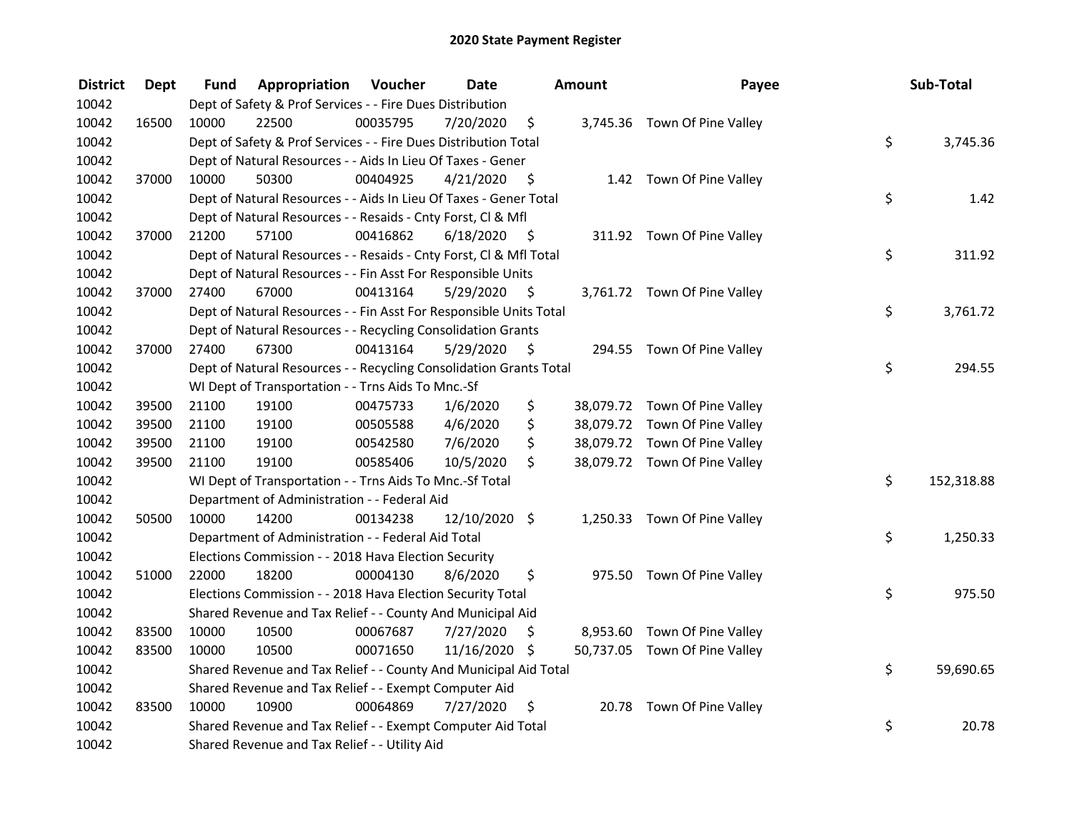# 2020 State Payment Register

| District | Dept | Fund | Appropriation | Voucher | Date | Amount | Payee | Sub-Total |
|---|---|---|---|---|---|---|---|---|
| 10042 | | Dept of Safety & Prof Services - - Fire Dues Distribution | | | | | | |
| 10042 | 16500 | 10000 | 22500 | 00035795 | 7/20/2020 | $ 3,745.36 | Town Of Pine Valley | |
| 10042 | | Dept of Safety & Prof Services - - Fire Dues Distribution Total | | | | | | $ 3,745.36 |
| 10042 | | Dept of Natural Resources - - Aids In Lieu Of Taxes - Gener | | | | | | |
| 10042 | 37000 | 10000 | 50300 | 00404925 | 4/21/2020 | $ 1.42 | Town Of Pine Valley | |
| 10042 | | Dept of Natural Resources - - Aids In Lieu Of Taxes - Gener Total | | | | | | $ 1.42 |
| 10042 | | Dept of Natural Resources - - Resaids - Cnty Forst, Cl & Mfl | | | | | | |
| 10042 | 37000 | 21200 | 57100 | 00416862 | 6/18/2020 | $ 311.92 | Town Of Pine Valley | |
| 10042 | | Dept of Natural Resources - - Resaids - Cnty Forst, Cl & Mfl Total | | | | | | $ 311.92 |
| 10042 | | Dept of Natural Resources - - Fin Asst For Responsible Units | | | | | | |
| 10042 | 37000 | 27400 | 67000 | 00413164 | 5/29/2020 | $ 3,761.72 | Town Of Pine Valley | |
| 10042 | | Dept of Natural Resources - - Fin Asst For Responsible Units Total | | | | | | $ 3,761.72 |
| 10042 | | Dept of Natural Resources - - Recycling Consolidation Grants | | | | | | |
| 10042 | 37000 | 27400 | 67300 | 00413164 | 5/29/2020 | $ 294.55 | Town Of Pine Valley | |
| 10042 | | Dept of Natural Resources - - Recycling Consolidation Grants Total | | | | | | $ 294.55 |
| 10042 | | WI Dept of Transportation - - Trns Aids To Mnc.-Sf | | | | | | |
| 10042 | 39500 | 21100 | 19100 | 00475733 | 1/6/2020 | $ 38,079.72 | Town Of Pine Valley | |
| 10042 | 39500 | 21100 | 19100 | 00505588 | 4/6/2020 | $ 38,079.72 | Town Of Pine Valley | |
| 10042 | 39500 | 21100 | 19100 | 00542580 | 7/6/2020 | $ 38,079.72 | Town Of Pine Valley | |
| 10042 | 39500 | 21100 | 19100 | 00585406 | 10/5/2020 | $ 38,079.72 | Town Of Pine Valley | |
| 10042 | | WI Dept of Transportation - - Trns Aids To Mnc.-Sf Total | | | | | | $ 152,318.88 |
| 10042 | | Department of Administration - - Federal Aid | | | | | | |
| 10042 | 50500 | 10000 | 14200 | 00134238 | 12/10/2020 | $ 1,250.33 | Town Of Pine Valley | |
| 10042 | | Department of Administration - - Federal Aid Total | | | | | | $ 1,250.33 |
| 10042 | | Elections Commission - - 2018 Hava Election Security | | | | | | |
| 10042 | 51000 | 22000 | 18200 | 00004130 | 8/6/2020 | $ 975.50 | Town Of Pine Valley | |
| 10042 | | Elections Commission - - 2018 Hava Election Security Total | | | | | | $ 975.50 |
| 10042 | | Shared Revenue and Tax Relief - - County And Municipal Aid | | | | | | |
| 10042 | 83500 | 10000 | 10500 | 00067687 | 7/27/2020 | $ 8,953.60 | Town Of Pine Valley | |
| 10042 | 83500 | 10000 | 10500 | 00071650 | 11/16/2020 | $ 50,737.05 | Town Of Pine Valley | |
| 10042 | | Shared Revenue and Tax Relief - - County And Municipal Aid Total | | | | | | $ 59,690.65 |
| 10042 | | Shared Revenue and Tax Relief - - Exempt Computer Aid | | | | | | |
| 10042 | 83500 | 10000 | 10900 | 00064869 | 7/27/2020 | $ 20.78 | Town Of Pine Valley | |
| 10042 | | Shared Revenue and Tax Relief - - Exempt Computer Aid Total | | | | | | $ 20.78 |
| 10042 | | Shared Revenue and Tax Relief - - Utility Aid | | | | | | |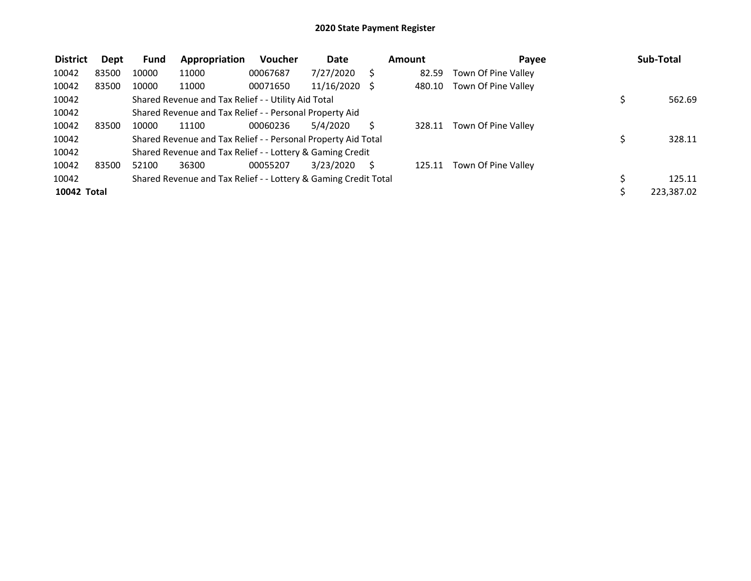**2020 State Payment Register**

| District | Dept | Fund | Appropriation | Voucher | Date | Amount | Payee | Sub-Total |
|---|---|---|---|---|---|---|---|---|
| 10042 | 83500 | 10000 | 11000 | 00067687 | 7/27/2020 | $ 82.59 | Town Of Pine Valley | |
| 10042 | 83500 | 10000 | 11000 | 00071650 | 11/16/2020 | $ 480.10 | Town Of Pine Valley | |
| 10042 | | Shared Revenue and Tax Relief - - Utility Aid Total | | | | | | $ 562.69 |
| 10042 | | Shared Revenue and Tax Relief - - Personal Property Aid | | | | | | |
| 10042 | 83500 | 10000 | 11100 | 00060236 | 5/4/2020 | $ 328.11 | Town Of Pine Valley | |
| 10042 | | Shared Revenue and Tax Relief - - Personal Property Aid Total | | | | | | $ 328.11 |
| 10042 | | Shared Revenue and Tax Relief - - Lottery & Gaming Credit | | | | | | |
| 10042 | 83500 | 52100 | 36300 | 00055207 | 3/23/2020 | $ 125.11 | Town Of Pine Valley | |
| 10042 | | Shared Revenue and Tax Relief - - Lottery & Gaming Credit Total | | | | | | $ 125.11 |
| **10042 Total** | | | | | | | | $ 223,387.02 |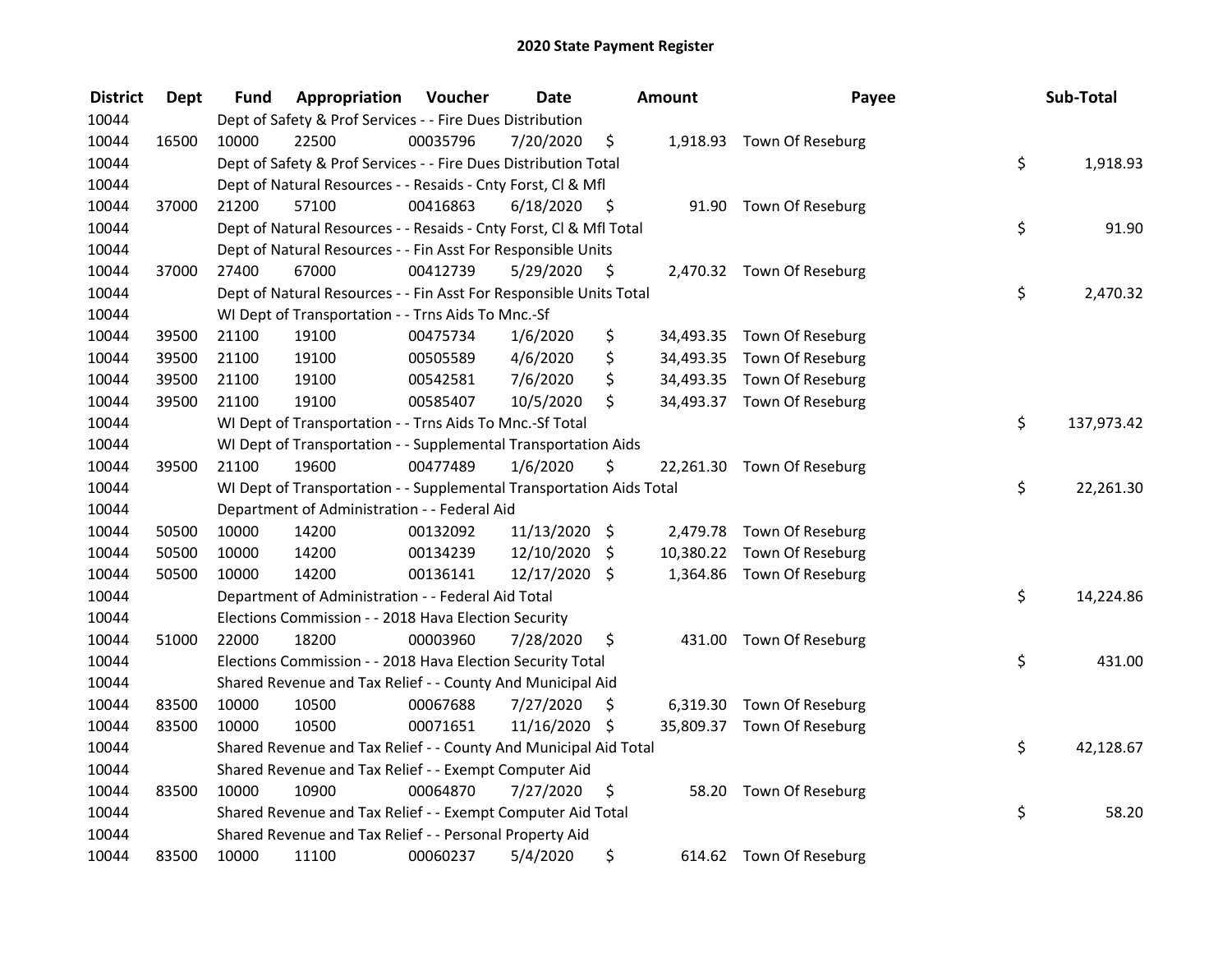# 2020 State Payment Register

| District | Dept | Fund | Appropriation | Voucher | Date | Amount | Payee | Sub-Total |
|---|---|---|---|---|---|---|---|---|
| 10044 | | Dept of Safety & Prof Services - - Fire Dues Distribution | | | | | | |
| 10044 | 16500 | 10000 | 22500 | 00035796 | 7/20/2020 | $ 1,918.93 | Town Of Reseburg | |
| 10044 | | Dept of Safety & Prof Services - - Fire Dues Distribution Total | | | | | | $ 1,918.93 |
| 10044 | | Dept of Natural Resources - - Resaids - Cnty Forst, Cl & Mfl | | | | | | |
| 10044 | 37000 | 21200 | 57100 | 00416863 | 6/18/2020 | $ 91.90 | Town Of Reseburg | |
| 10044 | | Dept of Natural Resources - - Resaids - Cnty Forst, Cl & Mfl Total | | | | | | $ 91.90 |
| 10044 | | Dept of Natural Resources - - Fin Asst For Responsible Units | | | | | | |
| 10044 | 37000 | 27400 | 67000 | 00412739 | 5/29/2020 | $ 2,470.32 | Town Of Reseburg | |
| 10044 | | Dept of Natural Resources - - Fin Asst For Responsible Units Total | | | | | | $ 2,470.32 |
| 10044 | | WI Dept of Transportation - - Trns Aids To Mnc.-Sf | | | | | | |
| 10044 | 39500 | 21100 | 19100 | 00475734 | 1/6/2020 | $ 34,493.35 | Town Of Reseburg | |
| 10044 | 39500 | 21100 | 19100 | 00505589 | 4/6/2020 | $ 34,493.35 | Town Of Reseburg | |
| 10044 | 39500 | 21100 | 19100 | 00542581 | 7/6/2020 | $ 34,493.35 | Town Of Reseburg | |
| 10044 | 39500 | 21100 | 19100 | 00585407 | 10/5/2020 | $ 34,493.37 | Town Of Reseburg | |
| 10044 | | WI Dept of Transportation - - Trns Aids To Mnc.-Sf Total | | | | | | $ 137,973.42 |
| 10044 | | WI Dept of Transportation - - Supplemental Transportation Aids | | | | | | |
| 10044 | 39500 | 21100 | 19600 | 00477489 | 1/6/2020 | $ 22,261.30 | Town Of Reseburg | |
| 10044 | | WI Dept of Transportation - - Supplemental Transportation Aids Total | | | | | | $ 22,261.30 |
| 10044 | | Department of Administration - - Federal Aid | | | | | | |
| 10044 | 50500 | 10000 | 14200 | 00132092 | 11/13/2020 | $ 2,479.78 | Town Of Reseburg | |
| 10044 | 50500 | 10000 | 14200 | 00134239 | 12/10/2020 | $ 10,380.22 | Town Of Reseburg | |
| 10044 | 50500 | 10000 | 14200 | 00136141 | 12/17/2020 | $ 1,364.86 | Town Of Reseburg | |
| 10044 | | Department of Administration - - Federal Aid Total | | | | | | $ 14,224.86 |
| 10044 | | Elections Commission - - 2018 Hava Election Security | | | | | | |
| 10044 | 51000 | 22000 | 18200 | 00003960 | 7/28/2020 | $ 431.00 | Town Of Reseburg | |
| 10044 | | Elections Commission - - 2018 Hava Election Security Total | | | | | | $ 431.00 |
| 10044 | | Shared Revenue and Tax Relief - - County And Municipal Aid | | | | | | |
| 10044 | 83500 | 10000 | 10500 | 00067688 | 7/27/2020 | $ 6,319.30 | Town Of Reseburg | |
| 10044 | 83500 | 10000 | 10500 | 00071651 | 11/16/2020 | $ 35,809.37 | Town Of Reseburg | |
| 10044 | | Shared Revenue and Tax Relief - - County And Municipal Aid Total | | | | | | $ 42,128.67 |
| 10044 | | Shared Revenue and Tax Relief - - Exempt Computer Aid | | | | | | |
| 10044 | 83500 | 10000 | 10900 | 00064870 | 7/27/2020 | $ 58.20 | Town Of Reseburg | |
| 10044 | | Shared Revenue and Tax Relief - - Exempt Computer Aid Total | | | | | | $ 58.20 |
| 10044 | | Shared Revenue and Tax Relief - - Personal Property Aid | | | | | | |
| 10044 | 83500 | 10000 | 11100 | 00060237 | 5/4/2020 | $ 614.62 | Town Of Reseburg | |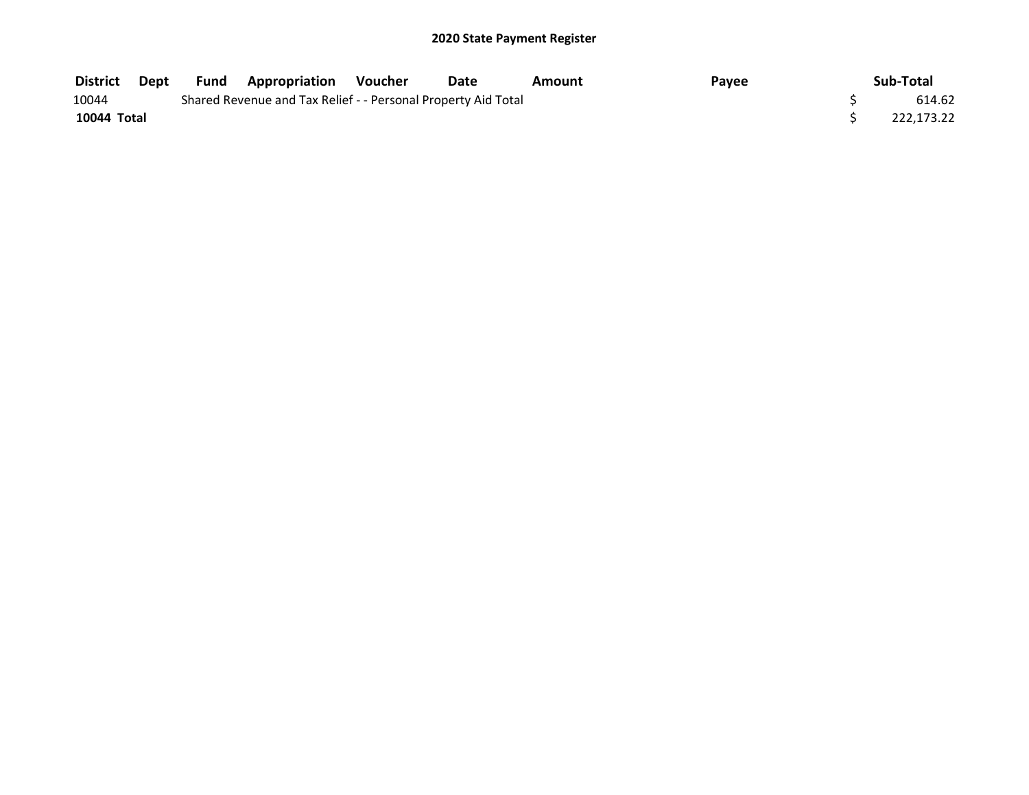## 2020 State Payment Register

| District | Dept | Fund | Appropriation | Voucher | Date | Amount | Payee | Sub-Total |
|---|---|---|---|---|---|---|---|---|
| 10044 | | Shared Revenue and Tax Relief - - Personal Property Aid Total | | | | | | $ 614.62 |
| **10044 Total** | | | | | | | | $ 222,173.22 |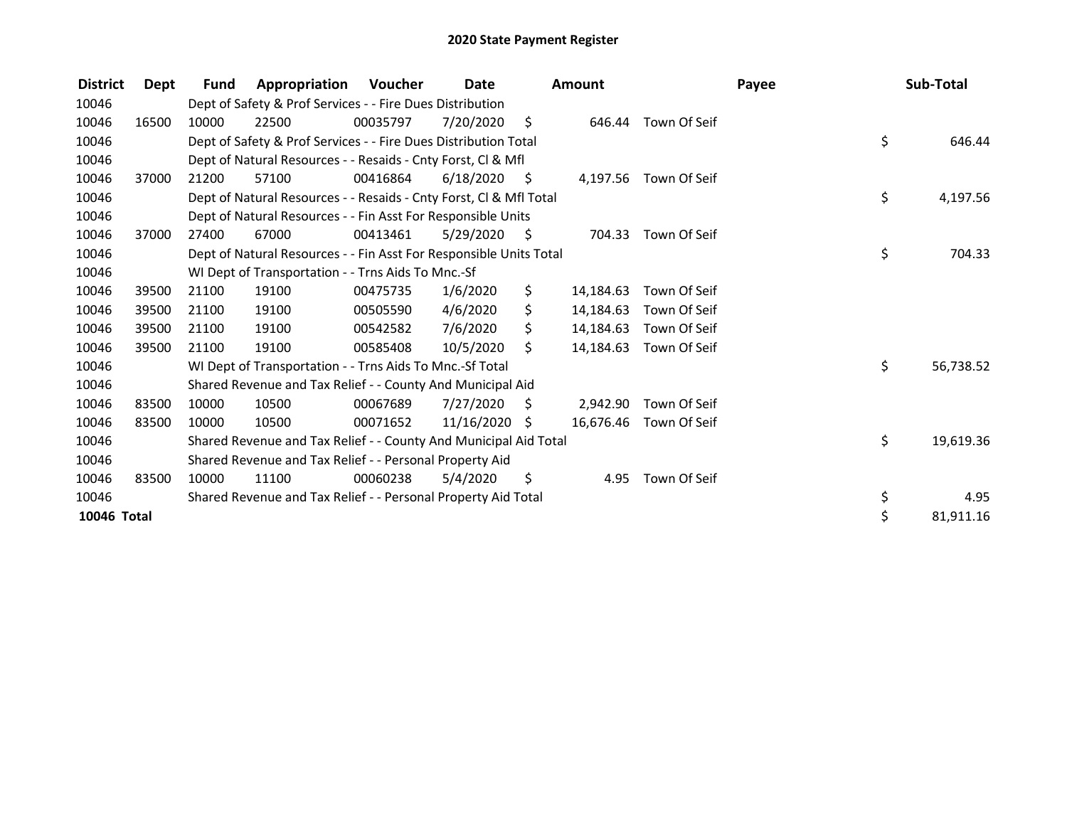# 2020 State Payment Register

| District | Dept | Fund | Appropriation | Voucher | Date | Amount | Payee | Sub-Total |
|---|---|---|---|---|---|---|---|---|
| 10046 | | Dept of Safety & Prof Services - - Fire Dues Distribution | | | | | | |
| 10046 | 16500 | 10000 | 22500 | 00035797 | 7/20/2020 | $ 646.44 | Town Of Seif | |
| 10046 | | Dept of Safety & Prof Services - - Fire Dues Distribution Total | | | | | | $ 646.44 |
| 10046 | | Dept of Natural Resources - - Resaids - Cnty Forst, Cl & Mfl | | | | | | |
| 10046 | 37000 | 21200 | 57100 | 00416864 | 6/18/2020 | $ 4,197.56 | Town Of Seif | |
| 10046 | | Dept of Natural Resources - - Resaids - Cnty Forst, Cl & Mfl Total | | | | | | $ 4,197.56 |
| 10046 | | Dept of Natural Resources - - Fin Asst For Responsible Units | | | | | | |
| 10046 | 37000 | 27400 | 67000 | 00413461 | 5/29/2020 | $ 704.33 | Town Of Seif | |
| 10046 | | Dept of Natural Resources - - Fin Asst For Responsible Units Total | | | | | | $ 704.33 |
| 10046 | | WI Dept of Transportation - - Trns Aids To Mnc.-Sf | | | | | | |
| 10046 | 39500 | 21100 | 19100 | 00475735 | 1/6/2020 | $ 14,184.63 | Town Of Seif | |
| 10046 | 39500 | 21100 | 19100 | 00505590 | 4/6/2020 | $ 14,184.63 | Town Of Seif | |
| 10046 | 39500 | 21100 | 19100 | 00542582 | 7/6/2020 | $ 14,184.63 | Town Of Seif | |
| 10046 | 39500 | 21100 | 19100 | 00585408 | 10/5/2020 | $ 14,184.63 | Town Of Seif | |
| 10046 | | WI Dept of Transportation - - Trns Aids To Mnc.-Sf Total | | | | | | $ 56,738.52 |
| 10046 | | Shared Revenue and Tax Relief - - County And Municipal Aid | | | | | | |
| 10046 | 83500 | 10000 | 10500 | 00067689 | 7/27/2020 | $ 2,942.90 | Town Of Seif | |
| 10046 | 83500 | 10000 | 10500 | 00071652 | 11/16/2020 | $ 16,676.46 | Town Of Seif | |
| 10046 | | Shared Revenue and Tax Relief - - County And Municipal Aid Total | | | | | | $ 19,619.36 |
| 10046 | | Shared Revenue and Tax Relief - - Personal Property Aid | | | | | | |
| 10046 | 83500 | 10000 | 11100 | 00060238 | 5/4/2020 | $ 4.95 | Town Of Seif | |
| 10046 | | Shared Revenue and Tax Relief - - Personal Property Aid Total | | | | | | $ 4.95 |
| **10046 Total** | | | | | | | | $ 81,911.16 |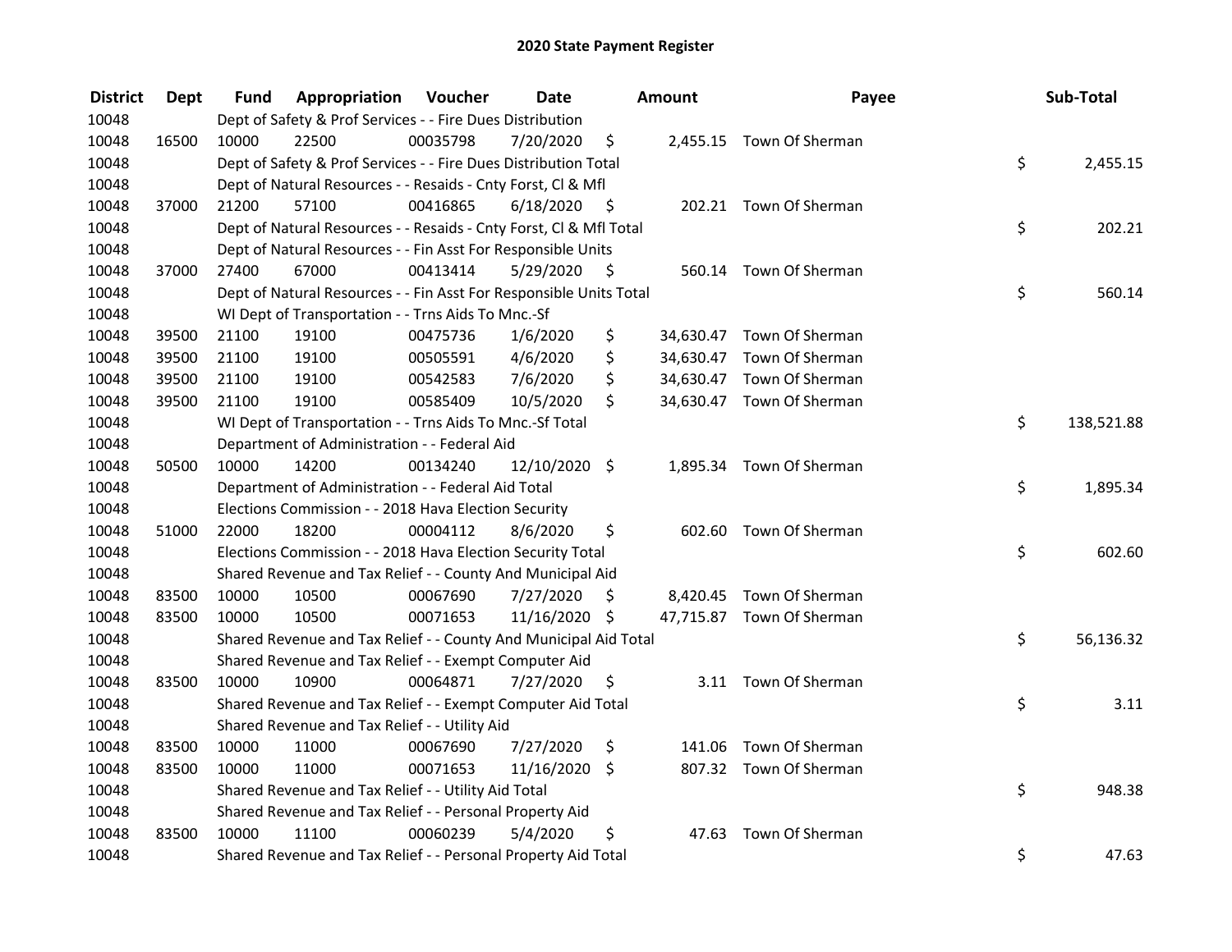# 2020 State Payment Register

| District | Dept | Fund | Appropriation | Voucher | Date | Amount | Payee | Sub-Total |
|---|---|---|---|---|---|---|---|---|
| 10048 | | Dept of Safety & Prof Services - - Fire Dues Distribution | | | | | | |
| 10048 | 16500 | 10000 | 22500 | 00035798 | 7/20/2020 | $ 2,455.15 | Town Of Sherman | |
| 10048 | | Dept of Safety & Prof Services - - Fire Dues Distribution Total | | | | | | $ 2,455.15 |
| 10048 | | Dept of Natural Resources - - Resaids - Cnty Forst, Cl & Mfl | | | | | | |
| 10048 | 37000 | 21200 | 57100 | 00416865 | 6/18/2020 | $ 202.21 | Town Of Sherman | |
| 10048 | | Dept of Natural Resources - - Resaids - Cnty Forst, Cl & Mfl Total | | | | | | $ 202.21 |
| 10048 | | Dept of Natural Resources - - Fin Asst For Responsible Units | | | | | | |
| 10048 | 37000 | 27400 | 67000 | 00413414 | 5/29/2020 | $ 560.14 | Town Of Sherman | |
| 10048 | | Dept of Natural Resources - - Fin Asst For Responsible Units Total | | | | | | $ 560.14 |
| 10048 | | WI Dept of Transportation - - Trns Aids To Mnc.-Sf | | | | | | |
| 10048 | 39500 | 21100 | 19100 | 00475736 | 1/6/2020 | $ 34,630.47 | Town Of Sherman | |
| 10048 | 39500 | 21100 | 19100 | 00505591 | 4/6/2020 | $ 34,630.47 | Town Of Sherman | |
| 10048 | 39500 | 21100 | 19100 | 00542583 | 7/6/2020 | $ 34,630.47 | Town Of Sherman | |
| 10048 | 39500 | 21100 | 19100 | 00585409 | 10/5/2020 | $ 34,630.47 | Town Of Sherman | |
| 10048 | | WI Dept of Transportation - - Trns Aids To Mnc.-Sf Total | | | | | | $ 138,521.88 |
| 10048 | | Department of Administration - - Federal Aid | | | | | | |
| 10048 | 50500 | 10000 | 14200 | 00134240 | 12/10/2020 | $ 1,895.34 | Town Of Sherman | |
| 10048 | | Department of Administration - - Federal Aid Total | | | | | | $ 1,895.34 |
| 10048 | | Elections Commission - - 2018 Hava Election Security | | | | | | |
| 10048 | 51000 | 22000 | 18200 | 00004112 | 8/6/2020 | $ 602.60 | Town Of Sherman | |
| 10048 | | Elections Commission - - 2018 Hava Election Security Total | | | | | | $ 602.60 |
| 10048 | | Shared Revenue and Tax Relief - - County And Municipal Aid | | | | | | |
| 10048 | 83500 | 10000 | 10500 | 00067690 | 7/27/2020 | $ 8,420.45 | Town Of Sherman | |
| 10048 | 83500 | 10000 | 10500 | 00071653 | 11/16/2020 | $ 47,715.87 | Town Of Sherman | |
| 10048 | | Shared Revenue and Tax Relief - - County And Municipal Aid Total | | | | | | $ 56,136.32 |
| 10048 | | Shared Revenue and Tax Relief - - Exempt Computer Aid | | | | | | |
| 10048 | 83500 | 10000 | 10900 | 00064871 | 7/27/2020 | $ 3.11 | Town Of Sherman | |
| 10048 | | Shared Revenue and Tax Relief - - Exempt Computer Aid Total | | | | | | $ 3.11 |
| 10048 | | Shared Revenue and Tax Relief - - Utility Aid | | | | | | |
| 10048 | 83500 | 10000 | 11000 | 00067690 | 7/27/2020 | $ 141.06 | Town Of Sherman | |
| 10048 | 83500 | 10000 | 11000 | 00071653 | 11/16/2020 | $ 807.32 | Town Of Sherman | |
| 10048 | | Shared Revenue and Tax Relief - - Utility Aid Total | | | | | | $ 948.38 |
| 10048 | | Shared Revenue and Tax Relief - - Personal Property Aid | | | | | | |
| 10048 | 83500 | 10000 | 11100 | 00060239 | 5/4/2020 | $ 47.63 | Town Of Sherman | |
| 10048 | | Shared Revenue and Tax Relief - - Personal Property Aid Total | | | | | | $ 47.63 |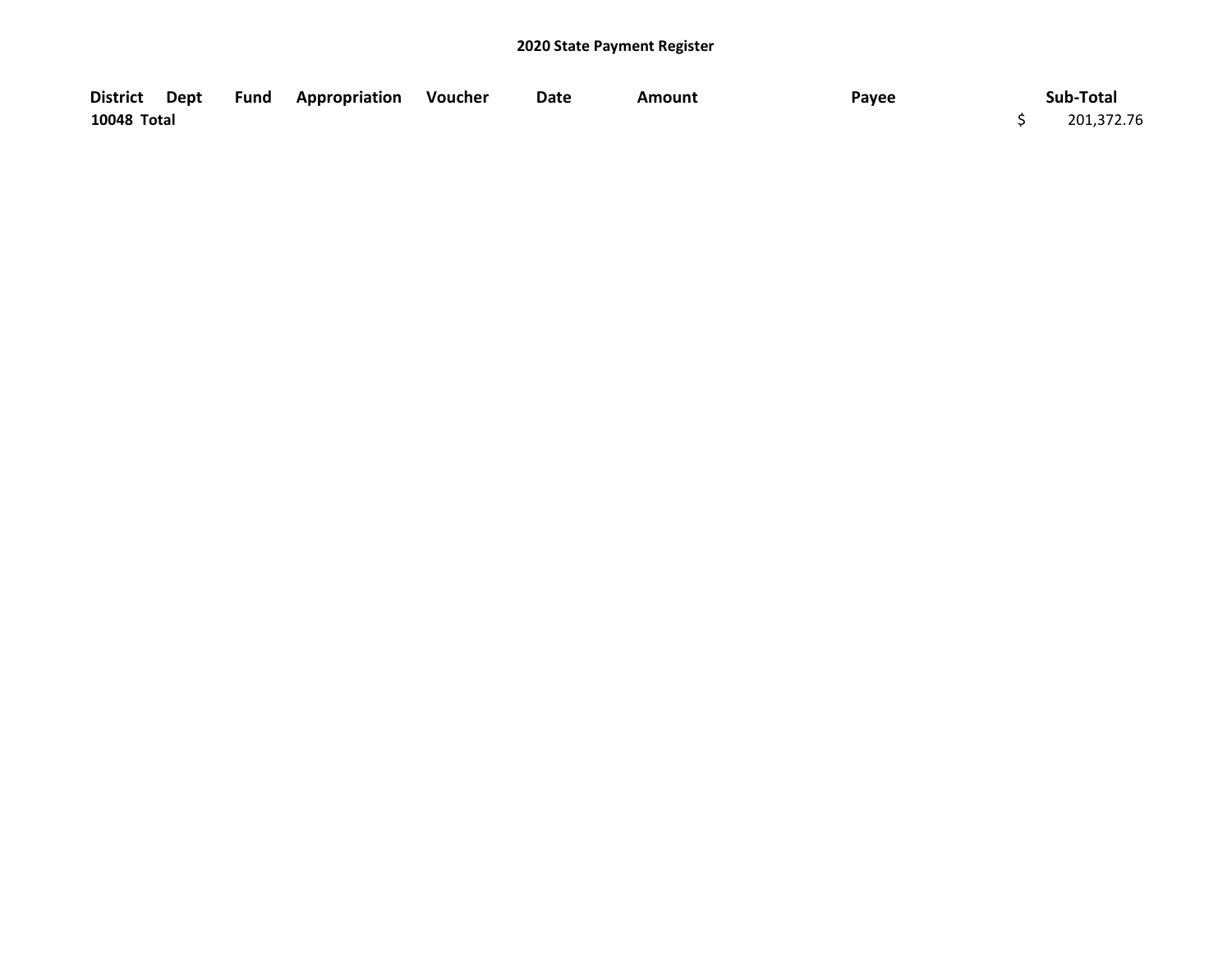**2020 State Payment Register**

| District | Dept | Fund | Appropriation | Voucher | Date | Amount | Payee | Sub-Total |
|---|---|---|---|---|---|---|---|---|
| **10048 Total** | | | | | | | | $ 201,372.76 |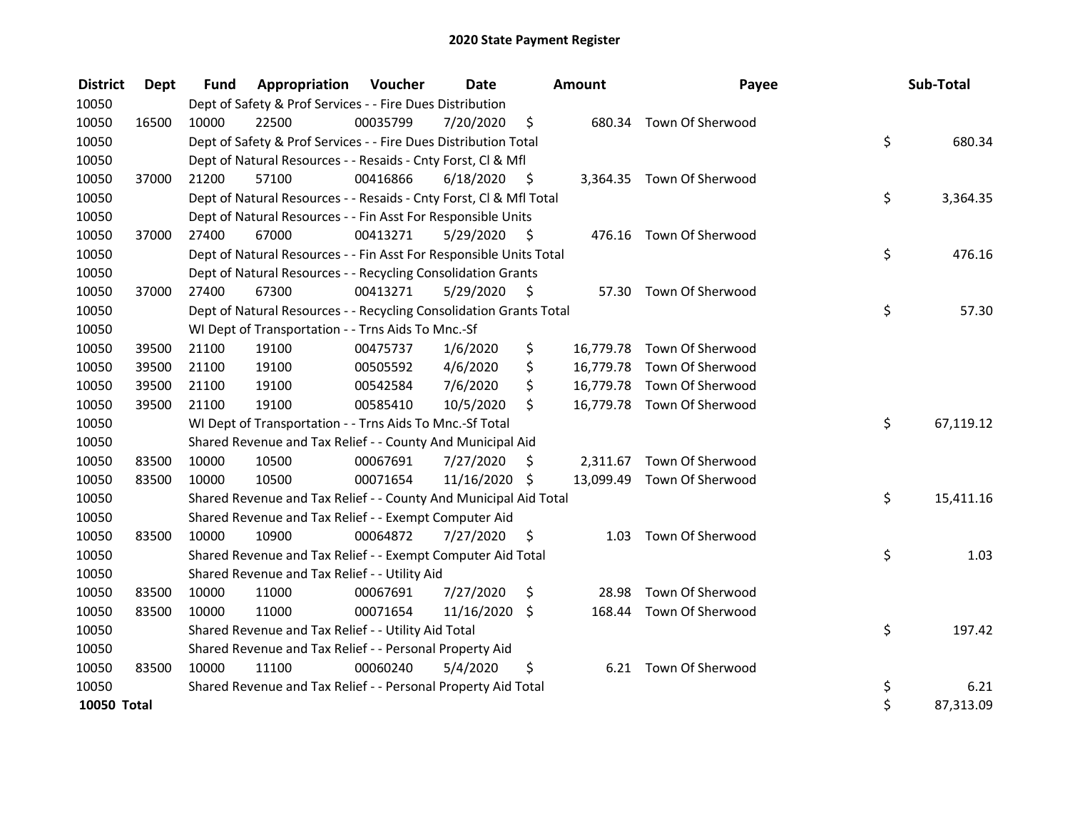# 2020 State Payment Register

| District | Dept | Fund | Appropriation | Voucher | Date | Amount | Payee | Sub-Total |
|---|---|---|---|---|---|---|---|---|
| 10050 | | Dept of Safety & Prof Services - - Fire Dues Distribution | | | | | | |
| 10050 | 16500 | 10000 | 22500 | 00035799 | 7/20/2020 | $ 680.34 | Town Of Sherwood | |
| 10050 | | Dept of Safety & Prof Services - - Fire Dues Distribution Total | | | | | | $ 680.34 |
| 10050 | | Dept of Natural Resources - - Resaids - Cnty Forst, Cl & Mfl | | | | | | |
| 10050 | 37000 | 21200 | 57100 | 00416866 | 6/18/2020 | $ 3,364.35 | Town Of Sherwood | |
| 10050 | | Dept of Natural Resources - - Resaids - Cnty Forst, Cl & Mfl Total | | | | | | $ 3,364.35 |
| 10050 | | Dept of Natural Resources - - Fin Asst For Responsible Units | | | | | | |
| 10050 | 37000 | 27400 | 67000 | 00413271 | 5/29/2020 | $ 476.16 | Town Of Sherwood | |
| 10050 | | Dept of Natural Resources - - Fin Asst For Responsible Units Total | | | | | | $ 476.16 |
| 10050 | | Dept of Natural Resources - - Recycling Consolidation Grants | | | | | | |
| 10050 | 37000 | 27400 | 67300 | 00413271 | 5/29/2020 | $ 57.30 | Town Of Sherwood | |
| 10050 | | Dept of Natural Resources - - Recycling Consolidation Grants Total | | | | | | $ 57.30 |
| 10050 | | WI Dept of Transportation - - Trns Aids To Mnc.-Sf | | | | | | |
| 10050 | 39500 | 21100 | 19100 | 00475737 | 1/6/2020 | $ 16,779.78 | Town Of Sherwood | |
| 10050 | 39500 | 21100 | 19100 | 00505592 | 4/6/2020 | $ 16,779.78 | Town Of Sherwood | |
| 10050 | 39500 | 21100 | 19100 | 00542584 | 7/6/2020 | $ 16,779.78 | Town Of Sherwood | |
| 10050 | 39500 | 21100 | 19100 | 00585410 | 10/5/2020 | $ 16,779.78 | Town Of Sherwood | |
| 10050 | | WI Dept of Transportation - - Trns Aids To Mnc.-Sf Total | | | | | | $ 67,119.12 |
| 10050 | | Shared Revenue and Tax Relief - - County And Municipal Aid | | | | | | |
| 10050 | 83500 | 10000 | 10500 | 00067691 | 7/27/2020 | $ 2,311.67 | Town Of Sherwood | |
| 10050 | 83500 | 10000 | 10500 | 00071654 | 11/16/2020 | $ 13,099.49 | Town Of Sherwood | |
| 10050 | | Shared Revenue and Tax Relief - - County And Municipal Aid Total | | | | | | $ 15,411.16 |
| 10050 | | Shared Revenue and Tax Relief - - Exempt Computer Aid | | | | | | |
| 10050 | 83500 | 10000 | 10900 | 00064872 | 7/27/2020 | $ 1.03 | Town Of Sherwood | |
| 10050 | | Shared Revenue and Tax Relief - - Exempt Computer Aid Total | | | | | | $ 1.03 |
| 10050 | | Shared Revenue and Tax Relief - - Utility Aid | | | | | | |
| 10050 | 83500 | 10000 | 11000 | 00067691 | 7/27/2020 | $ 28.98 | Town Of Sherwood | |
| 10050 | 83500 | 10000 | 11000 | 00071654 | 11/16/2020 | $ 168.44 | Town Of Sherwood | |
| 10050 | | Shared Revenue and Tax Relief - - Utility Aid Total | | | | | | $ 197.42 |
| 10050 | | Shared Revenue and Tax Relief - - Personal Property Aid | | | | | | |
| 10050 | 83500 | 10000 | 11100 | 00060240 | 5/4/2020 | $ 6.21 | Town Of Sherwood | |
| 10050 | | Shared Revenue and Tax Relief - - Personal Property Aid Total | | | | | | $ 6.21 |
| **10050 Total** | | | | | | | | $ 87,313.09 |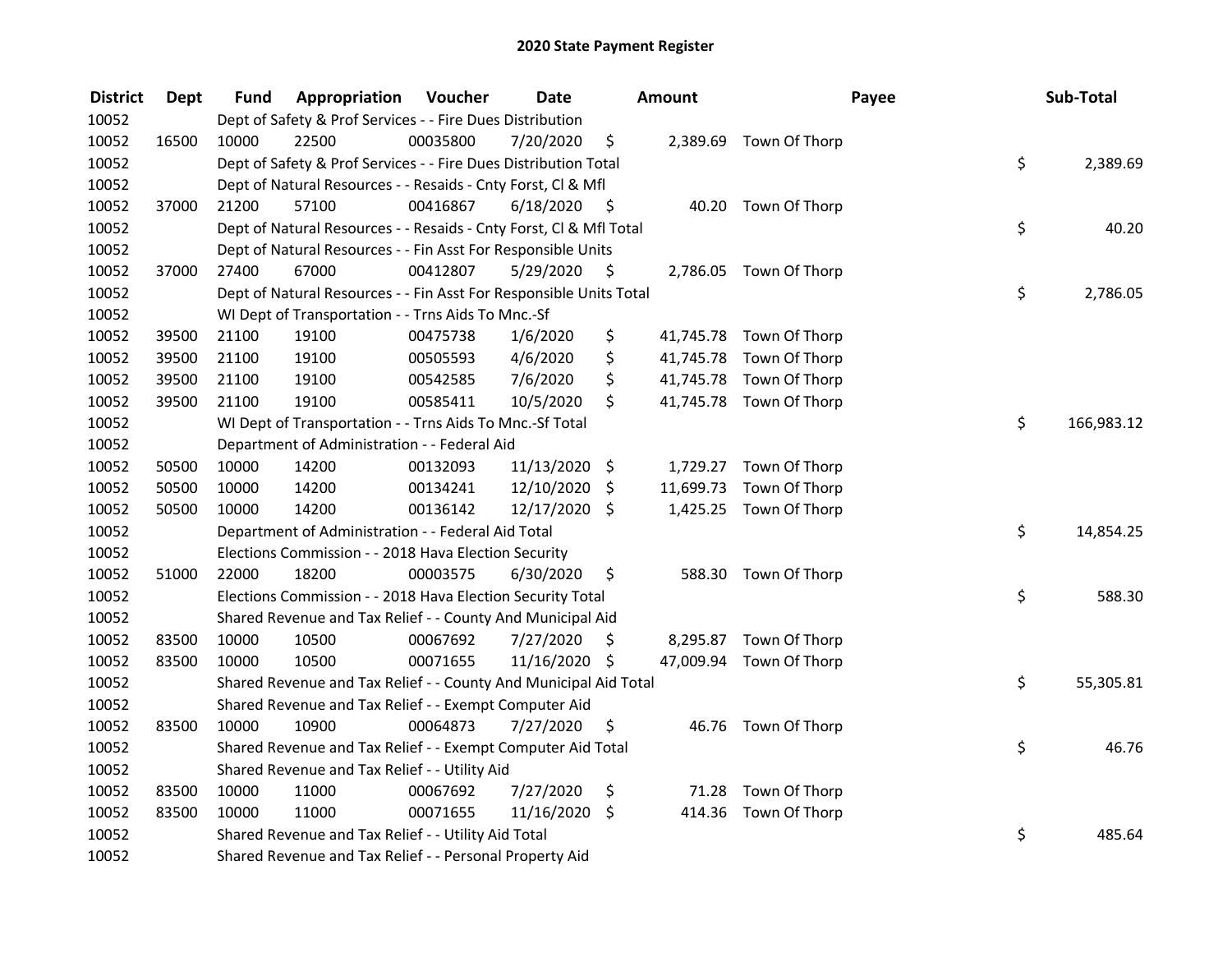# 2020 State Payment Register

| District | Dept | Fund | Appropriation | Voucher | Date | Amount | Payee | Sub-Total |
|---|---|---|---|---|---|---|---|---|
| 10052 | | Dept of Safety & Prof Services - - Fire Dues Distribution | | | | | | |
| 10052 | 16500 | 10000 | 22500 | 00035800 | 7/20/2020 | $ 2,389.69 | Town Of Thorp | |
| 10052 | | Dept of Safety & Prof Services - - Fire Dues Distribution Total | | | | | | $ 2,389.69 |
| 10052 | | Dept of Natural Resources - - Resaids - Cnty Forst, Cl & Mfl | | | | | | |
| 10052 | 37000 | 21200 | 57100 | 00416867 | 6/18/2020 | $ 40.20 | Town Of Thorp | |
| 10052 | | Dept of Natural Resources - - Resaids - Cnty Forst, Cl & Mfl Total | | | | | | $ 40.20 |
| 10052 | | Dept of Natural Resources - - Fin Asst For Responsible Units | | | | | | |
| 10052 | 37000 | 27400 | 67000 | 00412807 | 5/29/2020 | $ 2,786.05 | Town Of Thorp | |
| 10052 | | Dept of Natural Resources - - Fin Asst For Responsible Units Total | | | | | | $ 2,786.05 |
| 10052 | | WI Dept of Transportation - - Trns Aids To Mnc.-Sf | | | | | | |
| 10052 | 39500 | 21100 | 19100 | 00475738 | 1/6/2020 | $ 41,745.78 | Town Of Thorp | |
| 10052 | 39500 | 21100 | 19100 | 00505593 | 4/6/2020 | $ 41,745.78 | Town Of Thorp | |
| 10052 | 39500 | 21100 | 19100 | 00542585 | 7/6/2020 | $ 41,745.78 | Town Of Thorp | |
| 10052 | 39500 | 21100 | 19100 | 00585411 | 10/5/2020 | $ 41,745.78 | Town Of Thorp | |
| 10052 | | WI Dept of Transportation - - Trns Aids To Mnc.-Sf Total | | | | | | $ 166,983.12 |
| 10052 | | Department of Administration - - Federal Aid | | | | | | |
| 10052 | 50500 | 10000 | 14200 | 00132093 | 11/13/2020 | $ 1,729.27 | Town Of Thorp | |
| 10052 | 50500 | 10000 | 14200 | 00134241 | 12/10/2020 | $ 11,699.73 | Town Of Thorp | |
| 10052 | 50500 | 10000 | 14200 | 00136142 | 12/17/2020 | $ 1,425.25 | Town Of Thorp | |
| 10052 | | Department of Administration - - Federal Aid Total | | | | | | $ 14,854.25 |
| 10052 | | Elections Commission - - 2018 Hava Election Security | | | | | | |
| 10052 | 51000 | 22000 | 18200 | 00003575 | 6/30/2020 | $ 588.30 | Town Of Thorp | |
| 10052 | | Elections Commission - - 2018 Hava Election Security Total | | | | | | $ 588.30 |
| 10052 | | Shared Revenue and Tax Relief - - County And Municipal Aid | | | | | | |
| 10052 | 83500 | 10000 | 10500 | 00067692 | 7/27/2020 | $ 8,295.87 | Town Of Thorp | |
| 10052 | 83500 | 10000 | 10500 | 00071655 | 11/16/2020 | $ 47,009.94 | Town Of Thorp | |
| 10052 | | Shared Revenue and Tax Relief - - County And Municipal Aid Total | | | | | | $ 55,305.81 |
| 10052 | | Shared Revenue and Tax Relief - - Exempt Computer Aid | | | | | | |
| 10052 | 83500 | 10000 | 10900 | 00064873 | 7/27/2020 | $ 46.76 | Town Of Thorp | |
| 10052 | | Shared Revenue and Tax Relief - - Exempt Computer Aid Total | | | | | | $ 46.76 |
| 10052 | | Shared Revenue and Tax Relief - - Utility Aid | | | | | | |
| 10052 | 83500 | 10000 | 11000 | 00067692 | 7/27/2020 | $ 71.28 | Town Of Thorp | |
| 10052 | 83500 | 10000 | 11000 | 00071655 | 11/16/2020 | $ 414.36 | Town Of Thorp | |
| 10052 | | Shared Revenue and Tax Relief - - Utility Aid Total | | | | | | $ 485.64 |
| 10052 | | Shared Revenue and Tax Relief - - Personal Property Aid | | | | | | |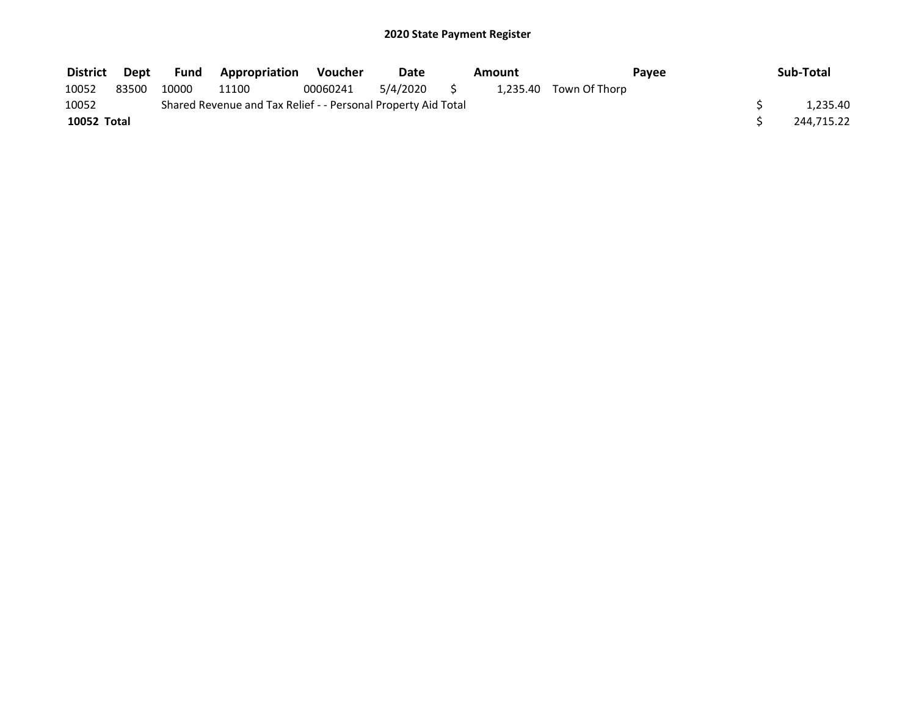# 2020 State Payment Register

| District | Dept | Fund | Appropriation | Voucher | Date | Amount | Payee | Sub-Total |
|---|---|---|---|---|---|---|---|---|
| 10052 | 83500 | 10000 | 11100 | 00060241 | 5/4/2020 | $ 1,235.40 | Town Of Thorp | |
| 10052 | | Shared Revenue and Tax Relief - - Personal Property Aid Total | | | | | | $ 1,235.40 |
| **10052 Total** | | | | | | | | $ 244,715.22 |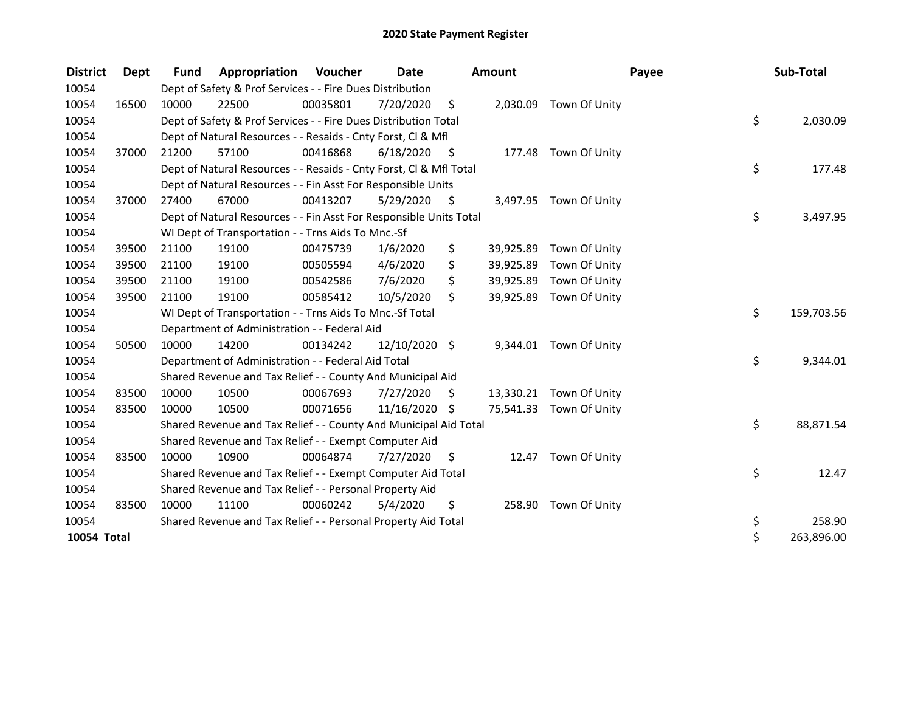# 2020 State Payment Register

| District | Dept | Fund | Appropriation | Voucher | Date | Amount | Payee | Sub-Total |
|---|---|---|---|---|---|---|---|---|
| 10054 | | Dept of Safety & Prof Services - - Fire Dues Distribution | | | | | | |
| 10054 | 16500 | 10000 | 22500 | 00035801 | 7/20/2020 | $ 2,030.09 | Town Of Unity | |
| 10054 | | Dept of Safety & Prof Services - - Fire Dues Distribution Total | | | | | | $ 2,030.09 |
| 10054 | | Dept of Natural Resources - - Resaids - Cnty Forst, Cl & Mfl | | | | | | |
| 10054 | 37000 | 21200 | 57100 | 00416868 | 6/18/2020 | $ 177.48 | Town Of Unity | |
| 10054 | | Dept of Natural Resources - - Resaids - Cnty Forst, Cl & Mfl Total | | | | | | $ 177.48 |
| 10054 | | Dept of Natural Resources - - Fin Asst For Responsible Units | | | | | | |
| 10054 | 37000 | 27400 | 67000 | 00413207 | 5/29/2020 | $ 3,497.95 | Town Of Unity | |
| 10054 | | Dept of Natural Resources - - Fin Asst For Responsible Units Total | | | | | | $ 3,497.95 |
| 10054 | | WI Dept of Transportation - - Trns Aids To Mnc.-Sf | | | | | | |
| 10054 | 39500 | 21100 | 19100 | 00475739 | 1/6/2020 | $ 39,925.89 | Town Of Unity | |
| 10054 | 39500 | 21100 | 19100 | 00505594 | 4/6/2020 | $ 39,925.89 | Town Of Unity | |
| 10054 | 39500 | 21100 | 19100 | 00542586 | 7/6/2020 | $ 39,925.89 | Town Of Unity | |
| 10054 | 39500 | 21100 | 19100 | 00585412 | 10/5/2020 | $ 39,925.89 | Town Of Unity | |
| 10054 | | WI Dept of Transportation - - Trns Aids To Mnc.-Sf Total | | | | | | $ 159,703.56 |
| 10054 | | Department of Administration - - Federal Aid | | | | | | |
| 10054 | 50500 | 10000 | 14200 | 00134242 | 12/10/2020 | $ 9,344.01 | Town Of Unity | |
| 10054 | | Department of Administration - - Federal Aid Total | | | | | | $ 9,344.01 |
| 10054 | | Shared Revenue and Tax Relief - - County And Municipal Aid | | | | | | |
| 10054 | 83500 | 10000 | 10500 | 00067693 | 7/27/2020 | $ 13,330.21 | Town Of Unity | |
| 10054 | 83500 | 10000 | 10500 | 00071656 | 11/16/2020 | $ 75,541.33 | Town Of Unity | |
| 10054 | | Shared Revenue and Tax Relief - - County And Municipal Aid Total | | | | | | $ 88,871.54 |
| 10054 | | Shared Revenue and Tax Relief - - Exempt Computer Aid | | | | | | |
| 10054 | 83500 | 10000 | 10900 | 00064874 | 7/27/2020 | $ 12.47 | Town Of Unity | |
| 10054 | | Shared Revenue and Tax Relief - - Exempt Computer Aid Total | | | | | | $ 12.47 |
| 10054 | | Shared Revenue and Tax Relief - - Personal Property Aid | | | | | | |
| 10054 | 83500 | 10000 | 11100 | 00060242 | 5/4/2020 | $ 258.90 | Town Of Unity | |
| 10054 | | Shared Revenue and Tax Relief - - Personal Property Aid Total | | | | | | $ 258.90 |
| **10054 Total** | | | | | | | | $ 263,896.00 |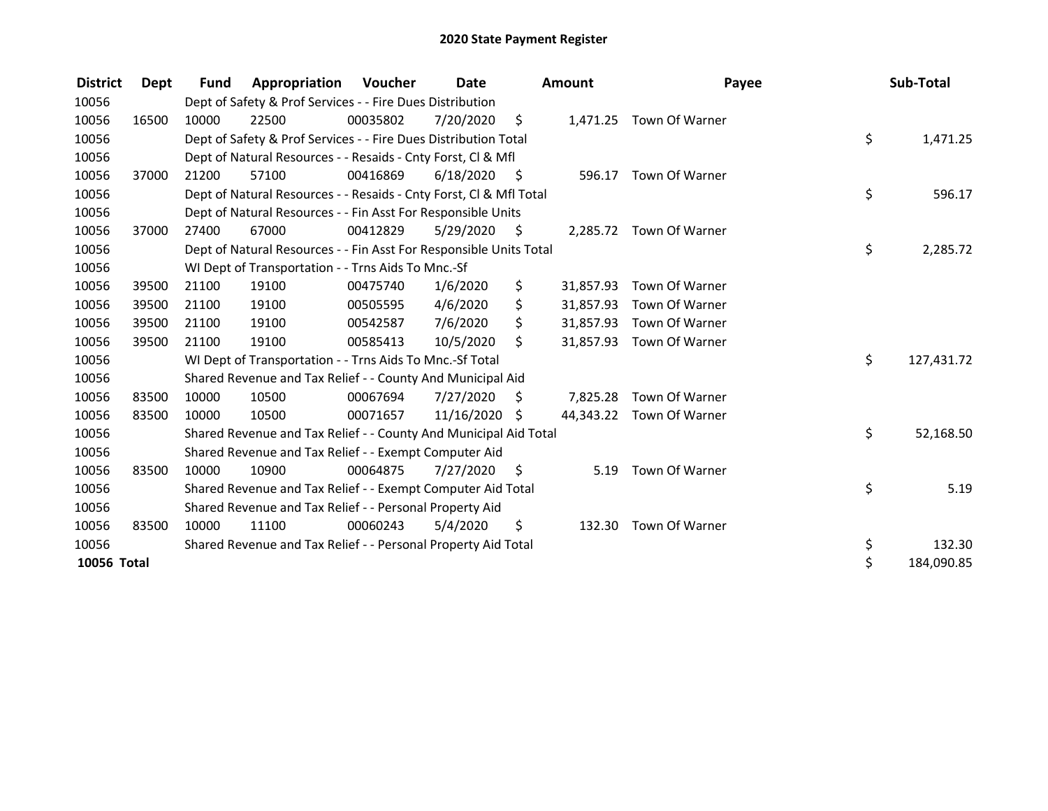# 2020 State Payment Register

| District | Dept | Fund | Appropriation | Voucher | Date | Amount | Payee | Sub-Total |
|---|---|---|---|---|---|---|---|---|
| 10056 | | Dept of Safety & Prof Services - - Fire Dues Distribution | | | | | | |
| 10056 | 16500 | 10000 | 22500 | 00035802 | 7/20/2020 | $ 1,471.25 | Town Of Warner | |
| 10056 | | Dept of Safety & Prof Services - - Fire Dues Distribution Total | | | | | | $ 1,471.25 |
| 10056 | | Dept of Natural Resources - - Resaids - Cnty Forst, Cl & Mfl | | | | | | |
| 10056 | 37000 | 21200 | 57100 | 00416869 | 6/18/2020 | $ 596.17 | Town Of Warner | |
| 10056 | | Dept of Natural Resources - - Resaids - Cnty Forst, Cl & Mfl Total | | | | | | $ 596.17 |
| 10056 | | Dept of Natural Resources - - Fin Asst For Responsible Units | | | | | | |
| 10056 | 37000 | 27400 | 67000 | 00412829 | 5/29/2020 | $ 2,285.72 | Town Of Warner | |
| 10056 | | Dept of Natural Resources - - Fin Asst For Responsible Units Total | | | | | | $ 2,285.72 |
| 10056 | | WI Dept of Transportation - - Trns Aids To Mnc.-Sf | | | | | | |
| 10056 | 39500 | 21100 | 19100 | 00475740 | 1/6/2020 | $ 31,857.93 | Town Of Warner | |
| 10056 | 39500 | 21100 | 19100 | 00505595 | 4/6/2020 | $ 31,857.93 | Town Of Warner | |
| 10056 | 39500 | 21100 | 19100 | 00542587 | 7/6/2020 | $ 31,857.93 | Town Of Warner | |
| 10056 | 39500 | 21100 | 19100 | 00585413 | 10/5/2020 | $ 31,857.93 | Town Of Warner | |
| 10056 | | WI Dept of Transportation - - Trns Aids To Mnc.-Sf Total | | | | | | $ 127,431.72 |
| 10056 | | Shared Revenue and Tax Relief - - County And Municipal Aid | | | | | | |
| 10056 | 83500 | 10000 | 10500 | 00067694 | 7/27/2020 | $ 7,825.28 | Town Of Warner | |
| 10056 | 83500 | 10000 | 10500 | 00071657 | 11/16/2020 | $ 44,343.22 | Town Of Warner | |
| 10056 | | Shared Revenue and Tax Relief - - County And Municipal Aid Total | | | | | | $ 52,168.50 |
| 10056 | | Shared Revenue and Tax Relief - - Exempt Computer Aid | | | | | | |
| 10056 | 83500 | 10000 | 10900 | 00064875 | 7/27/2020 | $ 5.19 | Town Of Warner | |
| 10056 | | Shared Revenue and Tax Relief - - Exempt Computer Aid Total | | | | | | $ 5.19 |
| 10056 | | Shared Revenue and Tax Relief - - Personal Property Aid | | | | | | |
| 10056 | 83500 | 10000 | 11100 | 00060243 | 5/4/2020 | $ 132.30 | Town Of Warner | |
| 10056 | | Shared Revenue and Tax Relief - - Personal Property Aid Total | | | | | | $ 132.30 |
| **10056 Total** | | | | | | | | $ 184,090.85 |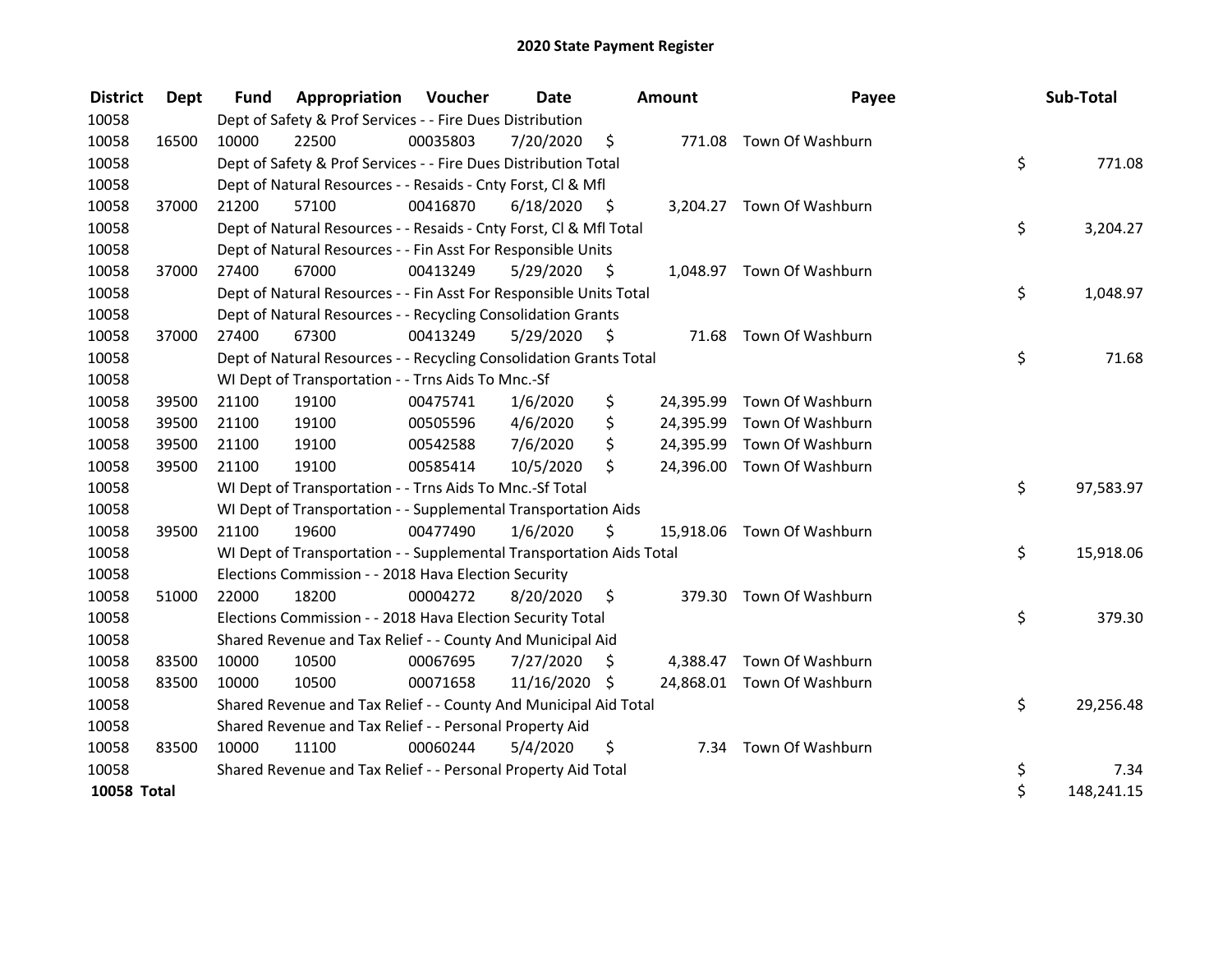# 2020 State Payment Register

| District | Dept | Fund | Appropriation | Voucher | Date | Amount | Payee | Sub-Total |
|---|---|---|---|---|---|---|---|---|
| 10058 | | Dept of Safety & Prof Services - - Fire Dues Distribution | | | | | | |
| 10058 | 16500 | 10000 | 22500 | 00035803 | 7/20/2020 | $ 771.08 | Town Of Washburn | |
| 10058 | | Dept of Safety & Prof Services - - Fire Dues Distribution Total | | | | | | $ 771.08 |
| 10058 | | Dept of Natural Resources - - Resaids - Cnty Forst, Cl & Mfl | | | | | | |
| 10058 | 37000 | 21200 | 57100 | 00416870 | 6/18/2020 | $ 3,204.27 | Town Of Washburn | |
| 10058 | | Dept of Natural Resources - - Resaids - Cnty Forst, Cl & Mfl Total | | | | | | $ 3,204.27 |
| 10058 | | Dept of Natural Resources - - Fin Asst For Responsible Units | | | | | | |
| 10058 | 37000 | 27400 | 67000 | 00413249 | 5/29/2020 | $ 1,048.97 | Town Of Washburn | |
| 10058 | | Dept of Natural Resources - - Fin Asst For Responsible Units Total | | | | | | $ 1,048.97 |
| 10058 | | Dept of Natural Resources - - Recycling Consolidation Grants | | | | | | |
| 10058 | 37000 | 27400 | 67300 | 00413249 | 5/29/2020 | $ 71.68 | Town Of Washburn | |
| 10058 | | Dept of Natural Resources - - Recycling Consolidation Grants Total | | | | | | $ 71.68 |
| 10058 | | WI Dept of Transportation - - Trns Aids To Mnc.-Sf | | | | | | |
| 10058 | 39500 | 21100 | 19100 | 00475741 | 1/6/2020 | $ 24,395.99 | Town Of Washburn | |
| 10058 | 39500 | 21100 | 19100 | 00505596 | 4/6/2020 | $ 24,395.99 | Town Of Washburn | |
| 10058 | 39500 | 21100 | 19100 | 00542588 | 7/6/2020 | $ 24,395.99 | Town Of Washburn | |
| 10058 | 39500 | 21100 | 19100 | 00585414 | 10/5/2020 | $ 24,396.00 | Town Of Washburn | |
| 10058 | | WI Dept of Transportation - - Trns Aids To Mnc.-Sf Total | | | | | | $ 97,583.97 |
| 10058 | | WI Dept of Transportation - - Supplemental Transportation Aids | | | | | | |
| 10058 | 39500 | 21100 | 19600 | 00477490 | 1/6/2020 | $ 15,918.06 | Town Of Washburn | |
| 10058 | | WI Dept of Transportation - - Supplemental Transportation Aids Total | | | | | | $ 15,918.06 |
| 10058 | | Elections Commission - - 2018 Hava Election Security | | | | | | |
| 10058 | 51000 | 22000 | 18200 | 00004272 | 8/20/2020 | $ 379.30 | Town Of Washburn | |
| 10058 | | Elections Commission - - 2018 Hava Election Security Total | | | | | | $ 379.30 |
| 10058 | | Shared Revenue and Tax Relief - - County And Municipal Aid | | | | | | |
| 10058 | 83500 | 10000 | 10500 | 00067695 | 7/27/2020 | $ 4,388.47 | Town Of Washburn | |
| 10058 | 83500 | 10000 | 10500 | 00071658 | 11/16/2020 | $ 24,868.01 | Town Of Washburn | |
| 10058 | | Shared Revenue and Tax Relief - - County And Municipal Aid Total | | | | | | $ 29,256.48 |
| 10058 | | Shared Revenue and Tax Relief - - Personal Property Aid | | | | | | |
| 10058 | 83500 | 10000 | 11100 | 00060244 | 5/4/2020 | $ 7.34 | Town Of Washburn | |
| 10058 | | Shared Revenue and Tax Relief - - Personal Property Aid Total | | | | | | $ 7.34 |
| **10058 Total** | | | | | | | | $ 148,241.15 |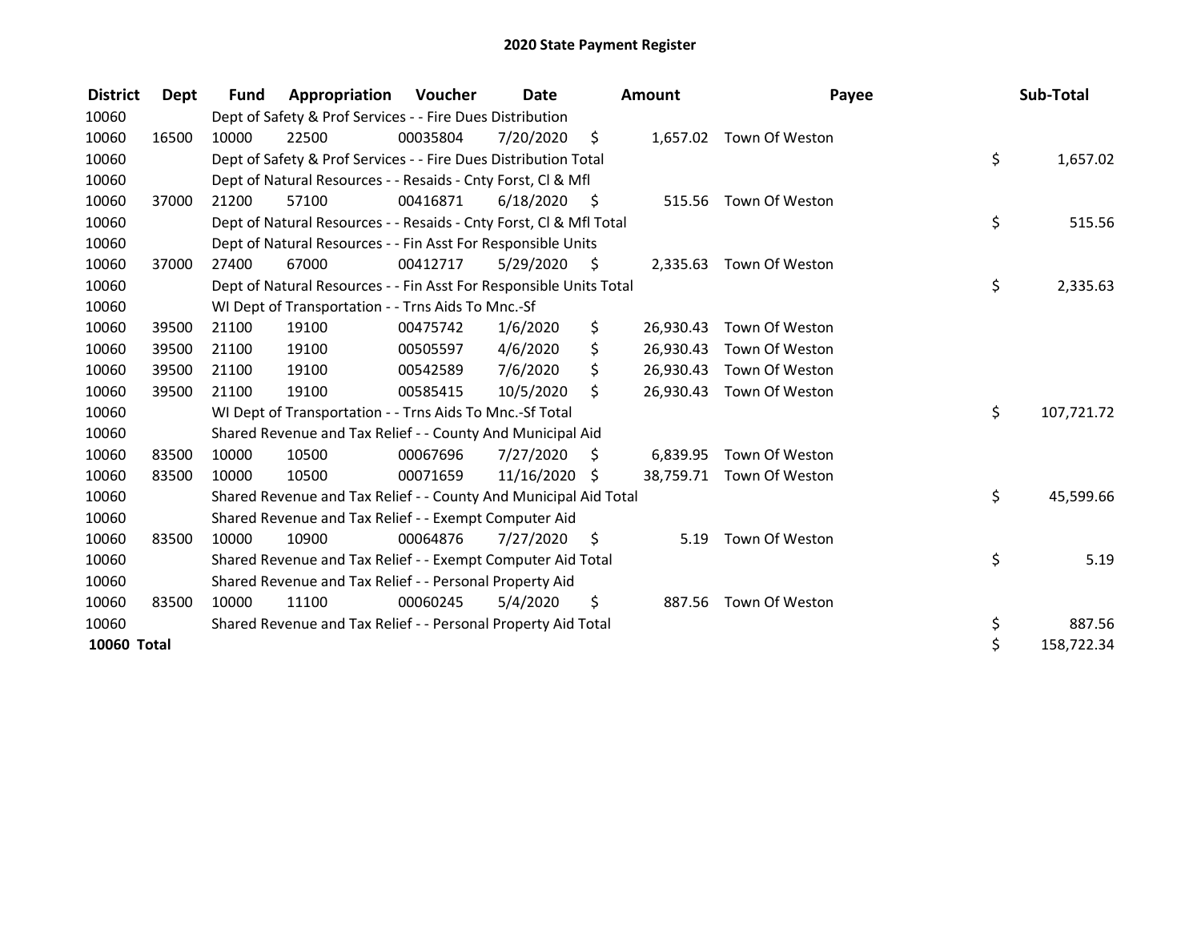# 2020 State Payment Register

| District | Dept | Fund | Appropriation | Voucher | Date | Amount | Payee | Sub-Total |
|---|---|---|---|---|---|---|---|---|
| 10060 | | Dept of Safety & Prof Services - - Fire Dues Distribution | | | | | | |
| 10060 | 16500 | 10000 | 22500 | 00035804 | 7/20/2020 | $ 1,657.02 | Town Of Weston | |
| 10060 | | Dept of Safety & Prof Services - - Fire Dues Distribution Total | | | | | | $ 1,657.02 |
| 10060 | | Dept of Natural Resources - - Resaids - Cnty Forst, Cl & Mfl | | | | | | |
| 10060 | 37000 | 21200 | 57100 | 00416871 | 6/18/2020 | $ 515.56 | Town Of Weston | |
| 10060 | | Dept of Natural Resources - - Resaids - Cnty Forst, Cl & Mfl Total | | | | | | $ 515.56 |
| 10060 | | Dept of Natural Resources - - Fin Asst For Responsible Units | | | | | | |
| 10060 | 37000 | 27400 | 67000 | 00412717 | 5/29/2020 | $ 2,335.63 | Town Of Weston | |
| 10060 | | Dept of Natural Resources - - Fin Asst For Responsible Units Total | | | | | | $ 2,335.63 |
| 10060 | | WI Dept of Transportation - - Trns Aids To Mnc.-Sf | | | | | | |
| 10060 | 39500 | 21100 | 19100 | 00475742 | 1/6/2020 | $ 26,930.43 | Town Of Weston | |
| 10060 | 39500 | 21100 | 19100 | 00505597 | 4/6/2020 | $ 26,930.43 | Town Of Weston | |
| 10060 | 39500 | 21100 | 19100 | 00542589 | 7/6/2020 | $ 26,930.43 | Town Of Weston | |
| 10060 | 39500 | 21100 | 19100 | 00585415 | 10/5/2020 | $ 26,930.43 | Town Of Weston | |
| 10060 | | WI Dept of Transportation - - Trns Aids To Mnc.-Sf Total | | | | | | $ 107,721.72 |
| 10060 | | Shared Revenue and Tax Relief - - County And Municipal Aid | | | | | | |
| 10060 | 83500 | 10000 | 10500 | 00067696 | 7/27/2020 | $ 6,839.95 | Town Of Weston | |
| 10060 | 83500 | 10000 | 10500 | 00071659 | 11/16/2020 | $ 38,759.71 | Town Of Weston | |
| 10060 | | Shared Revenue and Tax Relief - - County And Municipal Aid Total | | | | | | $ 45,599.66 |
| 10060 | | Shared Revenue and Tax Relief - - Exempt Computer Aid | | | | | | |
| 10060 | 83500 | 10000 | 10900 | 00064876 | 7/27/2020 | $ 5.19 | Town Of Weston | |
| 10060 | | Shared Revenue and Tax Relief - - Exempt Computer Aid Total | | | | | | $ 5.19 |
| 10060 | | Shared Revenue and Tax Relief - - Personal Property Aid | | | | | | |
| 10060 | 83500 | 10000 | 11100 | 00060245 | 5/4/2020 | $ 887.56 | Town Of Weston | |
| 10060 | | Shared Revenue and Tax Relief - - Personal Property Aid Total | | | | | | $ 887.56 |
| **10060 Total** | | | | | | | | $ 158,722.34 |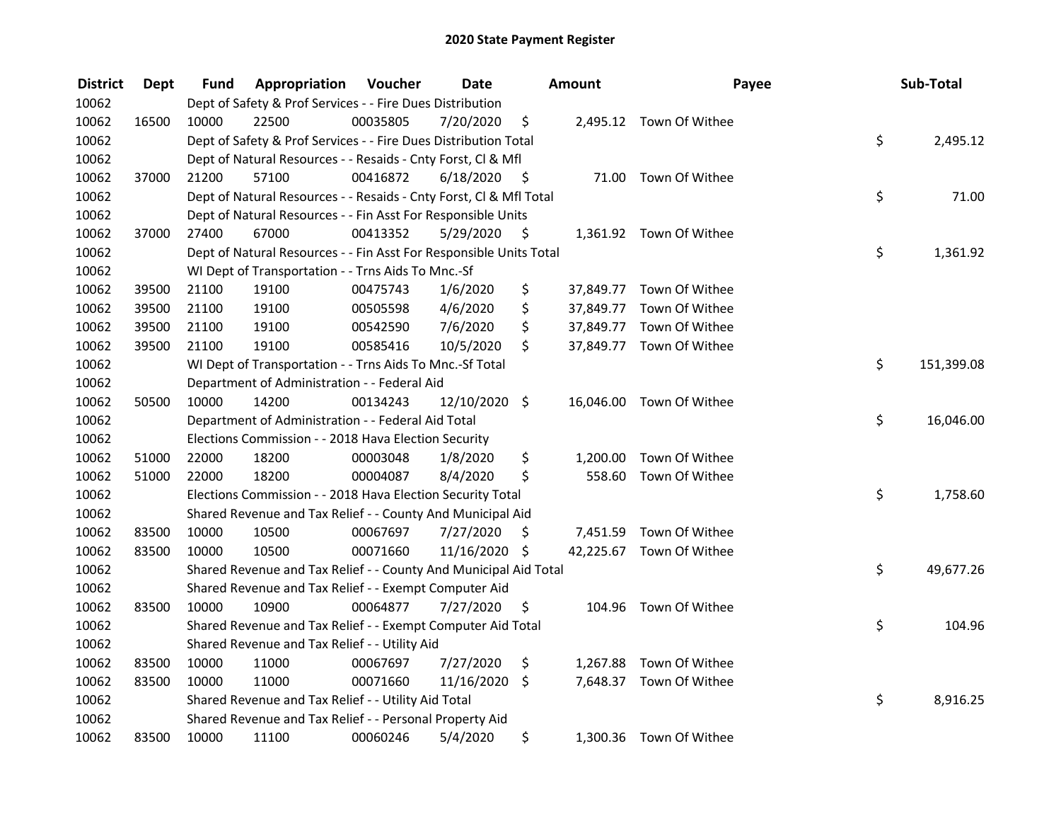# 2020 State Payment Register

| District | Dept | Fund | Appropriation | Voucher | Date | Amount | Payee | Sub-Total |
|---|---|---|---|---|---|---|---|---|
| 10062 | | Dept of Safety & Prof Services - - Fire Dues Distribution | | | | | | |
| 10062 | 16500 | 10000 | 22500 | 00035805 | 7/20/2020 | $ 2,495.12 | Town Of Withee | |
| 10062 | | Dept of Safety & Prof Services - - Fire Dues Distribution Total | | | | | | $ 2,495.12 |
| 10062 | | Dept of Natural Resources - - Resaids - Cnty Forst, Cl & Mfl | | | | | | |
| 10062 | 37000 | 21200 | 57100 | 00416872 | 6/18/2020 | $ 71.00 | Town Of Withee | |
| 10062 | | Dept of Natural Resources - - Resaids - Cnty Forst, Cl & Mfl Total | | | | | | $ 71.00 |
| 10062 | | Dept of Natural Resources - - Fin Asst For Responsible Units | | | | | | |
| 10062 | 37000 | 27400 | 67000 | 00413352 | 5/29/2020 | $ 1,361.92 | Town Of Withee | |
| 10062 | | Dept of Natural Resources - - Fin Asst For Responsible Units Total | | | | | | $ 1,361.92 |
| 10062 | | WI Dept of Transportation - - Trns Aids To Mnc.-Sf | | | | | | |
| 10062 | 39500 | 21100 | 19100 | 00475743 | 1/6/2020 | $ 37,849.77 | Town Of Withee | |
| 10062 | 39500 | 21100 | 19100 | 00505598 | 4/6/2020 | $ 37,849.77 | Town Of Withee | |
| 10062 | 39500 | 21100 | 19100 | 00542590 | 7/6/2020 | $ 37,849.77 | Town Of Withee | |
| 10062 | 39500 | 21100 | 19100 | 00585416 | 10/5/2020 | $ 37,849.77 | Town Of Withee | |
| 10062 | | WI Dept of Transportation - - Trns Aids To Mnc.-Sf Total | | | | | | $ 151,399.08 |
| 10062 | | Department of Administration - - Federal Aid | | | | | | |
| 10062 | 50500 | 10000 | 14200 | 00134243 | 12/10/2020 | $ 16,046.00 | Town Of Withee | |
| 10062 | | Department of Administration - - Federal Aid Total | | | | | | $ 16,046.00 |
| 10062 | | Elections Commission - - 2018 Hava Election Security | | | | | | |
| 10062 | 51000 | 22000 | 18200 | 00003048 | 1/8/2020 | $ 1,200.00 | Town Of Withee | |
| 10062 | 51000 | 22000 | 18200 | 00004087 | 8/4/2020 | $ 558.60 | Town Of Withee | |
| 10062 | | Elections Commission - - 2018 Hava Election Security Total | | | | | | $ 1,758.60 |
| 10062 | | Shared Revenue and Tax Relief - - County And Municipal Aid | | | | | | |
| 10062 | 83500 | 10000 | 10500 | 00067697 | 7/27/2020 | $ 7,451.59 | Town Of Withee | |
| 10062 | 83500 | 10000 | 10500 | 00071660 | 11/16/2020 | $ 42,225.67 | Town Of Withee | |
| 10062 | | Shared Revenue and Tax Relief - - County And Municipal Aid Total | | | | | | $ 49,677.26 |
| 10062 | | Shared Revenue and Tax Relief - - Exempt Computer Aid | | | | | | |
| 10062 | 83500 | 10000 | 10900 | 00064877 | 7/27/2020 | $ 104.96 | Town Of Withee | |
| 10062 | | Shared Revenue and Tax Relief - - Exempt Computer Aid Total | | | | | | $ 104.96 |
| 10062 | | Shared Revenue and Tax Relief - - Utility Aid | | | | | | |
| 10062 | 83500 | 10000 | 11000 | 00067697 | 7/27/2020 | $ 1,267.88 | Town Of Withee | |
| 10062 | 83500 | 10000 | 11000 | 00071660 | 11/16/2020 | $ 7,648.37 | Town Of Withee | |
| 10062 | | Shared Revenue and Tax Relief - - Utility Aid Total | | | | | | $ 8,916.25 |
| 10062 | | Shared Revenue and Tax Relief - - Personal Property Aid | | | | | | |
| 10062 | 83500 | 10000 | 11100 | 00060246 | 5/4/2020 | $ 1,300.36 | Town Of Withee | |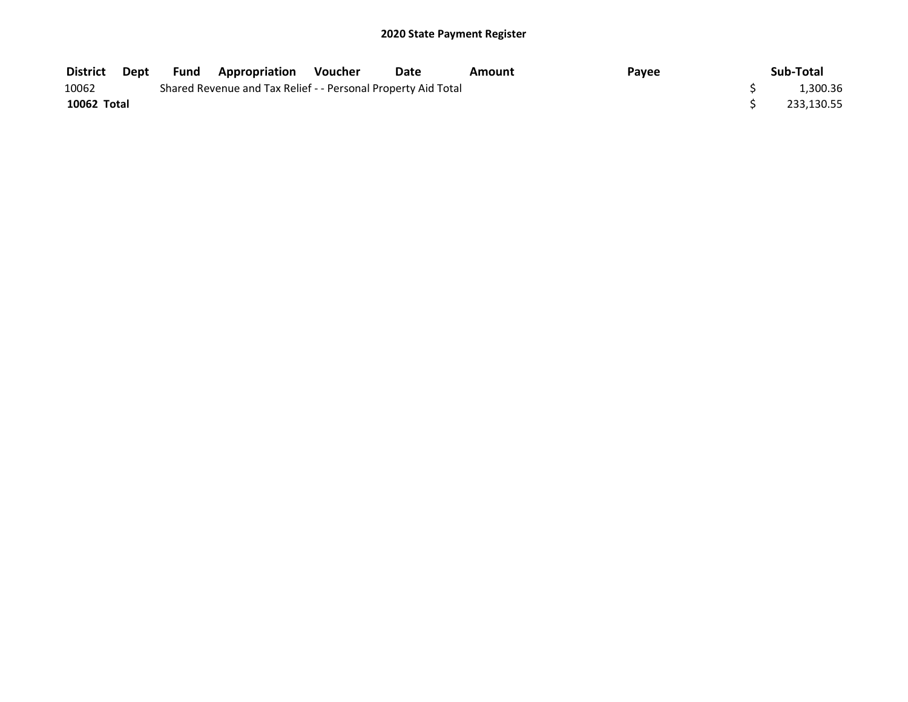# 2020 State Payment Register

| District | Dept | Fund | Appropriation | Voucher | Date | Amount | Payee | Sub-Total |
|---|---|---|---|---|---|---|---|---|
| 10062 | | Shared Revenue and Tax Relief - - Personal Property Aid Total | | | | | | $ 1,300.36 |
| **10062 Total** | | | | | | | | $ 233,130.55 |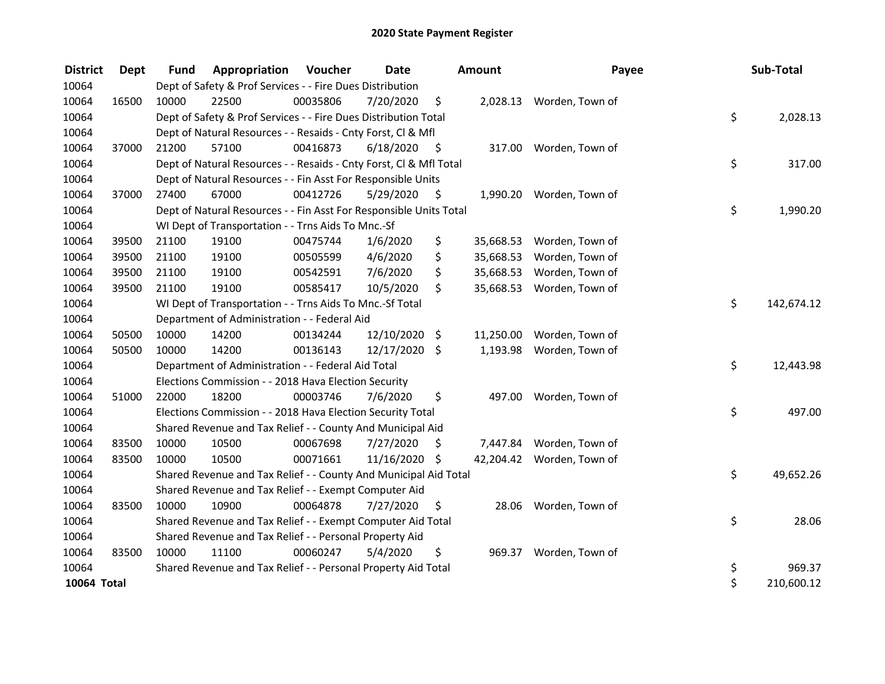# 2020 State Payment Register

| District | Dept | Fund | Appropriation | Voucher | Date | Amount | Payee | Sub-Total |
|---|---|---|---|---|---|---|---|---|
| 10064 | | Dept of Safety & Prof Services - - Fire Dues Distribution | | | | | | |
| 10064 | 16500 | 10000 | 22500 | 00035806 | 7/20/2020 | $ 2,028.13 | Worden, Town of | |
| 10064 | | Dept of Safety & Prof Services - - Fire Dues Distribution Total | | | | | | $ 2,028.13 |
| 10064 | | Dept of Natural Resources - - Resaids - Cnty Forst, Cl & Mfl | | | | | | |
| 10064 | 37000 | 21200 | 57100 | 00416873 | 6/18/2020 | $ 317.00 | Worden, Town of | |
| 10064 | | Dept of Natural Resources - - Resaids - Cnty Forst, Cl & Mfl Total | | | | | | $ 317.00 |
| 10064 | | Dept of Natural Resources - - Fin Asst For Responsible Units | | | | | | |
| 10064 | 37000 | 27400 | 67000 | 00412726 | 5/29/2020 | $ 1,990.20 | Worden, Town of | |
| 10064 | | Dept of Natural Resources - - Fin Asst For Responsible Units Total | | | | | | $ 1,990.20 |
| 10064 | | WI Dept of Transportation - - Trns Aids To Mnc.-Sf | | | | | | |
| 10064 | 39500 | 21100 | 19100 | 00475744 | 1/6/2020 | $ 35,668.53 | Worden, Town of | |
| 10064 | 39500 | 21100 | 19100 | 00505599 | 4/6/2020 | $ 35,668.53 | Worden, Town of | |
| 10064 | 39500 | 21100 | 19100 | 00542591 | 7/6/2020 | $ 35,668.53 | Worden, Town of | |
| 10064 | 39500 | 21100 | 19100 | 00585417 | 10/5/2020 | $ 35,668.53 | Worden, Town of | |
| 10064 | | WI Dept of Transportation - - Trns Aids To Mnc.-Sf Total | | | | | | $ 142,674.12 |
| 10064 | | Department of Administration - - Federal Aid | | | | | | |
| 10064 | 50500 | 10000 | 14200 | 00134244 | 12/10/2020 | $ 11,250.00 | Worden, Town of | |
| 10064 | 50500 | 10000 | 14200 | 00136143 | 12/17/2020 | $ 1,193.98 | Worden, Town of | |
| 10064 | | Department of Administration - - Federal Aid Total | | | | | | $ 12,443.98 |
| 10064 | | Elections Commission - - 2018 Hava Election Security | | | | | | |
| 10064 | 51000 | 22000 | 18200 | 00003746 | 7/6/2020 | $ 497.00 | Worden, Town of | |
| 10064 | | Elections Commission - - 2018 Hava Election Security Total | | | | | | $ 497.00 |
| 10064 | | Shared Revenue and Tax Relief - - County And Municipal Aid | | | | | | |
| 10064 | 83500 | 10000 | 10500 | 00067698 | 7/27/2020 | $ 7,447.84 | Worden, Town of | |
| 10064 | 83500 | 10000 | 10500 | 00071661 | 11/16/2020 | $ 42,204.42 | Worden, Town of | |
| 10064 | | Shared Revenue and Tax Relief - - County And Municipal Aid Total | | | | | | $ 49,652.26 |
| 10064 | | Shared Revenue and Tax Relief - - Exempt Computer Aid | | | | | | |
| 10064 | 83500 | 10000 | 10900 | 00064878 | 7/27/2020 | $ 28.06 | Worden, Town of | |
| 10064 | | Shared Revenue and Tax Relief - - Exempt Computer Aid Total | | | | | | $ 28.06 |
| 10064 | | Shared Revenue and Tax Relief - - Personal Property Aid | | | | | | |
| 10064 | 83500 | 10000 | 11100 | 00060247 | 5/4/2020 | $ 969.37 | Worden, Town of | |
| 10064 | | Shared Revenue and Tax Relief - - Personal Property Aid Total | | | | | | $ 969.37 |
| **10064 Total** | | | | | | | | $ 210,600.12 |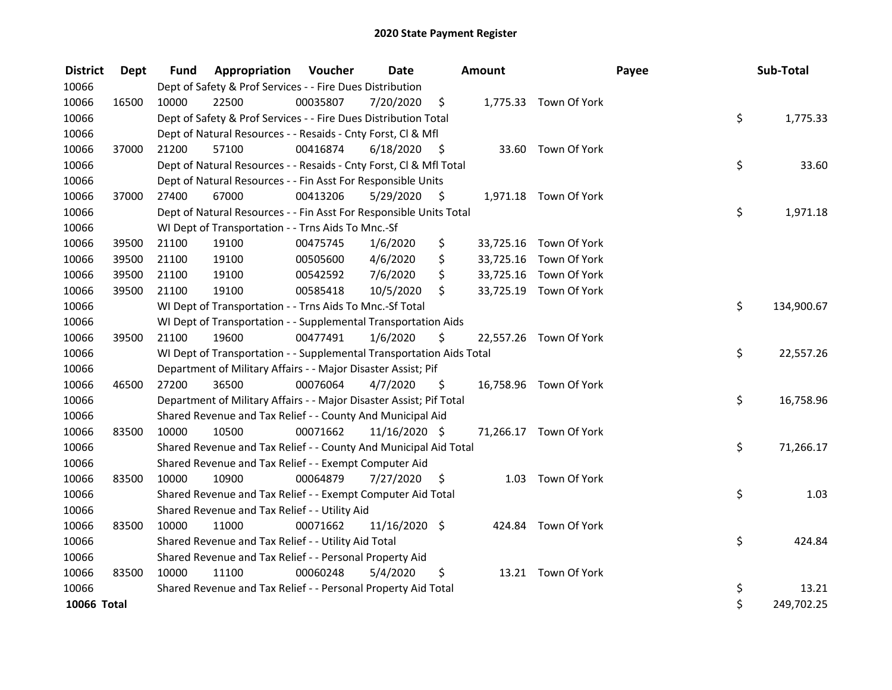# 2020 State Payment Register

| District | Dept | Fund | Appropriation | Voucher | Date | Amount | Payee | Sub-Total |
|---|---|---|---|---|---|---|---|---|
| 10066 | | Dept of Safety & Prof Services - - Fire Dues Distribution | | | | | | |
| 10066 | 16500 | 10000 | 22500 | 00035807 | 7/20/2020 | $ 1,775.33 | Town Of York | |
| 10066 | | Dept of Safety & Prof Services - - Fire Dues Distribution Total | | | | | | $ 1,775.33 |
| 10066 | | Dept of Natural Resources - - Resaids - Cnty Forst, Cl & Mfl | | | | | | |
| 10066 | 37000 | 21200 | 57100 | 00416874 | 6/18/2020 | $ 33.60 | Town Of York | |
| 10066 | | Dept of Natural Resources - - Resaids - Cnty Forst, Cl & Mfl Total | | | | | | $ 33.60 |
| 10066 | | Dept of Natural Resources - - Fin Asst For Responsible Units | | | | | | |
| 10066 | 37000 | 27400 | 67000 | 00413206 | 5/29/2020 | $ 1,971.18 | Town Of York | |
| 10066 | | Dept of Natural Resources - - Fin Asst For Responsible Units Total | | | | | | $ 1,971.18 |
| 10066 | | WI Dept of Transportation - - Trns Aids To Mnc.-Sf | | | | | | |
| 10066 | 39500 | 21100 | 19100 | 00475745 | 1/6/2020 | $ 33,725.16 | Town Of York | |
| 10066 | 39500 | 21100 | 19100 | 00505600 | 4/6/2020 | $ 33,725.16 | Town Of York | |
| 10066 | 39500 | 21100 | 19100 | 00542592 | 7/6/2020 | $ 33,725.16 | Town Of York | |
| 10066 | 39500 | 21100 | 19100 | 00585418 | 10/5/2020 | $ 33,725.19 | Town Of York | |
| 10066 | | WI Dept of Transportation - - Trns Aids To Mnc.-Sf Total | | | | | | $ 134,900.67 |
| 10066 | | WI Dept of Transportation - - Supplemental Transportation Aids | | | | | | |
| 10066 | 39500 | 21100 | 19600 | 00477491 | 1/6/2020 | $ 22,557.26 | Town Of York | |
| 10066 | | WI Dept of Transportation - - Supplemental Transportation Aids Total | | | | | | $ 22,557.26 |
| 10066 | | Department of Military Affairs - - Major Disaster Assist; Pif | | | | | | |
| 10066 | 46500 | 27200 | 36500 | 00076064 | 4/7/2020 | $ 16,758.96 | Town Of York | |
| 10066 | | Department of Military Affairs - - Major Disaster Assist; Pif Total | | | | | | $ 16,758.96 |
| 10066 | | Shared Revenue and Tax Relief - - County And Municipal Aid | | | | | | |
| 10066 | 83500 | 10000 | 10500 | 00071662 | 11/16/2020 | $ 71,266.17 | Town Of York | |
| 10066 | | Shared Revenue and Tax Relief - - County And Municipal Aid Total | | | | | | $ 71,266.17 |
| 10066 | | Shared Revenue and Tax Relief - - Exempt Computer Aid | | | | | | |
| 10066 | 83500 | 10000 | 10900 | 00064879 | 7/27/2020 | $ 1.03 | Town Of York | |
| 10066 | | Shared Revenue and Tax Relief - - Exempt Computer Aid Total | | | | | | $ 1.03 |
| 10066 | | Shared Revenue and Tax Relief - - Utility Aid | | | | | | |
| 10066 | 83500 | 10000 | 11000 | 00071662 | 11/16/2020 | $ 424.84 | Town Of York | |
| 10066 | | Shared Revenue and Tax Relief - - Utility Aid Total | | | | | | $ 424.84 |
| 10066 | | Shared Revenue and Tax Relief - - Personal Property Aid | | | | | | |
| 10066 | 83500 | 10000 | 11100 | 00060248 | 5/4/2020 | $ 13.21 | Town Of York | |
| 10066 | | Shared Revenue and Tax Relief - - Personal Property Aid Total | | | | | | $ 13.21 |
| **10066 Total** | | | | | | | | $ 249,702.25 |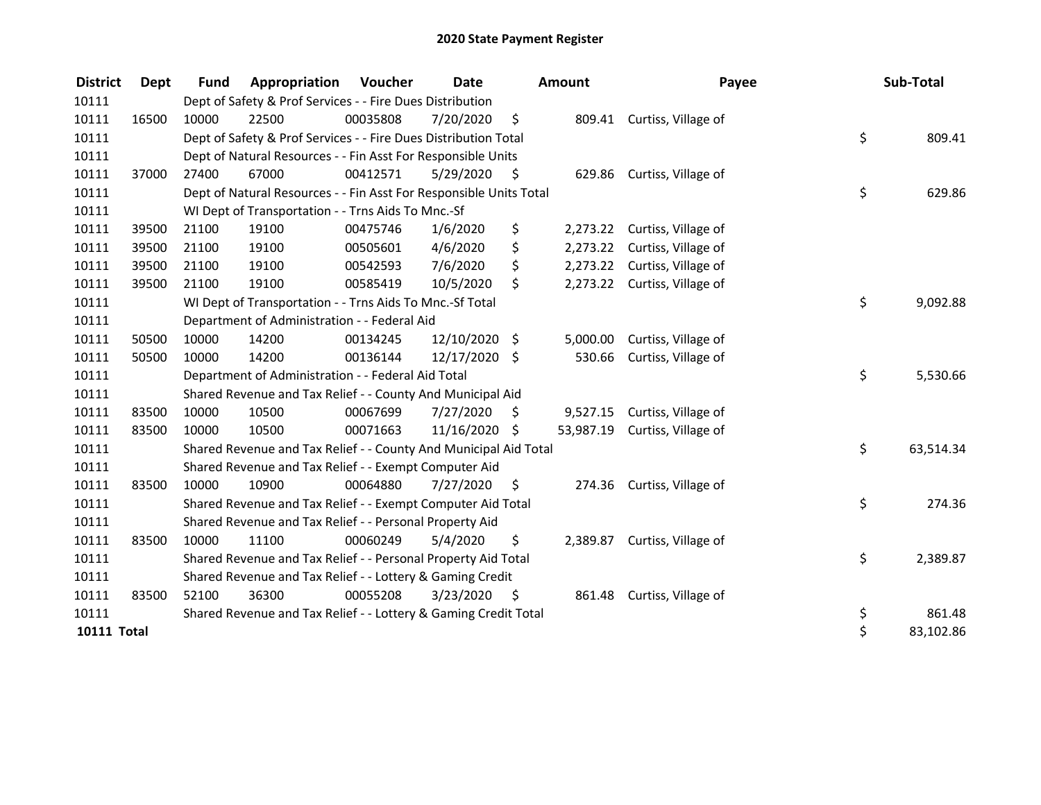# 2020 State Payment Register

| District | Dept | Fund | Appropriation | Voucher | Date | Amount | Payee | Sub-Total |
|---|---|---|---|---|---|---|---|---|
| 10111 | | Dept of Safety & Prof Services - - Fire Dues Distribution | | | | | | |
| 10111 | 16500 | 10000 | 22500 | 00035808 | 7/20/2020 | $ 809.41 | Curtiss, Village of | |
| 10111 | | Dept of Safety & Prof Services - - Fire Dues Distribution Total | | | | | | $ 809.41 |
| 10111 | | Dept of Natural Resources - - Fin Asst For Responsible Units | | | | | | |
| 10111 | 37000 | 27400 | 67000 | 00412571 | 5/29/2020 | $ 629.86 | Curtiss, Village of | |
| 10111 | | Dept of Natural Resources - - Fin Asst For Responsible Units Total | | | | | | $ 629.86 |
| 10111 | | WI Dept of Transportation - - Trns Aids To Mnc.-Sf | | | | | | |
| 10111 | 39500 | 21100 | 19100 | 00475746 | 1/6/2020 | $ 2,273.22 | Curtiss, Village of | |
| 10111 | 39500 | 21100 | 19100 | 00505601 | 4/6/2020 | $ 2,273.22 | Curtiss, Village of | |
| 10111 | 39500 | 21100 | 19100 | 00542593 | 7/6/2020 | $ 2,273.22 | Curtiss, Village of | |
| 10111 | 39500 | 21100 | 19100 | 00585419 | 10/5/2020 | $ 2,273.22 | Curtiss, Village of | |
| 10111 | | WI Dept of Transportation - - Trns Aids To Mnc.-Sf Total | | | | | | $ 9,092.88 |
| 10111 | | Department of Administration - - Federal Aid | | | | | | |
| 10111 | 50500 | 10000 | 14200 | 00134245 | 12/10/2020 | $ 5,000.00 | Curtiss, Village of | |
| 10111 | 50500 | 10000 | 14200 | 00136144 | 12/17/2020 | $ 530.66 | Curtiss, Village of | |
| 10111 | | Department of Administration - - Federal Aid Total | | | | | | $ 5,530.66 |
| 10111 | | Shared Revenue and Tax Relief - - County And Municipal Aid | | | | | | |
| 10111 | 83500 | 10000 | 10500 | 00067699 | 7/27/2020 | $ 9,527.15 | Curtiss, Village of | |
| 10111 | 83500 | 10000 | 10500 | 00071663 | 11/16/2020 | $ 53,987.19 | Curtiss, Village of | |
| 10111 | | Shared Revenue and Tax Relief - - County And Municipal Aid Total | | | | | | $ 63,514.34 |
| 10111 | | Shared Revenue and Tax Relief - - Exempt Computer Aid | | | | | | |
| 10111 | 83500 | 10000 | 10900 | 00064880 | 7/27/2020 | $ 274.36 | Curtiss, Village of | |
| 10111 | | Shared Revenue and Tax Relief - - Exempt Computer Aid Total | | | | | | $ 274.36 |
| 10111 | | Shared Revenue and Tax Relief - - Personal Property Aid | | | | | | |
| 10111 | 83500 | 10000 | 11100 | 00060249 | 5/4/2020 | $ 2,389.87 | Curtiss, Village of | |
| 10111 | | Shared Revenue and Tax Relief - - Personal Property Aid Total | | | | | | $ 2,389.87 |
| 10111 | | Shared Revenue and Tax Relief - - Lottery & Gaming Credit | | | | | | |
| 10111 | 83500 | 52100 | 36300 | 00055208 | 3/23/2020 | $ 861.48 | Curtiss, Village of | |
| 10111 | | Shared Revenue and Tax Relief - - Lottery & Gaming Credit Total | | | | | | $ 861.48 |
| **10111 Total** | | | | | | | | $ 83,102.86 |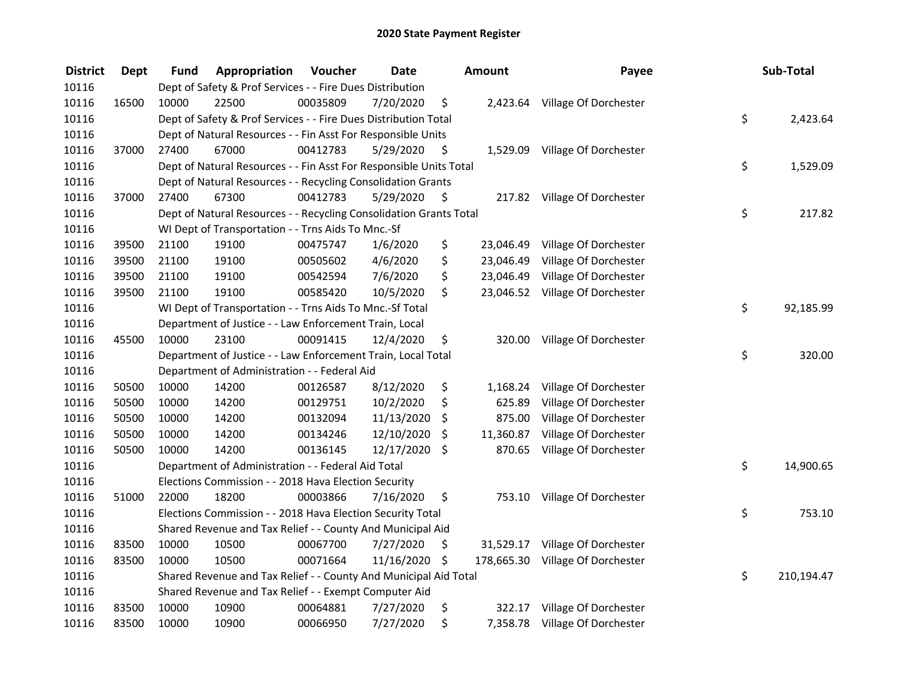# 2020 State Payment Register

| District | Dept | Fund | Appropriation | Voucher | Date | Amount | Payee | Sub-Total |
|---|---|---|---|---|---|---|---|---|
| 10116 | | Dept of Safety & Prof Services - - Fire Dues Distribution | | | | | | |
| 10116 | 16500 | 10000 | 22500 | 00035809 | 7/20/2020 | $ 2,423.64 | Village Of Dorchester | |
| 10116 | | Dept of Safety & Prof Services - - Fire Dues Distribution Total | | | | | | $ 2,423.64 |
| 10116 | | Dept of Natural Resources - - Fin Asst For Responsible Units | | | | | | |
| 10116 | 37000 | 27400 | 67000 | 00412783 | 5/29/2020 | $ 1,529.09 | Village Of Dorchester | |
| 10116 | | Dept of Natural Resources - - Fin Asst For Responsible Units Total | | | | | | $ 1,529.09 |
| 10116 | | Dept of Natural Resources - - Recycling Consolidation Grants | | | | | | |
| 10116 | 37000 | 27400 | 67300 | 00412783 | 5/29/2020 | $ 217.82 | Village Of Dorchester | |
| 10116 | | Dept of Natural Resources - - Recycling Consolidation Grants Total | | | | | | $ 217.82 |
| 10116 | | WI Dept of Transportation - - Trns Aids To Mnc.-Sf | | | | | | |
| 10116 | 39500 | 21100 | 19100 | 00475747 | 1/6/2020 | $ 23,046.49 | Village Of Dorchester | |
| 10116 | 39500 | 21100 | 19100 | 00505602 | 4/6/2020 | $ 23,046.49 | Village Of Dorchester | |
| 10116 | 39500 | 21100 | 19100 | 00542594 | 7/6/2020 | $ 23,046.49 | Village Of Dorchester | |
| 10116 | 39500 | 21100 | 19100 | 00585420 | 10/5/2020 | $ 23,046.52 | Village Of Dorchester | |
| 10116 | | WI Dept of Transportation - - Trns Aids To Mnc.-Sf Total | | | | | | $ 92,185.99 |
| 10116 | | Department of Justice - - Law Enforcement Train, Local | | | | | | |
| 10116 | 45500 | 10000 | 23100 | 00091415 | 12/4/2020 | $ 320.00 | Village Of Dorchester | |
| 10116 | | Department of Justice - - Law Enforcement Train, Local Total | | | | | | $ 320.00 |
| 10116 | | Department of Administration - - Federal Aid | | | | | | |
| 10116 | 50500 | 10000 | 14200 | 00126587 | 8/12/2020 | $ 1,168.24 | Village Of Dorchester | |
| 10116 | 50500 | 10000 | 14200 | 00129751 | 10/2/2020 | $ 625.89 | Village Of Dorchester | |
| 10116 | 50500 | 10000 | 14200 | 00132094 | 11/13/2020 | $ 875.00 | Village Of Dorchester | |
| 10116 | 50500 | 10000 | 14200 | 00134246 | 12/10/2020 | $ 11,360.87 | Village Of Dorchester | |
| 10116 | 50500 | 10000 | 14200 | 00136145 | 12/17/2020 | $ 870.65 | Village Of Dorchester | |
| 10116 | | Department of Administration - - Federal Aid Total | | | | | | $ 14,900.65 |
| 10116 | | Elections Commission - - 2018 Hava Election Security | | | | | | |
| 10116 | 51000 | 22000 | 18200 | 00003866 | 7/16/2020 | $ 753.10 | Village Of Dorchester | |
| 10116 | | Elections Commission - - 2018 Hava Election Security Total | | | | | | $ 753.10 |
| 10116 | | Shared Revenue and Tax Relief - - County And Municipal Aid | | | | | | |
| 10116 | 83500 | 10000 | 10500 | 00067700 | 7/27/2020 | $ 31,529.17 | Village Of Dorchester | |
| 10116 | 83500 | 10000 | 10500 | 00071664 | 11/16/2020 | $ 178,665.30 | Village Of Dorchester | |
| 10116 | | Shared Revenue and Tax Relief - - County And Municipal Aid Total | | | | | | $ 210,194.47 |
| 10116 | | Shared Revenue and Tax Relief - - Exempt Computer Aid | | | | | | |
| 10116 | 83500 | 10000 | 10900 | 00064881 | 7/27/2020 | $ 322.17 | Village Of Dorchester | |
| 10116 | 83500 | 10000 | 10900 | 00066950 | 7/27/2020 | $ 7,358.78 | Village Of Dorchester | |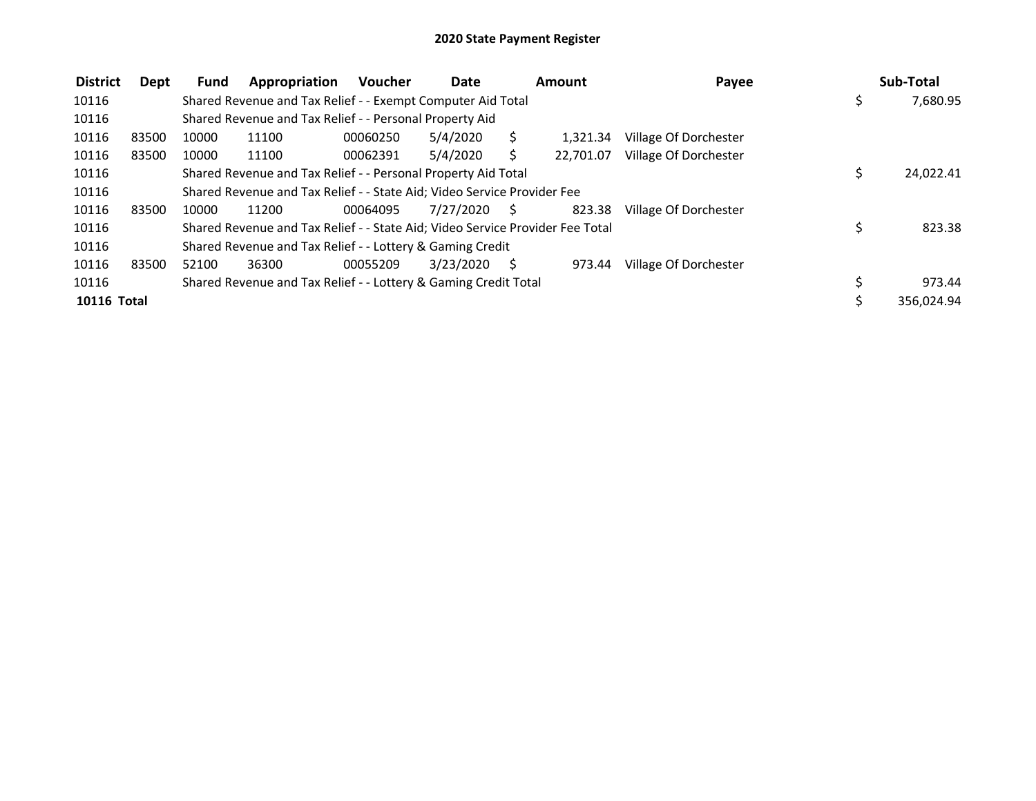# 2020 State Payment Register

| District | Dept | Fund | Appropriation | Voucher | Date | Amount | Payee | Sub-Total |
|---|---|---|---|---|---|---|---|---|
| 10116 | | Shared Revenue and Tax Relief - - Exempt Computer Aid Total | | | | | | $ 7,680.95 |
| 10116 | | Shared Revenue and Tax Relief - - Personal Property Aid | | | | | | |
| 10116 | 83500 | 10000 | 11100 | 00060250 | 5/4/2020 | $ 1,321.34 | Village Of Dorchester | |
| 10116 | 83500 | 10000 | 11100 | 00062391 | 5/4/2020 | $ 22,701.07 | Village Of Dorchester | |
| 10116 | | Shared Revenue and Tax Relief - - Personal Property Aid Total | | | | | | $ 24,022.41 |
| 10116 | | Shared Revenue and Tax Relief - - State Aid; Video Service Provider Fee | | | | | | |
| 10116 | 83500 | 10000 | 11200 | 00064095 | 7/27/2020 | $ 823.38 | Village Of Dorchester | |
| 10116 | | Shared Revenue and Tax Relief - - State Aid; Video Service Provider Fee Total | | | | | | $ 823.38 |
| 10116 | | Shared Revenue and Tax Relief - - Lottery & Gaming Credit | | | | | | |
| 10116 | 83500 | 52100 | 36300 | 00055209 | 3/23/2020 | $ 973.44 | Village Of Dorchester | |
| 10116 | | Shared Revenue and Tax Relief - - Lottery & Gaming Credit Total | | | | | | $ 973.44 |
| **10116 Total** | | | | | | | | $ 356,024.94 |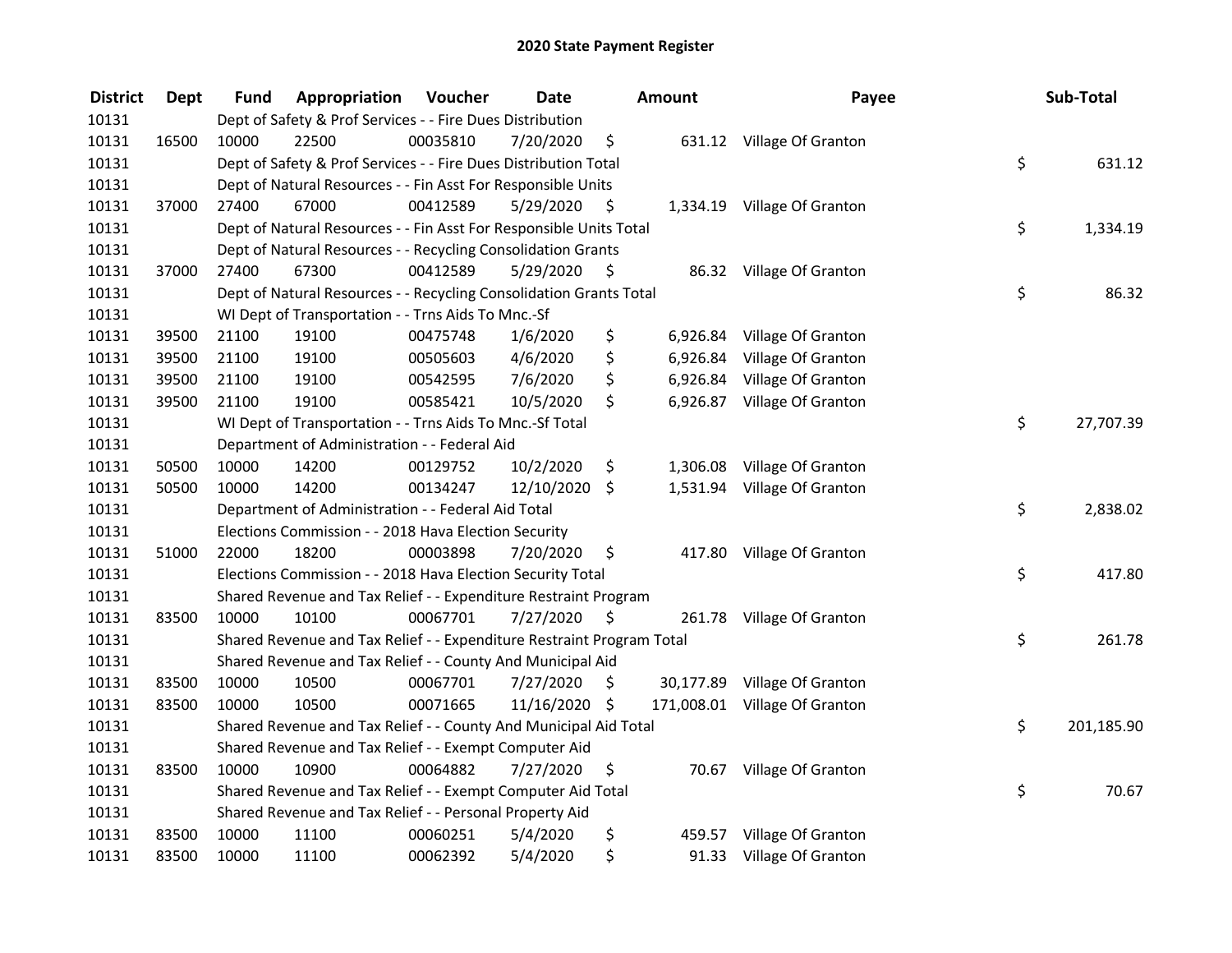# 2020 State Payment Register

| District | Dept | Fund | Appropriation | Voucher | Date | Amount | Payee | Sub-Total |
|---|---|---|---|---|---|---|---|---|
| 10131 | | Dept of Safety & Prof Services - - Fire Dues Distribution | | | | | | |
| 10131 | 16500 | 10000 | 22500 | 00035810 | 7/20/2020 | $ 631.12 | Village Of Granton | |
| 10131 | | Dept of Safety & Prof Services - - Fire Dues Distribution Total | | | | | | $ 631.12 |
| 10131 | | Dept of Natural Resources - - Fin Asst For Responsible Units | | | | | | |
| 10131 | 37000 | 27400 | 67000 | 00412589 | 5/29/2020 | $ 1,334.19 | Village Of Granton | |
| 10131 | | Dept of Natural Resources - - Fin Asst For Responsible Units Total | | | | | | $ 1,334.19 |
| 10131 | | Dept of Natural Resources - - Recycling Consolidation Grants | | | | | | |
| 10131 | 37000 | 27400 | 67300 | 00412589 | 5/29/2020 | $ 86.32 | Village Of Granton | |
| 10131 | | Dept of Natural Resources - - Recycling Consolidation Grants Total | | | | | | $ 86.32 |
| 10131 | | WI Dept of Transportation - - Trns Aids To Mnc.-Sf | | | | | | |
| 10131 | 39500 | 21100 | 19100 | 00475748 | 1/6/2020 | $ 6,926.84 | Village Of Granton | |
| 10131 | 39500 | 21100 | 19100 | 00505603 | 4/6/2020 | $ 6,926.84 | Village Of Granton | |
| 10131 | 39500 | 21100 | 19100 | 00542595 | 7/6/2020 | $ 6,926.84 | Village Of Granton | |
| 10131 | 39500 | 21100 | 19100 | 00585421 | 10/5/2020 | $ 6,926.87 | Village Of Granton | |
| 10131 | | WI Dept of Transportation - - Trns Aids To Mnc.-Sf Total | | | | | | $ 27,707.39 |
| 10131 | | Department of Administration - - Federal Aid | | | | | | |
| 10131 | 50500 | 10000 | 14200 | 00129752 | 10/2/2020 | $ 1,306.08 | Village Of Granton | |
| 10131 | 50500 | 10000 | 14200 | 00134247 | 12/10/2020 | $ 1,531.94 | Village Of Granton | |
| 10131 | | Department of Administration - - Federal Aid Total | | | | | | $ 2,838.02 |
| 10131 | | Elections Commission - - 2018 Hava Election Security | | | | | | |
| 10131 | 51000 | 22000 | 18200 | 00003898 | 7/20/2020 | $ 417.80 | Village Of Granton | |
| 10131 | | Elections Commission - - 2018 Hava Election Security Total | | | | | | $ 417.80 |
| 10131 | | Shared Revenue and Tax Relief - - Expenditure Restraint Program | | | | | | |
| 10131 | 83500 | 10000 | 10100 | 00067701 | 7/27/2020 | $ 261.78 | Village Of Granton | |
| 10131 | | Shared Revenue and Tax Relief - - Expenditure Restraint Program Total | | | | | | $ 261.78 |
| 10131 | | Shared Revenue and Tax Relief - - County And Municipal Aid | | | | | | |
| 10131 | 83500 | 10000 | 10500 | 00067701 | 7/27/2020 | $ 30,177.89 | Village Of Granton | |
| 10131 | 83500 | 10000 | 10500 | 00071665 | 11/16/2020 | $ 171,008.01 | Village Of Granton | |
| 10131 | | Shared Revenue and Tax Relief - - County And Municipal Aid Total | | | | | | $ 201,185.90 |
| 10131 | | Shared Revenue and Tax Relief - - Exempt Computer Aid | | | | | | |
| 10131 | 83500 | 10000 | 10900 | 00064882 | 7/27/2020 | $ 70.67 | Village Of Granton | |
| 10131 | | Shared Revenue and Tax Relief - - Exempt Computer Aid Total | | | | | | $ 70.67 |
| 10131 | | Shared Revenue and Tax Relief - - Personal Property Aid | | | | | | |
| 10131 | 83500 | 10000 | 11100 | 00060251 | 5/4/2020 | $ 459.57 | Village Of Granton | |
| 10131 | 83500 | 10000 | 11100 | 00062392 | 5/4/2020 | $ 91.33 | Village Of Granton | |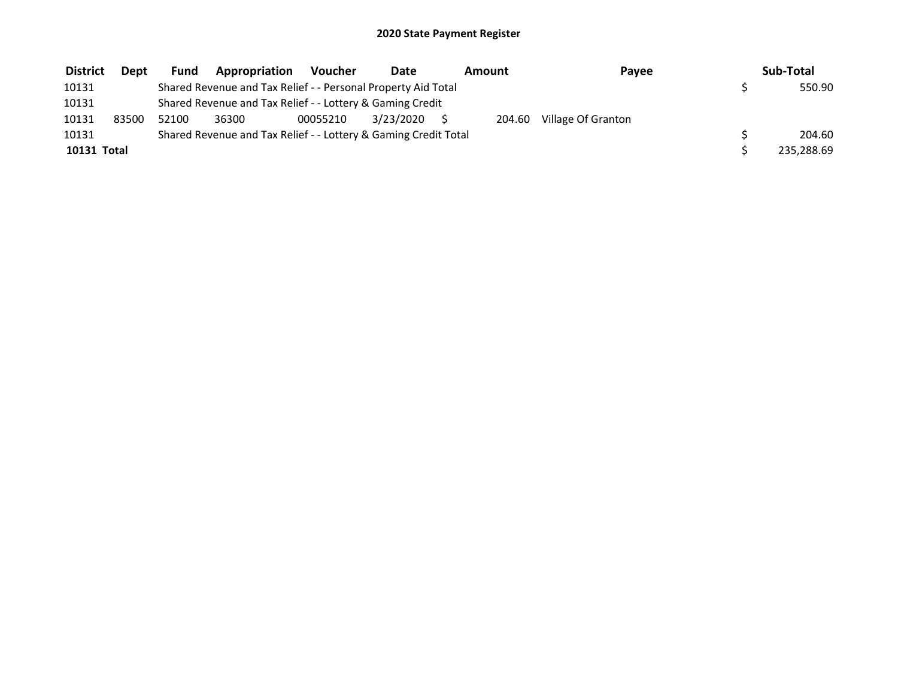# 2020 State Payment Register

| District | Dept | Fund | Appropriation | Voucher | Date | Amount | Payee | Sub-Total |
|---|---|---|---|---|---|---|---|---|
| 10131 | | Shared Revenue and Tax Relief - - Personal Property Aid Total | | | | | | $ 550.90 |
| 10131 | | Shared Revenue and Tax Relief - - Lottery & Gaming Credit | | | | | | |
| 10131 | 83500 | 52100 | 36300 | 00055210 | 3/23/2020 | $ 204.60 | Village Of Granton | |
| 10131 | | Shared Revenue and Tax Relief - - Lottery & Gaming Credit Total | | | | | | $ 204.60 |
| **10131 Total** | | | | | | | | $ 235,288.69 |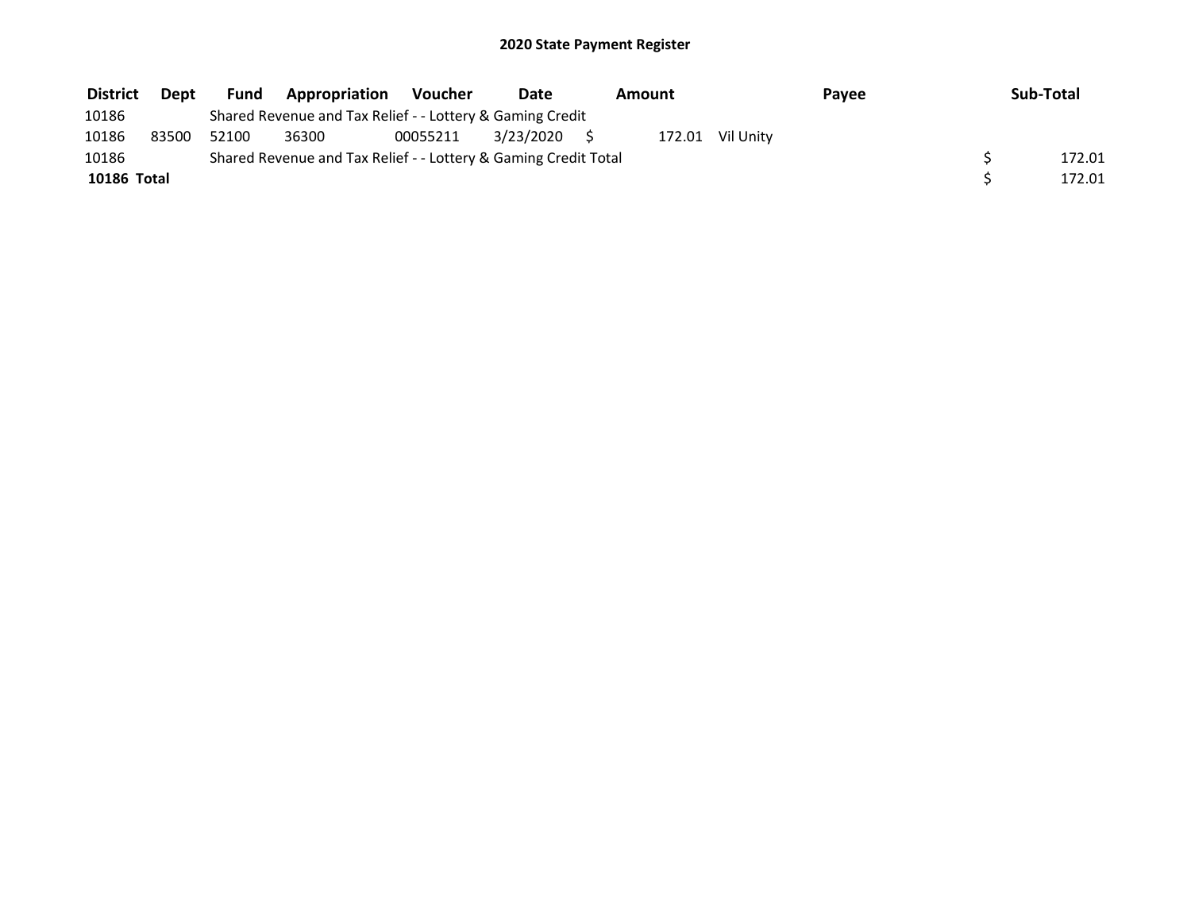# 2020 State Payment Register

| District | Dept | Fund | Appropriation | Voucher | Date | Amount | Payee | Sub-Total |
|---|---|---|---|---|---|---|---|---|
| 10186 | | Shared Revenue and Tax Relief - - Lottery & Gaming Credit | | | | | | |
| 10186 | 83500 | 52100 | 36300 | 00055211 | 3/23/2020 | $ 172.01 | Vil Unity | |
| 10186 | | Shared Revenue and Tax Relief - - Lottery & Gaming Credit Total | | | | | | $ 172.01 |
| **10186 Total** | | | | | | | | $ 172.01 |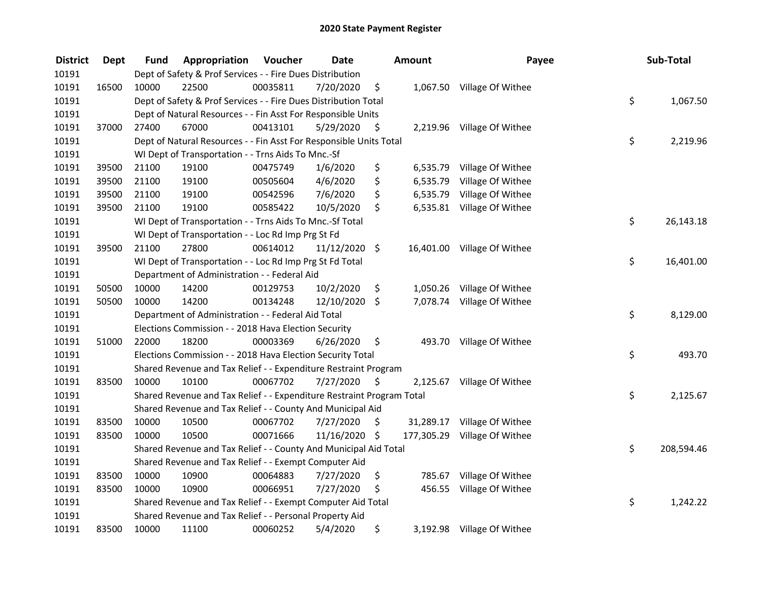# 2020 State Payment Register

| District | Dept | Fund | Appropriation | Voucher | Date | Amount | Payee | Sub-Total |
|---|---|---|---|---|---|---|---|---|
| 10191 | | Dept of Safety & Prof Services - - Fire Dues Distribution | | | | | | |
| 10191 | 16500 | 10000 | 22500 | 00035811 | 7/20/2020 | $ 1,067.50 | Village Of Withee | |
| 10191 | | Dept of Safety & Prof Services - - Fire Dues Distribution Total | | | | | | $ 1,067.50 |
| 10191 | | Dept of Natural Resources - - Fin Asst For Responsible Units | | | | | | |
| 10191 | 37000 | 27400 | 67000 | 00413101 | 5/29/2020 | $ 2,219.96 | Village Of Withee | |
| 10191 | | Dept of Natural Resources - - Fin Asst For Responsible Units Total | | | | | | $ 2,219.96 |
| 10191 | | WI Dept of Transportation - - Trns Aids To Mnc.-Sf | | | | | | |
| 10191 | 39500 | 21100 | 19100 | 00475749 | 1/6/2020 | $ 6,535.79 | Village Of Withee | |
| 10191 | 39500 | 21100 | 19100 | 00505604 | 4/6/2020 | $ 6,535.79 | Village Of Withee | |
| 10191 | 39500 | 21100 | 19100 | 00542596 | 7/6/2020 | $ 6,535.79 | Village Of Withee | |
| 10191 | 39500 | 21100 | 19100 | 00585422 | 10/5/2020 | $ 6,535.81 | Village Of Withee | |
| 10191 | | WI Dept of Transportation - - Trns Aids To Mnc.-Sf Total | | | | | | $ 26,143.18 |
| 10191 | | WI Dept of Transportation - - Loc Rd Imp Prg St Fd | | | | | | |
| 10191 | 39500 | 21100 | 27800 | 00614012 | 11/12/2020 | $ 16,401.00 | Village Of Withee | |
| 10191 | | WI Dept of Transportation - - Loc Rd Imp Prg St Fd Total | | | | | | $ 16,401.00 |
| 10191 | | Department of Administration - - Federal Aid | | | | | | |
| 10191 | 50500 | 10000 | 14200 | 00129753 | 10/2/2020 | $ 1,050.26 | Village Of Withee | |
| 10191 | 50500 | 10000 | 14200 | 00134248 | 12/10/2020 | $ 7,078.74 | Village Of Withee | |
| 10191 | | Department of Administration - - Federal Aid Total | | | | | | $ 8,129.00 |
| 10191 | | Elections Commission - - 2018 Hava Election Security | | | | | | |
| 10191 | 51000 | 22000 | 18200 | 00003369 | 6/26/2020 | $ 493.70 | Village Of Withee | |
| 10191 | | Elections Commission - - 2018 Hava Election Security Total | | | | | | $ 493.70 |
| 10191 | | Shared Revenue and Tax Relief - - Expenditure Restraint Program | | | | | | |
| 10191 | 83500 | 10000 | 10100 | 00067702 | 7/27/2020 | $ 2,125.67 | Village Of Withee | |
| 10191 | | Shared Revenue and Tax Relief - - Expenditure Restraint Program Total | | | | | | $ 2,125.67 |
| 10191 | | Shared Revenue and Tax Relief - - County And Municipal Aid | | | | | | |
| 10191 | 83500 | 10000 | 10500 | 00067702 | 7/27/2020 | $ 31,289.17 | Village Of Withee | |
| 10191 | 83500 | 10000 | 10500 | 00071666 | 11/16/2020 | $ 177,305.29 | Village Of Withee | |
| 10191 | | Shared Revenue and Tax Relief - - County And Municipal Aid Total | | | | | | $ 208,594.46 |
| 10191 | | Shared Revenue and Tax Relief - - Exempt Computer Aid | | | | | | |
| 10191 | 83500 | 10000 | 10900 | 00064883 | 7/27/2020 | $ 785.67 | Village Of Withee | |
| 10191 | 83500 | 10000 | 10900 | 00066951 | 7/27/2020 | $ 456.55 | Village Of Withee | |
| 10191 | | Shared Revenue and Tax Relief - - Exempt Computer Aid Total | | | | | | $ 1,242.22 |
| 10191 | | Shared Revenue and Tax Relief - - Personal Property Aid | | | | | | |
| 10191 | 83500 | 10000 | 11100 | 00060252 | 5/4/2020 | $ 3,192.98 | Village Of Withee | |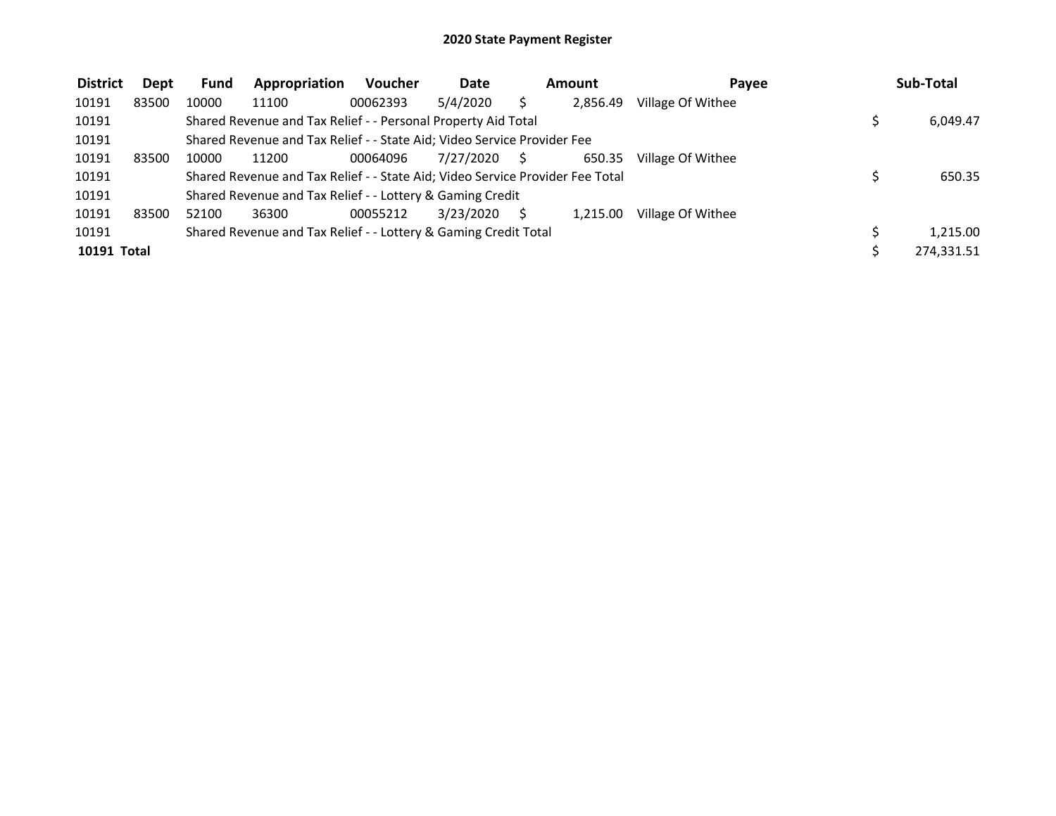# 2020 State Payment Register

| District | Dept | Fund | Appropriation | Voucher | Date | Amount | Payee | Sub-Total |
|---|---|---|---|---|---|---|---|---|
| 10191 | 83500 | 10000 | 11100 | 00062393 | 5/4/2020 | $ 2,856.49 | Village Of Withee | |
| 10191 | | Shared Revenue and Tax Relief - - Personal Property Aid Total | | | | | | $ 6,049.47 |
| 10191 | | Shared Revenue and Tax Relief - - State Aid; Video Service Provider Fee | | | | | | |
| 10191 | 83500 | 10000 | 11200 | 00064096 | 7/27/2020 | $ 650.35 | Village Of Withee | |
| 10191 | | Shared Revenue and Tax Relief - - State Aid; Video Service Provider Fee Total | | | | | | $ 650.35 |
| 10191 | | Shared Revenue and Tax Relief - - Lottery & Gaming Credit | | | | | | |
| 10191 | 83500 | 52100 | 36300 | 00055212 | 3/23/2020 | $ 1,215.00 | Village Of Withee | |
| 10191 | | Shared Revenue and Tax Relief - - Lottery & Gaming Credit Total | | | | | | $ 1,215.00 |
| **10191 Total** | | | | | | | | $ 274,331.51 |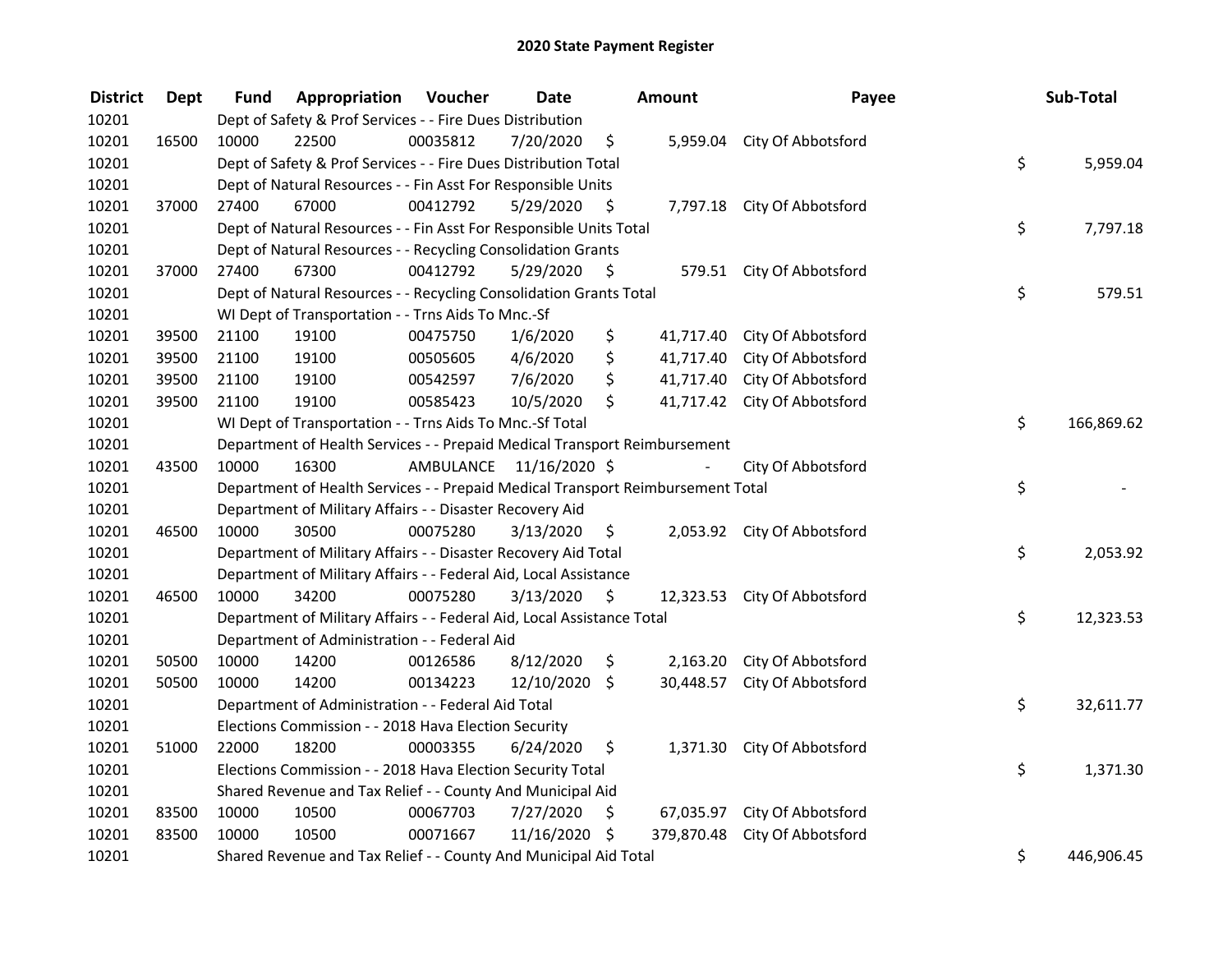# 2020 State Payment Register

| District | Dept | Fund | Appropriation | Voucher | Date | Amount | Payee | Sub-Total |
|---|---|---|---|---|---|---|---|---|
| 10201 | | Dept of Safety & Prof Services - - Fire Dues Distribution | | | | | | |
| 10201 | 16500 | 10000 | 22500 | 00035812 | 7/20/2020 | $ 5,959.04 | City Of Abbotsford | |
| 10201 | | Dept of Safety & Prof Services - - Fire Dues Distribution Total | | | | | | $ 5,959.04 |
| 10201 | | Dept of Natural Resources - - Fin Asst For Responsible Units | | | | | | |
| 10201 | 37000 | 27400 | 67000 | 00412792 | 5/29/2020 | $ 7,797.18 | City Of Abbotsford | |
| 10201 | | Dept of Natural Resources - - Fin Asst For Responsible Units Total | | | | | | $ 7,797.18 |
| 10201 | | Dept of Natural Resources - - Recycling Consolidation Grants | | | | | | |
| 10201 | 37000 | 27400 | 67300 | 00412792 | 5/29/2020 | $ 579.51 | City Of Abbotsford | |
| 10201 | | Dept of Natural Resources - - Recycling Consolidation Grants Total | | | | | | $ 579.51 |
| 10201 | | WI Dept of Transportation - - Trns Aids To Mnc.-Sf | | | | | | |
| 10201 | 39500 | 21100 | 19100 | 00475750 | 1/6/2020 | $ 41,717.40 | City Of Abbotsford | |
| 10201 | 39500 | 21100 | 19100 | 00505605 | 4/6/2020 | $ 41,717.40 | City Of Abbotsford | |
| 10201 | 39500 | 21100 | 19100 | 00542597 | 7/6/2020 | $ 41,717.40 | City Of Abbotsford | |
| 10201 | 39500 | 21100 | 19100 | 00585423 | 10/5/2020 | $ 41,717.42 | City Of Abbotsford | |
| 10201 | | WI Dept of Transportation - - Trns Aids To Mnc.-Sf Total | | | | | | $ 166,869.62 |
| 10201 | | Department of Health Services - - Prepaid Medical Transport Reimbursement | | | | | | |
| 10201 | 43500 | 10000 | 16300 | AMBULANCE | 11/16/2020 | $ - | City Of Abbotsford | |
| 10201 | | Department of Health Services - - Prepaid Medical Transport Reimbursement Total | | | | | | $ - |
| 10201 | | Department of Military Affairs - - Disaster Recovery Aid | | | | | | |
| 10201 | 46500 | 10000 | 30500 | 00075280 | 3/13/2020 | $ 2,053.92 | City Of Abbotsford | |
| 10201 | | Department of Military Affairs - - Disaster Recovery Aid Total | | | | | | $ 2,053.92 |
| 10201 | | Department of Military Affairs - - Federal Aid, Local Assistance | | | | | | |
| 10201 | 46500 | 10000 | 34200 | 00075280 | 3/13/2020 | $ 12,323.53 | City Of Abbotsford | |
| 10201 | | Department of Military Affairs - - Federal Aid, Local Assistance Total | | | | | | $ 12,323.53 |
| 10201 | | Department of Administration - - Federal Aid | | | | | | |
| 10201 | 50500 | 10000 | 14200 | 00126586 | 8/12/2020 | $ 2,163.20 | City Of Abbotsford | |
| 10201 | 50500 | 10000 | 14200 | 00134223 | 12/10/2020 | $ 30,448.57 | City Of Abbotsford | |
| 10201 | | Department of Administration - - Federal Aid Total | | | | | | $ 32,611.77 |
| 10201 | | Elections Commission - - 2018 Hava Election Security | | | | | | |
| 10201 | 51000 | 22000 | 18200 | 00003355 | 6/24/2020 | $ 1,371.30 | City Of Abbotsford | |
| 10201 | | Elections Commission - - 2018 Hava Election Security Total | | | | | | $ 1,371.30 |
| 10201 | | Shared Revenue and Tax Relief - - County And Municipal Aid | | | | | | |
| 10201 | 83500 | 10000 | 10500 | 00067703 | 7/27/2020 | $ 67,035.97 | City Of Abbotsford | |
| 10201 | 83500 | 10000 | 10500 | 00071667 | 11/16/2020 | $ 379,870.48 | City Of Abbotsford | |
| 10201 | | Shared Revenue and Tax Relief - - County And Municipal Aid Total | | | | | | $ 446,906.45 |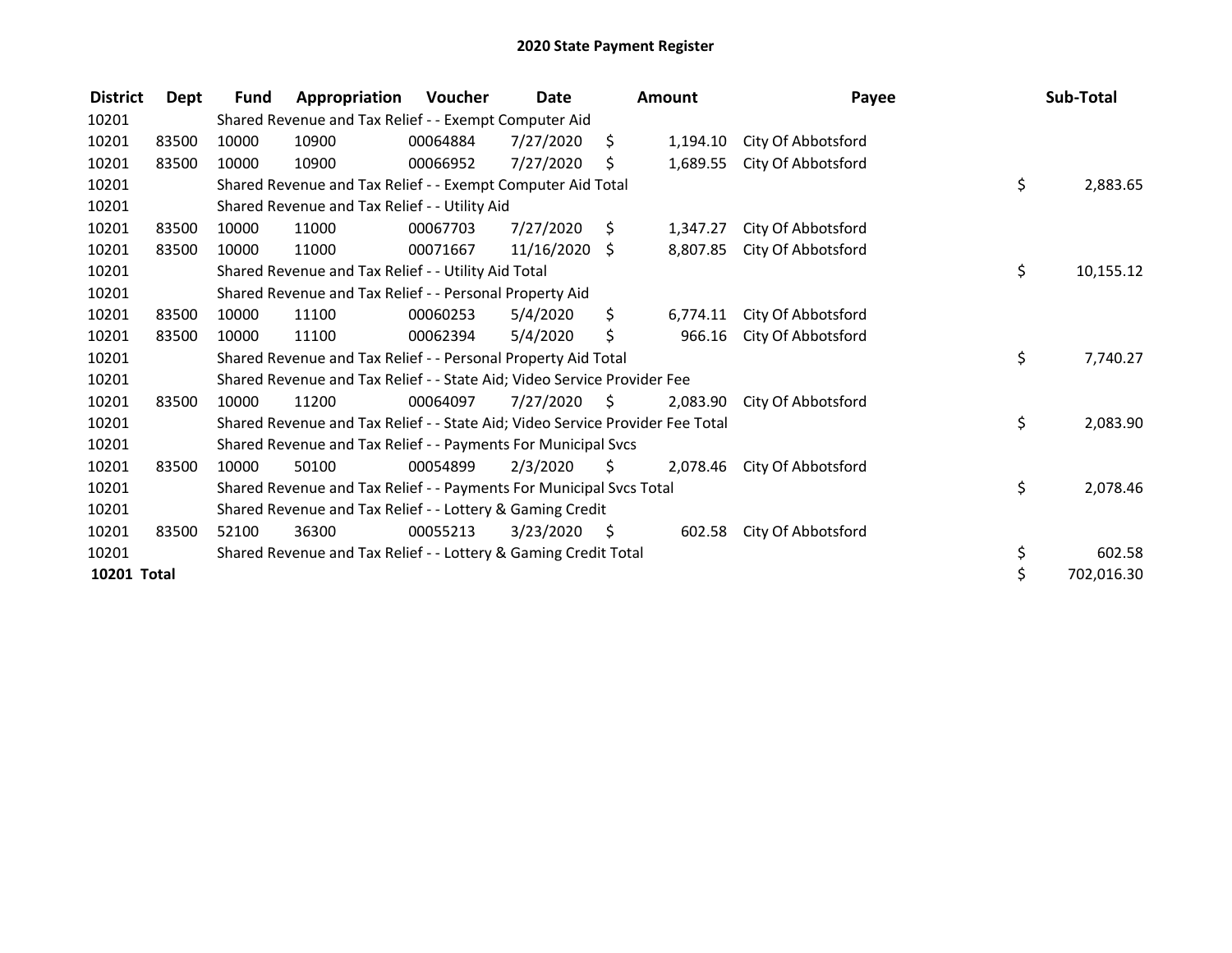# 2020 State Payment Register

| District | Dept | Fund | Appropriation | Voucher | Date | Amount | Payee | Sub-Total |
|---|---|---|---|---|---|---|---|---|
| 10201 | | Shared Revenue and Tax Relief - - Exempt Computer Aid | | | | | | |
| 10201 | 83500 | 10000 | 10900 | 00064884 | 7/27/2020 | $ 1,194.10 | City Of Abbotsford | |
| 10201 | 83500 | 10000 | 10900 | 00066952 | 7/27/2020 | $ 1,689.55 | City Of Abbotsford | |
| 10201 | | Shared Revenue and Tax Relief - - Exempt Computer Aid Total | | | | | | $ 2,883.65 |
| 10201 | | Shared Revenue and Tax Relief - - Utility Aid | | | | | | |
| 10201 | 83500 | 10000 | 11000 | 00067703 | 7/27/2020 | $ 1,347.27 | City Of Abbotsford | |
| 10201 | 83500 | 10000 | 11000 | 00071667 | 11/16/2020 | $ 8,807.85 | City Of Abbotsford | |
| 10201 | | Shared Revenue and Tax Relief - - Utility Aid Total | | | | | | $ 10,155.12 |
| 10201 | | Shared Revenue and Tax Relief - - Personal Property Aid | | | | | | |
| 10201 | 83500 | 10000 | 11100 | 00060253 | 5/4/2020 | $ 6,774.11 | City Of Abbotsford | |
| 10201 | 83500 | 10000 | 11100 | 00062394 | 5/4/2020 | $ 966.16 | City Of Abbotsford | |
| 10201 | | Shared Revenue and Tax Relief - - Personal Property Aid Total | | | | | | $ 7,740.27 |
| 10201 | | Shared Revenue and Tax Relief - - State Aid; Video Service Provider Fee | | | | | | |
| 10201 | 83500 | 10000 | 11200 | 00064097 | 7/27/2020 | $ 2,083.90 | City Of Abbotsford | |
| 10201 | | Shared Revenue and Tax Relief - - State Aid; Video Service Provider Fee Total | | | | | | $ 2,083.90 |
| 10201 | | Shared Revenue and Tax Relief - - Payments For Municipal Svcs | | | | | | |
| 10201 | 83500 | 10000 | 50100 | 00054899 | 2/3/2020 | $ 2,078.46 | City Of Abbotsford | |
| 10201 | | Shared Revenue and Tax Relief - - Payments For Municipal Svcs Total | | | | | | $ 2,078.46 |
| 10201 | | Shared Revenue and Tax Relief - - Lottery & Gaming Credit | | | | | | |
| 10201 | 83500 | 52100 | 36300 | 00055213 | 3/23/2020 | $ 602.58 | City Of Abbotsford | |
| 10201 | | Shared Revenue and Tax Relief - - Lottery & Gaming Credit Total | | | | | | $ 602.58 |
| **10201 Total** | | | | | | | | $ 702,016.30 |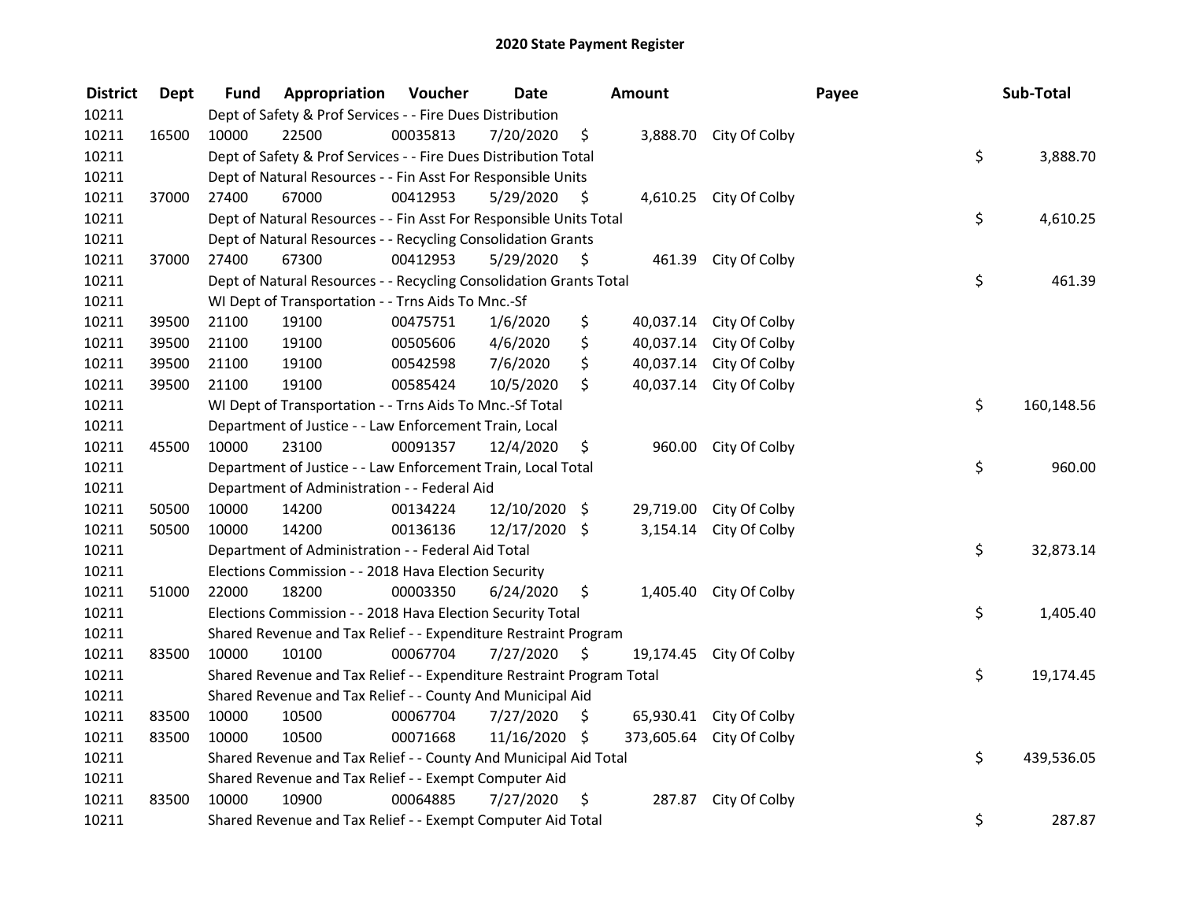# 2020 State Payment Register

| District | Dept | Fund | Appropriation | Voucher | Date | Amount | Payee | Sub-Total |
|---|---|---|---|---|---|---|---|---|
| 10211 | | Dept of Safety & Prof Services - - Fire Dues Distribution | | | | | | |
| 10211 | 16500 | 10000 | 22500 | 00035813 | 7/20/2020 | $ 3,888.70 | City Of Colby | |
| 10211 | | Dept of Safety & Prof Services - - Fire Dues Distribution Total | | | | | | $ 3,888.70 |
| 10211 | | Dept of Natural Resources - - Fin Asst For Responsible Units | | | | | | |
| 10211 | 37000 | 27400 | 67000 | 00412953 | 5/29/2020 | $ 4,610.25 | City Of Colby | |
| 10211 | | Dept of Natural Resources - - Fin Asst For Responsible Units Total | | | | | | $ 4,610.25 |
| 10211 | | Dept of Natural Resources - - Recycling Consolidation Grants | | | | | | |
| 10211 | 37000 | 27400 | 67300 | 00412953 | 5/29/2020 | $ 461.39 | City Of Colby | |
| 10211 | | Dept of Natural Resources - - Recycling Consolidation Grants Total | | | | | | $ 461.39 |
| 10211 | | WI Dept of Transportation - - Trns Aids To Mnc.-Sf | | | | | | |
| 10211 | 39500 | 21100 | 19100 | 00475751 | 1/6/2020 | $ 40,037.14 | City Of Colby | |
| 10211 | 39500 | 21100 | 19100 | 00505606 | 4/6/2020 | $ 40,037.14 | City Of Colby | |
| 10211 | 39500 | 21100 | 19100 | 00542598 | 7/6/2020 | $ 40,037.14 | City Of Colby | |
| 10211 | 39500 | 21100 | 19100 | 00585424 | 10/5/2020 | $ 40,037.14 | City Of Colby | |
| 10211 | | WI Dept of Transportation - - Trns Aids To Mnc.-Sf Total | | | | | | $ 160,148.56 |
| 10211 | | Department of Justice - - Law Enforcement Train, Local | | | | | | |
| 10211 | 45500 | 10000 | 23100 | 00091357 | 12/4/2020 | $ 960.00 | City Of Colby | |
| 10211 | | Department of Justice - - Law Enforcement Train, Local Total | | | | | | $ 960.00 |
| 10211 | | Department of Administration - - Federal Aid | | | | | | |
| 10211 | 50500 | 10000 | 14200 | 00134224 | 12/10/2020 | $ 29,719.00 | City Of Colby | |
| 10211 | 50500 | 10000 | 14200 | 00136136 | 12/17/2020 | $ 3,154.14 | City Of Colby | |
| 10211 | | Department of Administration - - Federal Aid Total | | | | | | $ 32,873.14 |
| 10211 | | Elections Commission - - 2018 Hava Election Security | | | | | | |
| 10211 | 51000 | 22000 | 18200 | 00003350 | 6/24/2020 | $ 1,405.40 | City Of Colby | |
| 10211 | | Elections Commission - - 2018 Hava Election Security Total | | | | | | $ 1,405.40 |
| 10211 | | Shared Revenue and Tax Relief - - Expenditure Restraint Program | | | | | | |
| 10211 | 83500 | 10000 | 10100 | 00067704 | 7/27/2020 | $ 19,174.45 | City Of Colby | |
| 10211 | | Shared Revenue and Tax Relief - - Expenditure Restraint Program Total | | | | | | $ 19,174.45 |
| 10211 | | Shared Revenue and Tax Relief - - County And Municipal Aid | | | | | | |
| 10211 | 83500 | 10000 | 10500 | 00067704 | 7/27/2020 | $ 65,930.41 | City Of Colby | |
| 10211 | 83500 | 10000 | 10500 | 00071668 | 11/16/2020 | $ 373,605.64 | City Of Colby | |
| 10211 | | Shared Revenue and Tax Relief - - County And Municipal Aid Total | | | | | | $ 439,536.05 |
| 10211 | | Shared Revenue and Tax Relief - - Exempt Computer Aid | | | | | | |
| 10211 | 83500 | 10000 | 10900 | 00064885 | 7/27/2020 | $ 287.87 | City Of Colby | |
| 10211 | | Shared Revenue and Tax Relief - - Exempt Computer Aid Total | | | | | | $ 287.87 |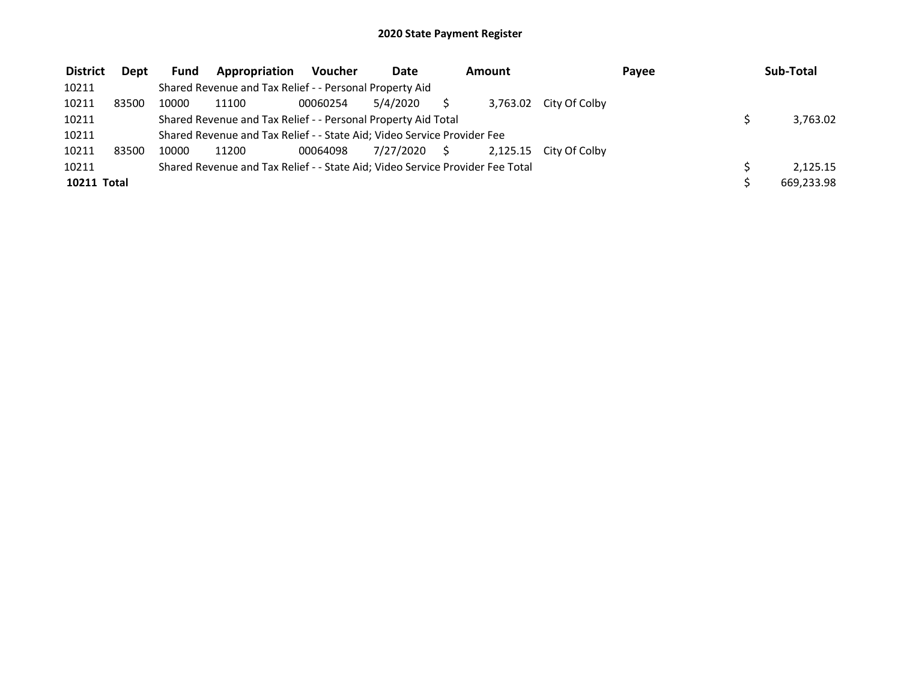# 2020 State Payment Register

| District | Dept | Fund | Appropriation | Voucher | Date | Amount | Payee | Sub-Total |
|---|---|---|---|---|---|---|---|---|
| 10211 | | Shared Revenue and Tax Relief - - Personal Property Aid | | | | | | |
| 10211 | 83500 | 10000 | 11100 | 00060254 | 5/4/2020 | $ 3,763.02 | City Of Colby | |
| 10211 | | Shared Revenue and Tax Relief - - Personal Property Aid Total | | | | | | $ 3,763.02 |
| 10211 | | Shared Revenue and Tax Relief - - State Aid; Video Service Provider Fee | | | | | | |
| 10211 | 83500 | 10000 | 11200 | 00064098 | 7/27/2020 | $ 2,125.15 | City Of Colby | |
| 10211 | | Shared Revenue and Tax Relief - - State Aid; Video Service Provider Fee Total | | | | | | $ 2,125.15 |
| **10211 Total** | | | | | | | | $ 669,233.98 |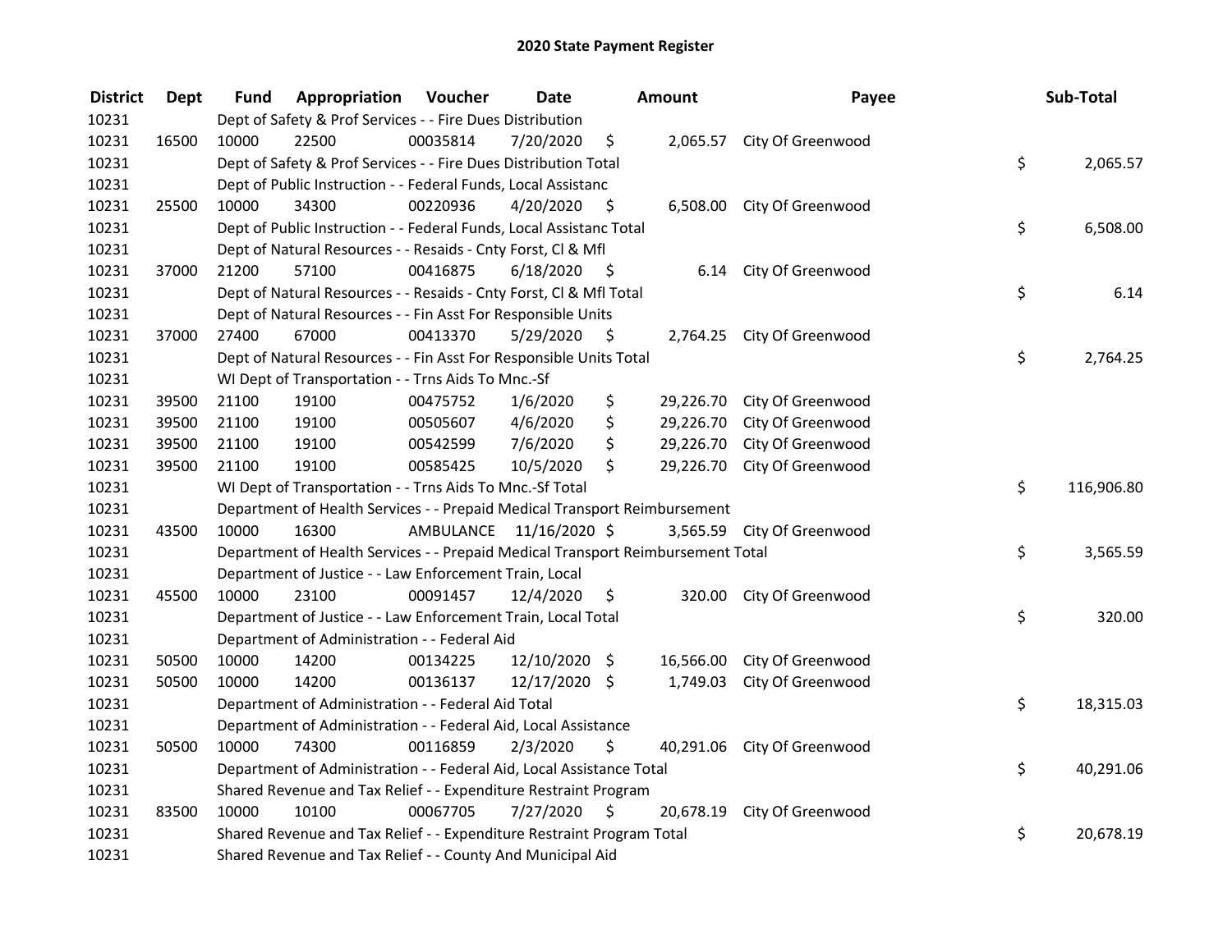# 2020 State Payment Register

| District | Dept | Fund | Appropriation | Voucher | Date | Amount | Payee | Sub-Total |
|---|---|---|---|---|---|---|---|---|
| 10231 | | Dept of Safety & Prof Services - - Fire Dues Distribution | | | | | | |
| 10231 | 16500 | 10000 | 22500 | 00035814 | 7/20/2020 | $ 2,065.57 | City Of Greenwood | |
| 10231 | | Dept of Safety & Prof Services - - Fire Dues Distribution Total | | | | | | $ 2,065.57 |
| 10231 | | Dept of Public Instruction - - Federal Funds, Local Assistanc | | | | | | |
| 10231 | 25500 | 10000 | 34300 | 00220936 | 4/20/2020 | $ 6,508.00 | City Of Greenwood | |
| 10231 | | Dept of Public Instruction - - Federal Funds, Local Assistanc Total | | | | | | $ 6,508.00 |
| 10231 | | Dept of Natural Resources - - Resaids - Cnty Forst, Cl & Mfl | | | | | | |
| 10231 | 37000 | 21200 | 57100 | 00416875 | 6/18/2020 | $ 6.14 | City Of Greenwood | |
| 10231 | | Dept of Natural Resources - - Resaids - Cnty Forst, Cl & Mfl Total | | | | | | $ 6.14 |
| 10231 | | Dept of Natural Resources - - Fin Asst For Responsible Units | | | | | | |
| 10231 | 37000 | 27400 | 67000 | 00413370 | 5/29/2020 | $ 2,764.25 | City Of Greenwood | |
| 10231 | | Dept of Natural Resources - - Fin Asst For Responsible Units Total | | | | | | $ 2,764.25 |
| 10231 | | WI Dept of Transportation - - Trns Aids To Mnc.-Sf | | | | | | |
| 10231 | 39500 | 21100 | 19100 | 00475752 | 1/6/2020 | $ 29,226.70 | City Of Greenwood | |
| 10231 | 39500 | 21100 | 19100 | 00505607 | 4/6/2020 | $ 29,226.70 | City Of Greenwood | |
| 10231 | 39500 | 21100 | 19100 | 00542599 | 7/6/2020 | $ 29,226.70 | City Of Greenwood | |
| 10231 | 39500 | 21100 | 19100 | 00585425 | 10/5/2020 | $ 29,226.70 | City Of Greenwood | |
| 10231 | | WI Dept of Transportation - - Trns Aids To Mnc.-Sf Total | | | | | | $ 116,906.80 |
| 10231 | | Department of Health Services - - Prepaid Medical Transport Reimbursement | | | | | | |
| 10231 | 43500 | 10000 | 16300 | AMBULANCE | 11/16/2020 | $ 3,565.59 | City Of Greenwood | |
| 10231 | | Department of Health Services - - Prepaid Medical Transport Reimbursement Total | | | | | | $ 3,565.59 |
| 10231 | | Department of Justice - - Law Enforcement Train, Local | | | | | | |
| 10231 | 45500 | 10000 | 23100 | 00091457 | 12/4/2020 | $ 320.00 | City Of Greenwood | |
| 10231 | | Department of Justice - - Law Enforcement Train, Local Total | | | | | | $ 320.00 |
| 10231 | | Department of Administration - - Federal Aid | | | | | | |
| 10231 | 50500 | 10000 | 14200 | 00134225 | 12/10/2020 | $ 16,566.00 | City Of Greenwood | |
| 10231 | 50500 | 10000 | 14200 | 00136137 | 12/17/2020 | $ 1,749.03 | City Of Greenwood | |
| 10231 | | Department of Administration - - Federal Aid Total | | | | | | $ 18,315.03 |
| 10231 | | Department of Administration - - Federal Aid, Local Assistance | | | | | | |
| 10231 | 50500 | 10000 | 74300 | 00116859 | 2/3/2020 | $ 40,291.06 | City Of Greenwood | |
| 10231 | | Department of Administration - - Federal Aid, Local Assistance Total | | | | | | $ 40,291.06 |
| 10231 | | Shared Revenue and Tax Relief - - Expenditure Restraint Program | | | | | | |
| 10231 | 83500 | 10000 | 10100 | 00067705 | 7/27/2020 | $ 20,678.19 | City Of Greenwood | |
| 10231 | | Shared Revenue and Tax Relief - - Expenditure Restraint Program Total | | | | | | $ 20,678.19 |
| 10231 | | Shared Revenue and Tax Relief - - County And Municipal Aid | | | | | | |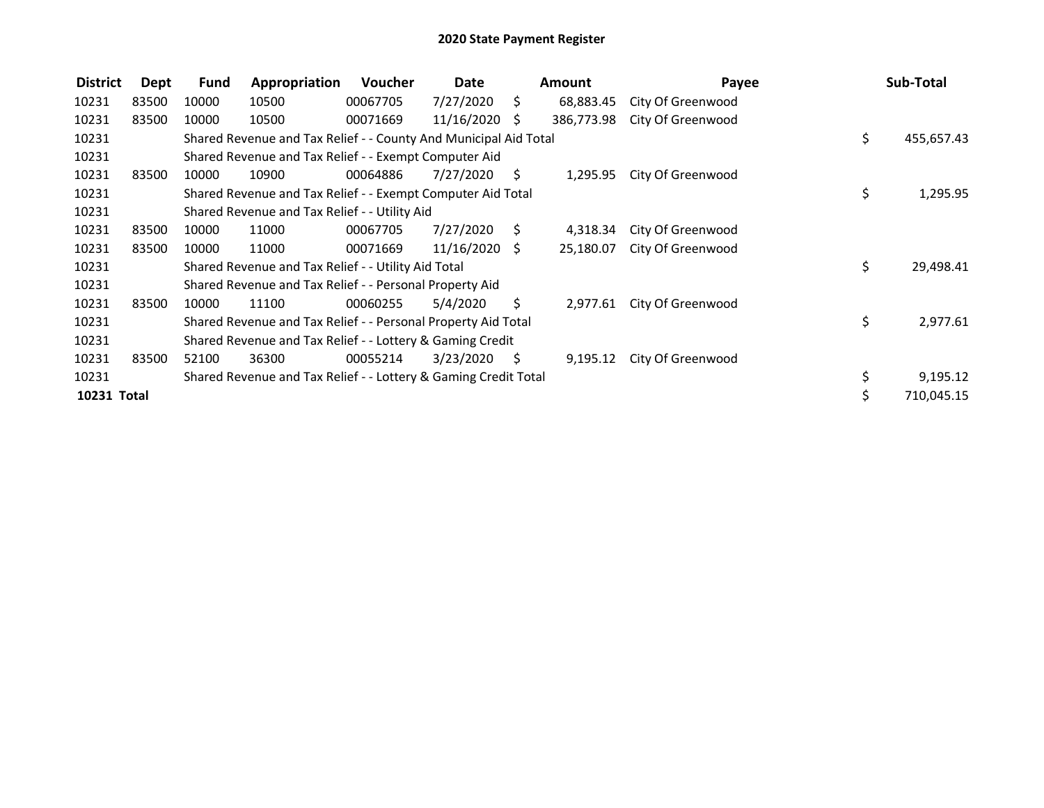# 2020 State Payment Register

| District | Dept | Fund | Appropriation | Voucher | Date | Amount | Payee | Sub-Total |
|---|---|---|---|---|---|---|---|---|
| 10231 | 83500 | 10000 | 10500 | 00067705 | 7/27/2020 | $ 68,883.45 | City Of Greenwood | |
| 10231 | 83500 | 10000 | 10500 | 00071669 | 11/16/2020 | $ 386,773.98 | City Of Greenwood | |
| 10231 | | Shared Revenue and Tax Relief - - County And Municipal Aid Total | | | | | | $ 455,657.43 |
| 10231 | | Shared Revenue and Tax Relief - - Exempt Computer Aid | | | | | | |
| 10231 | 83500 | 10000 | 10900 | 00064886 | 7/27/2020 | $ 1,295.95 | City Of Greenwood | |
| 10231 | | Shared Revenue and Tax Relief - - Exempt Computer Aid Total | | | | | | $ 1,295.95 |
| 10231 | | Shared Revenue and Tax Relief - - Utility Aid | | | | | | |
| 10231 | 83500 | 10000 | 11000 | 00067705 | 7/27/2020 | $ 4,318.34 | City Of Greenwood | |
| 10231 | 83500 | 10000 | 11000 | 00071669 | 11/16/2020 | $ 25,180.07 | City Of Greenwood | |
| 10231 | | Shared Revenue and Tax Relief - - Utility Aid Total | | | | | | $ 29,498.41 |
| 10231 | | Shared Revenue and Tax Relief - - Personal Property Aid | | | | | | |
| 10231 | 83500 | 10000 | 11100 | 00060255 | 5/4/2020 | $ 2,977.61 | City Of Greenwood | |
| 10231 | | Shared Revenue and Tax Relief - - Personal Property Aid Total | | | | | | $ 2,977.61 |
| 10231 | | Shared Revenue and Tax Relief - - Lottery & Gaming Credit | | | | | | |
| 10231 | 83500 | 52100 | 36300 | 00055214 | 3/23/2020 | $ 9,195.12 | City Of Greenwood | |
| 10231 | | Shared Revenue and Tax Relief - - Lottery & Gaming Credit Total | | | | | | $ 9,195.12 |
| **10231 Total** | | | | | | | | $ 710,045.15 |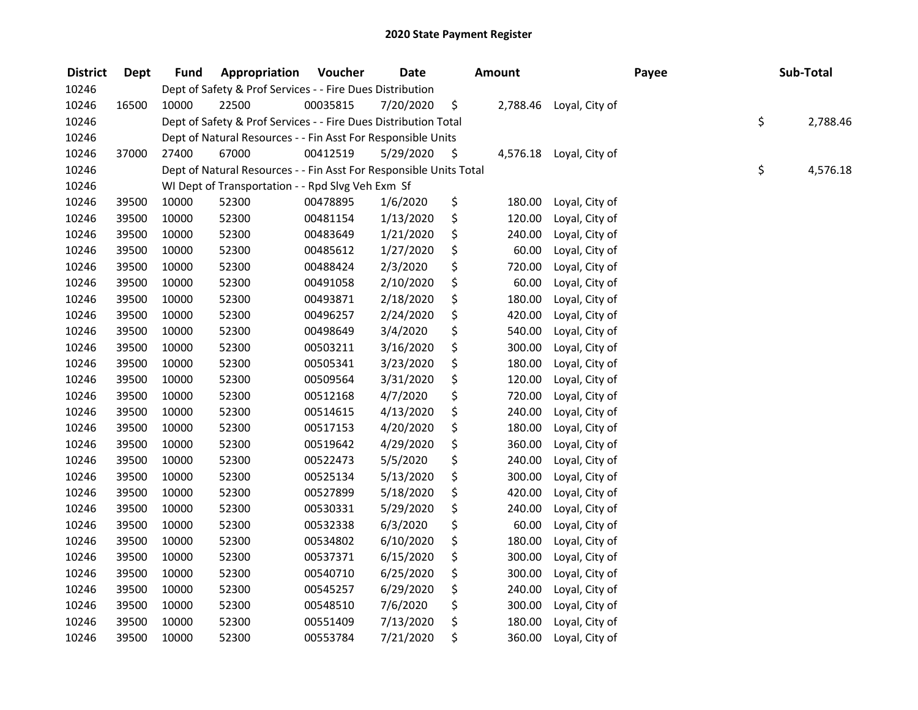# 2020 State Payment Register

| District | Dept | Fund | Appropriation | Voucher | Date | Amount | Payee | Sub-Total |
|---|---|---|---|---|---|---|---|---|
| 10246 | | Dept of Safety & Prof Services - - Fire Dues Distribution | | | | | | |
| 10246 | 16500 | 10000 | 22500 | 00035815 | 7/20/2020 | $ 2,788.46 | Loyal, City of | |
| 10246 | | Dept of Safety & Prof Services - - Fire Dues Distribution Total | | | | | | $ 2,788.46 |
| 10246 | | Dept of Natural Resources - - Fin Asst For Responsible Units | | | | | | |
| 10246 | 37000 | 27400 | 67000 | 00412519 | 5/29/2020 | $ 4,576.18 | Loyal, City of | |
| 10246 | | Dept of Natural Resources - - Fin Asst For Responsible Units Total | | | | | | $ 4,576.18 |
| 10246 | | WI Dept of Transportation - - Rpd Slvg Veh Exm Sf | | | | | | |
| 10246 | 39500 | 10000 | 52300 | 00478895 | 1/6/2020 | $ 180.00 | Loyal, City of | |
| 10246 | 39500 | 10000 | 52300 | 00481154 | 1/13/2020 | $ 120.00 | Loyal, City of | |
| 10246 | 39500 | 10000 | 52300 | 00483649 | 1/21/2020 | $ 240.00 | Loyal, City of | |
| 10246 | 39500 | 10000 | 52300 | 00485612 | 1/27/2020 | $ 60.00 | Loyal, City of | |
| 10246 | 39500 | 10000 | 52300 | 00488424 | 2/3/2020 | $ 720.00 | Loyal, City of | |
| 10246 | 39500 | 10000 | 52300 | 00491058 | 2/10/2020 | $ 60.00 | Loyal, City of | |
| 10246 | 39500 | 10000 | 52300 | 00493871 | 2/18/2020 | $ 180.00 | Loyal, City of | |
| 10246 | 39500 | 10000 | 52300 | 00496257 | 2/24/2020 | $ 420.00 | Loyal, City of | |
| 10246 | 39500 | 10000 | 52300 | 00498649 | 3/4/2020 | $ 540.00 | Loyal, City of | |
| 10246 | 39500 | 10000 | 52300 | 00503211 | 3/16/2020 | $ 300.00 | Loyal, City of | |
| 10246 | 39500 | 10000 | 52300 | 00505341 | 3/23/2020 | $ 180.00 | Loyal, City of | |
| 10246 | 39500 | 10000 | 52300 | 00509564 | 3/31/2020 | $ 120.00 | Loyal, City of | |
| 10246 | 39500 | 10000 | 52300 | 00512168 | 4/7/2020 | $ 720.00 | Loyal, City of | |
| 10246 | 39500 | 10000 | 52300 | 00514615 | 4/13/2020 | $ 240.00 | Loyal, City of | |
| 10246 | 39500 | 10000 | 52300 | 00517153 | 4/20/2020 | $ 180.00 | Loyal, City of | |
| 10246 | 39500 | 10000 | 52300 | 00519642 | 4/29/2020 | $ 360.00 | Loyal, City of | |
| 10246 | 39500 | 10000 | 52300 | 00522473 | 5/5/2020 | $ 240.00 | Loyal, City of | |
| 10246 | 39500 | 10000 | 52300 | 00525134 | 5/13/2020 | $ 300.00 | Loyal, City of | |
| 10246 | 39500 | 10000 | 52300 | 00527899 | 5/18/2020 | $ 420.00 | Loyal, City of | |
| 10246 | 39500 | 10000 | 52300 | 00530331 | 5/29/2020 | $ 240.00 | Loyal, City of | |
| 10246 | 39500 | 10000 | 52300 | 00532338 | 6/3/2020 | $ 60.00 | Loyal, City of | |
| 10246 | 39500 | 10000 | 52300 | 00534802 | 6/10/2020 | $ 180.00 | Loyal, City of | |
| 10246 | 39500 | 10000 | 52300 | 00537371 | 6/15/2020 | $ 300.00 | Loyal, City of | |
| 10246 | 39500 | 10000 | 52300 | 00540710 | 6/25/2020 | $ 300.00 | Loyal, City of | |
| 10246 | 39500 | 10000 | 52300 | 00545257 | 6/29/2020 | $ 240.00 | Loyal, City of | |
| 10246 | 39500 | 10000 | 52300 | 00548510 | 7/6/2020 | $ 300.00 | Loyal, City of | |
| 10246 | 39500 | 10000 | 52300 | 00551409 | 7/13/2020 | $ 180.00 | Loyal, City of | |
| 10246 | 39500 | 10000 | 52300 | 00553784 | 7/21/2020 | $ 360.00 | Loyal, City of | |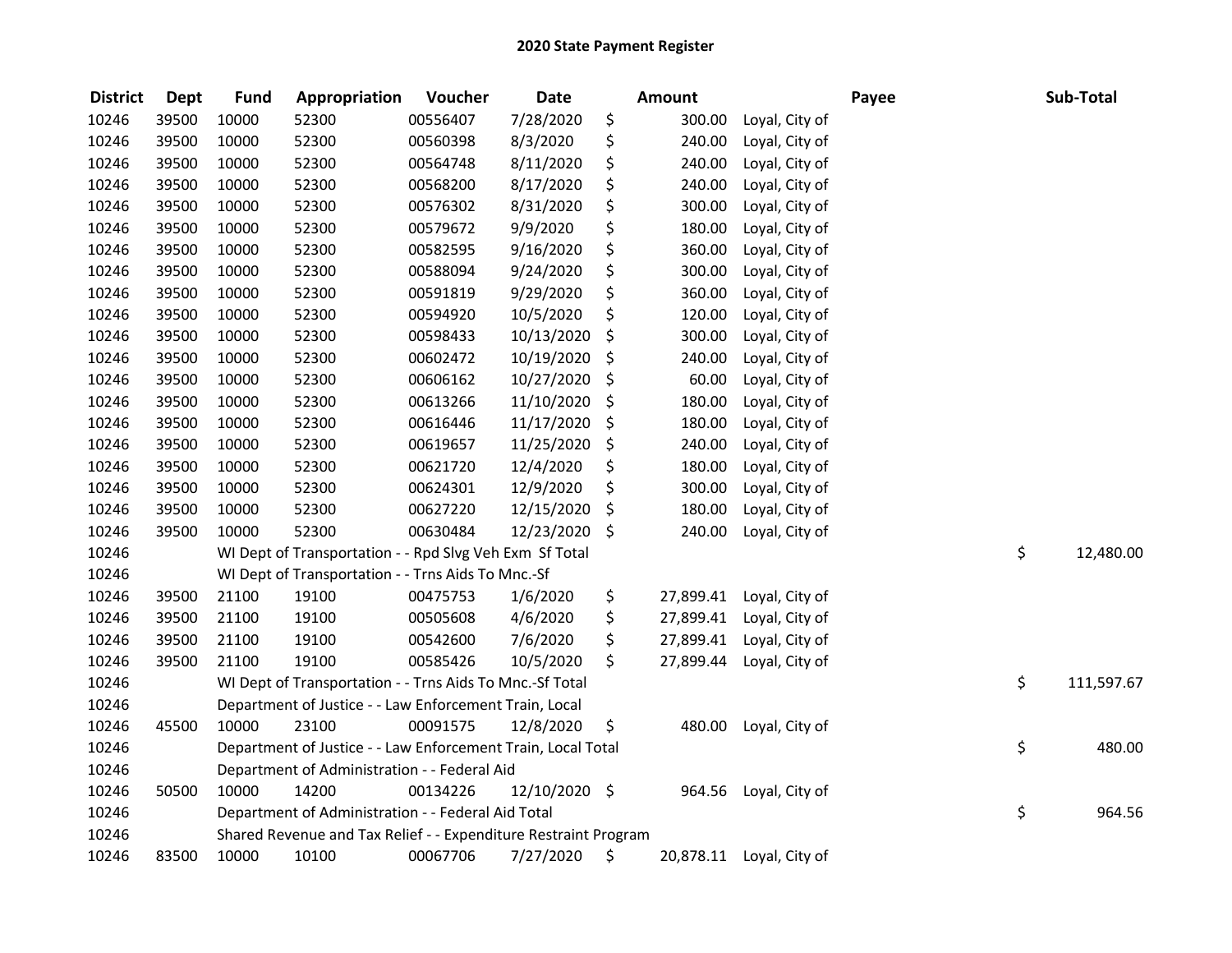# 2020 State Payment Register

| District | Dept | Fund | Appropriation | Voucher | Date | Amount | Payee | Sub-Total |
|---|---|---|---|---|---|---|---|---|
| 10246 | 39500 | 10000 | 52300 | 00556407 | 7/28/2020 | $ 300.00 | Loyal, City of | |
| 10246 | 39500 | 10000 | 52300 | 00560398 | 8/3/2020 | $ 240.00 | Loyal, City of | |
| 10246 | 39500 | 10000 | 52300 | 00564748 | 8/11/2020 | $ 240.00 | Loyal, City of | |
| 10246 | 39500 | 10000 | 52300 | 00568200 | 8/17/2020 | $ 240.00 | Loyal, City of | |
| 10246 | 39500 | 10000 | 52300 | 00576302 | 8/31/2020 | $ 300.00 | Loyal, City of | |
| 10246 | 39500 | 10000 | 52300 | 00579672 | 9/9/2020 | $ 180.00 | Loyal, City of | |
| 10246 | 39500 | 10000 | 52300 | 00582595 | 9/16/2020 | $ 360.00 | Loyal, City of | |
| 10246 | 39500 | 10000 | 52300 | 00588094 | 9/24/2020 | $ 300.00 | Loyal, City of | |
| 10246 | 39500 | 10000 | 52300 | 00591819 | 9/29/2020 | $ 360.00 | Loyal, City of | |
| 10246 | 39500 | 10000 | 52300 | 00594920 | 10/5/2020 | $ 120.00 | Loyal, City of | |
| 10246 | 39500 | 10000 | 52300 | 00598433 | 10/13/2020 | $ 300.00 | Loyal, City of | |
| 10246 | 39500 | 10000 | 52300 | 00602472 | 10/19/2020 | $ 240.00 | Loyal, City of | |
| 10246 | 39500 | 10000 | 52300 | 00606162 | 10/27/2020 | $ 60.00 | Loyal, City of | |
| 10246 | 39500 | 10000 | 52300 | 00613266 | 11/10/2020 | $ 180.00 | Loyal, City of | |
| 10246 | 39500 | 10000 | 52300 | 00616446 | 11/17/2020 | $ 180.00 | Loyal, City of | |
| 10246 | 39500 | 10000 | 52300 | 00619657 | 11/25/2020 | $ 240.00 | Loyal, City of | |
| 10246 | 39500 | 10000 | 52300 | 00621720 | 12/4/2020 | $ 180.00 | Loyal, City of | |
| 10246 | 39500 | 10000 | 52300 | 00624301 | 12/9/2020 | $ 300.00 | Loyal, City of | |
| 10246 | 39500 | 10000 | 52300 | 00627220 | 12/15/2020 | $ 180.00 | Loyal, City of | |
| 10246 | 39500 | 10000 | 52300 | 00630484 | 12/23/2020 | $ 240.00 | Loyal, City of | |
| 10246 | | WI Dept of Transportation - - Rpd Slvg Veh Exm Sf Total | | | | | | $ 12,480.00 |
| 10246 | | WI Dept of Transportation - - Trns Aids To Mnc.-Sf | | | | | | |
| 10246 | 39500 | 21100 | 19100 | 00475753 | 1/6/2020 | $ 27,899.41 | Loyal, City of | |
| 10246 | 39500 | 21100 | 19100 | 00505608 | 4/6/2020 | $ 27,899.41 | Loyal, City of | |
| 10246 | 39500 | 21100 | 19100 | 00542600 | 7/6/2020 | $ 27,899.41 | Loyal, City of | |
| 10246 | 39500 | 21100 | 19100 | 00585426 | 10/5/2020 | $ 27,899.44 | Loyal, City of | |
| 10246 | | WI Dept of Transportation - - Trns Aids To Mnc.-Sf Total | | | | | | $ 111,597.67 |
| 10246 | | Department of Justice - - Law Enforcement Train, Local | | | | | | |
| 10246 | 45500 | 10000 | 23100 | 00091575 | 12/8/2020 | $ 480.00 | Loyal, City of | |
| 10246 | | Department of Justice - - Law Enforcement Train, Local Total | | | | | | $ 480.00 |
| 10246 | | Department of Administration - - Federal Aid | | | | | | |
| 10246 | 50500 | 10000 | 14200 | 00134226 | 12/10/2020 | $ 964.56 | Loyal, City of | |
| 10246 | | Department of Administration - - Federal Aid Total | | | | | | $ 964.56 |
| 10246 | | Shared Revenue and Tax Relief - - Expenditure Restraint Program | | | | | | |
| 10246 | 83500 | 10000 | 10100 | 00067706 | 7/27/2020 | $ 20,878.11 | Loyal, City of | |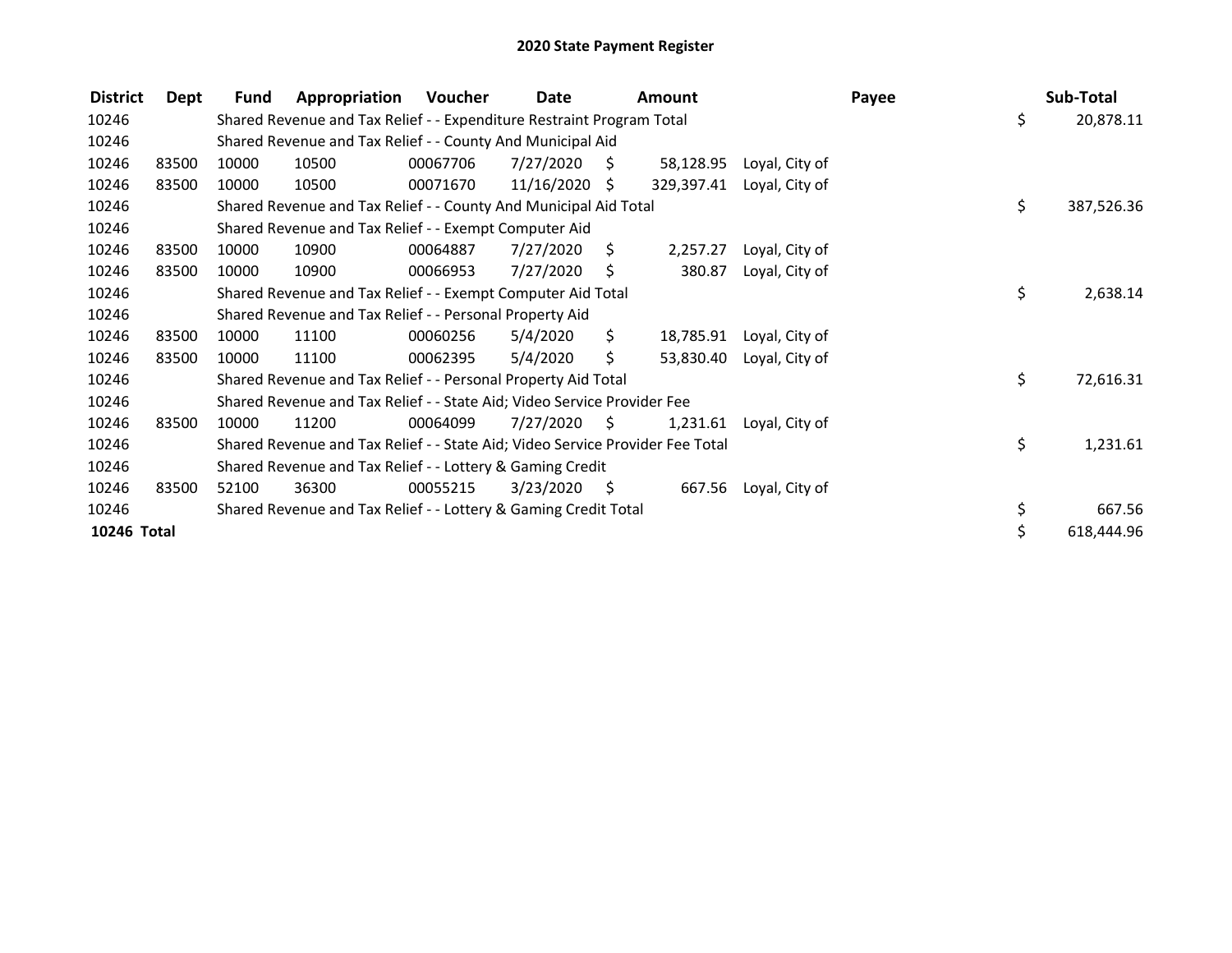# 2020 State Payment Register

| District | Dept | Fund | Appropriation | Voucher | Date | Amount | Payee | Sub-Total |
|---|---|---|---|---|---|---|---|---|
| 10246 | | Shared Revenue and Tax Relief - - Expenditure Restraint Program Total | | | | | | $ 20,878.11 |
| 10246 | | Shared Revenue and Tax Relief - - County And Municipal Aid | | | | | | |
| 10246 | 83500 | 10000 | 10500 | 00067706 | 7/27/2020 | $ 58,128.95 | Loyal, City of | |
| 10246 | 83500 | 10000 | 10500 | 00071670 | 11/16/2020 | $ 329,397.41 | Loyal, City of | |
| 10246 | | Shared Revenue and Tax Relief - - County And Municipal Aid Total | | | | | | $ 387,526.36 |
| 10246 | | Shared Revenue and Tax Relief - - Exempt Computer Aid | | | | | | |
| 10246 | 83500 | 10000 | 10900 | 00064887 | 7/27/2020 | $ 2,257.27 | Loyal, City of | |
| 10246 | 83500 | 10000 | 10900 | 00066953 | 7/27/2020 | $ 380.87 | Loyal, City of | |
| 10246 | | Shared Revenue and Tax Relief - - Exempt Computer Aid Total | | | | | | $ 2,638.14 |
| 10246 | | Shared Revenue and Tax Relief - - Personal Property Aid | | | | | | |
| 10246 | 83500 | 10000 | 11100 | 00060256 | 5/4/2020 | $ 18,785.91 | Loyal, City of | |
| 10246 | 83500 | 10000 | 11100 | 00062395 | 5/4/2020 | $ 53,830.40 | Loyal, City of | |
| 10246 | | Shared Revenue and Tax Relief - - Personal Property Aid Total | | | | | | $ 72,616.31 |
| 10246 | | Shared Revenue and Tax Relief - - State Aid; Video Service Provider Fee | | | | | | |
| 10246 | 83500 | 10000 | 11200 | 00064099 | 7/27/2020 | $ 1,231.61 | Loyal, City of | |
| 10246 | | Shared Revenue and Tax Relief - - State Aid; Video Service Provider Fee Total | | | | | | $ 1,231.61 |
| 10246 | | Shared Revenue and Tax Relief - - Lottery & Gaming Credit | | | | | | |
| 10246 | 83500 | 52100 | 36300 | 00055215 | 3/23/2020 | $ 667.56 | Loyal, City of | |
| 10246 | | Shared Revenue and Tax Relief - - Lottery & Gaming Credit Total | | | | | | $ 667.56 |
| **10246 Total** | | | | | | | | $ 618,444.96 |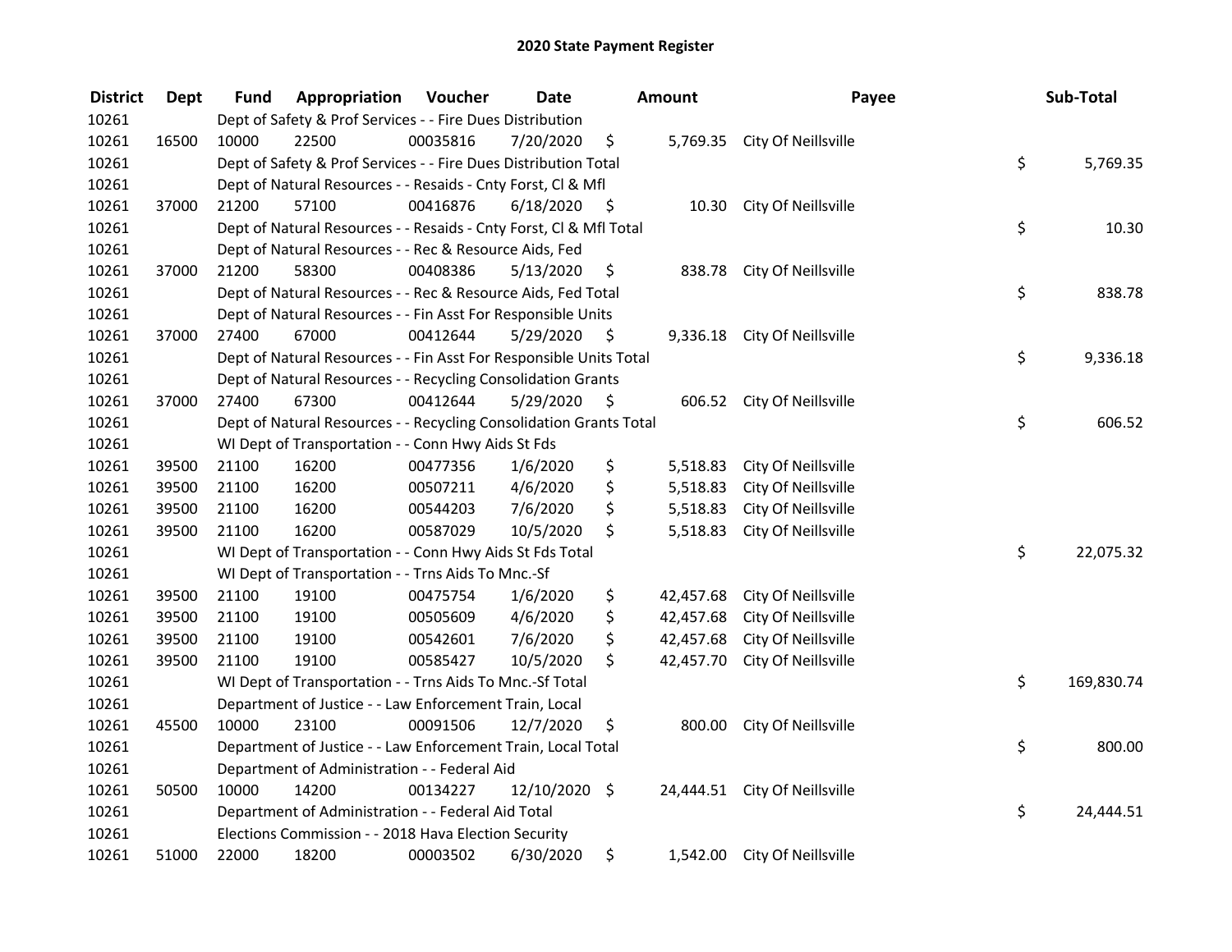## 2020 State Payment Register

| District | Dept | Fund | Appropriation | Voucher | Date | Amount | Payee | Sub-Total |
|---|---|---|---|---|---|---|---|---|
| 10261 | | Dept of Safety & Prof Services - - Fire Dues Distribution | | | | | | |
| 10261 | 16500 | 10000 | 22500 | 00035816 | 7/20/2020 | $ 5,769.35 | City Of Neillsville | |
| 10261 | | Dept of Safety & Prof Services - - Fire Dues Distribution Total | | | | | | $ 5,769.35 |
| 10261 | | Dept of Natural Resources - - Resaids - Cnty Forst, Cl & Mfl | | | | | | |
| 10261 | 37000 | 21200 | 57100 | 00416876 | 6/18/2020 | $ 10.30 | City Of Neillsville | |
| 10261 | | Dept of Natural Resources - - Resaids - Cnty Forst, Cl & Mfl Total | | | | | | $ 10.30 |
| 10261 | | Dept of Natural Resources - - Rec & Resource Aids, Fed | | | | | | |
| 10261 | 37000 | 21200 | 58300 | 00408386 | 5/13/2020 | $ 838.78 | City Of Neillsville | |
| 10261 | | Dept of Natural Resources - - Rec & Resource Aids, Fed Total | | | | | | $ 838.78 |
| 10261 | | Dept of Natural Resources - - Fin Asst For Responsible Units | | | | | | |
| 10261 | 37000 | 27400 | 67000 | 00412644 | 5/29/2020 | $ 9,336.18 | City Of Neillsville | |
| 10261 | | Dept of Natural Resources - - Fin Asst For Responsible Units Total | | | | | | $ 9,336.18 |
| 10261 | | Dept of Natural Resources - - Recycling Consolidation Grants | | | | | | |
| 10261 | 37000 | 27400 | 67300 | 00412644 | 5/29/2020 | $ 606.52 | City Of Neillsville | |
| 10261 | | Dept of Natural Resources - - Recycling Consolidation Grants Total | | | | | | $ 606.52 |
| 10261 | | WI Dept of Transportation - - Conn Hwy Aids St Fds | | | | | | |
| 10261 | 39500 | 21100 | 16200 | 00477356 | 1/6/2020 | $ 5,518.83 | City Of Neillsville | |
| 10261 | 39500 | 21100 | 16200 | 00507211 | 4/6/2020 | $ 5,518.83 | City Of Neillsville | |
| 10261 | 39500 | 21100 | 16200 | 00544203 | 7/6/2020 | $ 5,518.83 | City Of Neillsville | |
| 10261 | 39500 | 21100 | 16200 | 00587029 | 10/5/2020 | $ 5,518.83 | City Of Neillsville | |
| 10261 | | WI Dept of Transportation - - Conn Hwy Aids St Fds Total | | | | | | $ 22,075.32 |
| 10261 | | WI Dept of Transportation - - Trns Aids To Mnc.-Sf | | | | | | |
| 10261 | 39500 | 21100 | 19100 | 00475754 | 1/6/2020 | $ 42,457.68 | City Of Neillsville | |
| 10261 | 39500 | 21100 | 19100 | 00505609 | 4/6/2020 | $ 42,457.68 | City Of Neillsville | |
| 10261 | 39500 | 21100 | 19100 | 00542601 | 7/6/2020 | $ 42,457.68 | City Of Neillsville | |
| 10261 | 39500 | 21100 | 19100 | 00585427 | 10/5/2020 | $ 42,457.70 | City Of Neillsville | |
| 10261 | | WI Dept of Transportation - - Trns Aids To Mnc.-Sf Total | | | | | | $ 169,830.74 |
| 10261 | | Department of Justice - - Law Enforcement Train, Local | | | | | | |
| 10261 | 45500 | 10000 | 23100 | 00091506 | 12/7/2020 | $ 800.00 | City Of Neillsville | |
| 10261 | | Department of Justice - - Law Enforcement Train, Local Total | | | | | | $ 800.00 |
| 10261 | | Department of Administration - - Federal Aid | | | | | | |
| 10261 | 50500 | 10000 | 14200 | 00134227 | 12/10/2020 | $ 24,444.51 | City Of Neillsville | |
| 10261 | | Department of Administration - - Federal Aid Total | | | | | | $ 24,444.51 |
| 10261 | | Elections Commission - - 2018 Hava Election Security | | | | | | |
| 10261 | 51000 | 22000 | 18200 | 00003502 | 6/30/2020 | $ 1,542.00 | City Of Neillsville | |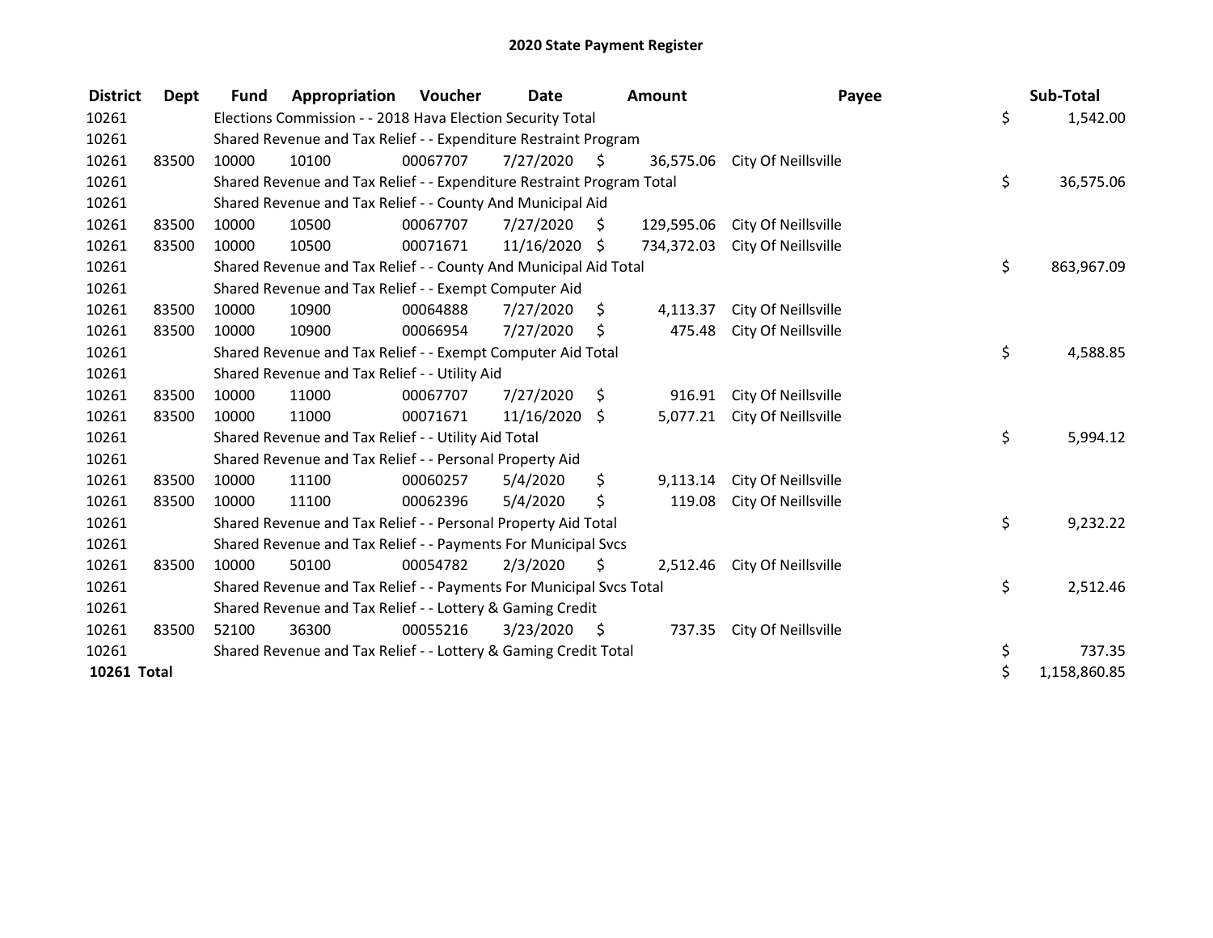# 2020 State Payment Register

| District | Dept | Fund | Appropriation | Voucher | Date | Amount | Payee | Sub-Total |
|---|---|---|---|---|---|---|---|---|
| 10261 | | Elections Commission - - 2018 Hava Election Security Total | | | | | | $ 1,542.00 |
| 10261 | | Shared Revenue and Tax Relief - - Expenditure Restraint Program | | | | | | |
| 10261 | 83500 | 10000 | 10100 | 00067707 | 7/27/2020 | $ 36,575.06 | City Of Neillsville | |
| 10261 | | Shared Revenue and Tax Relief - - Expenditure Restraint Program Total | | | | | | $ 36,575.06 |
| 10261 | | Shared Revenue and Tax Relief - - County And Municipal Aid | | | | | | |
| 10261 | 83500 | 10000 | 10500 | 00067707 | 7/27/2020 | $ 129,595.06 | City Of Neillsville | |
| 10261 | 83500 | 10000 | 10500 | 00071671 | 11/16/2020 | $ 734,372.03 | City Of Neillsville | |
| 10261 | | Shared Revenue and Tax Relief - - County And Municipal Aid Total | | | | | | $ 863,967.09 |
| 10261 | | Shared Revenue and Tax Relief - - Exempt Computer Aid | | | | | | |
| 10261 | 83500 | 10000 | 10900 | 00064888 | 7/27/2020 | $ 4,113.37 | City Of Neillsville | |
| 10261 | 83500 | 10000 | 10900 | 00066954 | 7/27/2020 | $ 475.48 | City Of Neillsville | |
| 10261 | | Shared Revenue and Tax Relief - - Exempt Computer Aid Total | | | | | | $ 4,588.85 |
| 10261 | | Shared Revenue and Tax Relief - - Utility Aid | | | | | | |
| 10261 | 83500 | 10000 | 11000 | 00067707 | 7/27/2020 | $ 916.91 | City Of Neillsville | |
| 10261 | 83500 | 10000 | 11000 | 00071671 | 11/16/2020 | $ 5,077.21 | City Of Neillsville | |
| 10261 | | Shared Revenue and Tax Relief - - Utility Aid Total | | | | | | $ 5,994.12 |
| 10261 | | Shared Revenue and Tax Relief - - Personal Property Aid | | | | | | |
| 10261 | 83500 | 10000 | 11100 | 00060257 | 5/4/2020 | $ 9,113.14 | City Of Neillsville | |
| 10261 | 83500 | 10000 | 11100 | 00062396 | 5/4/2020 | $ 119.08 | City Of Neillsville | |
| 10261 | | Shared Revenue and Tax Relief - - Personal Property Aid Total | | | | | | $ 9,232.22 |
| 10261 | | Shared Revenue and Tax Relief - - Payments For Municipal Svcs | | | | | | |
| 10261 | 83500 | 10000 | 50100 | 00054782 | 2/3/2020 | $ 2,512.46 | City Of Neillsville | |
| 10261 | | Shared Revenue and Tax Relief - - Payments For Municipal Svcs Total | | | | | | $ 2,512.46 |
| 10261 | | Shared Revenue and Tax Relief - - Lottery & Gaming Credit | | | | | | |
| 10261 | 83500 | 52100 | 36300 | 00055216 | 3/23/2020 | $ 737.35 | City Of Neillsville | |
| 10261 | | Shared Revenue and Tax Relief - - Lottery & Gaming Credit Total | | | | | | $ 737.35 |
| **10261 Total** | | | | | | | | $ 1,158,860.85 |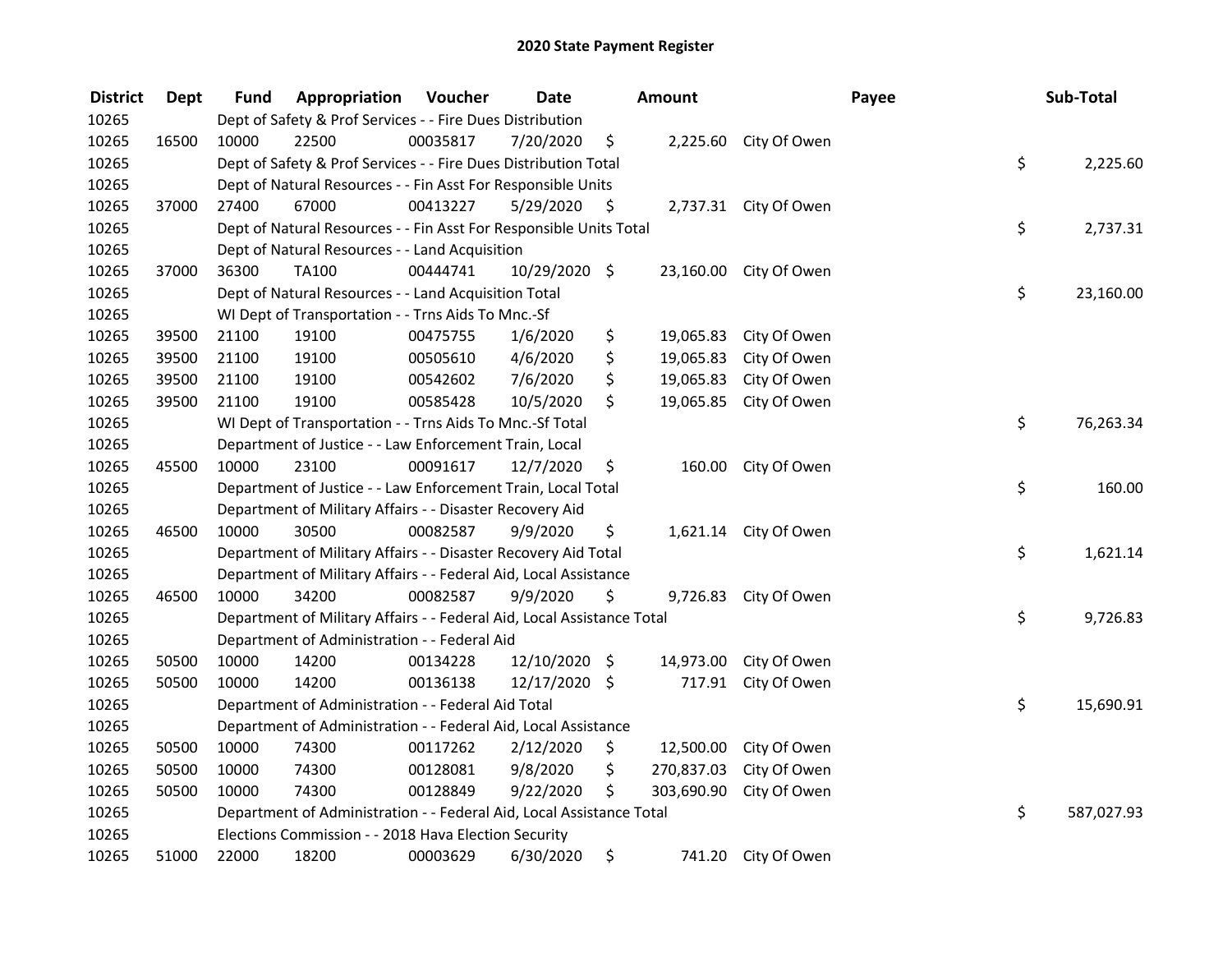# 2020 State Payment Register

| District | Dept | Fund | Appropriation | Voucher | Date | Amount | Payee | Sub-Total |
|---|---|---|---|---|---|---|---|---|
| 10265 | | Dept of Safety & Prof Services - - Fire Dues Distribution | | | | | | |
| 10265 | 16500 | 10000 | 22500 | 00035817 | 7/20/2020 | $ 2,225.60 | City Of Owen | |
| 10265 | | Dept of Safety & Prof Services - - Fire Dues Distribution Total | | | | | | $ 2,225.60 |
| 10265 | | Dept of Natural Resources - - Fin Asst For Responsible Units | | | | | | |
| 10265 | 37000 | 27400 | 67000 | 00413227 | 5/29/2020 | $ 2,737.31 | City Of Owen | |
| 10265 | | Dept of Natural Resources - - Fin Asst For Responsible Units Total | | | | | | $ 2,737.31 |
| 10265 | | Dept of Natural Resources - - Land Acquisition | | | | | | |
| 10265 | 37000 | 36300 | TA100 | 00444741 | 10/29/2020 | $ 23,160.00 | City Of Owen | |
| 10265 | | Dept of Natural Resources - - Land Acquisition Total | | | | | | $ 23,160.00 |
| 10265 | | WI Dept of Transportation - - Trns Aids To Mnc.-Sf | | | | | | |
| 10265 | 39500 | 21100 | 19100 | 00475755 | 1/6/2020 | $ 19,065.83 | City Of Owen | |
| 10265 | 39500 | 21100 | 19100 | 00505610 | 4/6/2020 | $ 19,065.83 | City Of Owen | |
| 10265 | 39500 | 21100 | 19100 | 00542602 | 7/6/2020 | $ 19,065.83 | City Of Owen | |
| 10265 | 39500 | 21100 | 19100 | 00585428 | 10/5/2020 | $ 19,065.85 | City Of Owen | |
| 10265 | | WI Dept of Transportation - - Trns Aids To Mnc.-Sf Total | | | | | | $ 76,263.34 |
| 10265 | | Department of Justice - - Law Enforcement Train, Local | | | | | | |
| 10265 | 45500 | 10000 | 23100 | 00091617 | 12/7/2020 | $ 160.00 | City Of Owen | |
| 10265 | | Department of Justice - - Law Enforcement Train, Local Total | | | | | | $ 160.00 |
| 10265 | | Department of Military Affairs - - Disaster Recovery Aid | | | | | | |
| 10265 | 46500 | 10000 | 30500 | 00082587 | 9/9/2020 | $ 1,621.14 | City Of Owen | |
| 10265 | | Department of Military Affairs - - Disaster Recovery Aid Total | | | | | | $ 1,621.14 |
| 10265 | | Department of Military Affairs - - Federal Aid, Local Assistance | | | | | | |
| 10265 | 46500 | 10000 | 34200 | 00082587 | 9/9/2020 | $ 9,726.83 | City Of Owen | |
| 10265 | | Department of Military Affairs - - Federal Aid, Local Assistance Total | | | | | | $ 9,726.83 |
| 10265 | | Department of Administration - - Federal Aid | | | | | | |
| 10265 | 50500 | 10000 | 14200 | 00134228 | 12/10/2020 | $ 14,973.00 | City Of Owen | |
| 10265 | 50500 | 10000 | 14200 | 00136138 | 12/17/2020 | $ 717.91 | City Of Owen | |
| 10265 | | Department of Administration - - Federal Aid Total | | | | | | $ 15,690.91 |
| 10265 | | Department of Administration - - Federal Aid, Local Assistance | | | | | | |
| 10265 | 50500 | 10000 | 74300 | 00117262 | 2/12/2020 | $ 12,500.00 | City Of Owen | |
| 10265 | 50500 | 10000 | 74300 | 00128081 | 9/8/2020 | $ 270,837.03 | City Of Owen | |
| 10265 | 50500 | 10000 | 74300 | 00128849 | 9/22/2020 | $ 303,690.90 | City Of Owen | |
| 10265 | | Department of Administration - - Federal Aid, Local Assistance Total | | | | | | $ 587,027.93 |
| 10265 | | Elections Commission - - 2018 Hava Election Security | | | | | | |
| 10265 | 51000 | 22000 | 18200 | 00003629 | 6/30/2020 | $ 741.20 | City Of Owen | |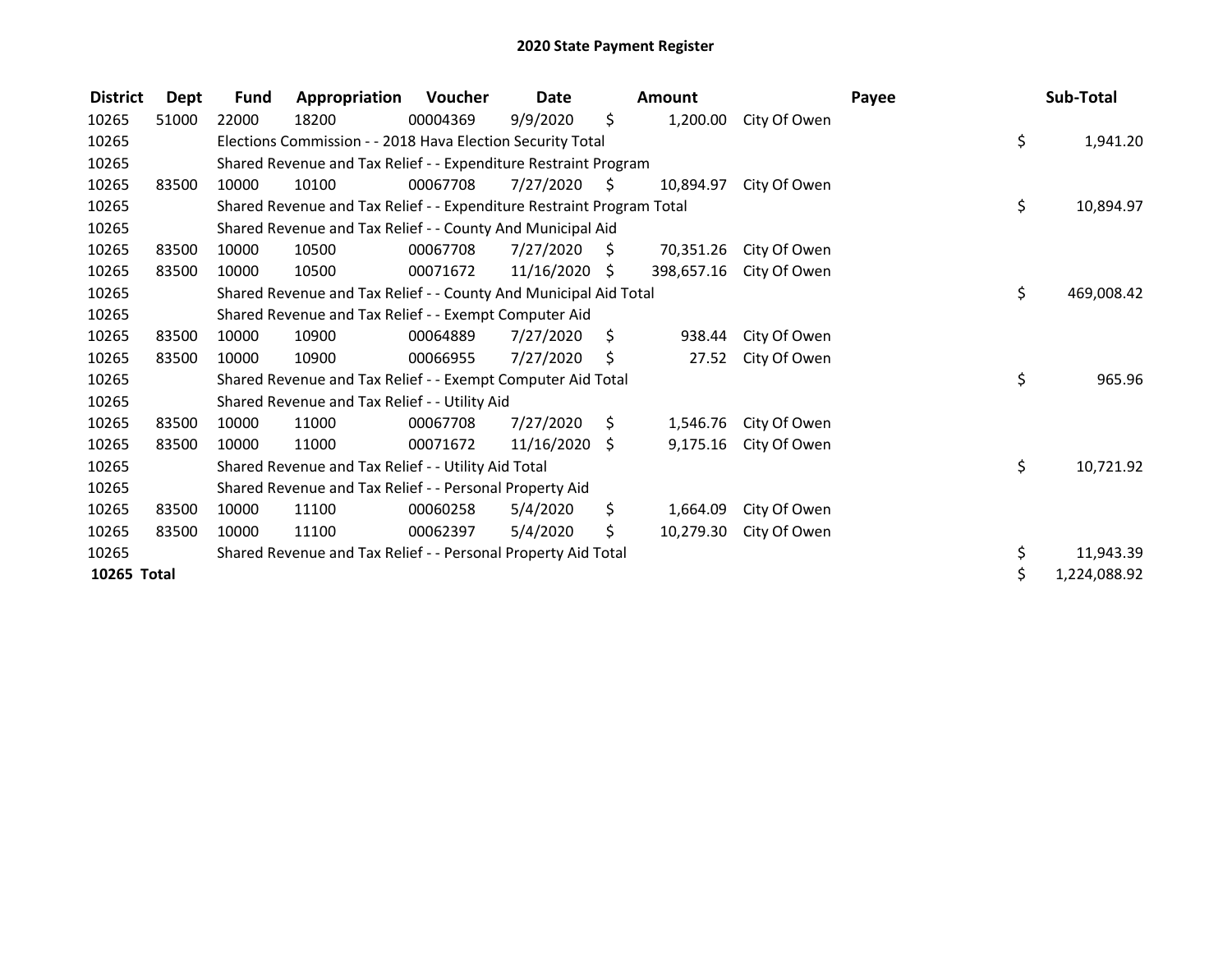# 2020 State Payment Register

| District | Dept | Fund | Appropriation | Voucher | Date | Amount | Payee | Sub-Total |
|---|---|---|---|---|---|---|---|---|
| 10265 | 51000 | 22000 | 18200 | 00004369 | 9/9/2020 | $ 1,200.00 | City Of Owen | |
| 10265 | | Elections Commission - - 2018 Hava Election Security Total | | | | | | $ 1,941.20 |
| 10265 | | Shared Revenue and Tax Relief - - Expenditure Restraint Program | | | | | | |
| 10265 | 83500 | 10000 | 10100 | 00067708 | 7/27/2020 | $ 10,894.97 | City Of Owen | |
| 10265 | | Shared Revenue and Tax Relief - - Expenditure Restraint Program Total | | | | | | $ 10,894.97 |
| 10265 | | Shared Revenue and Tax Relief - - County And Municipal Aid | | | | | | |
| 10265 | 83500 | 10000 | 10500 | 00067708 | 7/27/2020 | $ 70,351.26 | City Of Owen | |
| 10265 | 83500 | 10000 | 10500 | 00071672 | 11/16/2020 | $ 398,657.16 | City Of Owen | |
| 10265 | | Shared Revenue and Tax Relief - - County And Municipal Aid Total | | | | | | $ 469,008.42 |
| 10265 | | Shared Revenue and Tax Relief - - Exempt Computer Aid | | | | | | |
| 10265 | 83500 | 10000 | 10900 | 00064889 | 7/27/2020 | $ 938.44 | City Of Owen | |
| 10265 | 83500 | 10000 | 10900 | 00066955 | 7/27/2020 | $ 27.52 | City Of Owen | |
| 10265 | | Shared Revenue and Tax Relief - - Exempt Computer Aid Total | | | | | | $ 965.96 |
| 10265 | | Shared Revenue and Tax Relief - - Utility Aid | | | | | | |
| 10265 | 83500 | 10000 | 11000 | 00067708 | 7/27/2020 | $ 1,546.76 | City Of Owen | |
| 10265 | 83500 | 10000 | 11000 | 00071672 | 11/16/2020 | $ 9,175.16 | City Of Owen | |
| 10265 | | Shared Revenue and Tax Relief - - Utility Aid Total | | | | | | $ 10,721.92 |
| 10265 | | Shared Revenue and Tax Relief - - Personal Property Aid | | | | | | |
| 10265 | 83500 | 10000 | 11100 | 00060258 | 5/4/2020 | $ 1,664.09 | City Of Owen | |
| 10265 | 83500 | 10000 | 11100 | 00062397 | 5/4/2020 | $ 10,279.30 | City Of Owen | |
| 10265 | | Shared Revenue and Tax Relief - - Personal Property Aid Total | | | | | | $ 11,943.39 |
| **10265 Total** | | | | | | | | $ 1,224,088.92 |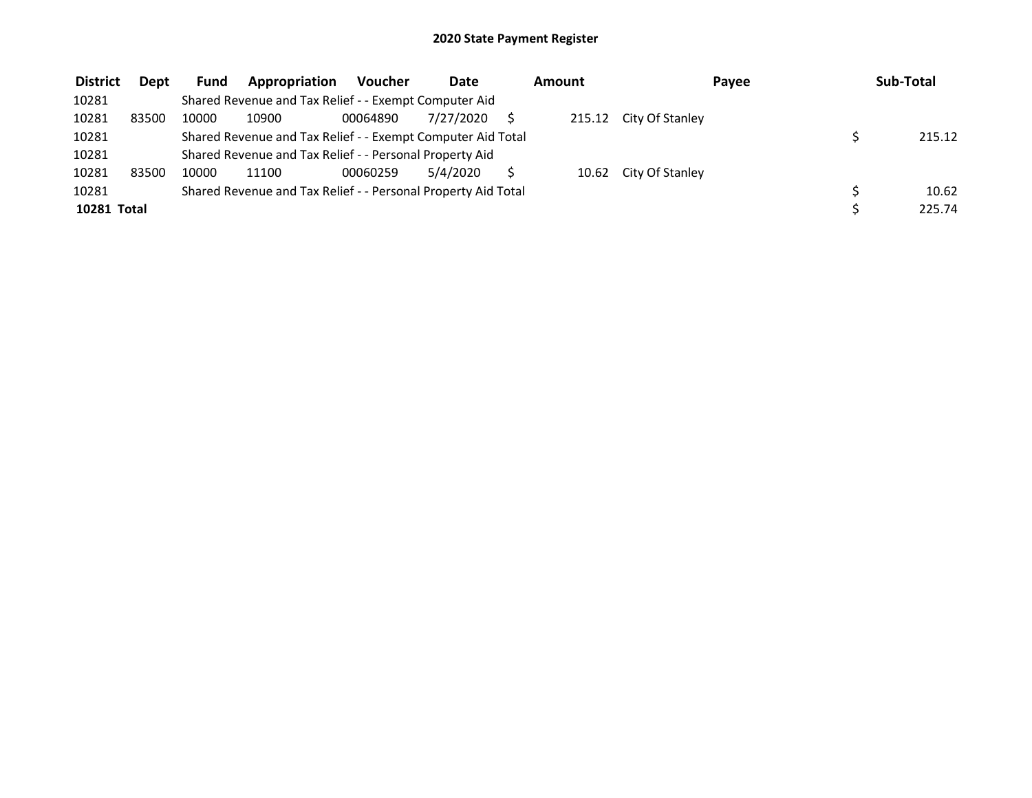# 2020 State Payment Register

| District | Dept | Fund | Appropriation | Voucher | Date | Amount | Payee | Sub-Total |
|---|---|---|---|---|---|---|---|---|
| 10281 | | Shared Revenue and Tax Relief - - Exempt Computer Aid | | | | | | |
| 10281 | 83500 | 10000 | 10900 | 00064890 | 7/27/2020 | $ 215.12 | City Of Stanley | |
| 10281 | | Shared Revenue and Tax Relief - - Exempt Computer Aid Total | | | | | | $ 215.12 |
| 10281 | | Shared Revenue and Tax Relief - - Personal Property Aid | | | | | | |
| 10281 | 83500 | 10000 | 11100 | 00060259 | 5/4/2020 | $ 10.62 | City Of Stanley | |
| 10281 | | Shared Revenue and Tax Relief - - Personal Property Aid Total | | | | | | $ 10.62 |
| **10281 Total** | | | | | | | | $ 225.74 |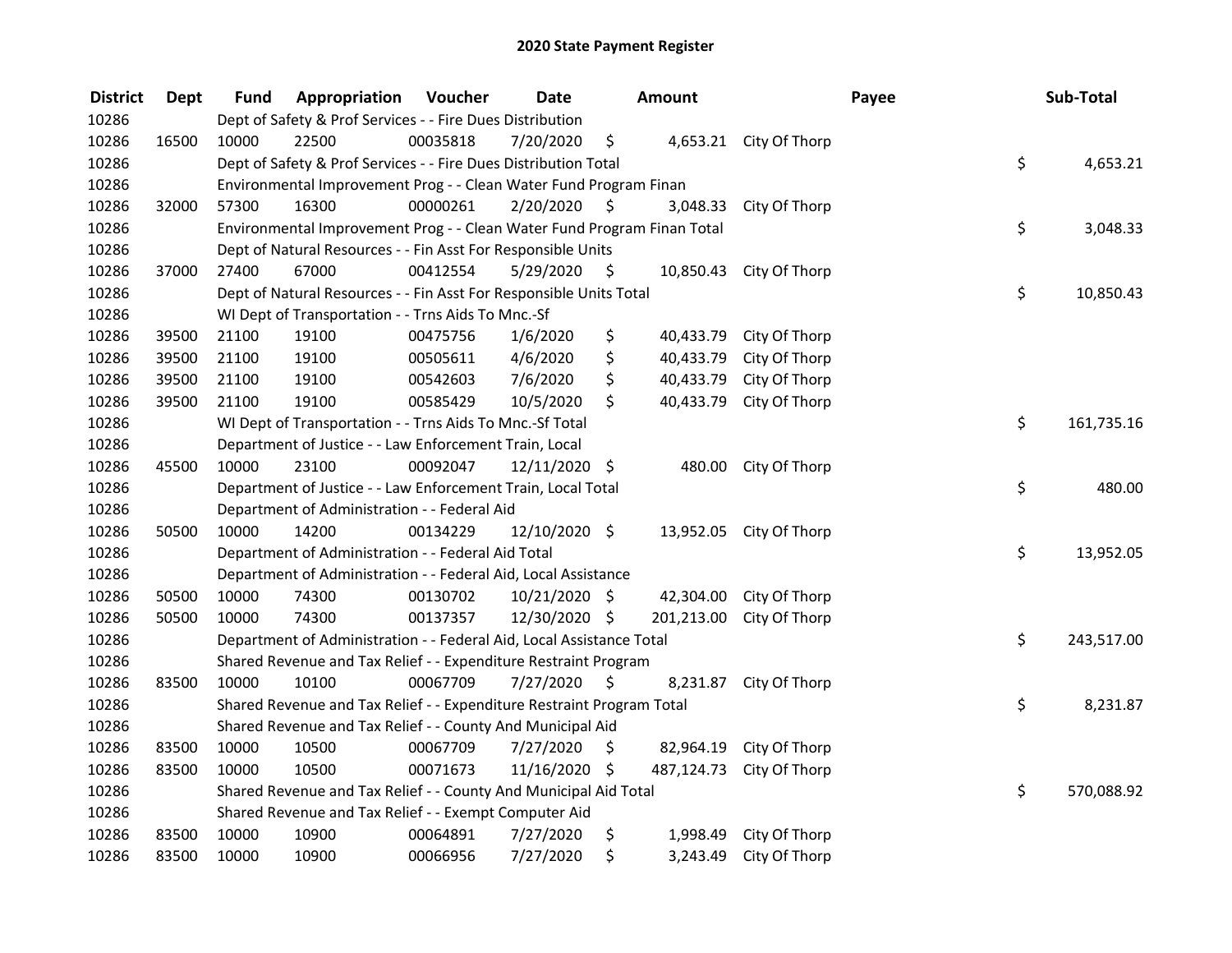# 2020 State Payment Register

| District | Dept | Fund | Appropriation | Voucher | Date | Amount | Payee | Sub-Total |
|---|---|---|---|---|---|---|---|---|
| 10286 | | Dept of Safety & Prof Services - - Fire Dues Distribution | | | | | | |
| 10286 | 16500 | 10000 | 22500 | 00035818 | 7/20/2020 | $ 4,653.21 | City Of Thorp | |
| 10286 | | Dept of Safety & Prof Services - - Fire Dues Distribution Total | | | | | | $ 4,653.21 |
| 10286 | | Environmental Improvement Prog - - Clean Water Fund Program Finan | | | | | | |
| 10286 | 32000 | 57300 | 16300 | 00000261 | 2/20/2020 | $ 3,048.33 | City Of Thorp | |
| 10286 | | Environmental Improvement Prog - - Clean Water Fund Program Finan Total | | | | | | $ 3,048.33 |
| 10286 | | Dept of Natural Resources - - Fin Asst For Responsible Units | | | | | | |
| 10286 | 37000 | 27400 | 67000 | 00412554 | 5/29/2020 | $ 10,850.43 | City Of Thorp | |
| 10286 | | Dept of Natural Resources - - Fin Asst For Responsible Units Total | | | | | | $ 10,850.43 |
| 10286 | | WI Dept of Transportation - - Trns Aids To Mnc.-Sf | | | | | | |
| 10286 | 39500 | 21100 | 19100 | 00475756 | 1/6/2020 | $ 40,433.79 | City Of Thorp | |
| 10286 | 39500 | 21100 | 19100 | 00505611 | 4/6/2020 | $ 40,433.79 | City Of Thorp | |
| 10286 | 39500 | 21100 | 19100 | 00542603 | 7/6/2020 | $ 40,433.79 | City Of Thorp | |
| 10286 | 39500 | 21100 | 19100 | 00585429 | 10/5/2020 | $ 40,433.79 | City Of Thorp | |
| 10286 | | WI Dept of Transportation - - Trns Aids To Mnc.-Sf Total | | | | | | $ 161,735.16 |
| 10286 | | Department of Justice - - Law Enforcement Train, Local | | | | | | |
| 10286 | 45500 | 10000 | 23100 | 00092047 | 12/11/2020 | $ 480.00 | City Of Thorp | |
| 10286 | | Department of Justice - - Law Enforcement Train, Local Total | | | | | | $ 480.00 |
| 10286 | | Department of Administration - - Federal Aid | | | | | | |
| 10286 | 50500 | 10000 | 14200 | 00134229 | 12/10/2020 | $ 13,952.05 | City Of Thorp | |
| 10286 | | Department of Administration - - Federal Aid Total | | | | | | $ 13,952.05 |
| 10286 | | Department of Administration - - Federal Aid, Local Assistance | | | | | | |
| 10286 | 50500 | 10000 | 74300 | 00130702 | 10/21/2020 | $ 42,304.00 | City Of Thorp | |
| 10286 | 50500 | 10000 | 74300 | 00137357 | 12/30/2020 | $ 201,213.00 | City Of Thorp | |
| 10286 | | Department of Administration - - Federal Aid, Local Assistance Total | | | | | | $ 243,517.00 |
| 10286 | | Shared Revenue and Tax Relief - - Expenditure Restraint Program | | | | | | |
| 10286 | 83500 | 10000 | 10100 | 00067709 | 7/27/2020 | $ 8,231.87 | City Of Thorp | |
| 10286 | | Shared Revenue and Tax Relief - - Expenditure Restraint Program Total | | | | | | $ 8,231.87 |
| 10286 | | Shared Revenue and Tax Relief - - County And Municipal Aid | | | | | | |
| 10286 | 83500 | 10000 | 10500 | 00067709 | 7/27/2020 | $ 82,964.19 | City Of Thorp | |
| 10286 | 83500 | 10000 | 10500 | 00071673 | 11/16/2020 | $ 487,124.73 | City Of Thorp | |
| 10286 | | Shared Revenue and Tax Relief - - County And Municipal Aid Total | | | | | | $ 570,088.92 |
| 10286 | | Shared Revenue and Tax Relief - - Exempt Computer Aid | | | | | | |
| 10286 | 83500 | 10000 | 10900 | 00064891 | 7/27/2020 | $ 1,998.49 | City Of Thorp | |
| 10286 | 83500 | 10000 | 10900 | 00066956 | 7/27/2020 | $ 3,243.49 | City Of Thorp | |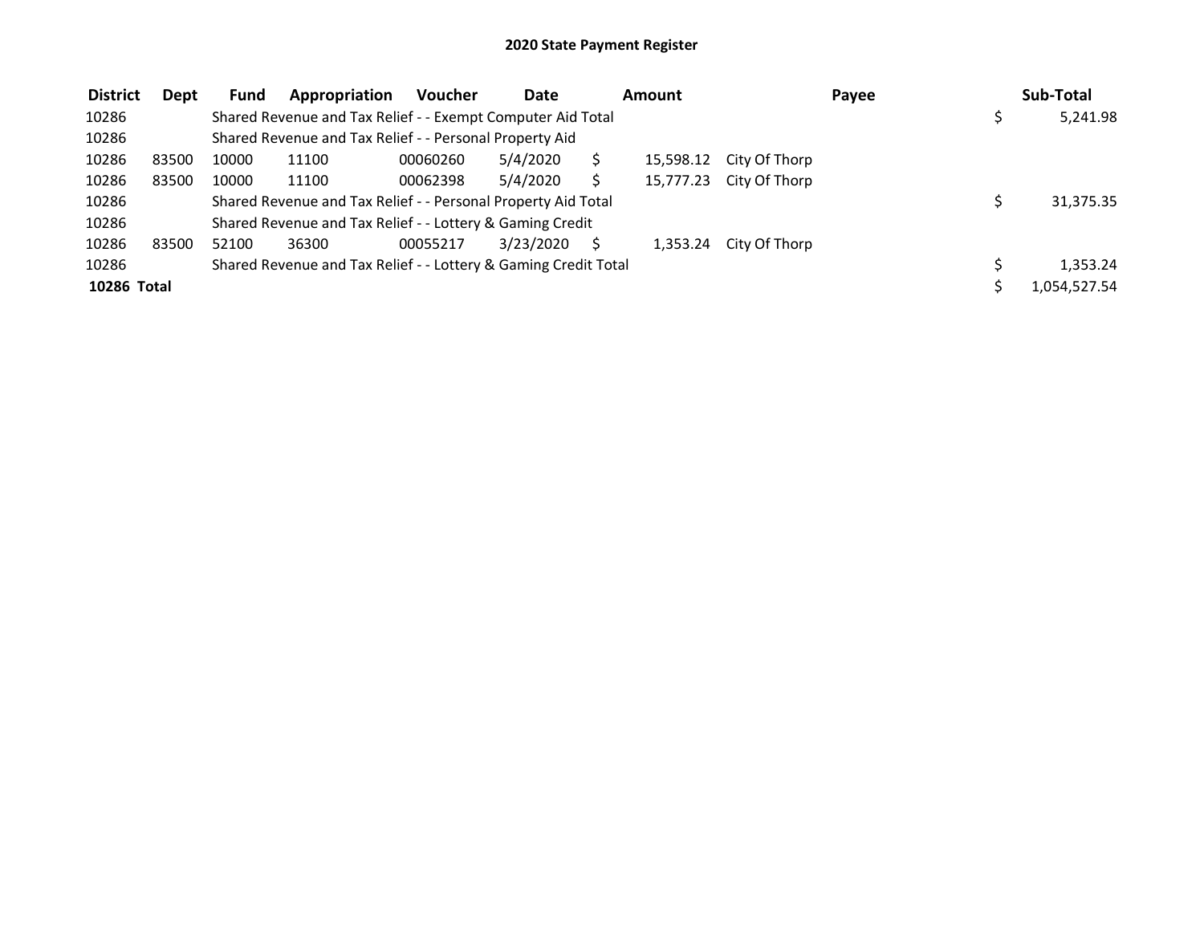## 2020 State Payment Register

| District | Dept | Fund | Appropriation | Voucher | Date | Amount | Payee | Sub-Total |
|---|---|---|---|---|---|---|---|---|
| 10286 | | Shared Revenue and Tax Relief - - Exempt Computer Aid Total | | | | | | $ 5,241.98 |
| 10286 | | Shared Revenue and Tax Relief - - Personal Property Aid | | | | | | |
| 10286 | 83500 | 10000 | 11100 | 00060260 | 5/4/2020 | $ 15,598.12 | City Of Thorp | |
| 10286 | 83500 | 10000 | 11100 | 00062398 | 5/4/2020 | $ 15,777.23 | City Of Thorp | |
| 10286 | | Shared Revenue and Tax Relief - - Personal Property Aid Total | | | | | | $ 31,375.35 |
| 10286 | | Shared Revenue and Tax Relief - - Lottery & Gaming Credit | | | | | | |
| 10286 | 83500 | 52100 | 36300 | 00055217 | 3/23/2020 | $ 1,353.24 | City Of Thorp | |
| 10286 | | Shared Revenue and Tax Relief - - Lottery & Gaming Credit Total | | | | | | $ 1,353.24 |
| **10286 Total** | | | | | | | | $ 1,054,527.54 |